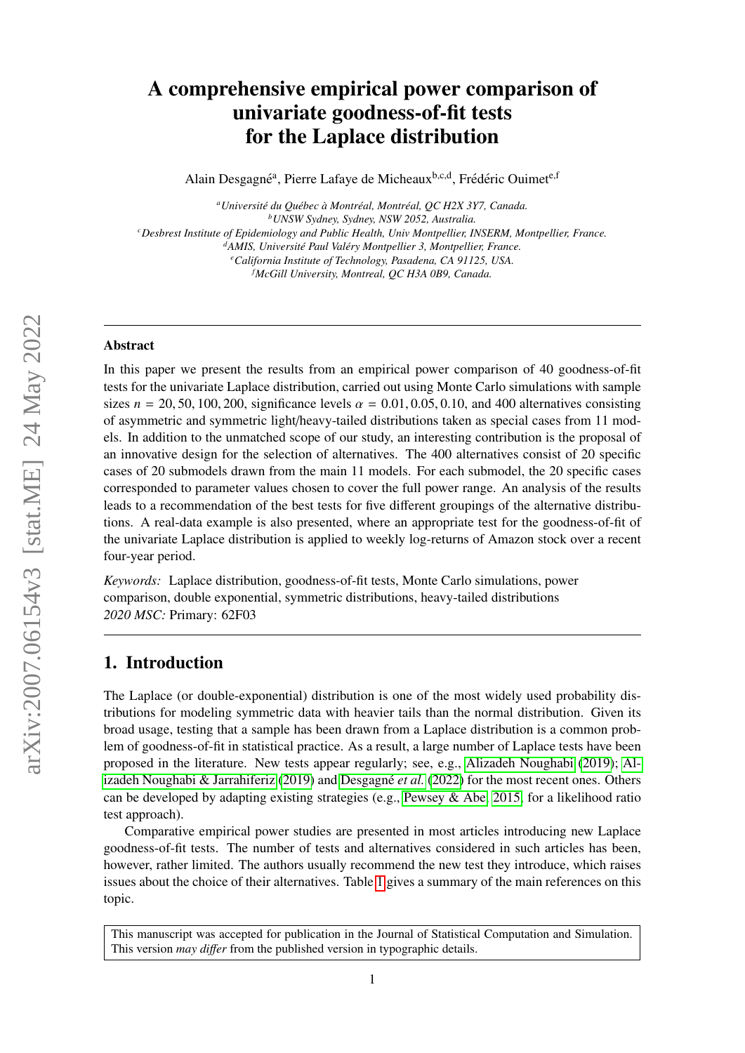# A comprehensive empirical power comparison of univariate goodness-of-fit tests for the Laplace distribution

Alain Desgagné[a], Pierre Lafaye de Micheaux[b,c,d], Frédéric Ouimet[e,f]

[a]*Université du Québec à Montréal, Montréal, QC H2X 3Y7, Canada.*
[b]*UNSW Sydney, Sydney, NSW 2052, Australia.*
[c]*Desbrest Institute of Epidemiology and Public Health, Univ Montpellier, INSERM, Montpellier, France.*
[d]*AMIS, Université Paul Valéry Montpellier 3, Montpellier, France.*
[e]*California Institute of Technology, Pasadena, CA 91125, USA.*
[f]*McGill University, Montreal, QC H3A 0B9, Canada.*

---

**Abstract**

In this paper we present the results from an empirical power comparison of 40 goodness-of-fit tests for the univariate Laplace distribution, carried out using Monte Carlo simulations with sample sizes $n = 20, 50, 100, 200$, significance levels $\alpha = 0.01, 0.05, 0.10$, and 400 alternatives consisting of asymmetric and symmetric light/heavy-tailed distributions taken as special cases from 11 models. In addition to the unmatched scope of our study, an interesting contribution is the proposal of an innovative design for the selection of alternatives. The 400 alternatives consist of 20 specific cases of 20 submodels drawn from the main 11 models. For each submodel, the 20 specific cases corresponded to parameter values chosen to cover the full power range. An analysis of the results leads to a recommendation of the best tests for five different groupings of the alternative distributions. A real-data example is also presented, where an appropriate test for the goodness-of-fit of the univariate Laplace distribution is applied to weekly log-returns of Amazon stock over a recent four-year period.

*Keywords:* Laplace distribution, goodness-of-fit tests, Monte Carlo simulations, power comparison, double exponential, symmetric distributions, heavy-tailed distributions
*2020 MSC:* Primary: 62F03

---

## 1. Introduction

The Laplace (or double-exponential) distribution is one of the most widely used probability distributions for modeling symmetric data with heavier tails than the normal distribution. Given its broad usage, testing that a sample has been drawn from a Laplace distribution is a common problem of goodness-of-fit in statistical practice. As a result, a large number of Laplace tests have been proposed in the literature. New tests appear regularly; see, e.g., Alizadeh Noughabi (2019); Alizadeh Noughabi & Jarrahiferiz (2019) and Desgagné *et al.* (2022) for the most recent ones. Others can be developed by adapting existing strategies (e.g., Pewsey & Abe, 2015, for a likelihood ratio test approach).

Comparative empirical power studies are presented in most articles introducing new Laplace goodness-of-fit tests. The number of tests and alternatives considered in such articles has been, however, rather limited. The authors usually recommend the new test they introduce, which raises issues about the choice of their alternatives. Table 1 gives a summary of the main references on this topic.

This manuscript was accepted for publication in the Journal of Statistical Computation and Simulation. This version *may differ* from the published version in typographic details.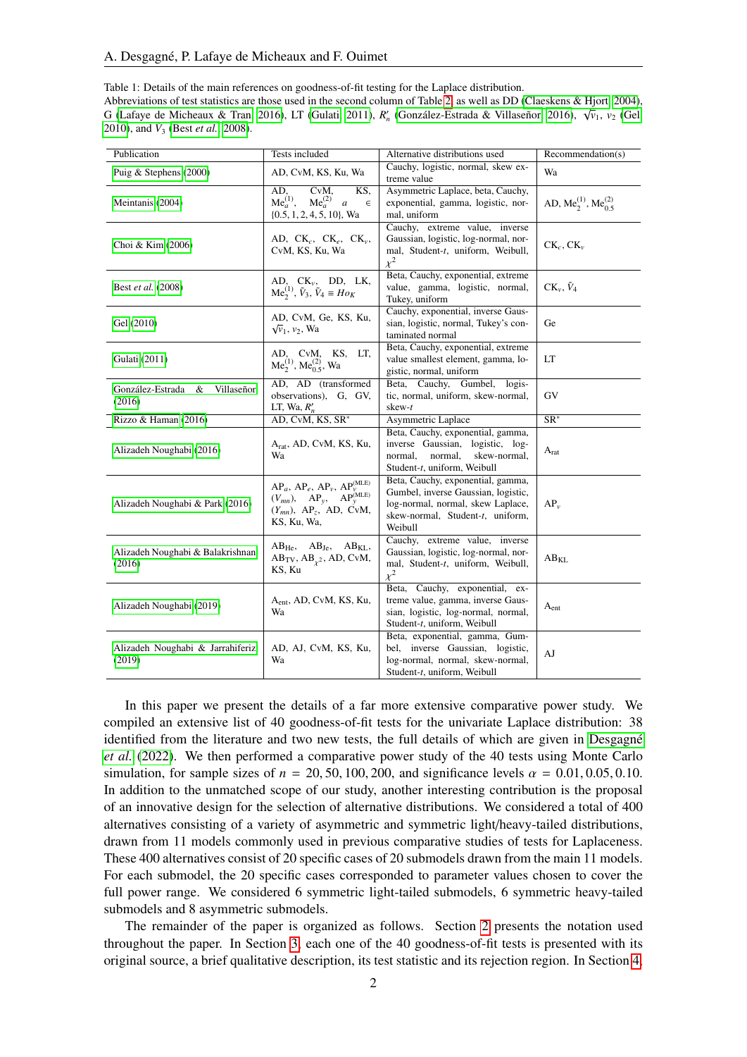Table 1: Details of the main references on goodness-of-fit testing for the Laplace distribution.
Abbreviations of test statistics are those used in the second column of Table 2 as well as DD (Claeskens & Hjort 2004), G (Lafaye de Micheaux & Tran 2016), LT (Gulati 2011), $R_n'$ (González-Estrada & Villaseñor 2016), $\sqrt{v_1}$, $v_2$ (Gel 2010), and $V_3$ (Best *et al.* 2008).

| Publication | Tests included | Alternative distributions used | Recommendation(s) |
|---|---|---|---|
| Puig & Stephens (2000) | AD, CvM, KS, Ku, Wa | Cauchy, logistic, normal, skew extreme value | Wa |
| Meintanis (2004) | AD, CvM, KS, $\mathrm{Me}_a^{(1)}$, $\mathrm{Me}_a^{(2)}$ $a \in \{0.5, 1, 2, 4, 5, 10\}$, Wa | Asymmetric Laplace, beta, Cauchy, exponential, gamma, logistic, normal, uniform | AD, $\mathrm{Me}_2^{(1)}$, $\mathrm{Me}_{0.5}^{(2)}$ |
| Choi & Kim (2006) | AD, $\mathrm{CK}_c$, $\mathrm{CK}_e$, $\mathrm{CK}_v$, CvM, KS, Ku, Wa | Cauchy, extreme value, inverse Gaussian, logistic, log-normal, normal, Student-$t$, uniform, Weibull, $\chi^2$ | $\mathrm{CK}_c$, $\mathrm{CK}_v$ |
| Best *et al.* (2008) | AD, $\mathrm{CK}_v$, DD, LK, $\mathrm{Me}_2^{(1)}$, $\hat{V}_3$, $\hat{V}_4 \equiv Ho_K$ | Beta, Cauchy, exponential, extreme value, gamma, logistic, normal, Tukey, uniform | $\mathrm{CK}_v$, $\hat{V}_4$ |
| Gel (2010) | AD, CvM, Ge, KS, Ku, $\sqrt{v_1}$, $v_2$, Wa | Cauchy, exponential, inverse Gaussian, logistic, normal, Tukey's contaminated normal | Ge |
| Gulati (2011) | AD, CvM, KS, LT, $\mathrm{Me}_2^{(1)}$, $\mathrm{Me}_{0.5}^{(2)}$, Wa | Beta, Cauchy, exponential, extreme value smallest element, gamma, logistic, normal, uniform | LT |
| González-Estrada & Villaseñor (2016) | AD, AD (transformed observations), G, GV, LT, Wa, $R_n'$ | Beta, Cauchy, Gumbel, logistic, normal, uniform, skew-normal, skew-$t$ | GV |
| Rizzo & Haman (2016) | AD, CvM, KS, SR* | Asymmetric Laplace | SR* |
| Alizadeh Noughabi (2016) | $\mathrm{A}_{\mathrm{rat}}$, AD, CvM, KS, Ku, Wa | Beta, Cauchy, exponential, gamma, inverse Gaussian, logistic, log-normal, normal, skew-normal, Student-$t$, uniform, Weibull | $\mathrm{A}_{\mathrm{rat}}$ |
| Alizadeh Noughabi & Park (2016) | $\mathrm{AP}_a$, $\mathrm{AP}_e$, $\mathrm{AP}_v$, $\mathrm{AP}_v^{(\mathrm{MLE})}$ ($V_{mn}$), $\mathrm{AP}_y$, $\mathrm{AP}_y^{(\mathrm{MLE})}$ ($Y_{mn}$), $\mathrm{AP}_z$, AD, CvM, KS, Ku, Wa, | Beta, Cauchy, exponential, gamma, Gumbel, inverse Gaussian, logistic, log-normal, normal, skew Laplace, skew-normal, Student-$t$, uniform, Weibull | $\mathrm{AP}_v$ |
| Alizadeh Noughabi & Balakrishnan (2016) | $\mathrm{AB}_{\mathrm{He}}$, $\mathrm{AB}_{\mathrm{Je}}$, $\mathrm{AB}_{\mathrm{KL}}$, $\mathrm{AB}_{\mathrm{TV}}$, $\mathrm{AB}_{\chi^2}$, AD, CvM, KS, Ku | Cauchy, extreme value, inverse Gaussian, logistic, log-normal, normal, Student-$t$, uniform, Weibull, $\chi^2$ | $\mathrm{AB}_{\mathrm{KL}}$ |
| Alizadeh Noughabi (2019) | $\mathrm{A}_{\mathrm{ent}}$, AD, CvM, KS, Ku, Wa | Beta, Cauchy, exponential, extreme value, gamma, inverse Gaussian, logistic, log-normal, normal, Student-$t$, uniform, Weibull | $\mathrm{A}_{\mathrm{ent}}$ |
| Alizadeh Noughabi & Jarrahiferiz (2019) | AD, AJ, CvM, KS, Ku, Wa | Beta, exponential, gamma, Gumbel, inverse Gaussian, logistic, log-normal, normal, skew-normal, Student-$t$, uniform, Weibull | AJ |

In this paper we present the details of a far more extensive comparative power study. We compiled an extensive list of 40 goodness-of-fit tests for the univariate Laplace distribution: 38 identified from the literature and two new tests, the full details of which are given in Desgagné *et al.* (2022). We then performed a comparative power study of the 40 tests using Monte Carlo simulation, for sample sizes of $n = 20, 50, 100, 200$, and significance levels $\alpha = 0.01, 0.05, 0.10$. In addition to the unmatched scope of our study, another interesting contribution is the proposal of an innovative design for the selection of alternative distributions. We considered a total of 400 alternatives consisting of a variety of asymmetric and symmetric light/heavy-tailed distributions, drawn from 11 models commonly used in previous comparative studies of tests for Laplaceness. These 400 alternatives consist of 20 specific cases of 20 submodels drawn from the main 11 models. For each submodel, the 20 specific cases corresponded to parameter values chosen to cover the full power range. We considered 6 symmetric light-tailed submodels, 6 symmetric heavy-tailed submodels and 8 asymmetric submodels.

The remainder of the paper is organized as follows. Section 2 presents the notation used throughout the paper. In Section 3, each one of the 40 goodness-of-fit tests is presented with its original source, a brief qualitative description, its test statistic and its rejection region. In Section 4,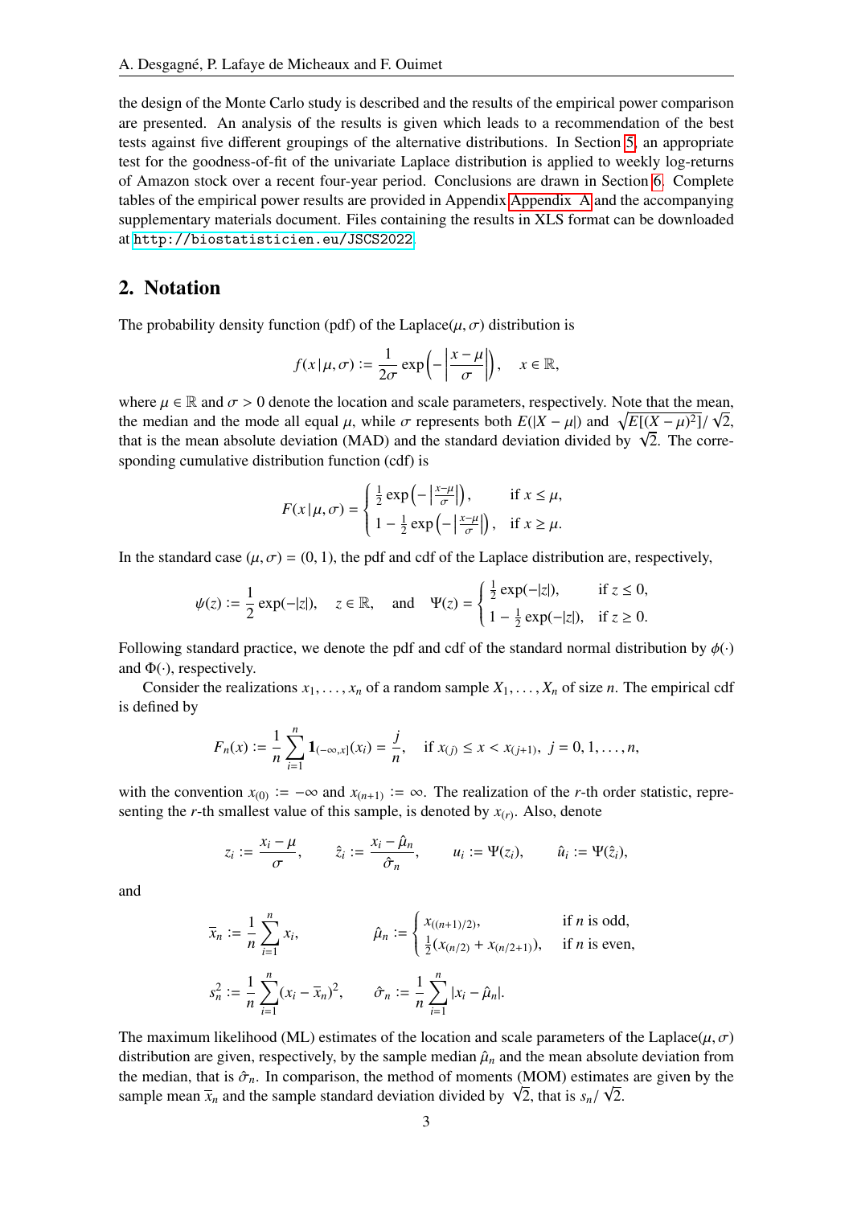the design of the Monte Carlo study is described and the results of the empirical power comparison are presented. An analysis of the results is given which leads to a recommendation of the best tests against five different groupings of the alternative distributions. In Section 5, an appropriate test for the goodness-of-fit of the univariate Laplace distribution is applied to weekly log-returns of Amazon stock over a recent four-year period. Conclusions are drawn in Section 6. Complete tables of the empirical power results are provided in Appendix Appendix A and the accompanying supplementary materials document. Files containing the results in XLS format can be downloaded at http://biostatisticien.eu/JSCS2022.

## 2. Notation

The probability density function (pdf) of the Laplace$(\mu, \sigma)$ distribution is

$$f(x \,|\, \mu, \sigma) := \frac{1}{2\sigma} \exp\left(-\left|\frac{x-\mu}{\sigma}\right|\right), \quad x \in \mathbb{R},$$

where $\mu \in \mathbb{R}$ and $\sigma > 0$ denote the location and scale parameters, respectively. Note that the mean, the median and the mode all equal $\mu$, while $\sigma$ represents both $E(|X-\mu|)$ and $\sqrt{E[(X-\mu)^2]}/\sqrt{2}$, that is the mean absolute deviation (MAD) and the standard deviation divided by $\sqrt{2}$. The corresponding cumulative distribution function (cdf) is

$$F(x \,|\, \mu, \sigma) = \begin{cases} \frac{1}{2}\exp\left(-\left|\frac{x-\mu}{\sigma}\right|\right), & \text{if } x \leq \mu, \\ 1 - \frac{1}{2}\exp\left(-\left|\frac{x-\mu}{\sigma}\right|\right), & \text{if } x \geq \mu. \end{cases}$$

In the standard case $(\mu, \sigma) = (0, 1)$, the pdf and cdf of the Laplace distribution are, respectively,

$$\psi(z) := \frac{1}{2}\exp(-|z|), \quad z \in \mathbb{R}, \quad \text{and} \quad \Psi(z) = \begin{cases} \frac{1}{2}\exp(-|z|), & \text{if } z \leq 0, \\ 1 - \frac{1}{2}\exp(-|z|), & \text{if } z \geq 0. \end{cases}$$

Following standard practice, we denote the pdf and cdf of the standard normal distribution by $\phi(\cdot)$ and $\Phi(\cdot)$, respectively.

Consider the realizations $x_1, \ldots, x_n$ of a random sample $X_1, \ldots, X_n$ of size $n$. The empirical cdf is defined by

$$F_n(x) := \frac{1}{n}\sum_{i=1}^{n} \mathbf{1}_{(-\infty, x]}(x_i) = \frac{j}{n}, \quad \text{if } x_{(j)} \leq x < x_{(j+1)}, \; j = 0, 1, \ldots, n,$$

with the convention $x_{(0)} := -\infty$ and $x_{(n+1)} := \infty$. The realization of the $r$-th order statistic, representing the $r$-th smallest value of this sample, is denoted by $x_{(r)}$. Also, denote

$$z_i := \frac{x_i - \mu}{\sigma}, \qquad \hat{z}_i := \frac{x_i - \hat{\mu}_n}{\hat{\sigma}_n}, \qquad u_i := \Psi(z_i), \qquad \hat{u}_i := \Psi(\hat{z}_i),$$

and

$$\overline{x}_n := \frac{1}{n}\sum_{i=1}^{n} x_i, \qquad \hat{\mu}_n := \begin{cases} x_{((n+1)/2)}, & \text{if } n \text{ is odd}, \\ \frac{1}{2}(x_{(n/2)} + x_{(n/2+1)}), & \text{if } n \text{ is even}, \end{cases}$$

$$s_n^2 := \frac{1}{n}\sum_{i=1}^{n}(x_i - \overline{x}_n)^2, \qquad \hat{\sigma}_n := \frac{1}{n}\sum_{i=1}^{n}|x_i - \hat{\mu}_n|.$$

The maximum likelihood (ML) estimates of the location and scale parameters of the Laplace$(\mu, \sigma)$ distribution are given, respectively, by the sample median $\hat{\mu}_n$ and the mean absolute deviation from the median, that is $\hat{\sigma}_n$. In comparison, the method of moments (MOM) estimates are given by the sample mean $\overline{x}_n$ and the sample standard deviation divided by $\sqrt{2}$, that is $s_n/\sqrt{2}$.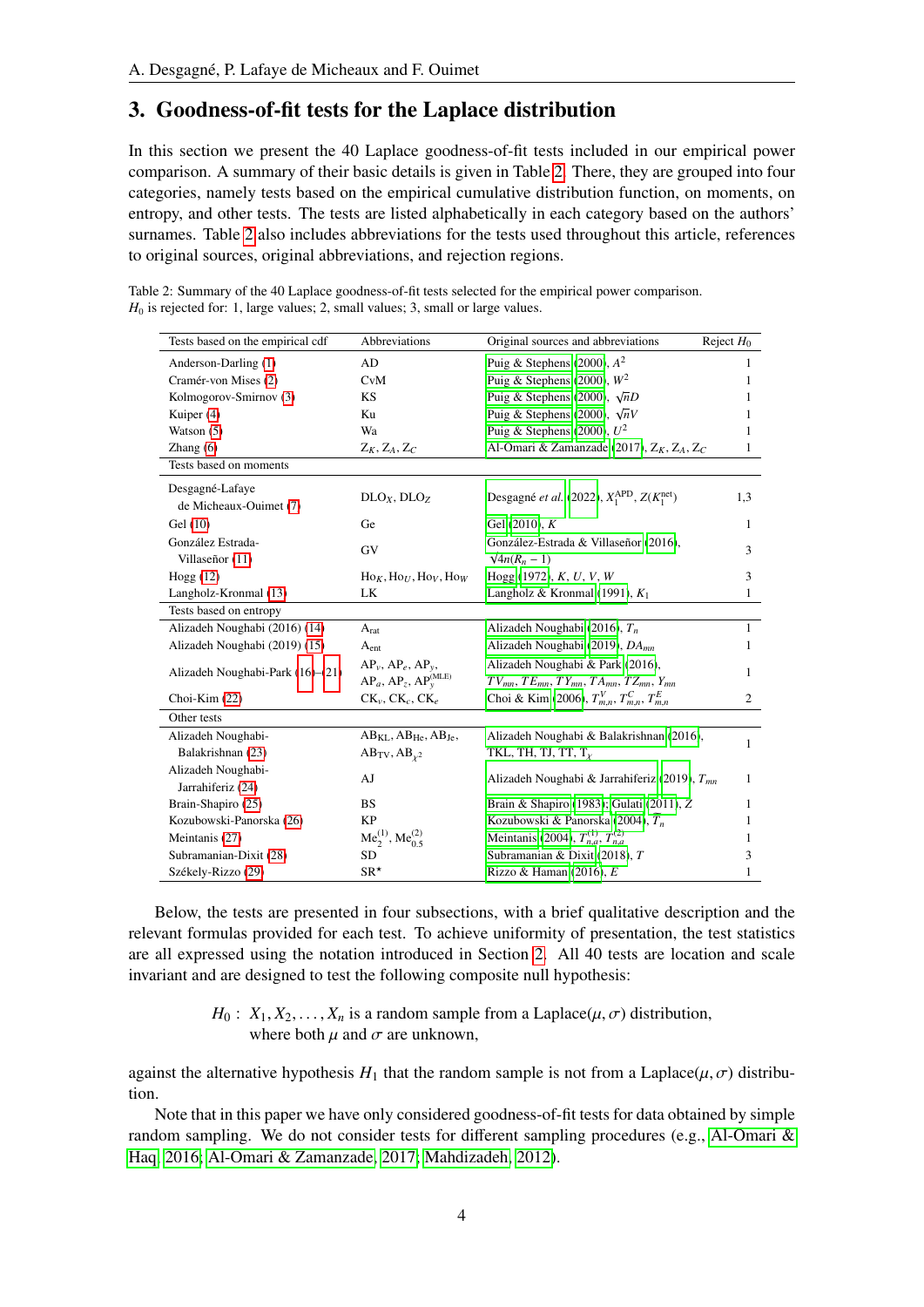## 3. Goodness-of-fit tests for the Laplace distribution

In this section we present the 40 Laplace goodness-of-fit tests included in our empirical power comparison. A summary of their basic details is given in Table 2. There, they are grouped into four categories, namely tests based on the empirical cumulative distribution function, on moments, on entropy, and other tests. The tests are listed alphabetically in each category based on the authors' surnames. Table 2 also includes abbreviations for the tests used throughout this article, references to original sources, original abbreviations, and rejection regions.

Table 2: Summary of the 40 Laplace goodness-of-fit tests selected for the empirical power comparison. $H_0$ is rejected for: 1, large values; 2, small values; 3, small or large values.

| Tests based on the empirical cdf | Abbreviations | Original sources and abbreviations | Reject $H_0$ |
|---|---|---|---|
| Anderson-Darling (1) | AD | Puig & Stephens (2000), $A^2$ | 1 |
| Cramér-von Mises (2) | CvM | Puig & Stephens (2000), $W^2$ | 1 |
| Kolmogorov-Smirnov (3) | KS | Puig & Stephens (2000), $\sqrt{n}D$ | 1 |
| Kuiper (4) | Ku | Puig & Stephens (2000), $\sqrt{n}V$ | 1 |
| Watson (5) | Wa | Puig & Stephens (2000), $U^2$ | 1 |
| Zhang (6) | $\mathrm{Z}_K, \mathrm{Z}_A, \mathrm{Z}_C$ | Al-Omari & Zamanzade (2017), $\mathrm{Z}_K, \mathrm{Z}_A, \mathrm{Z}_C$ | 1 |
| **Tests based on moments** | | | |
| Desgagné-Lafaye de Micheaux-Ouimet (7) | $\mathrm{DLO}_X$, $\mathrm{DLO}_Z$ | Desgagné *et al.* (2022), $X_1^{\mathrm{APD}}$, $Z(K_1^{\mathrm{net}})$ | 1,3 |
| Gel (10) | Ge | Gel (2010), $K$ | 1 |
| González Estrada-Villaseñor (11) | GV | González-Estrada & Villaseñor (2016), $\sqrt{4n}(R_n - 1)$ | 3 |
| Hogg (12) | $\mathrm{Ho}_K, \mathrm{Ho}_U, \mathrm{Ho}_V, \mathrm{Ho}_W$ | Hogg (1972), $K$, $U$, $V$, $W$ | 3 |
| Langholz-Kronmal (13) | LK | Langholz & Kronmal (1991), $K_1$ | 1 |
| **Tests based on entropy** | | | |
| Alizadeh Noughabi (2016) (14) | $\mathrm{A}_{\mathrm{rat}}$ | Alizadeh Noughabi (2016), $T_n$ | 1 |
| Alizadeh Noughabi (2019) (15) | $\mathrm{A}_{\mathrm{ent}}$ | Alizadeh Noughabi (2019), $DA_{mn}$ | 1 |
| Alizadeh Noughabi-Park (16)–(21) | $\mathrm{AP}_v$, $\mathrm{AP}_e$, $\mathrm{AP}_y$, $\mathrm{AP}_a$, $\mathrm{AP}_z$, $\mathrm{AP}_y^{(\mathrm{MLE})}$ | Alizadeh Noughabi & Park (2016), $TV_{mn}$, $TE_{mn}$, $TY_{mn}$, $TA_{mn}$, $TZ_{mn}$, $Y_{mn}$ | 1 |
| Choi-Kim (22) | $\mathrm{CK}_v$, $\mathrm{CK}_c$, $\mathrm{CK}_e$ | Choi & Kim (2006), $T_{m,n}^V$, $T_{m,n}^C$, $T_{m,n}^E$ | 2 |
| **Other tests** | | | |
| Alizadeh Noughabi-Balakrishnan (23) | $\mathrm{AB}_{\mathrm{KL}}$, $\mathrm{AB}_{\mathrm{He}}$, $\mathrm{AB}_{\mathrm{Je}}$, $\mathrm{AB}_{\mathrm{TV}}$, $\mathrm{AB}_{\chi^2}$ | Alizadeh Noughabi & Balakrishnan (2016), TKL, TH, TJ, TT, $\mathrm{T}_\chi$ | 1 |
| Alizadeh Noughabi-Jarrahiferiz (24) | AJ | Alizadeh Noughabi & Jarrahiferiz (2019), $T_{mn}$ | 1 |
| Brain-Shapiro (25) | BS | Brain & Shapiro (1983); Gulati (2011), $Z$ | 1 |
| Kozubowski-Panorska (26) | KP | Kozubowski & Panorska (2004), $T_n$ | 1 |
| Meintanis (27) | $\mathrm{Me}_2^{(1)}$, $\mathrm{Me}_{0.5}^{(2)}$ | Meintanis (2004), $T_{n,a}^{(1)}$, $T_{n,a}^{(2)}$ | 1 |
| Subramanian-Dixit (28) | SD | Subramanian & Dixit (2018), $T$ | 3 |
| Székely-Rizzo (29) | $\mathrm{SR}^\star$ | Rizzo & Haman (2016), $E$ | 1 |

Below, the tests are presented in four subsections, with a brief qualitative description and the relevant formulas provided for each test. To achieve uniformity of presentation, the test statistics are all expressed using the notation introduced in Section 2. All 40 tests are location and scale invariant and are designed to test the following composite null hypothesis:

$$H_0: \ X_1, X_2, \ldots, X_n \text{ is a random sample from a Laplace}(\mu, \sigma) \text{ distribution,}$$
$$\text{where both } \mu \text{ and } \sigma \text{ are unknown,}$$

against the alternative hypothesis $H_1$ that the random sample is not from a Laplace$(\mu, \sigma)$ distribution.

Note that in this paper we have only considered goodness-of-fit tests for data obtained by simple random sampling. We do not consider tests for different sampling procedures (e.g., Al-Omari & Haq, 2016; Al-Omari & Zamanzade, 2017; Mahdizadeh, 2012).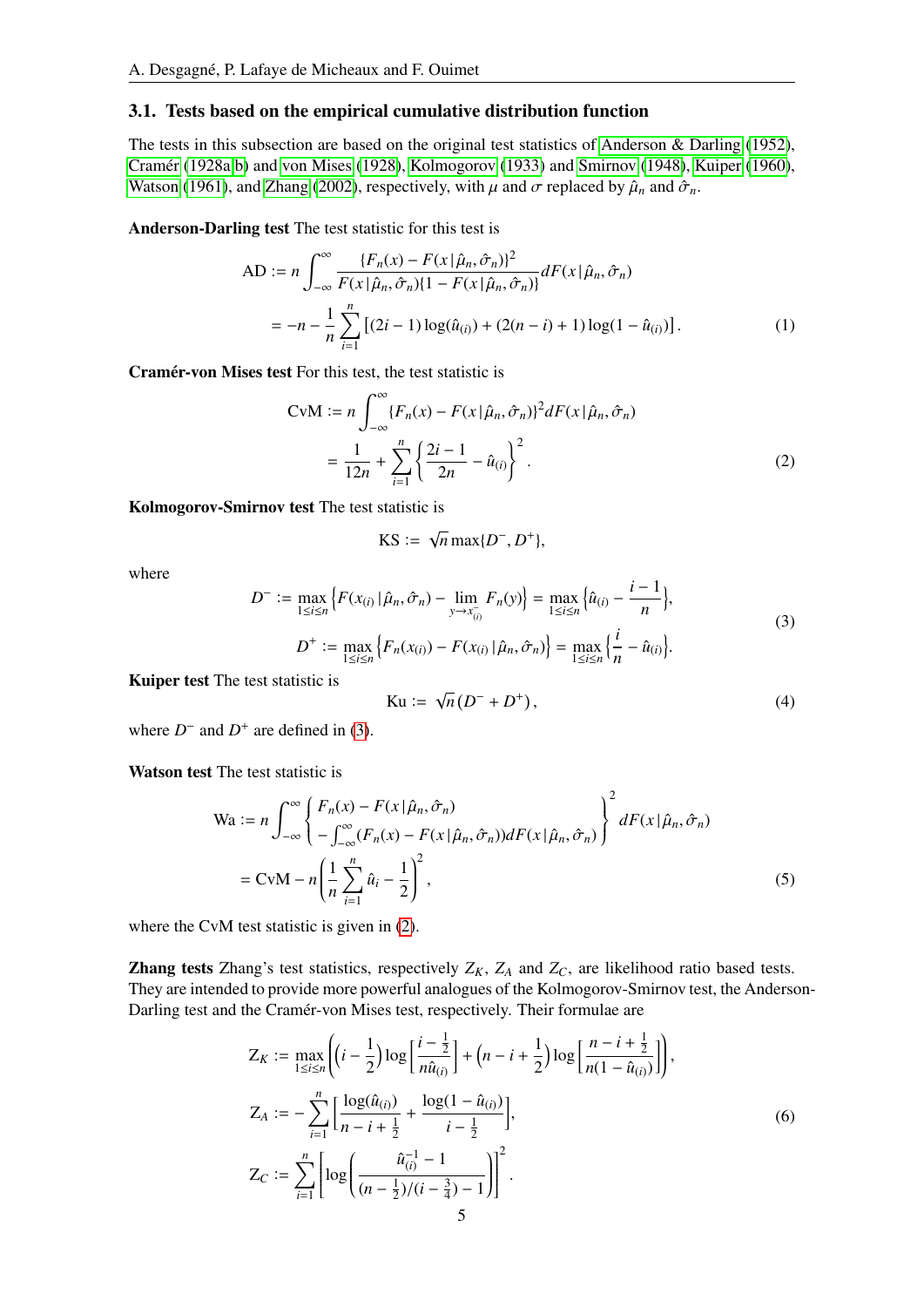### 3.1. Tests based on the empirical cumulative distribution function

The tests in this subsection are based on the original test statistics of Anderson & Darling (1952), Cramér (1928a,b) and von Mises (1928), Kolmogorov (1933) and Smirnov (1948), Kuiper (1960), Watson (1961), and Zhang (2002), respectively, with $\mu$ and $\sigma$ replaced by $\hat{\mu}_n$ and $\hat{\sigma}_n$.

**Anderson-Darling test** The test statistic for this test is

$$
\begin{aligned}
\mathrm{AD} &:= n \int_{-\infty}^{\infty} \frac{\{F_n(x) - F(x \,|\, \hat{\mu}_n, \hat{\sigma}_n)\}^2}{F(x \,|\, \hat{\mu}_n, \hat{\sigma}_n)\{1 - F(x \,|\, \hat{\mu}_n, \hat{\sigma}_n)\}} dF(x \,|\, \hat{\mu}_n, \hat{\sigma}_n) \\
&= -n - \frac{1}{n} \sum_{i=1}^{n} \left[(2i-1)\log(\hat{u}_{(i)}) + (2(n-i)+1)\log(1-\hat{u}_{(i)})\right]. \qquad (1)
\end{aligned}
$$

**Cramér-von Mises test** For this test, the test statistic is

$$
\begin{aligned}
\mathrm{CvM} &:= n \int_{-\infty}^{\infty} \{F_n(x) - F(x \,|\, \hat{\mu}_n, \hat{\sigma}_n)\}^2 dF(x \,|\, \hat{\mu}_n, \hat{\sigma}_n) \\
&= \frac{1}{12n} + \sum_{i=1}^{n} \left\{\frac{2i-1}{2n} - \hat{u}_{(i)}\right\}^2. \qquad (2)
\end{aligned}
$$

**Kolmogorov-Smirnov test** The test statistic is

$$
\mathrm{KS} := \sqrt{n} \max\{D^-, D^+\},
$$

where

$$
\begin{aligned}
D^- &:= \max_{1 \leq i \leq n} \left\{F(x_{(i)} \,|\, \hat{\mu}_n, \hat{\sigma}_n) - \lim_{y \to x_{(i)}^-} F_n(y)\right\} = \max_{1 \leq i \leq n} \left\{\hat{u}_{(i)} - \frac{i-1}{n}\right\}, \\
D^+ &:= \max_{1 \leq i \leq n} \left\{F_n(x_{(i)}) - F(x_{(i)} \,|\, \hat{\mu}_n, \hat{\sigma}_n)\right\} = \max_{1 \leq i \leq n} \left\{\frac{i}{n} - \hat{u}_{(i)}\right\}.
\end{aligned} \qquad (3)
$$

**Kuiper test** The test statistic is

$$
\mathrm{Ku} := \sqrt{n}\,(D^- + D^+), \qquad (4)
$$

where $D^-$ and $D^+$ are defined in (3).

**Watson test** The test statistic is

$$
\begin{aligned}
\mathrm{Wa} &:= n \int_{-\infty}^{\infty} \left\{ \begin{array}{l} F_n(x) - F(x \,|\, \hat{\mu}_n, \hat{\sigma}_n) \\ - \int_{-\infty}^{\infty} (F_n(x) - F(x \,|\, \hat{\mu}_n, \hat{\sigma}_n)) dF(x \,|\, \hat{\mu}_n, \hat{\sigma}_n) \end{array} \right\}^2 dF(x \,|\, \hat{\mu}_n, \hat{\sigma}_n) \\
&= \mathrm{CvM} - n \left(\frac{1}{n} \sum_{i=1}^{n} \hat{u}_i - \frac{1}{2}\right)^2, \qquad (5)
\end{aligned}
$$

where the CvM test statistic is given in (2).

**Zhang tests** Zhang's test statistics, respectively $Z_K$, $Z_A$ and $Z_C$, are likelihood ratio based tests. They are intended to provide more powerful analogues of the Kolmogorov-Smirnov test, the Anderson-Darling test and the Cramér-von Mises test, respectively. Their formulae are

$$
\begin{aligned}
\mathrm{Z}_K &:= \max_{1 \leq i \leq n} \left( \left(i - \frac{1}{2}\right) \log\left[\frac{i - \frac{1}{2}}{n \hat{u}_{(i)}}\right] + \left(n - i + \frac{1}{2}\right) \log\left[\frac{n - i + \frac{1}{2}}{n(1 - \hat{u}_{(i)})}\right] \right), \\
\mathrm{Z}_A &:= -\sum_{i=1}^{n} \left[\frac{\log(\hat{u}_{(i)})}{n - i + \frac{1}{2}} + \frac{\log(1 - \hat{u}_{(i)})}{i - \frac{1}{2}}\right], \\
\mathrm{Z}_C &:= \sum_{i=1}^{n} \left[\log\left(\frac{\hat{u}_{(i)}^{-1} - 1}{(n - \frac{1}{2})/(i - \frac{3}{4}) - 1}\right)\right]^2.
\end{aligned} \qquad (6)
$$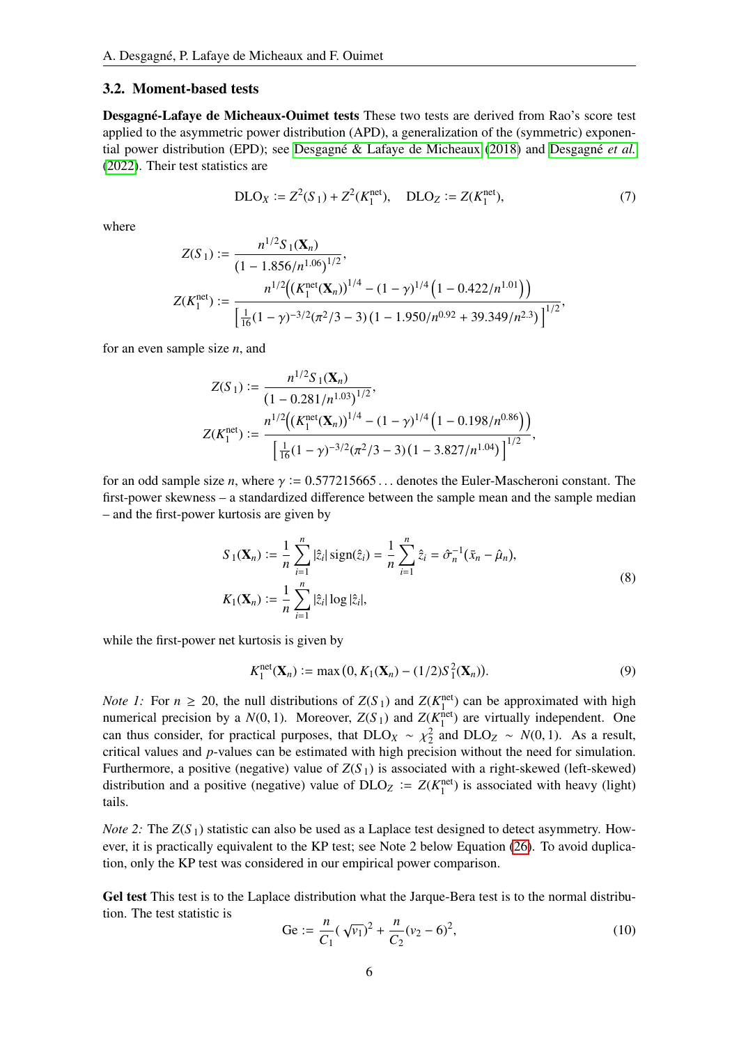### 3.2. Moment-based tests

**Desgagné-Lafaye de Micheaux-Ouimet tests** These two tests are derived from Rao's score test applied to the asymmetric power distribution (APD), a generalization of the (symmetric) exponential power distribution (EPD); see Desgagné & Lafaye de Micheaux (2018) and Desgagné *et al.* (2022). Their test statistics are

$$\mathrm{DLO}_X := Z^2(S_1) + Z^2(K_1^{\mathrm{net}}), \quad \mathrm{DLO}_Z := Z(K_1^{\mathrm{net}}), \tag{7}$$

where

$$Z(S_1) := \frac{n^{1/2} S_1(\mathbf{X}_n)}{(1 - 1.856/n^{1.06})^{1/2}},$$

$$Z(K_1^{\mathrm{net}}) := \frac{n^{1/2}\Big( (K_1^{\mathrm{net}}(\mathbf{X}_n))^{1/4} - (1-\gamma)^{1/4}\big(1 - 0.422/n^{1.01}\big)\Big)}{\Big[\frac{1}{16}(1-\gamma)^{-3/2}(\pi^2/3 - 3)\,(1 - 1.950/n^{0.92} + 39.349/n^{2.3})\Big]^{1/2}},$$

for an even sample size $n$, and

$$Z(S_1) := \frac{n^{1/2} S_1(\mathbf{X}_n)}{(1 - 0.281/n^{1.03})^{1/2}},$$

$$Z(K_1^{\mathrm{net}}) := \frac{n^{1/2}\Big( (K_1^{\mathrm{net}}(\mathbf{X}_n))^{1/4} - (1-\gamma)^{1/4}\big(1 - 0.198/n^{0.86}\big)\Big)}{\Big[\frac{1}{16}(1-\gamma)^{-3/2}(\pi^2/3 - 3)\,(1 - 3.827/n^{1.04})\Big]^{1/2}},$$

for an odd sample size $n$, where $\gamma := 0.577215665\ldots$ denotes the Euler-Mascheroni constant. The first-power skewness – a standardized difference between the sample mean and the sample median – and the first-power kurtosis are given by

$$\begin{aligned} S_1(\mathbf{X}_n) &:= \frac{1}{n}\sum_{i=1}^{n} |\hat{z}_i|\,\mathrm{sign}(\hat{z}_i) = \frac{1}{n}\sum_{i=1}^{n} \hat{z}_i = \hat{\sigma}_n^{-1}(\bar{x}_n - \hat{\mu}_n), \\ K_1(\mathbf{X}_n) &:= \frac{1}{n}\sum_{i=1}^{n} |\hat{z}_i| \log|\hat{z}_i|, \end{aligned} \tag{8}$$

while the first-power net kurtosis is given by

$$K_1^{\mathrm{net}}(\mathbf{X}_n) := \max\big(0, K_1(\mathbf{X}_n) - (1/2)S_1^2(\mathbf{X}_n)\big). \tag{9}$$

*Note 1:* For $n \geq 20$, the null distributions of $Z(S_1)$ and $Z(K_1^{\mathrm{net}})$ can be approximated with high numerical precision by a $N(0,1)$. Moreover, $Z(S_1)$ and $Z(K_1^{\mathrm{net}})$ are virtually independent. One can thus consider, for practical purposes, that $\mathrm{DLO}_X \sim \chi_2^2$ and $\mathrm{DLO}_Z \sim N(0,1)$. As a result, critical values and $p$-values can be estimated with high precision without the need for simulation. Furthermore, a positive (negative) value of $Z(S_1)$ is associated with a right-skewed (left-skewed) distribution and a positive (negative) value of $\mathrm{DLO}_Z := Z(K_1^{\mathrm{net}})$ is associated with heavy (light) tails.

*Note 2:* The $Z(S_1)$ statistic can also be used as a Laplace test designed to detect asymmetry. However, it is practically equivalent to the KP test; see Note 2 below Equation (26). To avoid duplication, only the KP test was considered in our empirical power comparison.

**Gel test** This test is to the Laplace distribution what the Jarque-Bera test is to the normal distribution. The test statistic is

$$\mathrm{Ge} := \frac{n}{C_1}(\sqrt{v_1})^2 + \frac{n}{C_2}(v_2 - 6)^2, \tag{10}$$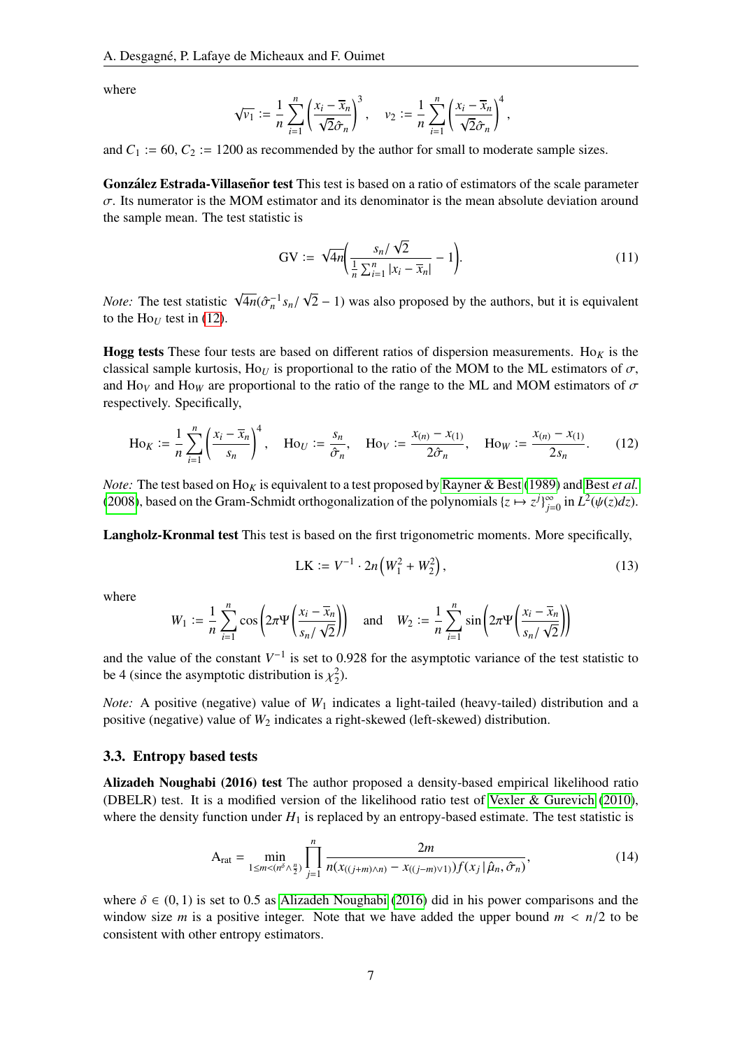where

$$\sqrt{v_1} := \frac{1}{n}\sum_{i=1}^{n}\left(\frac{x_i - \overline{x}_n}{\sqrt{2}\hat{\sigma}_n}\right)^3, \quad v_2 := \frac{1}{n}\sum_{i=1}^{n}\left(\frac{x_i - \overline{x}_n}{\sqrt{2}\hat{\sigma}_n}\right)^4,$$

and $C_1 := 60$, $C_2 := 1200$ as recommended by the author for small to moderate sample sizes.

**González Estrada-Villaseñor test** This test is based on a ratio of estimators of the scale parameter $\sigma$. Its numerator is the MOM estimator and its denominator is the mean absolute deviation around the sample mean. The test statistic is

$$\mathrm{GV} := \sqrt{4n}\left(\frac{s_n/\sqrt{2}}{\frac{1}{n}\sum_{i=1}^{n}|x_i - \overline{x}_n|} - 1\right). \tag{11}$$

*Note:* The test statistic $\sqrt{4n}(\hat{\sigma}_n^{-1} s_n/\sqrt{2} - 1)$ was also proposed by the authors, but it is equivalent to the $\mathrm{Ho}_U$ test in (12).

**Hogg tests** These four tests are based on different ratios of dispersion measurements. $\mathrm{Ho}_K$ is the classical sample kurtosis, $\mathrm{Ho}_U$ is proportional to the ratio of the MOM to the ML estimators of $\sigma$, and $\mathrm{Ho}_V$ and $\mathrm{Ho}_W$ are proportional to the ratio of the range to the ML and MOM estimators of $\sigma$ respectively. Specifically,

$$\mathrm{Ho}_K := \frac{1}{n}\sum_{i=1}^{n}\left(\frac{x_i - \overline{x}_n}{s_n}\right)^4, \quad \mathrm{Ho}_U := \frac{s_n}{\hat{\sigma}_n}, \quad \mathrm{Ho}_V := \frac{x_{(n)} - x_{(1)}}{2\hat{\sigma}_n}, \quad \mathrm{Ho}_W := \frac{x_{(n)} - x_{(1)}}{2s_n}. \tag{12}$$

*Note:* The test based on $\mathrm{Ho}_K$ is equivalent to a test proposed by Rayner & Best (1989) and Best *et al.* (2008), based on the Gram-Schmidt orthogonalization of the polynomials $\{z \mapsto z^j\}_{j=0}^{\infty}$ in $L^2(\psi(z)dz)$.

**Langholz-Kronmal test** This test is based on the first trigonometric moments. More specifically,

$$\mathrm{LK} := V^{-1} \cdot 2n\left(W_1^2 + W_2^2\right), \tag{13}$$

where

$$W_1 := \frac{1}{n}\sum_{i=1}^{n}\cos\left(2\pi\Psi\left(\frac{x_i - \overline{x}_n}{s_n/\sqrt{2}}\right)\right) \quad \text{and} \quad W_2 := \frac{1}{n}\sum_{i=1}^{n}\sin\left(2\pi\Psi\left(\frac{x_i - \overline{x}_n}{s_n/\sqrt{2}}\right)\right)$$

and the value of the constant $V^{-1}$ is set to 0.928 for the asymptotic variance of the test statistic to be 4 (since the asymptotic distribution is $\chi_2^2$).

*Note:* A positive (negative) value of $W_1$ indicates a light-tailed (heavy-tailed) distribution and a positive (negative) value of $W_2$ indicates a right-skewed (left-skewed) distribution.

### 3.3. Entropy based tests

**Alizadeh Noughabi (2016) test** The author proposed a density-based empirical likelihood ratio (DBELR) test. It is a modified version of the likelihood ratio test of Vexler & Gurevich (2010), where the density function under $H_1$ is replaced by an entropy-based estimate. The test statistic is

$$\mathrm{A}_{\mathrm{rat}} = \min_{1 \leq m < (n^{\delta} \wedge \frac{n}{2})} \prod_{j=1}^{n} \frac{2m}{n(x_{((j+m)\wedge n)} - x_{((j-m)\vee 1)}) f(x_j \,|\, \hat{\mu}_n, \hat{\sigma}_n)}, \tag{14}$$

where $\delta \in (0, 1)$ is set to 0.5 as Alizadeh Noughabi (2016) did in his power comparisons and the window size $m$ is a positive integer. Note that we have added the upper bound $m < n/2$ to be consistent with other entropy estimators.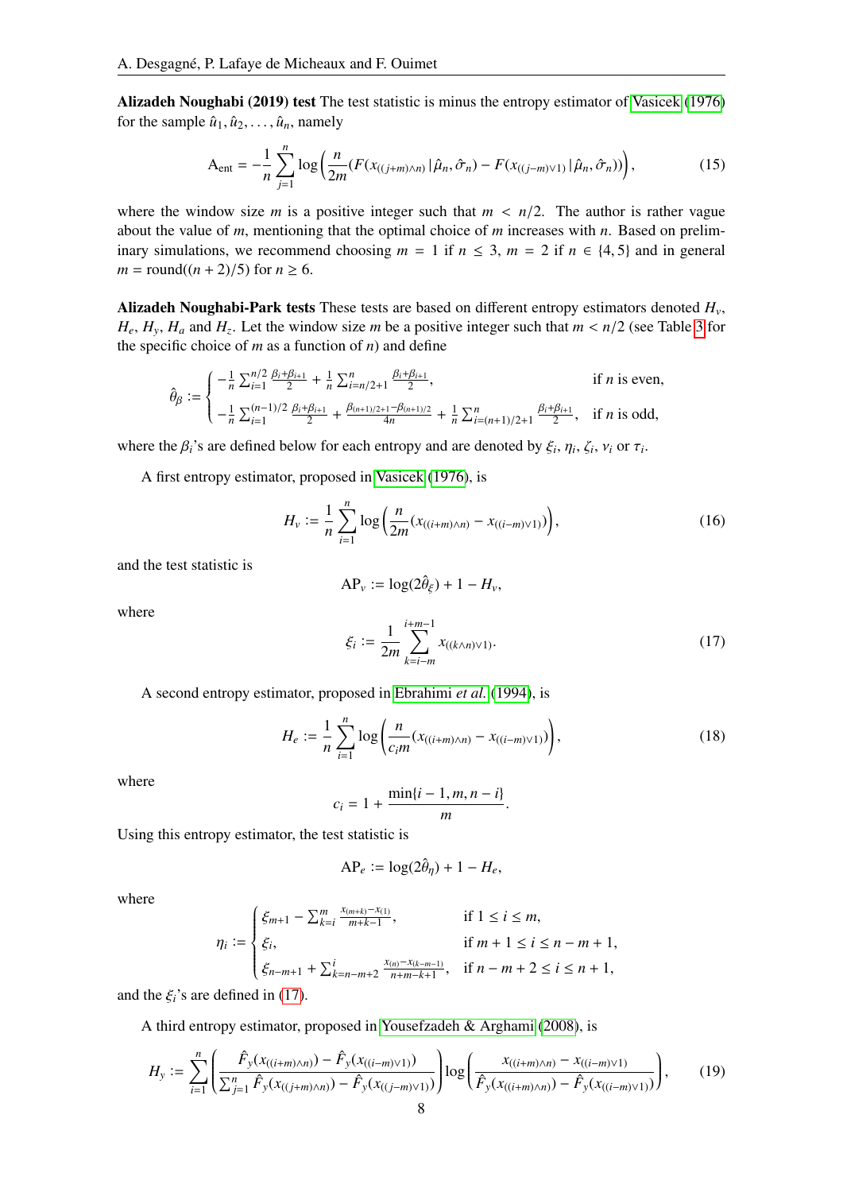**Alizadeh Noughabi (2019) test** The test statistic is minus the entropy estimator of Vasicek (1976) for the sample $\hat{u}_1, \hat{u}_2, \ldots, \hat{u}_n$, namely

$$\mathrm{A}_{\mathrm{ent}} = -\frac{1}{n}\sum_{j=1}^{n} \log\left(\frac{n}{2m}(F(x_{((j+m)\wedge n)} \,|\, \hat{\mu}_n, \hat{\sigma}_n) - F(x_{((j-m)\vee 1)} \,|\, \hat{\mu}_n, \hat{\sigma}_n))\right), \tag{15}$$

where the window size $m$ is a positive integer such that $m < n/2$. The author is rather vague about the value of $m$, mentioning that the optimal choice of $m$ increases with $n$. Based on preliminary simulations, we recommend choosing $m = 1$ if $n \leq 3$, $m = 2$ if $n \in \{4, 5\}$ and in general $m = \mathrm{round}((n+2)/5)$ for $n \geq 6$.

**Alizadeh Noughabi-Park tests** These tests are based on different entropy estimators denoted $H_v$, $H_e$, $H_y$, $H_a$ and $H_z$. Let the window size $m$ be a positive integer such that $m < n/2$ (see Table 3 for the specific choice of $m$ as a function of $n$) and define

$$\hat{\theta}_\beta := \begin{cases} -\frac{1}{n}\sum_{i=1}^{n/2} \frac{\beta_i + \beta_{i+1}}{2} + \frac{1}{n}\sum_{i=n/2+1}^{n} \frac{\beta_i + \beta_{i+1}}{2}, & \text{if } n \text{ is even}, \\ -\frac{1}{n}\sum_{i=1}^{(n-1)/2} \frac{\beta_i + \beta_{i+1}}{2} + \frac{\beta_{(n+1)/2+1} - \beta_{(n+1)/2}}{4n} + \frac{1}{n}\sum_{i=(n+1)/2+1}^{n} \frac{\beta_i + \beta_{i+1}}{2}, & \text{if } n \text{ is odd}, \end{cases}$$

where the $\beta_i$'s are defined below for each entropy and are denoted by $\xi_i$, $\eta_i$, $\zeta_i$, $\nu_i$ or $\tau_i$.

A first entropy estimator, proposed in Vasicek (1976), is

$$H_v := \frac{1}{n}\sum_{i=1}^{n} \log\left(\frac{n}{2m}(x_{((i+m)\wedge n)} - x_{((i-m)\vee 1)})\right), \tag{16}$$

and the test statistic is

$$\mathrm{AP}_v := \log(2\hat{\theta}_\xi) + 1 - H_v,$$

where

$$\xi_i := \frac{1}{2m}\sum_{k=i-m}^{i+m-1} x_{((k\wedge n)\vee 1)}. \tag{17}$$

A second entropy estimator, proposed in Ebrahimi *et al.* (1994), is

$$H_e := \frac{1}{n}\sum_{i=1}^{n} \log\left(\frac{n}{c_i m}(x_{((i+m)\wedge n)} - x_{((i-m)\vee 1)})\right), \tag{18}$$

where

$$c_i = 1 + \frac{\min\{i-1, m, n-i\}}{m}.$$

Using this entropy estimator, the test statistic is

$$\mathrm{AP}_e := \log(2\hat{\theta}_\eta) + 1 - H_e,$$

where

$$\eta_i := \begin{cases} \xi_{m+1} - \sum_{k=i}^{m} \frac{x_{(m+k)} - x_{(1)}}{m+k-1}, & \text{if } 1 \leq i \leq m, \\ \xi_i, & \text{if } m+1 \leq i \leq n-m+1, \\ \xi_{n-m+1} + \sum_{k=n-m+2}^{i} \frac{x_{(n)} - x_{(k-m-1)}}{n+m-k+1}, & \text{if } n-m+2 \leq i \leq n+1, \end{cases}$$

and the $\xi_i$'s are defined in (17).

A third entropy estimator, proposed in Yousefzadeh & Arghami (2008), is

$$H_y := \sum_{i=1}^{n} \left(\frac{\hat{F}_y(x_{((i+m)\wedge n)}) - \hat{F}_y(x_{((i-m)\vee 1)})}{\sum_{j=1}^{n} \hat{F}_y(x_{((j+m)\wedge n)}) - \hat{F}_y(x_{((j-m)\vee 1)})}\right) \log\left(\frac{x_{((i+m)\wedge n)} - x_{((i-m)\vee 1)}}{\hat{F}_y(x_{((i+m)\wedge n)}) - \hat{F}_y(x_{((i-m)\vee 1)})}\right), \tag{19}$$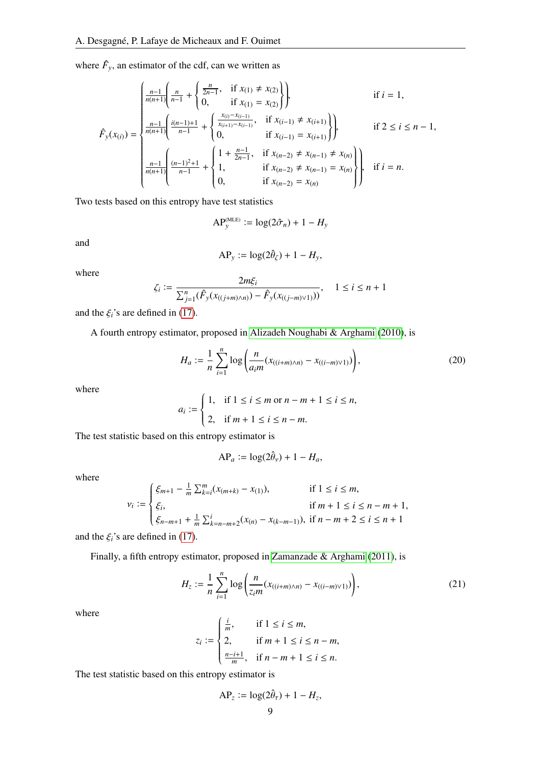where $\hat{F}_y$, an estimator of the cdf, can we written as

$$
\hat{F}_y(x_{(i)}) = \begin{cases}
\frac{n-1}{n(n+1)}\left(\frac{n}{n-1} + \begin{Bmatrix} \frac{n}{2n-1}, & \text{if } x_{(1)} \neq x_{(2)} \\ 0, & \text{if } x_{(1)} = x_{(2)} \end{Bmatrix}\right), & \text{if } i = 1, \\
\frac{n-1}{n(n+1)}\left(\frac{i(n-1)+1}{n-1} + \begin{Bmatrix} \frac{x_{(i)} - x_{(i-1)}}{x_{(i+1)} - x_{(i-1)}}, & \text{if } x_{(i-1)} \neq x_{(i+1)} \\ 0, & \text{if } x_{(i-1)} = x_{(i+1)} \end{Bmatrix}\right), & \text{if } 2 \leq i \leq n-1, \\
\frac{n-1}{n(n+1)}\left(\frac{(n-1)^2+1}{n-1} + \begin{Bmatrix} 1 + \frac{n-1}{2n-1}, & \text{if } x_{(n-2)} \neq x_{(n-1)} \neq x_{(n)} \\ 1, & \text{if } x_{(n-2)} \neq x_{(n-1)} = x_{(n)} \\ 0, & \text{if } x_{(n-2)} = x_{(n)} \end{Bmatrix}\right), & \text{if } i = n.
\end{cases}
$$

Two tests based on this entropy have test statistics

$$
\mathrm{AP}_y^{(\mathrm{MLE})} := \log(2\hat{\sigma}_n) + 1 - H_y
$$

and

$$
\mathrm{AP}_y := \log(2\hat{\theta}_\zeta) + 1 - H_y,
$$

where

$$
\zeta_i := \frac{2m\xi_i}{\sum_{j=1}^n (\hat{F}_y(x_{((j+m)\wedge n)}) - \hat{F}_y(x_{((j-m)\vee 1)}))}, \quad 1 \leq i \leq n+1
$$

and the $\xi_i$'s are defined in (17).

A fourth entropy estimator, proposed in Alizadeh Noughabi & Arghami (2010), is

$$
H_a := \frac{1}{n} \sum_{i=1}^n \log\left(\frac{n}{a_i m}(x_{((i+m)\wedge n)} - x_{((i-m)\vee 1)})\right), \tag{20}
$$

where

$$
a_i := \begin{cases} 1, & \text{if } 1 \leq i \leq m \text{ or } n-m+1 \leq i \leq n, \\ 2, & \text{if } m+1 \leq i \leq n-m. \end{cases}
$$

The test statistic based on this entropy estimator is

$$
\mathrm{AP}_a := \log(2\hat{\theta}_\nu) + 1 - H_a,
$$

where

$$
\nu_i := \begin{cases} \xi_{m+1} - \frac{1}{m}\sum_{k=i}^m (x_{(m+k)} - x_{(1)}), & \text{if } 1 \leq i \leq m, \\ \xi_i, & \text{if } m+1 \leq i \leq n-m+1, \\ \xi_{n-m+1} + \frac{1}{m}\sum_{k=n-m+2}^i (x_{(n)} - x_{(k-m-1)}), & \text{if } n-m+2 \leq i \leq n+1 \end{cases}
$$

and the $\xi_i$'s are defined in (17).

Finally, a fifth entropy estimator, proposed in Zamanzade & Arghami (2011), is

$$
H_z := \frac{1}{n} \sum_{i=1}^n \log\left(\frac{n}{z_i m}(x_{((i+m)\wedge n)} - x_{((i-m)\vee 1)})\right), \tag{21}
$$

where

$$
z_i := \begin{cases} \frac{i}{m}, & \text{if } 1 \leq i \leq m, \\ 2, & \text{if } m+1 \leq i \leq n-m, \\ \frac{n-i+1}{m}, & \text{if } n-m+1 \leq i \leq n. \end{cases}
$$

The test statistic based on this entropy estimator is

$$
\mathrm{AP}_z := \log(2\hat{\theta}_\tau) + 1 - H_z,
$$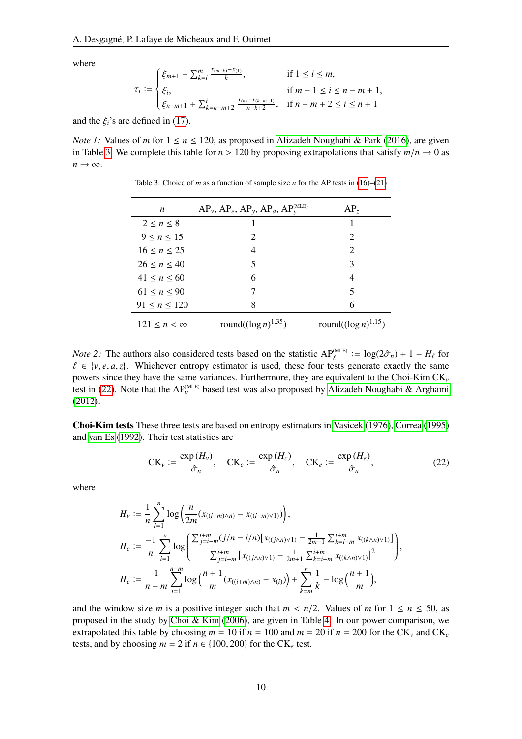where

$$\tau_i := \begin{cases} \xi_{m+1} - \sum_{k=i}^{m} \frac{x_{(m+k)} - x_{(1)}}{k}, & \text{if } 1 \leq i \leq m, \\ \xi_i, & \text{if } m+1 \leq i \leq n-m+1, \\ \xi_{n-m+1} + \sum_{k=n-m+2}^{i} \frac{x_{(n)} - x_{(k-m-1)}}{n-k+2}, & \text{if } n-m+2 \leq i \leq n+1 \end{cases}$$

and the $\xi_i$'s are defined in (17).

*Note 1:* Values of $m$ for $1 \leq n \leq 120$, as proposed in Alizadeh Noughabi & Park (2016), are given in Table 3. We complete this table for $n > 120$ by proposing extrapolations that satisfy $m/n \to 0$ as $n \to \infty$.

Table 3: Choice of $m$ as a function of sample size $n$ for the AP tests in (16)–(21)

| $n$ | $\text{AP}_v$, $\text{AP}_e$, $\text{AP}_y$, $\text{AP}_a$, $\text{AP}_y^{(\text{MLE})}$ | $\text{AP}_z$ |
|---|---|---|
| $2 \leq n \leq 8$ | 1 | 1 |
| $9 \leq n \leq 15$ | 2 | 2 |
| $16 \leq n \leq 25$ | 4 | 2 |
| $26 \leq n \leq 40$ | 5 | 3 |
| $41 \leq n \leq 60$ | 6 | 4 |
| $61 \leq n \leq 90$ | 7 | 5 |
| $91 \leq n \leq 120$ | 8 | 6 |
| $121 \leq n < \infty$ | $\text{round}((\log n)^{1.35})$ | $\text{round}((\log n)^{1.15})$ |

*Note 2:* The authors also considered tests based on the statistic $\text{AP}_\ell^{(\text{MLE})} := \log(2\hat{\sigma}_n) + 1 - H_\ell$ for $\ell \in \{v, e, a, z\}$. Whichever entropy estimator is used, these four tests generate exactly the same powers since they have the same variances. Furthermore, they are equivalent to the Choi-Kim $\text{CK}_v$ test in (22). Note that the $\text{AP}_v^{(\text{MLE})}$ based test was also proposed by Alizadeh Noughabi & Arghami (2012).

**Choi-Kim tests** These three tests are based on entropy estimators in Vasicek (1976), Correa (1995) and van Es (1992). Their test statistics are

$$\text{CK}_v := \frac{\exp(H_v)}{\hat{\sigma}_n}, \quad \text{CK}_c := \frac{\exp(H_c)}{\hat{\sigma}_n}, \quad \text{CK}_e := \frac{\exp(H_e)}{\hat{\sigma}_n}, \tag{22}$$

where

$$H_v := \frac{1}{n} \sum_{i=1}^{n} \log\left(\frac{n}{2m}(x_{((i+m)\wedge n)} - x_{((i-m)\vee 1)})\right),$$

$$H_c := \frac{-1}{n} \sum_{i=1}^{n} \log\left(\frac{\sum_{j=i-m}^{i+m}(j/n - i/n)[x_{((j\wedge n)\vee 1)} - \frac{1}{2m+1}\sum_{k=i-m}^{i+m} x_{((k\wedge n)\vee 1)}]}{\sum_{j=i-m}^{i+m}[x_{((j\wedge n)\vee 1)} - \frac{1}{2m+1}\sum_{k=i-m}^{i+m} x_{((k\wedge n)\vee 1)}]^2}\right),$$

$$H_e := \frac{1}{n-m} \sum_{i=1}^{n-m} \log\left(\frac{n+1}{m}(x_{((i+m)\wedge n)} - x_{(i)})\right) + \sum_{k=m}^{n} \frac{1}{k} - \log\left(\frac{n+1}{m}\right),$$

and the window size $m$ is a positive integer such that $m < n/2$. Values of $m$ for $1 \leq n \leq 50$, as proposed in the study by Choi & Kim (2006), are given in Table 4. In our power comparison, we extrapolated this table by choosing $m = 10$ if $n = 100$ and $m = 20$ if $n = 200$ for the $\text{CK}_v$ and $\text{CK}_c$ tests, and by choosing $m = 2$ if $n \in \{100, 200\}$ for the $\text{CK}_e$ test.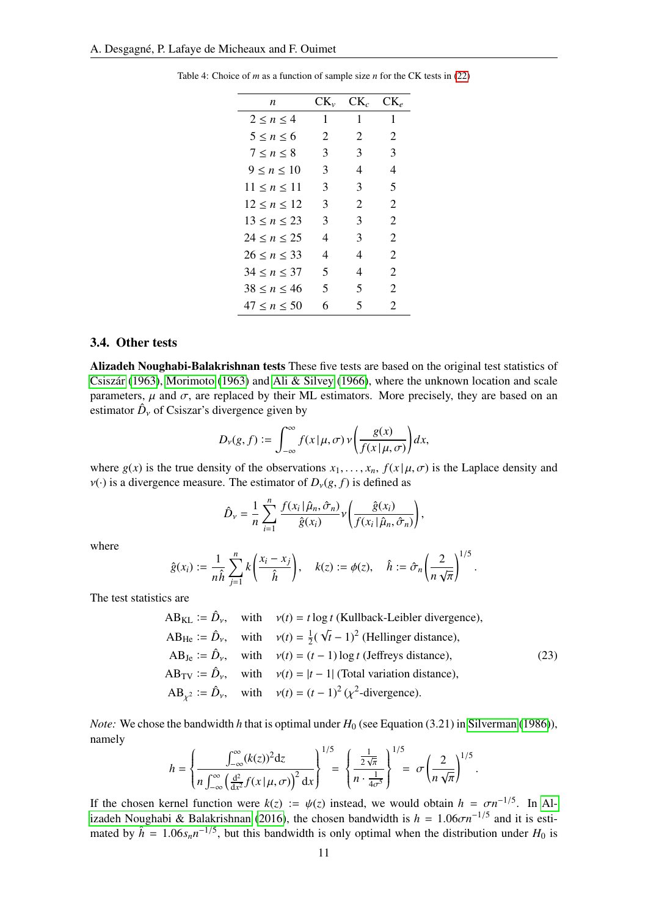Table 4: Choice of $m$ as a function of sample size $n$ for the CK tests in (22)

| $n$ | $\mathrm{CK}_v$ | $\mathrm{CK}_c$ | $\mathrm{CK}_e$ |
|---|---|---|---|
| $2 \le n \le 4$ | 1 | 1 | 1 |
| $5 \le n \le 6$ | 2 | 2 | 2 |
| $7 \le n \le 8$ | 3 | 3 | 3 |
| $9 \le n \le 10$ | 3 | 4 | 4 |
| $11 \le n \le 11$ | 3 | 3 | 5 |
| $12 \le n \le 12$ | 3 | 2 | 2 |
| $13 \le n \le 23$ | 3 | 3 | 2 |
| $24 \le n \le 25$ | 4 | 3 | 2 |
| $26 \le n \le 33$ | 4 | 4 | 2 |
| $34 \le n \le 37$ | 5 | 4 | 2 |
| $38 \le n \le 46$ | 5 | 5 | 2 |
| $47 \le n \le 50$ | 6 | 5 | 2 |

### 3.4. Other tests

**Alizadeh Noughabi-Balakrishnan tests** These five tests are based on the original test statistics of Csiszár (1963), Morimoto (1963) and Ali & Silvey (1966), where the unknown location and scale parameters, $\mu$ and $\sigma$, are replaced by their ML estimators. More precisely, they are based on an estimator $\hat{D}_\nu$ of Csiszar's divergence given by

$$D_\nu(g, f) := \int_{-\infty}^{\infty} f(x \,|\, \mu, \sigma)\, \nu\left(\frac{g(x)}{f(x \,|\, \mu, \sigma)}\right) dx,$$

where $g(x)$ is the true density of the observations $x_1, \dots, x_n$, $f(x \,|\, \mu, \sigma)$ is the Laplace density and $\nu(\cdot)$ is a divergence measure. The estimator of $D_\nu(g, f)$ is defined as

$$\hat{D}_\nu = \frac{1}{n} \sum_{i=1}^{n} \frac{f(x_i \,|\, \hat{\mu}_n, \hat{\sigma}_n)}{\hat{g}(x_i)}\, \nu\left(\frac{\hat{g}(x_i)}{f(x_i \,|\, \hat{\mu}_n, \hat{\sigma}_n)}\right),$$

where

$$\hat{g}(x_i) := \frac{1}{n\hat{h}} \sum_{j=1}^{n} k\left(\frac{x_i - x_j}{\hat{h}}\right), \quad k(z) := \phi(z), \quad \hat{h} := \hat{\sigma}_n \left(\frac{2}{n\sqrt{\pi}}\right)^{1/5}.$$

The test statistics are

$$
\begin{aligned}
\mathrm{AB}_{\mathrm{KL}} &:= \hat{D}_\nu, \quad \text{with} \quad \nu(t) = t \log t \text{ (Kullback-Leibler divergence)}, \\
\mathrm{AB}_{\mathrm{He}} &:= \hat{D}_\nu, \quad \text{with} \quad \nu(t) = \tfrac{1}{2}(\sqrt{t} - 1)^2 \text{ (Hellinger distance)}, \\
\mathrm{AB}_{\mathrm{Je}} &:= \hat{D}_\nu, \quad \text{with} \quad \nu(t) = (t-1)\log t \text{ (Jeffreys distance)}, \\
\mathrm{AB}_{\mathrm{TV}} &:= \hat{D}_\nu, \quad \text{with} \quad \nu(t) = |t - 1| \text{ (Total variation distance)}, \\
\mathrm{AB}_{\chi^2} &:= \hat{D}_\nu, \quad \text{with} \quad \nu(t) = (t-1)^2 \text{ ($\chi^2$-divergence)}.
\end{aligned}
\tag{23}
$$

*Note:* We chose the bandwidth $h$ that is optimal under $H_0$ (see Equation (3.21) in Silverman (1986)), namely

$$h = \left\{ \frac{\int_{-\infty}^{\infty} (k(z))^2 \mathrm{d}z}{n \int_{-\infty}^{\infty} \left(\frac{\mathrm{d}^2}{\mathrm{d}x^2} f(x \,|\, \mu, \sigma)\right)^2 \mathrm{d}x} \right\}^{1/5} = \left\{ \frac{\frac{1}{2\sqrt{\pi}}}{n \cdot \frac{1}{4\sigma^5}} \right\}^{1/5} = \sigma \left(\frac{2}{n\sqrt{\pi}}\right)^{1/5}.$$

If the chosen kernel function were $k(z) := \psi(z)$ instead, we would obtain $h = \sigma n^{-1/5}$. In Alizadeh Noughabi & Balakrishnan (2016), the chosen bandwidth is $h = 1.06\sigma n^{-1/5}$ and it is estimated by $\hat{h} = 1.06 s_n n^{-1/5}$, but this bandwidth is only optimal when the distribution under $H_0$ is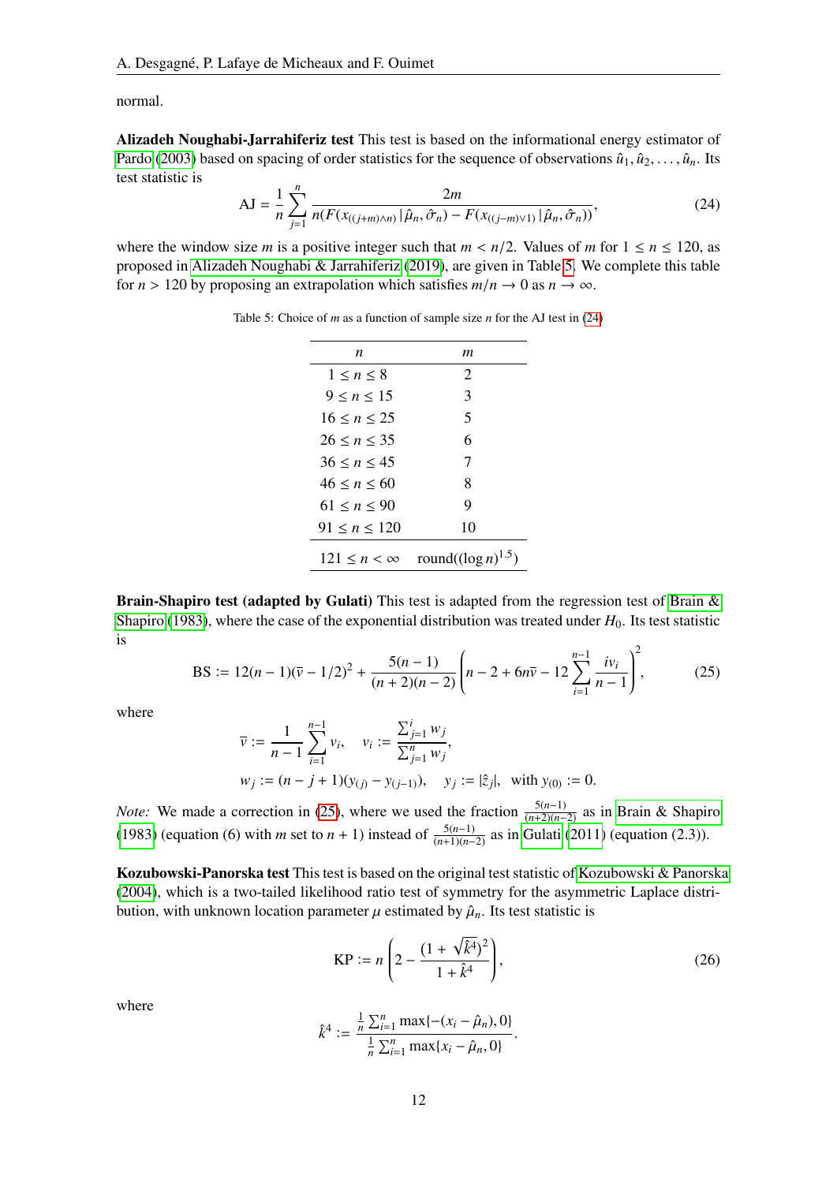normal.

**Alizadeh Noughabi-Jarrahiferiz test** This test is based on the informational energy estimator of Pardo (2003) based on spacing of order statistics for the sequence of observations $\hat{u}_1, \hat{u}_2, \ldots, \hat{u}_n$. Its test statistic is

$$\mathrm{AJ} = \frac{1}{n} \sum_{j=1}^{n} \frac{2m}{n(F(x_{((j+m)\wedge n)} \,|\, \hat{\mu}_n, \hat{\sigma}_n) - F(x_{((j-m)\vee 1)} \,|\, \hat{\mu}_n, \hat{\sigma}_n))}, \tag{24}$$

where the window size $m$ is a positive integer such that $m < n/2$. Values of $m$ for $1 \leq n \leq 120$, as proposed in Alizadeh Noughabi & Jarrahiferiz (2019), are given in Table 5. We complete this table for $n > 120$ by proposing an extrapolation which satisfies $m/n \to 0$ as $n \to \infty$.

Table 5: Choice of $m$ as a function of sample size $n$ for the AJ test in (24)

| $n$ | $m$ |
|---|---|
| $1 \leq n \leq 8$ | 2 |
| $9 \leq n \leq 15$ | 3 |
| $16 \leq n \leq 25$ | 5 |
| $26 \leq n \leq 35$ | 6 |
| $36 \leq n \leq 45$ | 7 |
| $46 \leq n \leq 60$ | 8 |
| $61 \leq n \leq 90$ | 9 |
| $91 \leq n \leq 120$ | 10 |
| $121 \leq n < \infty$ | $\mathrm{round}((\log n)^{1.5})$ |

**Brain-Shapiro test (adapted by Gulati)** This test is adapted from the regression test of Brain & Shapiro (1983), where the case of the exponential distribution was treated under $H_0$. Its test statistic is

$$\mathrm{BS} := 12(n-1)(\overline{v} - 1/2)^2 + \frac{5(n-1)}{(n+2)(n-2)} \left( n - 2 + 6n\overline{v} - 12 \sum_{i=1}^{n-1} \frac{iv_i}{n-1} \right)^2, \tag{25}$$

where

$$\overline{v} := \frac{1}{n-1} \sum_{i=1}^{n-1} v_i, \quad v_i := \frac{\sum_{j=1}^{i} w_j}{\sum_{j=1}^{n} w_j},$$

$$w_j := (n-j+1)(y_{(j)} - y_{(j-1)}), \quad y_j := |\hat{z}_j|, \ \text{ with } y_{(0)} := 0.$$

*Note:* We made a correction in (25), where we used the fraction $\frac{5(n-1)}{(n+2)(n-2)}$ as in Brain & Shapiro (1983) (equation (6) with $m$ set to $n+1$) instead of $\frac{5(n-1)}{(n+1)(n-2)}$ as in Gulati (2011) (equation (2.3)).

**Kozubowski-Panorska test** This test is based on the original test statistic of Kozubowski & Panorska (2004), which is a two-tailed likelihood ratio test of symmetry for the asymmetric Laplace distribution, with unknown location parameter $\mu$ estimated by $\hat{\mu}_n$. Its test statistic is

$$\mathrm{KP} := n \left( 2 - \frac{(1 + \sqrt{\hat{k}^4})^2}{1 + \hat{k}^4} \right), \tag{26}$$

where

$$\hat{k}^4 := \frac{\frac{1}{n} \sum_{i=1}^{n} \max\{-(x_i - \hat{\mu}_n), 0\}}{\frac{1}{n} \sum_{i=1}^{n} \max\{x_i - \hat{\mu}_n, 0\}}.$$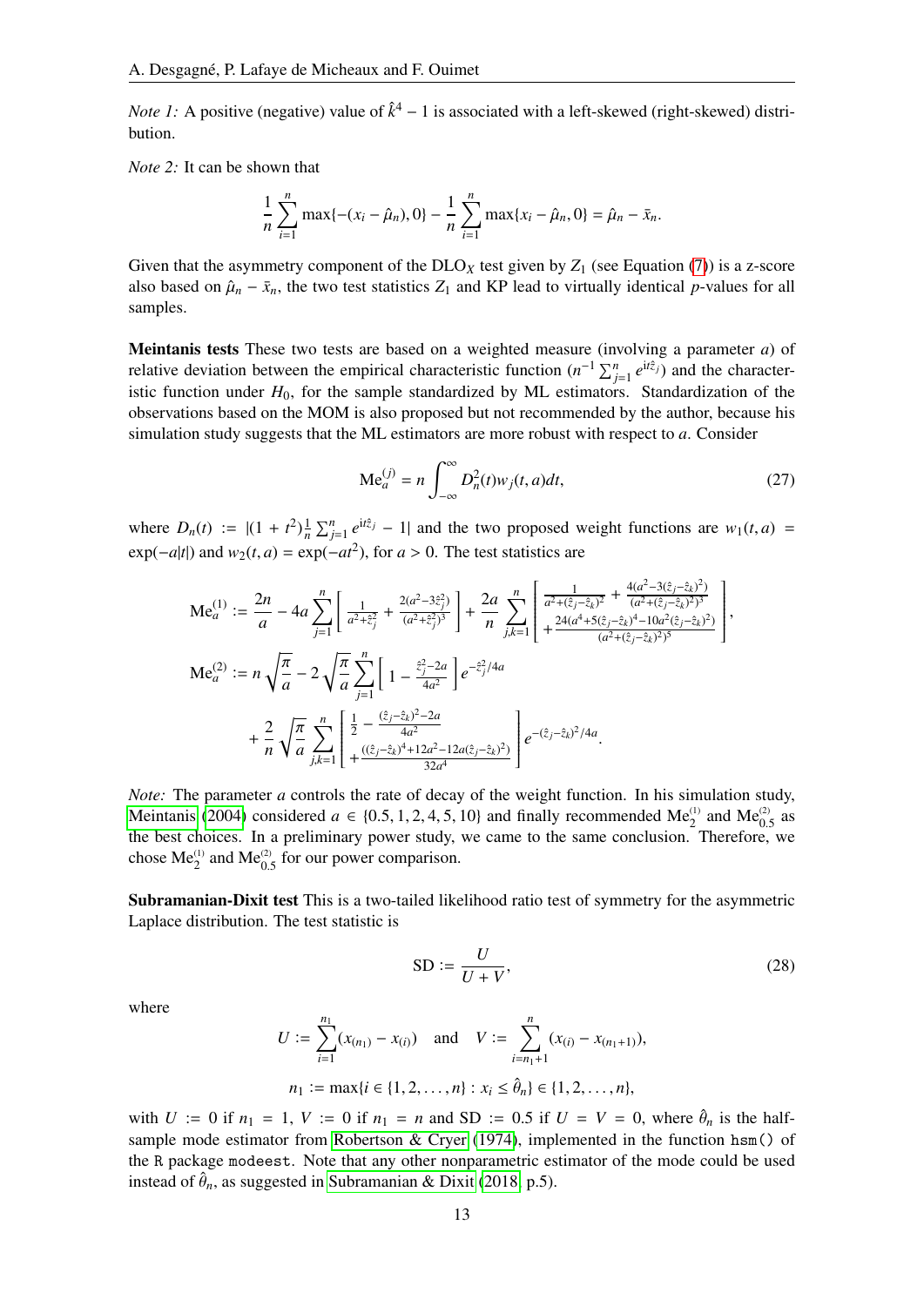*Note 1:* A positive (negative) value of $\hat{k}^4 - 1$ is associated with a left-skewed (right-skewed) distribution.

*Note 2:* It can be shown that

$$\frac{1}{n}\sum_{i=1}^{n}\max\{-(x_i - \hat{\mu}_n), 0\} - \frac{1}{n}\sum_{i=1}^{n}\max\{x_i - \hat{\mu}_n, 0\} = \hat{\mu}_n - \bar{x}_n.$$

Given that the asymmetry component of the $\mathrm{DLO}_X$ test given by $Z_1$ (see Equation (7)) is a z-score also based on $\hat{\mu}_n - \bar{x}_n$, the two test statistics $Z_1$ and KP lead to virtually identical $p$-values for all samples.

**Meintanis tests** These two tests are based on a weighted measure (involving a parameter $a$) of relative deviation between the empirical characteristic function ($n^{-1}\sum_{j=1}^{n} e^{it\hat{z}_j}$) and the characteristic function under $H_0$, for the sample standardized by ML estimators. Standardization of the observations based on the MOM is also proposed but not recommended by the author, because his simulation study suggests that the ML estimators are more robust with respect to $a$. Consider

$$\mathrm{Me}_a^{(j)} = n\int_{-\infty}^{\infty} D_n^2(t) w_j(t,a) dt, \tag{27}$$

where $D_n(t) := |(1+t^2)\frac{1}{n}\sum_{j=1}^{n} e^{it\hat{z}_j} - 1|$ and the two proposed weight functions are $w_1(t,a) = \exp(-a|t|)$ and $w_2(t,a) = \exp(-at^2)$, for $a > 0$. The test statistics are

$$\mathrm{Me}_a^{(1)} := \frac{2n}{a} - 4a\sum_{j=1}^{n}\left[\frac{1}{a^2+\hat{z}_j^2} + \frac{2(a^2-3\hat{z}_j^2)}{(a^2+\hat{z}_j^2)^3}\right] + \frac{2a}{n}\sum_{j,k=1}^{n}\left[\begin{array}{l}\frac{1}{a^2+(\hat{z}_j-\hat{z}_k)^2} + \frac{4(a^2-3(\hat{z}_j-\hat{z}_k)^2)}{(a^2+(\hat{z}_j-\hat{z}_k)^2)^3} \\ + \frac{24(a^4+5(\hat{z}_j-\hat{z}_k)^4-10a^2(\hat{z}_j-\hat{z}_k)^2)}{(a^2+(\hat{z}_j-\hat{z}_k)^2)^5}\end{array}\right],$$

$$\begin{aligned}\mathrm{Me}_a^{(2)} &:= n\sqrt{\frac{\pi}{a}} - 2\sqrt{\frac{\pi}{a}}\sum_{j=1}^{n}\left[1 - \frac{\hat{z}_j^2-2a}{4a^2}\right]e^{-\hat{z}_j^2/4a} \\ &\quad + \frac{2}{n}\sqrt{\frac{\pi}{a}}\sum_{j,k=1}^{n}\left[\begin{array}{l}\frac{1}{2} - \frac{(\hat{z}_j-\hat{z}_k)^2-2a}{4a^2} \\ + \frac{((\hat{z}_j-\hat{z}_k)^4+12a^2-12a(\hat{z}_j-\hat{z}_k)^2)}{32a^4}\end{array}\right]e^{-(\hat{z}_j-\hat{z}_k)^2/4a}.\end{aligned}$$

*Note:* The parameter $a$ controls the rate of decay of the weight function. In his simulation study, Meintanis (2004) considered $a \in \{0.5, 1, 2, 4, 5, 10\}$ and finally recommended $\mathrm{Me}_2^{(1)}$ and $\mathrm{Me}_{0.5}^{(2)}$ as the best choices. In a preliminary power study, we came to the same conclusion. Therefore, we chose $\mathrm{Me}_2^{(1)}$ and $\mathrm{Me}_{0.5}^{(2)}$ for our power comparison.

**Subramanian-Dixit test** This is a two-tailed likelihood ratio test of symmetry for the asymmetric Laplace distribution. The test statistic is

$$\mathrm{SD} := \frac{U}{U+V}, \tag{28}$$

where

$$U := \sum_{i=1}^{n_1}(x_{(n_1)} - x_{(i)}) \quad \text{and} \quad V := \sum_{i=n_1+1}^{n}(x_{(i)} - x_{(n_1+1)}),$$

$$n_1 := \max\{i \in \{1,2,\dots,n\} : x_i \leq \hat{\theta}_n\} \in \{1,2,\dots,n\},$$

with $U := 0$ if $n_1 = 1$, $V := 0$ if $n_1 = n$ and $\mathrm{SD} := 0.5$ if $U = V = 0$, where $\hat{\theta}_n$ is the half-sample mode estimator from Robertson & Cryer (1974), implemented in the function `hsm()` of the `R` package `modeest`. Note that any other nonparametric estimator of the mode could be used instead of $\hat{\theta}_n$, as suggested in Subramanian & Dixit (2018, p.5).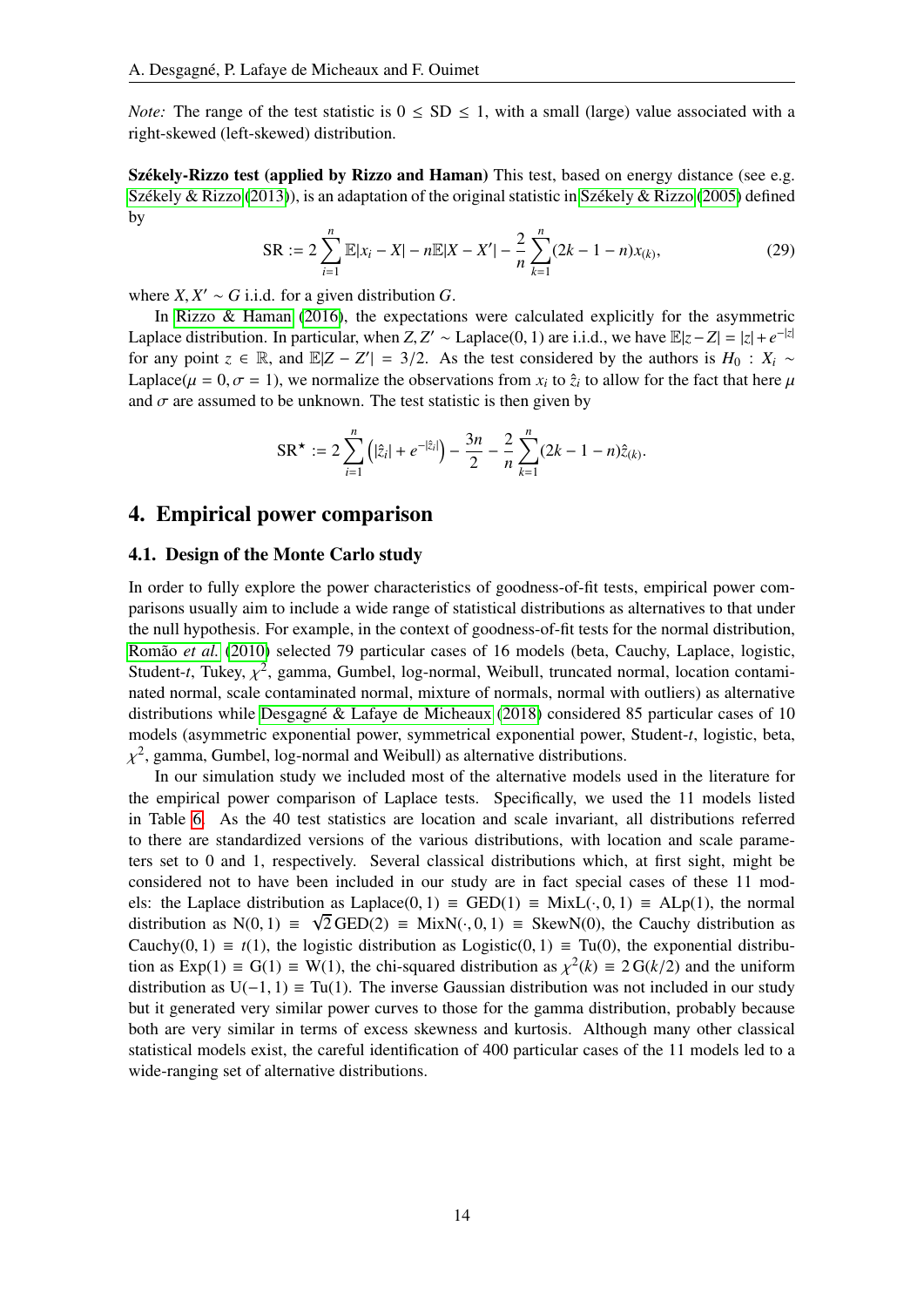*Note:* The range of the test statistic is $0 \leq \text{SD} \leq 1$, with a small (large) value associated with a right-skewed (left-skewed) distribution.

**Székely-Rizzo test (applied by Rizzo and Haman)** This test, based on energy distance (see e.g. Székely & Rizzo (2013)), is an adaptation of the original statistic in Székely & Rizzo (2005) defined by

$$\text{SR} := 2\sum_{i=1}^{n} \mathbb{E}|x_i - X| - n\mathbb{E}|X - X'| - \frac{2}{n}\sum_{k=1}^{n}(2k-1-n)x_{(k)}, \tag{29}$$

where $X, X' \sim G$ i.i.d. for a given distribution $G$.

In Rizzo & Haman (2016), the expectations were calculated explicitly for the asymmetric Laplace distribution. In particular, when $Z, Z' \sim \text{Laplace}(0,1)$ are i.i.d., we have $\mathbb{E}|z - Z| = |z| + e^{-|z|}$ for any point $z \in \mathbb{R}$, and $\mathbb{E}|Z - Z'| = 3/2$. As the test considered by the authors is $H_0 : X_i \sim \text{Laplace}(\mu = 0, \sigma = 1)$, we normalize the observations from $x_i$ to $\hat{z}_i$ to allow for the fact that here $\mu$ and $\sigma$ are assumed to be unknown. The test statistic is then given by

$$\text{SR}^{\star} := 2\sum_{i=1}^{n}\left(|\hat{z}_i| + e^{-|\hat{z}_i|}\right) - \frac{3n}{2} - \frac{2}{n}\sum_{k=1}^{n}(2k-1-n)\hat{z}_{(k)}.$$

## 4. Empirical power comparison

### 4.1. Design of the Monte Carlo study

In order to fully explore the power characteristics of goodness-of-fit tests, empirical power comparisons usually aim to include a wide range of statistical distributions as alternatives to that under the null hypothesis. For example, in the context of goodness-of-fit tests for the normal distribution, Romão *et al.* (2010) selected 79 particular cases of 16 models (beta, Cauchy, Laplace, logistic, Student-$t$, Tukey, $\chi^2$, gamma, Gumbel, log-normal, Weibull, truncated normal, location contaminated normal, scale contaminated normal, mixture of normals, normal with outliers) as alternative distributions while Desgagné & Lafaye de Micheaux (2018) considered 85 particular cases of 10 models (asymmetric exponential power, symmetric exponential power, Student-$t$, logistic, beta, $\chi^2$, gamma, Gumbel, log-normal and Weibull) as alternative distributions.

In our simulation study we included most of the alternative models used in the literature for the empirical power comparison of Laplace tests. Specifically, we used the 11 models listed in Table 6. As the 40 test statistics are location and scale invariant, all distributions referred to there are standardized versions of the various distributions, with location and scale parameters set to 0 and 1, respectively. Several classical distributions which, at first sight, might be considered not to have been included in our study are in fact special cases of these 11 models: the Laplace distribution as $\text{Laplace}(0,1) \equiv \text{GED}(1) \equiv \text{MixL}(\cdot, 0, 1) \equiv \text{ALp}(1)$, the normal distribution as $\text{N}(0,1) \equiv \sqrt{2}\,\text{GED}(2) \equiv \text{MixN}(\cdot, 0, 1) \equiv \text{SkewN}(0)$, the Cauchy distribution as $\text{Cauchy}(0,1) \equiv t(1)$, the logistic distribution as $\text{Logistic}(0,1) \equiv \text{Tu}(0)$, the exponential distribution as $\text{Exp}(1) \equiv \text{G}(1) \equiv \text{W}(1)$, the chi-squared distribution as $\chi^2(k) \equiv 2\,\text{G}(k/2)$ and the uniform distribution as $\text{U}(-1,1) \equiv \text{Tu}(1)$. The inverse Gaussian distribution was not included in our study but it generated very similar power curves to those for the gamma distribution, probably because both are very similar in terms of excess skewness and kurtosis. Although many other classical statistical models exist, the careful identification of 400 particular cases of the 11 models led to a wide-ranging set of alternative distributions.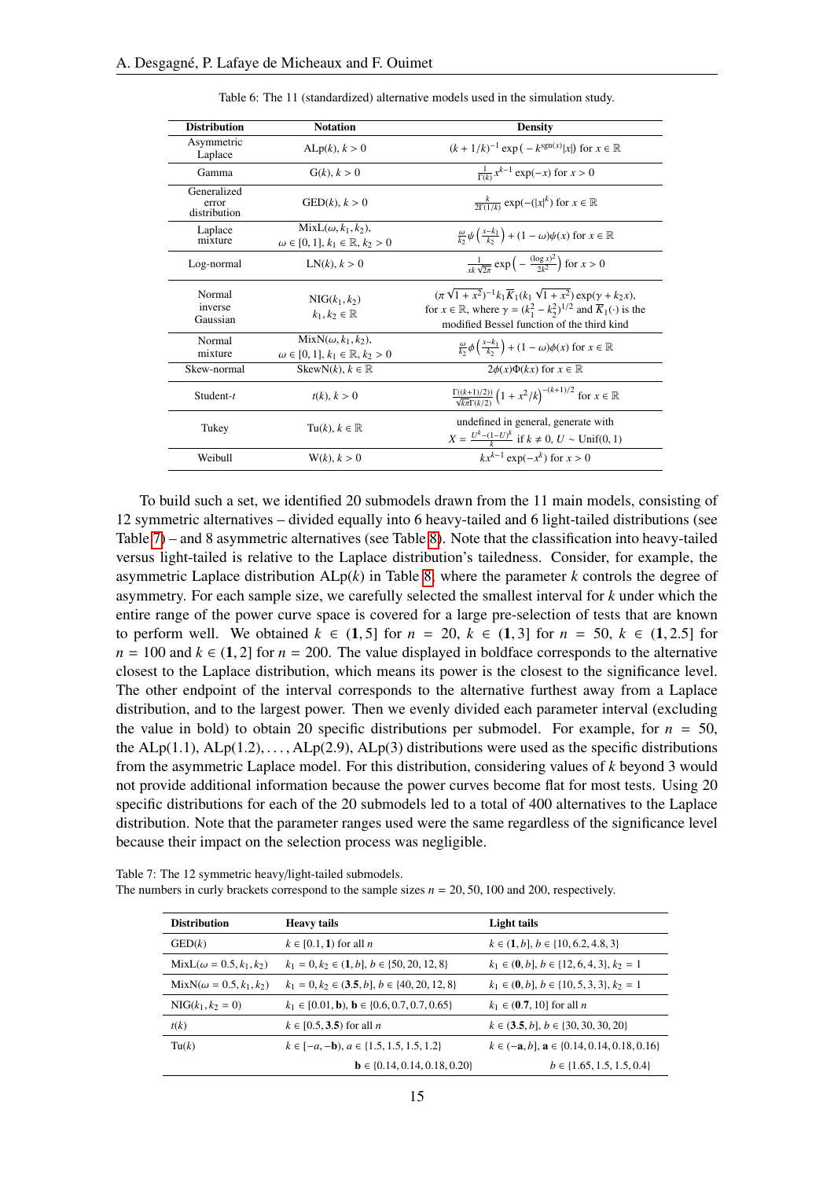Table 6: The 11 (standardized) alternative models used in the simulation study.

| Distribution | Notation | Density |
|---|---|---|
| Asymmetric Laplace | $\text{ALp}(k)$, $k > 0$ | $(k + 1/k)^{-1} \exp\left(-k^{\text{sgn}(x)}\lvert x\rvert\right)$ for $x \in \mathbb{R}$ |
| Gamma | $\text{G}(k)$, $k > 0$ | $\frac{1}{\Gamma(k)} x^{k-1} \exp(-x)$ for $x > 0$ |
| Generalized error distribution | $\text{GED}(k)$, $k > 0$ | $\frac{k}{2\Gamma(1/k)} \exp(-(\lvert x\rvert^k)$ for $x \in \mathbb{R}$ |
| Laplace mixture | $\text{MixL}(\omega, k_1, k_2)$, $\omega \in [0, 1]$, $k_1 \in \mathbb{R}$, $k_2 > 0$ | $\frac{\omega}{k_2} \psi\left(\frac{x-k_1}{k_2}\right) + (1-\omega)\psi(x)$ for $x \in \mathbb{R}$ |
| Log-normal | $\text{LN}(k)$, $k > 0$ | $\frac{1}{xk\sqrt{2\pi}} \exp\left(-\frac{(\log x)^2}{2k^2}\right)$ for $x > 0$ |
| Normal inverse Gaussian | $\text{NIG}(k_1, k_2)$ $k_1, k_2 \in \mathbb{R}$ | $(\pi\sqrt{1+x^2})^{-1} k_1 \overline{K}_1(k_1\sqrt{1+x^2}) \exp(\gamma + k_2 x)$, for $x \in \mathbb{R}$, where $\gamma = (k_1^2 - k_2^2)^{1/2}$ and $\overline{K}_1(\cdot)$ is the modified Bessel function of the third kind |
| Normal mixture | $\text{MixN}(\omega, k_1, k_2)$, $\omega \in [0, 1]$, $k_1 \in \mathbb{R}$, $k_2 > 0$ | $\frac{\omega}{k_2} \phi\left(\frac{x-k_1}{k_2}\right) + (1-\omega)\phi(x)$ for $x \in \mathbb{R}$ |
| Skew-normal | $\text{SkewN}(k)$, $k \in \mathbb{R}$ | $2\phi(x)\Phi(kx)$ for $x \in \mathbb{R}$ |
| Student-*t* | $t(k)$, $k > 0$ | $\frac{\Gamma((k+1)/2))}{\sqrt{k\pi}\Gamma(k/2)} \left(1 + x^2/k\right)^{-(k+1)/2}$ for $x \in \mathbb{R}$ |
| Tukey | $\text{Tu}(k)$, $k \in \mathbb{R}$ | undefined in general, generate with $X = \frac{U^k - (1-U)^k}{k}$ if $k \neq 0$, $U \sim \text{Unif}(0, 1)$ |
| Weibull | $\text{W}(k)$, $k > 0$ | $kx^{k-1} \exp(-x^k)$ for $x > 0$ |

To build such a set, we identified 20 submodels drawn from the 11 main models, consisting of 12 symmetric alternatives – divided equally into 6 heavy-tailed and 6 light-tailed distributions (see Table 7) – and 8 asymmetric alternatives (see Table 8). Note that the classification into heavy-tailed versus light-tailed is relative to the Laplace distribution's tailedness. Consider, for example, the asymmetric Laplace distribution $\text{ALp}(k)$ in Table 8, where the parameter $k$ controls the degree of asymmetry. For each sample size, we carefully selected the smallest interval for $k$ under which the entire range of the power curve space is covered for a large pre-selection of tests that are known to perform well. We obtained $k \in (\mathbf{1}, 5]$ for $n = 20$, $k \in (\mathbf{1}, 3]$ for $n = 50$, $k \in (\mathbf{1}, 2.5]$ for $n = 100$ and $k \in (\mathbf{1}, 2]$ for $n = 200$. The value displayed in boldface corresponds to the alternative closest to the Laplace distribution, which means its power is the closest to the significance level. The other endpoint of the interval corresponds to the alternative furthest away from a Laplace distribution, and to the largest power. Then we evenly divided each parameter interval (excluding the value in bold) to obtain 20 specific distributions per submodel. For example, for $n = 50$, the $\text{ALp}(1.1), \text{ALp}(1.2), \ldots, \text{ALp}(2.9), \text{ALp}(3)$ distributions were used as the specific distributions from the asymmetric Laplace model. For this distribution, considering values of $k$ beyond 3 would not provide additional information because the power curves become flat for most tests. Using 20 specific distributions for each of the 20 submodels led to a total of 400 alternatives to the Laplace distribution. Note that the parameter ranges used were the same regardless of the significance level because their impact on the selection process was negligible.

Table 7: The 12 symmetric heavy/light-tailed submodels.
The numbers in curly brackets correspond to the sample sizes $n = 20, 50, 100$ and $200$, respectively.

| Distribution | Heavy tails | Light tails |
|---|---|---|
| $\text{GED}(k)$ | $k \in [0.1, \mathbf{1})$ for all $n$ | $k \in (\mathbf{1}, b]$, $b \in \{10, 6.2, 4.8, 3\}$ |
| $\text{MixL}(\omega = 0.5, k_1, k_2)$ | $k_1 = 0, k_2 \in (\mathbf{1}, b]$, $b \in \{50, 20, 12, 8\}$ | $k_1 \in (\mathbf{0}, b]$, $b \in \{12, 6, 4, 3\}$, $k_2 = 1$ |
| $\text{MixN}(\omega = 0.5, k_1, k_2)$ | $k_1 = 0, k_2 \in (\mathbf{3.5}, b]$, $b \in \{40, 20, 12, 8\}$ | $k_1 \in (\mathbf{0}, b]$, $b \in \{10, 5, 3, 3\}$, $k_2 = 1$ |
| $\text{NIG}(k_1, k_2 = 0)$ | $k_1 \in [0.01, \mathbf{b})$, $\mathbf{b} \in \{0.6, 0.7, 0.7, 0.65\}$ | $k_1 \in (\mathbf{0.7}, 10]$ for all $n$ |
| $t(k)$ | $k \in [0.5, \mathbf{3.5})$ for all $n$ | $k \in (\mathbf{3.5}, b]$, $b \in \{30, 30, 30, 20\}$ |
| $\text{Tu}(k)$ | $k \in [-a, -\mathbf{b})$, $a \in \{1.5, 1.5, 1.5, 1.2\}$ | $k \in (-\mathbf{a}, b]$, $\mathbf{a} \in \{0.14, 0.14, 0.18, 0.16\}$ |
| | $\mathbf{b} \in \{0.14, 0.14, 0.18, 0.20\}$ | $b \in \{1.65, 1.5, 1.5, 0.4\}$ |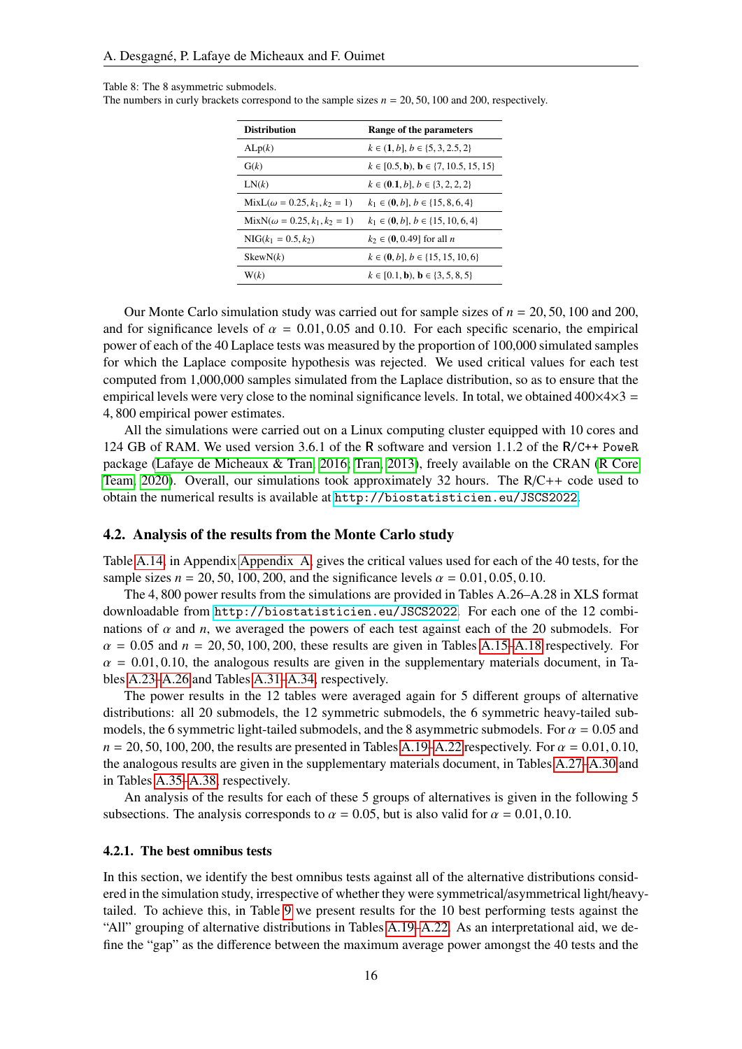Table 8: The 8 asymmetric submodels.
The numbers in curly brackets correspond to the sample sizes $n = 20, 50, 100$ and $200$, respectively.

| Distribution | Range of the parameters |
|---|---|
| ALp($k$) | $k \in (\mathbf{1}, b]$, $b \in \{5, 3, 2.5, 2\}$ |
| G($k$) | $k \in [0.5, \mathbf{b})$, $\mathbf{b} \in \{7, 10.5, 15, 15\}$ |
| LN($k$) | $k \in (\mathbf{0.1}, b]$, $b \in \{3, 2, 2, 2\}$ |
| MixL($\omega = 0.25, k_1, k_2 = 1$) | $k_1 \in (\mathbf{0}, b]$, $b \in \{15, 8, 6, 4\}$ |
| MixN($\omega = 0.25, k_1, k_2 = 1$) | $k_1 \in (\mathbf{0}, b]$, $b \in \{15, 10, 6, 4\}$ |
| NIG($k_1 = 0.5, k_2$) | $k_2 \in (\mathbf{0}, 0.49]$ for all $n$ |
| SkewN($k$) | $k \in (\mathbf{0}, b]$, $b \in \{15, 15, 10, 6\}$ |
| W($k$) | $k \in [0.1, \mathbf{b})$, $\mathbf{b} \in \{3, 5, 8, 5\}$ |

Our Monte Carlo simulation study was carried out for sample sizes of $n = 20, 50, 100$ and $200$, and for significance levels of $\alpha = 0.01, 0.05$ and $0.10$. For each specific scenario, the empirical power of each of the 40 Laplace tests was measured by the proportion of 100,000 simulated samples for which the Laplace composite hypothesis was rejected. We used critical values for each test computed from 1,000,000 samples simulated from the Laplace distribution, so as to ensure that the empirical levels were very close to the nominal significance levels. In total, we obtained $400 \times 4 \times 3 = 4,800$ empirical power estimates.

All the simulations were carried out on a Linux computing cluster equipped with 10 cores and 124 GB of RAM. We used version 3.6.1 of the R software and version 1.1.2 of the R/C++ PoweR package (Lafaye de Micheaux & Tran, 2016; Tran, 2013), freely available on the CRAN (R Core Team, 2020). Overall, our simulations took approximately 32 hours. The R/C++ code used to obtain the numerical results is available at http://biostatisticien.eu/JSCS2022.

## 4.2. Analysis of the results from the Monte Carlo study

Table A.14, in Appendix Appendix A, gives the critical values used for each of the 40 tests, for the sample sizes $n = 20, 50, 100, 200$, and the significance levels $\alpha = 0.01, 0.05, 0.10$.

The 4,800 power results from the simulations are provided in Tables A.26–A.28 in XLS format downloadable from http://biostatisticien.eu/JSCS2022. For each one of the 12 combinations of $\alpha$ and $n$, we averaged the powers of each test against each of the 20 submodels. For $\alpha = 0.05$ and $n = 20, 50, 100, 200$, these results are given in Tables A.15–A.18 respectively. For $\alpha = 0.01, 0.10$, the analogous results are given in the supplementary materials document, in Tables A.23–A.26 and Tables A.31–A.34, respectively.

The power results in the 12 tables were averaged again for 5 different groups of alternative distributions: all 20 submodels, the 12 symmetric submodels, the 6 symmetric heavy-tailed submodels, the 6 symmetric light-tailed submodels, and the 8 asymmetric submodels. For $\alpha = 0.05$ and $n = 20, 50, 100, 200$, the results are presented in Tables A.19–A.22 respectively. For $\alpha = 0.01, 0.10$, the analogous results are given in the supplementary materials document, in Tables A.27–A.30 and in Tables A.35–A.38, respectively.

An analysis of the results for each of these 5 groups of alternatives is given in the following 5 subsections. The analysis corresponds to $\alpha = 0.05$, but is also valid for $\alpha = 0.01, 0.10$.

### 4.2.1. The best omnibus tests

In this section, we identify the best omnibus tests against all of the alternative distributions considered in the simulation study, irrespective of whether they were symmetrical/asymmetrical light/heavy-tailed. To achieve this, in Table 9 we present results for the 10 best performing tests against the "All" grouping of alternative distributions in Tables A.19–A.22. As an interpretational aid, we define the "gap" as the difference between the maximum average power amongst the 40 tests and the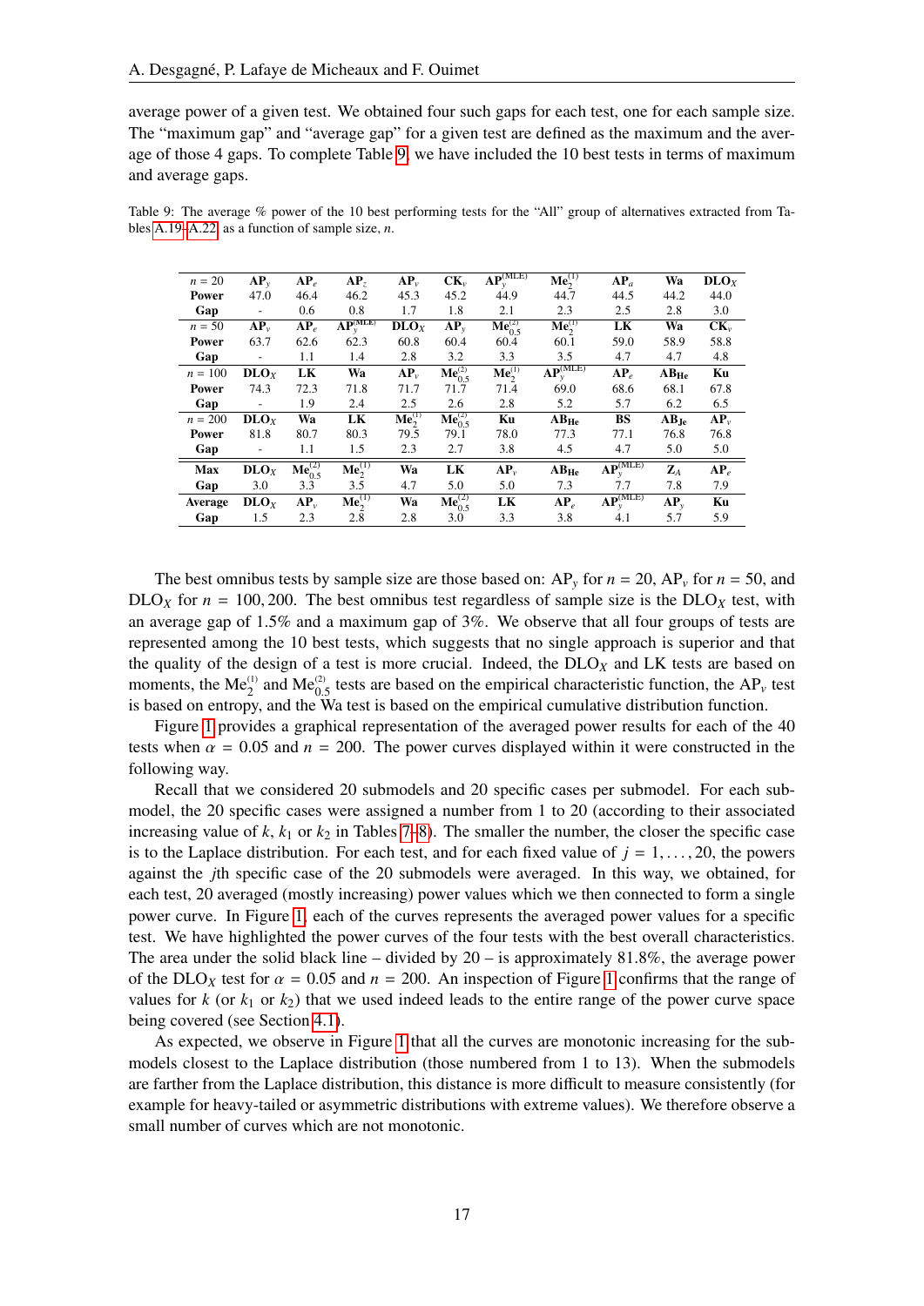average power of a given test. We obtained four such gaps for each test, one for each sample size. The "maximum gap" and "average gap" for a given test are defined as the maximum and the average of those 4 gaps. To complete Table 9, we have included the 10 best tests in terms of maximum and average gaps.

Table 9: The average % power of the 10 best performing tests for the "All" group of alternatives extracted from Tables A.19–A.22, as a function of sample size, $n$.

| $n = 20$ | $\mathbf{AP}_y$ | $\mathbf{AP}_e$ | $\mathbf{AP}_z$ | $\mathbf{AP}_v$ | $\mathbf{CK}_v$ | $\mathbf{AP}_y^{(\mathrm{MLE})}$ | $\mathbf{Me}_2^{(1)}$ | $\mathbf{AP}_a$ | **Wa** | $\mathbf{DLO}_X$ |
|---|---|---|---|---|---|---|---|---|---|---|
| **Power** | 47.0 | 46.4 | 46.2 | 45.3 | 45.2 | 44.9 | 44.7 | 44.5 | 44.2 | 44.0 |
| **Gap** | - | 0.6 | 0.8 | 1.7 | 1.8 | 2.1 | 2.3 | 2.5 | 2.8 | 3.0 |
| $n = 50$ | $\mathbf{AP}_v$ | $\mathbf{AP}_e$ | $\mathbf{AP}_y^{(\mathrm{MLE})}$ | $\mathbf{DLO}_X$ | $\mathbf{AP}_y$ | $\mathbf{Me}_{0.5}^{(2)}$ | $\mathbf{Me}_2^{(1)}$ | **LK** | **Wa** | $\mathbf{CK}_v$ |
| **Power** | 63.7 | 62.6 | 62.3 | 60.8 | 60.4 | 60.4 | 60.1 | 59.0 | 58.9 | 58.8 |
| **Gap** | - | 1.1 | 1.4 | 2.8 | 3.2 | 3.3 | 3.5 | 4.7 | 4.7 | 4.8 |
| $n = 100$ | $\mathbf{DLO}_X$ | **LK** | **Wa** | $\mathbf{AP}_v$ | $\mathbf{Me}_{0.5}^{(2)}$ | $\mathbf{Me}_2^{(1)}$ | $\mathbf{AP}_y^{(\mathrm{MLE})}$ | $\mathbf{AP}_e$ | $\mathbf{AB}_{\mathbf{He}}$ | **Ku** |
| **Power** | 74.3 | 72.3 | 71.8 | 71.7 | 71.7 | 71.4 | 69.0 | 68.6 | 68.1 | 67.8 |
| **Gap** | - | 1.9 | 2.4 | 2.5 | 2.6 | 2.8 | 5.2 | 5.7 | 6.2 | 6.5 |
| $n = 200$ | $\mathbf{DLO}_X$ | **Wa** | **LK** | $\mathbf{Me}_2^{(1)}$ | $\mathbf{Me}_{0.5}^{(2)}$ | **Ku** | $\mathbf{AB}_{\mathbf{He}}$ | **BS** | $\mathbf{AB}_{\mathbf{Je}}$ | $\mathbf{AP}_v$ |
| **Power** | 81.8 | 80.7 | 80.3 | 79.5 | 79.1 | 78.0 | 77.3 | 77.1 | 76.8 | 76.8 |
| **Gap** | - | 1.1 | 1.5 | 2.3 | 2.7 | 3.8 | 4.5 | 4.7 | 5.0 | 5.0 |
| **Max** | $\mathbf{DLO}_X$ | $\mathbf{Me}_{0.5}^{(2)}$ | $\mathbf{Me}_2^{(1)}$ | **Wa** | **LK** | $\mathbf{AP}_v$ | $\mathbf{AB}_{\mathbf{He}}$ | $\mathbf{AP}_y^{(\mathrm{MLE})}$ | $\mathbf{Z}_A$ | $\mathbf{AP}_e$ |
| **Gap** | 3.0 | 3.3 | 3.5 | 4.7 | 5.0 | 5.0 | 7.3 | 7.7 | 7.8 | 7.9 |
| **Average** | $\mathbf{DLO}_X$ | $\mathbf{AP}_v$ | $\mathbf{Me}_2^{(1)}$ | **Wa** | $\mathbf{Me}_{0.5}^{(2)}$ | **LK** | $\mathbf{AP}_e$ | $\mathbf{AP}_y^{(\mathrm{MLE})}$ | $\mathbf{AP}_y$ | **Ku** |
| **Gap** | 1.5 | 2.3 | 2.8 | 2.8 | 3.0 | 3.3 | 3.8 | 4.1 | 5.7 | 5.9 |

The best omnibus tests by sample size are those based on: $\mathrm{AP}_y$ for $n = 20$, $\mathrm{AP}_v$ for $n = 50$, and $\mathrm{DLO}_X$ for $n = 100, 200$. The best omnibus test regardless of sample size is the $\mathrm{DLO}_X$ test, with an average gap of 1.5% and a maximum gap of 3%. We observe that all four groups of tests are represented among the 10 best tests, which suggests that no single approach is superior and that the quality of the design of a test is more crucial. Indeed, the $\mathrm{DLO}_X$ and LK tests are based on moments, the $\mathrm{Me}_2^{(1)}$ and $\mathrm{Me}_{0.5}^{(2)}$ tests are based on the empirical characteristic function, the $\mathrm{AP}_v$ test is based on entropy, and the Wa test is based on the empirical cumulative distribution function.

Figure 1 provides a graphical representation of the averaged power results for each of the 40 tests when $\alpha = 0.05$ and $n = 200$. The power curves displayed within it were constructed in the following way.

Recall that we considered 20 submodels and 20 specific cases per submodel. For each submodel, the 20 specific cases were assigned a number from 1 to 20 (according to their associated increasing value of $k$, $k_1$ or $k_2$ in Tables 7–8). The smaller the number, the closer the specific case is to the Laplace distribution. For each test, and for each fixed value of $j = 1, \ldots, 20$, the powers against the $j$th specific case of the 20 submodels were averaged. In this way, we obtained, for each test, 20 averaged (mostly increasing) power values which we then connected to form a single power curve. In Figure 1, each of the curves represents the averaged power values for a specific test. We have highlighted the power curves of the four tests with the best overall characteristics. The area under the solid black line – divided by 20 – is approximately 81.8%, the average power of the $\mathrm{DLO}_X$ test for $\alpha = 0.05$ and $n = 200$. An inspection of Figure 1 confirms that the range of values for $k$ (or $k_1$ or $k_2$) that we used indeed leads to the entire range of the power curve space being covered (see Section 4.1).

As expected, we observe in Figure 1 that all the curves are monotonic increasing for the submodels closest to the Laplace distribution (those numbered from 1 to 13). When the submodels are farther from the Laplace distribution, this distance is more difficult to measure consistently (for example for heavy-tailed or asymmetric distributions with extreme values). We therefore observe a small number of curves which are not monotonic.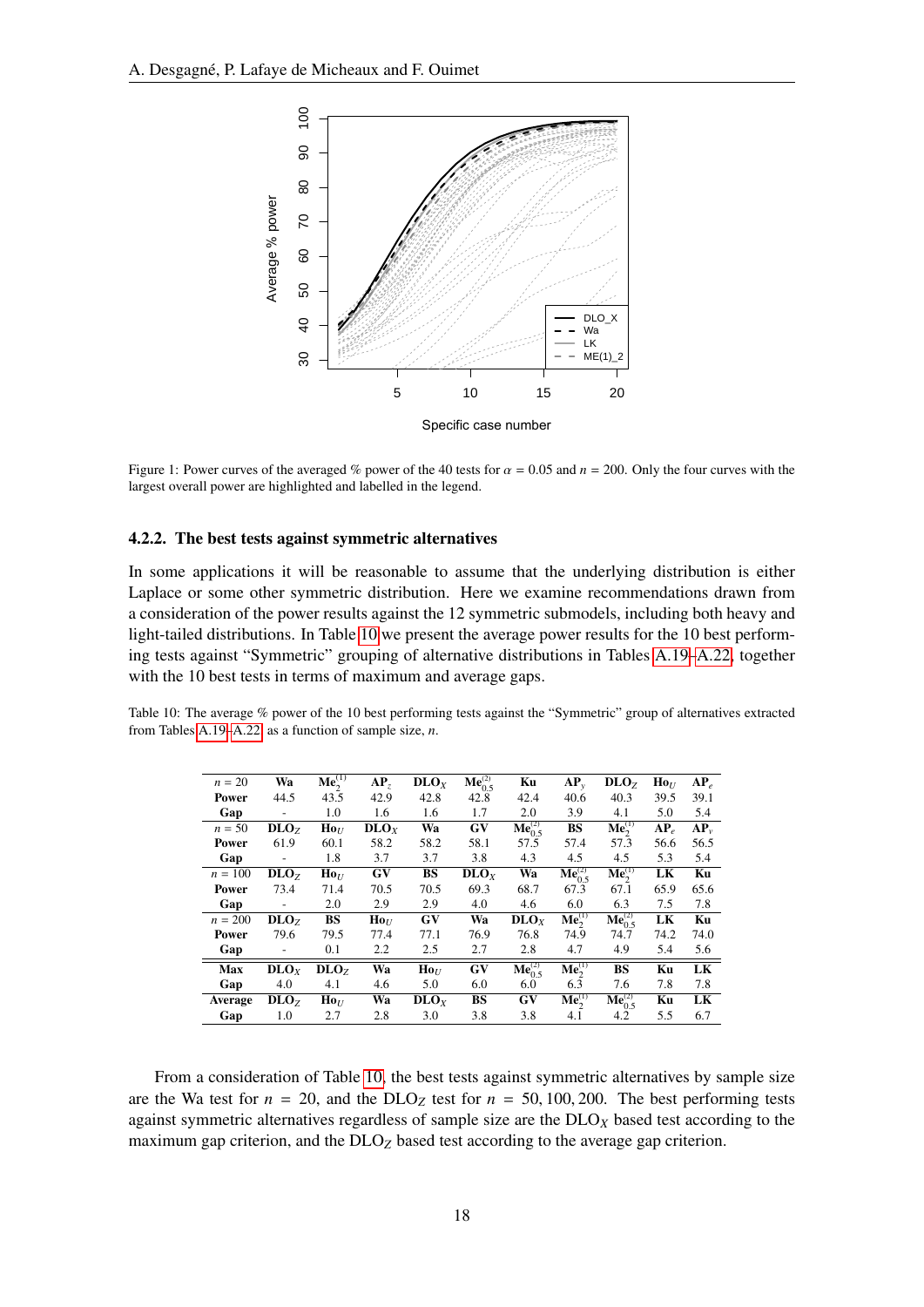Figure 1: Power curves of the averaged % power of the 40 tests for $\alpha = 0.05$ and $n = 200$. Only the four curves with the largest overall power are highlighted and labelled in the legend.

#### 4.2.2. The best tests against symmetric alternatives

In some applications it will be reasonable to assume that the underlying distribution is either Laplace or some other symmetric distribution. Here we examine recommendations drawn from a consideration of the power results against the 12 symmetric submodels, including both heavy and light-tailed distributions. In Table 10 we present the average power results for the 10 best performing tests against "Symmetric" grouping of alternative distributions in Tables A.19–A.22, together with the 10 best tests in terms of maximum and average gaps.

Table 10: The average % power of the 10 best performing tests against the "Symmetric" group of alternatives extracted from Tables A.19–A.22, as a function of sample size, $n$.

| $n = 20$ | Wa | $\text{Me}_2^{(1)}$ | $\text{AP}_z$ | $\text{DLO}_X$ | $\text{Me}_{0.5}^{(2)}$ | Ku | $\text{AP}_y$ | $\text{DLO}_Z$ | $\text{Ho}_U$ | $\text{AP}_e$ |
|---|---|---|---|---|---|---|---|---|---|---|
| **Power** | 44.5 | 43.5 | 42.9 | 42.8 | 42.8 | 42.4 | 40.6 | 40.3 | 39.5 | 39.1 |
| **Gap** | - | 1.0 | 1.6 | 1.6 | 1.7 | 2.0 | 3.9 | 4.1 | 5.0 | 5.4 |
| $n = 50$ | $\text{DLO}_Z$ | $\text{Ho}_U$ | $\text{DLO}_X$ | Wa | GV | $\text{Me}_{0.5}^{(2)}$ | BS | $\text{Me}_2^{(1)}$ | $\text{AP}_e$ | $\text{AP}_y$ |
| **Power** | 61.9 | 60.1 | 58.2 | 58.2 | 58.1 | 57.5 | 57.4 | 57.3 | 56.6 | 56.5 |
| **Gap** | - | 1.8 | 3.7 | 3.7 | 3.8 | 4.3 | 4.5 | 4.5 | 5.3 | 5.4 |
| $n = 100$ | $\text{DLO}_Z$ | $\text{Ho}_U$ | GV | BS | $\text{DLO}_X$ | Wa | $\text{Me}_{0.5}^{(2)}$ | $\text{Me}_2^{(1)}$ | LK | Ku |
| **Power** | 73.4 | 71.4 | 70.5 | 70.5 | 69.3 | 68.7 | 67.3 | 67.1 | 65.9 | 65.6 |
| **Gap** | - | 2.0 | 2.9 | 2.9 | 4.0 | 4.6 | 6.0 | 6.3 | 7.5 | 7.8 |
| $n = 200$ | $\text{DLO}_Z$ | BS | $\text{Ho}_U$ | GV | Wa | $\text{DLO}_X$ | $\text{Me}_2^{(1)}$ | $\text{Me}_{0.5}^{(2)}$ | LK | Ku |
| **Power** | 79.6 | 79.5 | 77.4 | 77.1 | 76.9 | 76.8 | 74.9 | 74.7 | 74.2 | 74.0 |
| **Gap** | - | 0.1 | 2.2 | 2.5 | 2.7 | 2.8 | 4.7 | 4.9 | 5.4 | 5.6 |
| **Max** | $\text{DLO}_X$ | $\text{DLO}_Z$ | Wa | $\text{Ho}_U$ | GV | $\text{Me}_{0.5}^{(2)}$ | $\text{Me}_2^{(1)}$ | BS | Ku | LK |
| **Gap** | 4.0 | 4.1 | 4.6 | 5.0 | 6.0 | 6.0 | 6.3 | 7.6 | 7.8 | 7.8 |
| **Average** | $\text{DLO}_Z$ | $\text{Ho}_U$ | Wa | $\text{DLO}_X$ | BS | GV | $\text{Me}_2^{(1)}$ | $\text{Me}_{0.5}^{(2)}$ | Ku | LK |
| **Gap** | 1.0 | 2.7 | 2.8 | 3.0 | 3.8 | 3.8 | 4.1 | 4.2 | 5.5 | 6.7 |

From a consideration of Table 10, the best tests against symmetric alternatives by sample size are the Wa test for $n = 20$, and the $\text{DLO}_Z$ test for $n = 50, 100, 200$. The best performing tests against symmetric alternatives regardless of sample size are the $\text{DLO}_X$ based test according to the maximum gap criterion, and the $\text{DLO}_Z$ based test according to the average gap criterion.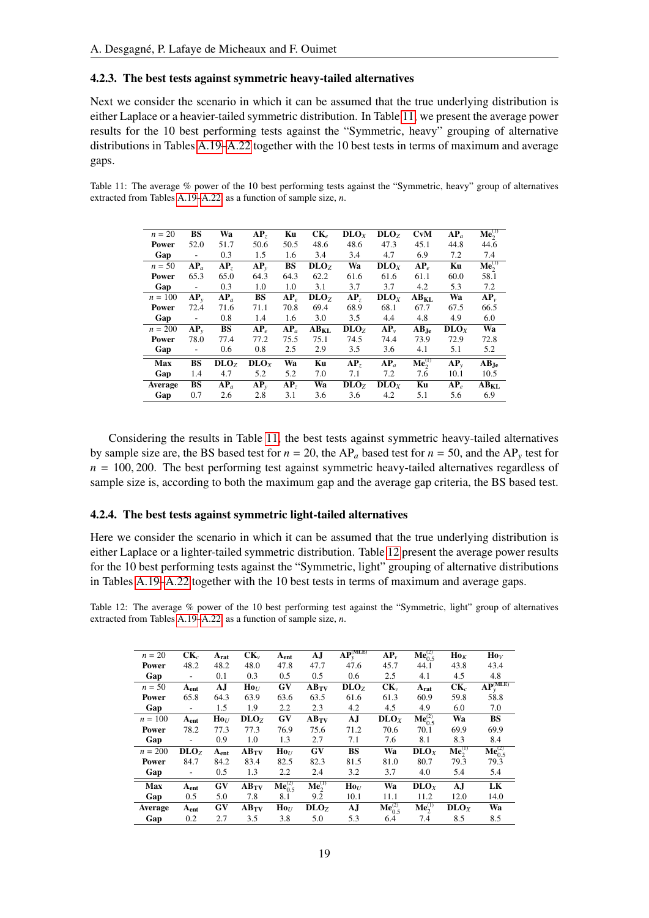### 4.2.3. The best tests against symmetric heavy-tailed alternatives

Next we consider the scenario in which it can be assumed that the true underlying distribution is either Laplace or a heavier-tailed symmetric distribution. In Table 11, we present the average power results for the 10 best performing tests against the "Symmetric, heavy" grouping of alternative distributions in Tables A.19–A.22 together with the 10 best tests in terms of maximum and average gaps.

Table 11: The average % power of the 10 best performing tests against the "Symmetric, heavy" group of alternatives extracted from Tables A.19–A.22 as a function of sample size, $n$.

| $n = 20$ | **BS** | **Wa** | **AP$_z$** | **Ku** | **CK$_e$** | **DLO$_X$** | **DLO$_Z$** | **CvM** | **AP$_a$** | **Me$_2^{(1)}$** |
|---|---|---|---|---|---|---|---|---|---|---|
| **Power** | 52.0 | 51.7 | 50.6 | 50.5 | 48.6 | 48.6 | 47.3 | 45.1 | 44.8 | 44.6 |
| **Gap** | - | 0.3 | 1.5 | 1.6 | 3.4 | 3.4 | 4.7 | 6.9 | 7.2 | 7.4 |
| $n = 50$ | **AP$_a$** | **AP$_z$** | **AP$_y$** | **BS** | **DLO$_Z$** | **Wa** | **DLO$_X$** | **AP$_e$** | **Ku** | **Me$_2^{(1)}$** |
| **Power** | 65.3 | 65.0 | 64.3 | 64.3 | 62.2 | 61.6 | 61.6 | 61.1 | 60.0 | 58.1 |
| **Gap** | - | 0.3 | 1.0 | 1.0 | 3.1 | 3.7 | 3.7 | 4.2 | 5.3 | 7.2 |
| $n = 100$ | **AP$_y$** | **AP$_a$** | **BS** | **AP$_e$** | **DLO$_Z$** | **AP$_z$** | **DLO$_X$** | **AB$_{\text{KL}}$** | **Wa** | **AP$_v$** |
| **Power** | 72.4 | 71.6 | 71.1 | 70.8 | 69.4 | 68.9 | 68.1 | 67.7 | 67.5 | 66.5 |
| **Gap** | - | 0.8 | 1.4 | 1.6 | 3.0 | 3.5 | 4.4 | 4.8 | 4.9 | 6.0 |
| $n = 200$ | **AP$_y$** | **BS** | **AP$_e$** | **AP$_a$** | **DLO$_Z$** | **AP$_z$** | **AP$_v$** | **AB$_{\text{Je}}$** | **DLO$_X$** | **Wa** |
| **Power** | 78.0 | 77.4 | 77.2 | 75.5 | 75.1 | 74.5 | 74.4 | 73.9 | 72.9 | 72.8 |
| **Gap** | - | 0.6 | 0.8 | 2.5 | 2.9 | 3.5 | 3.6 | 4.1 | 5.1 | 5.2 |
| **Max** | **BS** | **DLO$_Z$** | **DLO$_X$** | **Wa** | **Ku** | **AP$_z$** | **AP$_a$** | **Me$_2^{(1)}$** | **AP$_y$** | **AB$_{\text{Je}}$** |
| **Gap** | 1.4 | 4.7 | 5.2 | 5.2 | 7.0 | 7.1 | 7.2 | 7.6 | 10.1 | 10.5 |
| **Average** | **BS** | **AP$_a$** | **AP$_y$** | **AP$_z$** | **Wa** | **DLO$_Z$** | **DLO$_X$** | **Ku** | **AP$_e$** | **AB$_{\text{KL}}$** |
| **Gap** | 0.7 | 2.6 | 2.8 | 3.1 | 3.6 | 3.6 | 4.2 | 5.1 | 5.6 | 6.9 |

Considering the results in Table 11, the best tests against symmetric heavy-tailed alternatives by sample size are, the BS based test for $n = 20$, the AP$_a$ based test for $n = 50$, and the AP$_y$ test for $n = 100, 200$. The best performing test against symmetric heavy-tailed alternatives regardless of sample size is, according to both the maximum gap and the average gap criteria, the BS based test.

### 4.2.4. The best tests against symmetric light-tailed alternatives

Here we consider the scenario in which it can be assumed that the true underlying distribution is either Laplace or a lighter-tailed symmetric distribution. Table 12 present the average power results for the 10 best performing tests against the "Symmetric, light" grouping of alternative distributions in Tables A.19–A.22 together with the 10 best tests in terms of maximum and average gaps.

Table 12: The average % power of the 10 best performing test against the "Symmetric, light" group of alternatives extracted from Tables A.19–A.22 as a function of sample size, $n$.

| $n = 20$ | **CK$_c$** | **A$_{\text{rat}}$** | **CK$_v$** | **A$_{\text{ent}}$** | **AJ** | **AP$_y^{(\text{MLE})}$** | **AP$_v$** | **Me$_{0.5}^{(2)}$** | **Ho$_K$** | **Ho$_V$** |
|---|---|---|---|---|---|---|---|---|---|---|
| **Power** | 48.2 | 48.2 | 48.0 | 47.8 | 47.7 | 47.6 | 45.7 | 44.1 | 43.8 | 43.4 |
| **Gap** | - | 0.1 | 0.3 | 0.5 | 0.5 | 0.6 | 2.5 | 4.1 | 4.5 | 4.8 |
| $n = 50$ | **A$_{\text{ent}}$** | **AJ** | **Ho$_U$** | **GV** | **AB$_{\text{TV}}$** | **DLO$_Z$** | **CK$_v$** | **A$_{\text{rat}}$** | **CK$_c$** | **AP$_y^{(\text{MLE})}$** |
| **Power** | 65.8 | 64.3 | 63.9 | 63.6 | 63.5 | 61.6 | 61.3 | 60.9 | 59.8 | 58.8 |
| **Gap** | - | 1.5 | 1.9 | 2.2 | 2.3 | 4.2 | 4.5 | 4.9 | 6.0 | 7.0 |
| $n = 100$ | **A$_{\text{ent}}$** | **Ho$_U$** | **DLO$_Z$** | **GV** | **AB$_{\text{TV}}$** | **AJ** | **DLO$_X$** | **Me$_{0.5}^{(2)}$** | **Wa** | **BS** |
| **Power** | 78.2 | 77.3 | 77.3 | 76.9 | 75.6 | 71.2 | 70.6 | 70.1 | 69.9 | 69.9 |
| **Gap** | - | 0.9 | 1.0 | 1.3 | 2.7 | 7.1 | 7.6 | 8.1 | 8.3 | 8.4 |
| $n = 200$ | **DLO$_Z$** | **A$_{\text{ent}}$** | **AB$_{\text{TV}}$** | **Ho$_U$** | **GV** | **BS** | **Wa** | **DLO$_X$** | **Me$_2^{(1)}$** | **Me$_{0.5}^{(2)}$** |
| **Power** | 84.7 | 84.2 | 83.4 | 82.5 | 82.3 | 81.5 | 81.0 | 80.7 | 79.3 | 79.3 |
| **Gap** | - | 0.5 | 1.3 | 2.2 | 2.4 | 3.2 | 3.7 | 4.0 | 5.4 | 5.4 |
| **Max** | **A$_{\text{ent}}$** | **GV** | **AB$_{\text{TV}}$** | **Me$_{0.5}^{(2)}$** | **Me$_2^{(1)}$** | **Ho$_U$** | **Wa** | **DLO$_X$** | **AJ** | **LK** |
| **Gap** | 0.5 | 5.0 | 7.8 | 8.1 | 9.2 | 10.1 | 11.1 | 11.2 | 12.0 | 14.0 |
| **Average** | **A$_{\text{ent}}$** | **GV** | **AB$_{\text{TV}}$** | **Ho$_U$** | **DLO$_Z$** | **AJ** | **Me$_{0.5}^{(2)}$** | **Me$_2^{(1)}$** | **DLO$_X$** | **Wa** |
| **Gap** | 0.2 | 2.7 | 3.5 | 3.8 | 5.0 | 5.3 | 6.4 | 7.4 | 8.5 | 8.5 |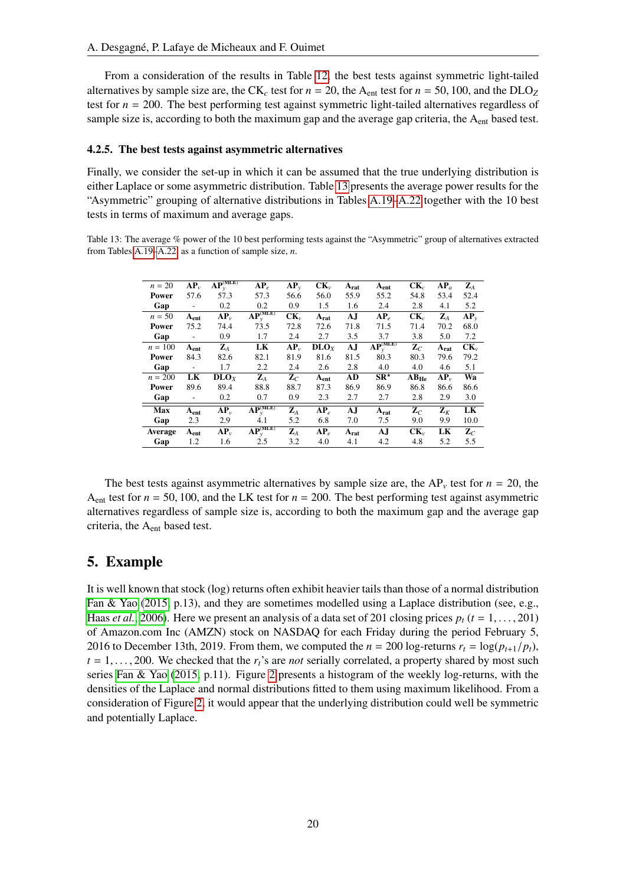From a consideration of the results in Table 12, the best tests against symmetric light-tailed alternatives by sample size are, the $\text{CK}_c$ test for $n = 20$, the $\text{A}_{\text{ent}}$ test for $n = 50, 100$, and the $\text{DLO}_Z$ test for $n = 200$. The best performing test against symmetric light-tailed alternatives regardless of sample size is, according to both the maximum gap and the average gap criteria, the $\text{A}_{\text{ent}}$ based test.

#### 4.2.5. The best tests against asymmetric alternatives

Finally, we consider the set-up in which it can be assumed that the true underlying distribution is either Laplace or some asymmetric distribution. Table 13 presents the average power results for the "Asymmetric" grouping of alternative distributions in Tables A.19–A.22 together with the 10 best tests in terms of maximum and average gaps.

Table 13: The average % power of the 10 best performing tests against the "Asymmetric" group of alternatives extracted from Tables A.19–A.22 as a function of sample size, $n$.

| $n = 20$ | $\text{AP}_v$ | $\text{AP}_y^{(\text{MLE})}$ | $\text{AP}_e$ | $\text{AP}_y$ | $\text{CK}_v$ | $\text{A}_{\text{rat}}$ | $\text{A}_{\text{ent}}$ | $\text{CK}_c$ | $\text{AP}_a$ | $\text{Z}_A$ |
|---|---|---|---|---|---|---|---|---|---|---|
| **Power** | 57.6 | 57.3 | 57.3 | 56.6 | 56.0 | 55.9 | 55.2 | 54.8 | 53.4 | 52.4 |
| **Gap** | - | 0.2 | 0.2 | 0.9 | 1.5 | 1.6 | 2.4 | 2.8 | 4.1 | 5.2 |
| $n = 50$ | $\text{A}_{\text{ent}}$ | $\text{AP}_v$ | $\text{AP}_y^{(\text{MLE})}$ | $\text{CK}_v$ | $\text{A}_{\text{rat}}$ | **AJ** | $\text{AP}_e$ | $\text{CK}_c$ | $\text{Z}_A$ | $\text{AP}_y$ |
| **Power** | 75.2 | 74.4 | 73.5 | 72.8 | 72.6 | 71.8 | 71.5 | 71.4 | 70.2 | 68.0 |
| **Gap** | - | 0.9 | 1.7 | 2.4 | 2.7 | 3.5 | 3.7 | 3.8 | 5.0 | 7.2 |
| $n = 100$ | $\text{A}_{\text{ent}}$ | $\text{Z}_A$ | **LK** | $\text{AP}_v$ | $\text{DLO}_X$ | **AJ** | $\text{AP}_y^{(\text{MLE})}$ | $\text{Z}_C$ | $\text{A}_{\text{rat}}$ | $\text{CK}_v$ |
| **Power** | 84.3 | 82.6 | 82.1 | 81.9 | 81.6 | 81.5 | 80.3 | 80.3 | 79.6 | 79.2 |
| **Gap** | - | 1.7 | 2.2 | 2.4 | 2.6 | 2.8 | 4.0 | 4.0 | 4.6 | 5.1 |
| $n = 200$ | **LK** | $\text{DLO}_X$ | $\text{Z}_A$ | $\text{Z}_C$ | $\text{A}_{\text{ent}}$ | **AD** | $\text{SR}^{\star}$ | $\text{AB}_{\text{He}}$ | $\text{AP}_v$ | **Wa** |
| **Power** | 89.6 | 89.4 | 88.8 | 88.7 | 87.3 | 86.9 | 86.9 | 86.8 | 86.6 | 86.6 |
| **Gap** | - | 0.2 | 0.7 | 0.9 | 2.3 | 2.7 | 2.7 | 2.8 | 2.9 | 3.0 |
| **Max** | $\text{A}_{\text{ent}}$ | $\text{AP}_v$ | $\text{AP}_y^{(\text{MLE})}$ | $\text{Z}_A$ | $\text{AP}_e$ | **AJ** | $\text{A}_{\text{rat}}$ | $\text{Z}_C$ | $\text{Z}_K$ | **LK** |
| **Gap** | 2.3 | 2.9 | 4.1 | 5.2 | 6.8 | 7.0 | 7.5 | 9.0 | 9.9 | 10.0 |
| **Average** | $\text{A}_{\text{ent}}$ | $\text{AP}_v$ | $\text{AP}_y^{(\text{MLE})}$ | $\text{Z}_A$ | $\text{AP}_e$ | $\text{A}_{\text{rat}}$ | **AJ** | $\text{CK}_v$ | **LK** | $\text{Z}_C$ |
| **Gap** | 1.2 | 1.6 | 2.5 | 3.2 | 4.0 | 4.1 | 4.2 | 4.8 | 5.2 | 5.5 |

The best tests against asymmetric alternatives by sample size are, the $\text{AP}_v$ test for $n = 20$, the $\text{A}_{\text{ent}}$ test for $n = 50, 100$, and the LK test for $n = 200$. The best performing test against asymmetric alternatives regardless of sample size is, according to both the maximum gap and the average gap criteria, the $\text{A}_{\text{ent}}$ based test.

## 5. Example

It is well known that stock (log) returns often exhibit heavier tails than those of a normal distribution Fan & Yao (2015, p.13), and they are sometimes modelled using a Laplace distribution (see, e.g., Haas *et al.*, 2006). Here we present an analysis of a data set of 201 closing prices $p_t$ ($t = 1, \ldots, 201$) of Amazon.com Inc (AMZN) stock on NASDAQ for each Friday during the period February 5, 2016 to December 13th, 2019. From them, we computed the $n = 200$ log-returns $r_t = \log(p_{t+1}/p_t)$, $t = 1, \ldots, 200$. We checked that the $r_t$'s are *not* serially correlated, a property shared by most such series Fan & Yao (2015, p.11). Figure 2 presents a histogram of the weekly log-returns, with the densities of the Laplace and normal distributions fitted to them using maximum likelihood. From a consideration of Figure 2, it would appear that the underlying distribution could well be symmetric and potentially Laplace.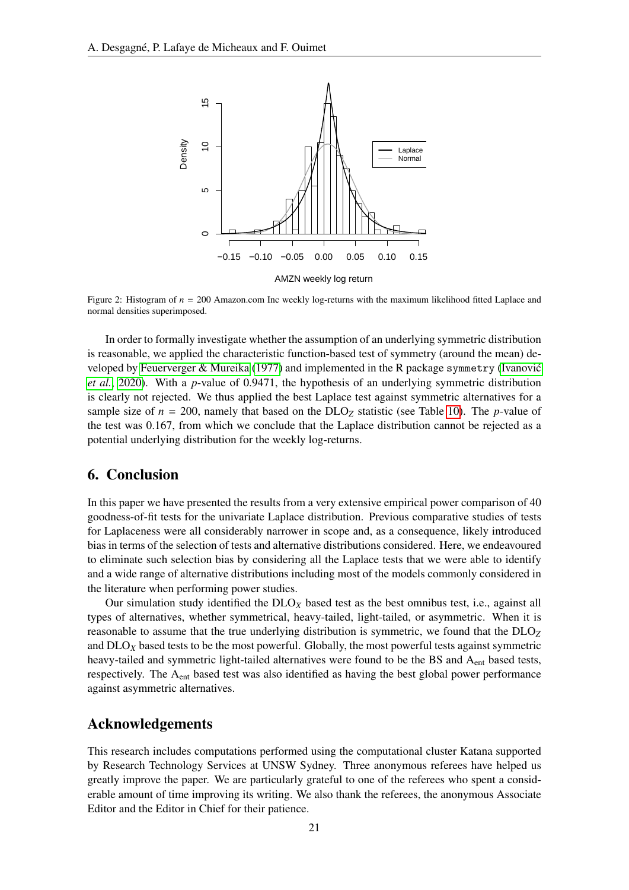Figure 2: Histogram of $n = 200$ Amazon.com Inc weekly log-returns with the maximum likelihood fitted Laplace and normal densities superimposed.

In order to formally investigate whether the assumption of an underlying symmetric distribution is reasonable, we applied the characteristic function-based test of symmetry (around the mean) developed by Feuerverger & Mureika (1977) and implemented in the R package `symmetry` (Ivanović *et al.*, 2020). With a $p$-value of 0.9471, the hypothesis of an underlying symmetric distribution is clearly not rejected. We thus applied the best Laplace test against symmetric alternatives for a sample size of $n = 200$, namely that based on the $\mathrm{DLO}_Z$ statistic (see Table 10). The $p$-value of the test was 0.167, from which we conclude that the Laplace distribution cannot be rejected as a potential underlying distribution for the weekly log-returns.

## 6. Conclusion

In this paper we have presented the results from a very extensive empirical power comparison of 40 goodness-of-fit tests for the univariate Laplace distribution. Previous comparative studies of tests for Laplaceness were all considerably narrower in scope and, as a consequence, likely introduced bias in terms of the selection of tests and alternative distributions considered. Here, we endeavoured to eliminate such selection bias by considering all the Laplace tests that we were able to identify and a wide range of alternative distributions including most of the models commonly considered in the literature when performing power studies.

Our simulation study identified the $\mathrm{DLO}_X$ based test as the best omnibus test, i.e., against all types of alternatives, whether symmetrical, heavy-tailed, light-tailed, or asymmetric. When it is reasonable to assume that the true underlying distribution is symmetric, we found that the $\mathrm{DLO}_Z$ and $\mathrm{DLO}_X$ based tests to be the most powerful. Globally, the most powerful tests against symmetric heavy-tailed and symmetric light-tailed alternatives were found to be the BS and $\mathrm{A}_{\mathrm{ent}}$ based tests, respectively. The $\mathrm{A}_{\mathrm{ent}}$ based test was also identified as having the best global power performance against asymmetric alternatives.

## Acknowledgements

This research includes computations performed using the computational cluster Katana supported by Research Technology Services at UNSW Sydney. Three anonymous referees have helped us greatly improve the paper. We are particularly grateful to one of the referees who spent a considerable amount of time improving its writing. We also thank the referees, the anonymous Associate Editor and the Editor in Chief for their patience.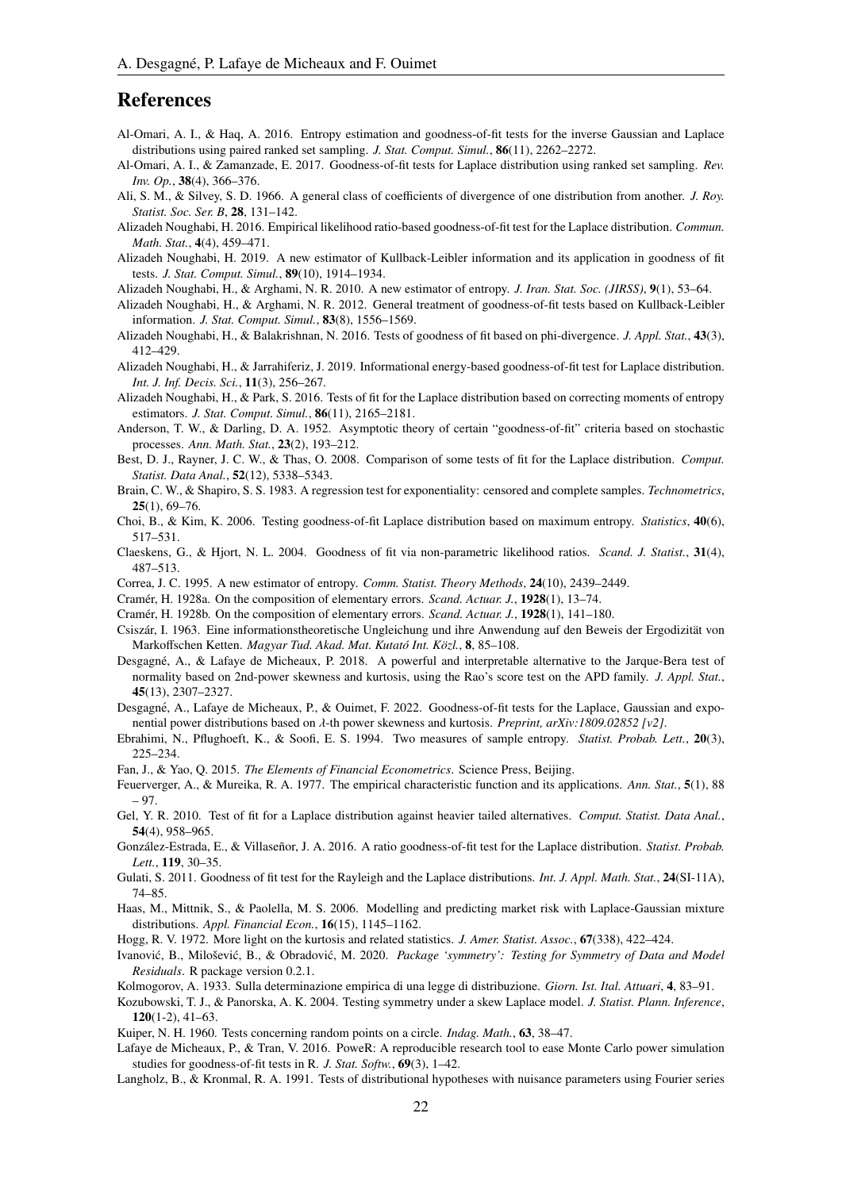# References

Al-Omari, A. I., & Haq, A. 2016. Entropy estimation and goodness-of-fit tests for the inverse Gaussian and Laplace distributions using paired ranked set sampling. *J. Stat. Comput. Simul.*, **86**(11), 2262–2272.

Al-Omari, A. I., & Zamanzade, E. 2017. Goodness-of-fit tests for Laplace distribution using ranked set sampling. *Rev. Inv. Op.*, **38**(4), 366–376.

Ali, S. M., & Silvey, S. D. 1966. A general class of coefficients of divergence of one distribution from another. *J. Roy. Statist. Soc. Ser. B*, **28**, 131–142.

Alizadeh Noughabi, H. 2016. Empirical likelihood ratio-based goodness-of-fit test for the Laplace distribution. *Commun. Math. Stat.*, **4**(4), 459–471.

Alizadeh Noughabi, H. 2019. A new estimator of Kullback-Leibler information and its application in goodness of fit tests. *J. Stat. Comput. Simul.*, **89**(10), 1914–1934.

Alizadeh Noughabi, H., & Arghami, N. R. 2010. A new estimator of entropy. *J. Iran. Stat. Soc. (JIRSS)*, **9**(1), 53–64.

Alizadeh Noughabi, H., & Arghami, N. R. 2012. General treatment of goodness-of-fit tests based on Kullback-Leibler information. *J. Stat. Comput. Simul.*, **83**(8), 1556–1569.

Alizadeh Noughabi, H., & Balakrishnan, N. 2016. Tests of goodness of fit based on phi-divergence. *J. Appl. Stat.*, **43**(3), 412–429.

Alizadeh Noughabi, H., & Jarrahiferiz, J. 2019. Informational energy-based goodness-of-fit test for Laplace distribution. *Int. J. Inf. Decis. Sci.*, **11**(3), 256–267.

Alizadeh Noughabi, H., & Park, S. 2016. Tests of fit for the Laplace distribution based on correcting moments of entropy estimators. *J. Stat. Comput. Simul.*, **86**(11), 2165–2181.

Anderson, T. W., & Darling, D. A. 1952. Asymptotic theory of certain "goodness-of-fit" criteria based on stochastic processes. *Ann. Math. Stat.*, **23**(2), 193–212.

Best, D. J., Rayner, J. C. W., & Thas, O. 2008. Comparison of some tests of fit for the Laplace distribution. *Comput. Statist. Data Anal.*, **52**(12), 5338–5343.

Brain, C. W., & Shapiro, S. S. 1983. A regression test for exponentiality: censored and complete samples. *Technometrics*, **25**(1), 69–76.

Choi, B., & Kim, K. 2006. Testing goodness-of-fit Laplace distribution based on maximum entropy. *Statistics*, **40**(6), 517–531.

Claeskens, G., & Hjort, N. L. 2004. Goodness of fit via non-parametric likelihood ratios. *Scand. J. Statist.*, **31**(4), 487–513.

Correa, J. C. 1995. A new estimator of entropy. *Comm. Statist. Theory Methods*, **24**(10), 2439–2449.

Cramér, H. 1928a. On the composition of elementary errors. *Scand. Actuar. J.*, **1928**(1), 13–74.

Cramér, H. 1928b. On the composition of elementary errors. *Scand. Actuar. J.*, **1928**(1), 141–180.

Csiszár, I. 1963. Eine informationstheoretische Ungleichung und ihre Anwendung auf den Beweis der Ergodizität von Markoffschen Ketten. *Magyar Tud. Akad. Mat. Kutató Int. Közl.*, **8**, 85–108.

Desgagné, A., & Lafaye de Micheaux, P. 2018. A powerful and interpretable alternative to the Jarque-Bera test of normality based on 2nd-power skewness and kurtosis, using the Rao's score test on the APD family. *J. Appl. Stat.*, **45**(13), 2307–2327.

Desgagné, A., Lafaye de Micheaux, P., & Ouimet, F. 2022. Goodness-of-fit tests for the Laplace, Gaussian and exponential power distributions based on $\lambda$-th power skewness and kurtosis. *Preprint, arXiv:1809.02852 [v2]*.

Ebrahimi, N., Pflughoeft, K., & Soofi, E. S. 1994. Two measures of sample entropy. *Statist. Probab. Lett.*, **20**(3), 225–234.

Fan, J., & Yao, Q. 2015. *The Elements of Financial Econometrics*. Science Press, Beijing.

Feuerverger, A., & Mureika, R. A. 1977. The empirical characteristic function and its applications. *Ann. Stat.*, **5**(1), 88 – 97.

Gel, Y. R. 2010. Test of fit for a Laplace distribution against heavier tailed alternatives. *Comput. Statist. Data Anal.*, **54**(4), 958–965.

González-Estrada, E., & Villaseñor, J. A. 2016. A ratio goodness-of-fit test for the Laplace distribution. *Statist. Probab. Lett.*, **119**, 30–35.

Gulati, S. 2011. Goodness of fit test for the Rayleigh and the Laplace distributions. *Int. J. Appl. Math. Stat.*, **24**(SI-11A), 74–85.

Haas, M., Mittnik, S., & Paolella, M. S. 2006. Modelling and predicting market risk with Laplace-Gaussian mixture distributions. *Appl. Financial Econ.*, **16**(15), 1145–1162.

Hogg, R. V. 1972. More light on the kurtosis and related statistics. *J. Amer. Statist. Assoc.*, **67**(338), 422–424.

Ivanović, B., Milošević, B., & Obradović, M. 2020. *Package 'symmetry': Testing for Symmetry of Data and Model Residuals*. R package version 0.2.1.

Kolmogorov, A. 1933. Sulla determinazione empirica di una legge di distribuzione. *Giorn. Ist. Ital. Attuari*, **4**, 83–91.

Kozubowski, T. J., & Panorska, A. K. 2004. Testing symmetry under a skew Laplace model. *J. Statist. Plann. Inference*, **120**(1-2), 41–63.

Kuiper, N. H. 1960. Tests concerning random points on a circle. *Indag. Math.*, **63**, 38–47.

Lafaye de Micheaux, P., & Tran, V. 2016. PoweR: A reproducible research tool to ease Monte Carlo power simulation studies for goodness-of-fit tests in R. *J. Stat. Softw.*, **69**(3), 1–42.

Langholz, B., & Kronmal, R. A. 1991. Tests of distributional hypotheses with nuisance parameters using Fourier series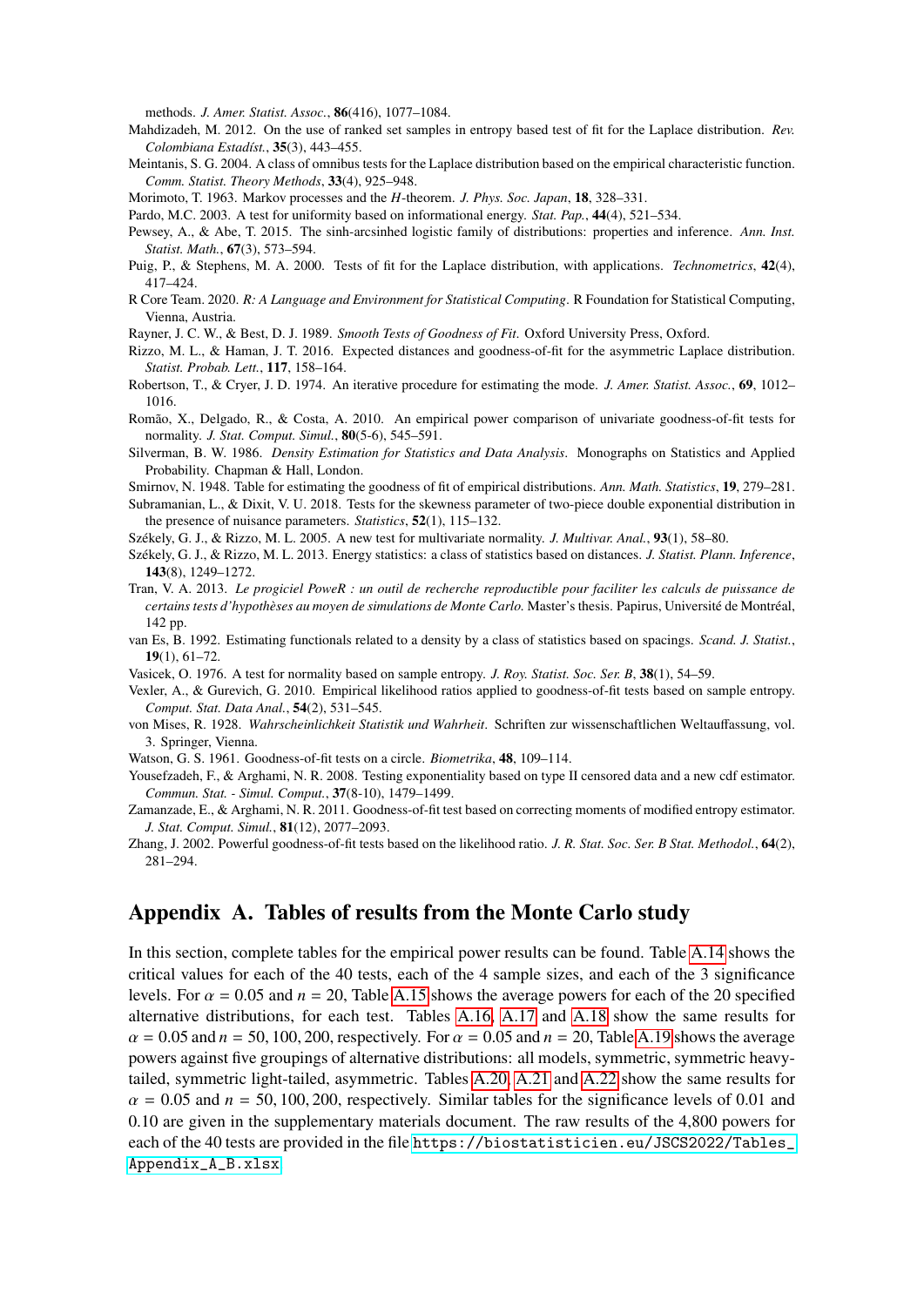methods. *J. Amer. Statist. Assoc.*, **86**(416), 1077–1084.

Mahdizadeh, M. 2012. On the use of ranked set samples in entropy based test of fit for the Laplace distribution. *Rev. Colombiana Estadíst.*, **35**(3), 443–455.

Meintanis, S. G. 2004. A class of omnibus tests for the Laplace distribution based on the empirical characteristic function. *Comm. Statist. Theory Methods*, **33**(4), 925–948.

Morimoto, T. 1963. Markov processes and the $H$-theorem. *J. Phys. Soc. Japan*, **18**, 328–331.

Pardo, M.C. 2003. A test for uniformity based on informational energy. *Stat. Pap.*, **44**(4), 521–534.

Pewsey, A., & Abe, T. 2015. The sinh-arcsinhed logistic family of distributions: properties and inference. *Ann. Inst. Statist. Math.*, **67**(3), 573–594.

Puig, P., & Stephens, M. A. 2000. Tests of fit for the Laplace distribution, with applications. *Technometrics*, **42**(4), 417–424.

R Core Team. 2020. *R: A Language and Environment for Statistical Computing*. R Foundation for Statistical Computing, Vienna, Austria.

Rayner, J. C. W., & Best, D. J. 1989. *Smooth Tests of Goodness of Fit*. Oxford University Press, Oxford.

Rizzo, M. L., & Haman, J. T. 2016. Expected distances and goodness-of-fit for the asymmetric Laplace distribution. *Statist. Probab. Lett.*, **117**, 158–164.

Robertson, T., & Cryer, J. D. 1974. An iterative procedure for estimating the mode. *J. Amer. Statist. Assoc.*, **69**, 1012–1016.

Romão, X., Delgado, R., & Costa, A. 2010. An empirical power comparison of univariate goodness-of-fit tests for normality. *J. Stat. Comput. Simul.*, **80**(5-6), 545–591.

Silverman, B. W. 1986. *Density Estimation for Statistics and Data Analysis*. Monographs on Statistics and Applied Probability. Chapman & Hall, London.

Smirnov, N. 1948. Table for estimating the goodness of fit of empirical distributions. *Ann. Math. Statistics*, **19**, 279–281.

Subramanian, L., & Dixit, V. U. 2018. Tests for the skewness parameter of two-piece double exponential distribution in the presence of nuisance parameters. *Statistics*, **52**(1), 115–132.

Székely, G. J., & Rizzo, M. L. 2005. A new test for multivariate normality. *J. Multivar. Anal.*, **93**(1), 58–80.

Székely, G. J., & Rizzo, M. L. 2013. Energy statistics: a class of statistics based on distances. *J. Statist. Plann. Inference*, **143**(8), 1249–1272.

Tran, V. A. 2013. *Le progiciel PoweR : un outil de recherche reproductible pour faciliter les calculs de puissance de certains tests d'hypothèses au moyen de simulations de Monte Carlo*. Master's thesis. Papirus, Université de Montréal, 142 pp.

van Es, B. 1992. Estimating functionals related to a density by a class of statistics based on spacings. *Scand. J. Statist.*, **19**(1), 61–72.

Vasicek, O. 1976. A test for normality based on sample entropy. *J. Roy. Statist. Soc. Ser. B*, **38**(1), 54–59.

Vexler, A., & Gurevich, G. 2010. Empirical likelihood ratios applied to goodness-of-fit tests based on sample entropy. *Comput. Stat. Data Anal.*, **54**(2), 531–545.

von Mises, R. 1928. *Wahrscheinlichkeit Statistik und Wahrheit*. Schriften zur wissenschaftlichen Weltauffassung, vol. 3. Springer, Vienna.

Watson, G. S. 1961. Goodness-of-fit tests on a circle. *Biometrika*, **48**, 109–114.

Yousefzadeh, F., & Arghami, N. R. 2008. Testing exponentiality based on type II censored data and a new cdf estimator. *Commun. Stat. - Simul. Comput.*, **37**(8-10), 1479–1499.

Zamanzade, E., & Arghami, N. R. 2011. Goodness-of-fit test based on correcting moments of modified entropy estimator. *J. Stat. Comput. Simul.*, **81**(12), 2077–2093.

Zhang, J. 2002. Powerful goodness-of-fit tests based on the likelihood ratio. *J. R. Stat. Soc. Ser. B Stat. Methodol.*, **64**(2), 281–294.

# Appendix A. Tables of results from the Monte Carlo study

In this section, complete tables for the empirical power results can be found. Table A.14 shows the critical values for each of the 40 tests, each of the 4 sample sizes, and each of the 3 significance levels. For $\alpha = 0.05$ and $n = 20$, Table A.15 shows the average powers for each of the 20 specified alternative distributions, for each test. Tables A.16, A.17 and A.18 show the same results for $\alpha = 0.05$ and $n = 50, 100, 200$, respectively. For $\alpha = 0.05$ and $n = 20$, Table A.19 shows the average powers against five groupings of alternative distributions: all models, symmetric, symmetric heavy-tailed, symmetric light-tailed, asymmetric. Tables A.20, A.21 and A.22 show the same results for $\alpha = 0.05$ and $n = 50, 100, 200$, respectively. Similar tables for the significance levels of 0.01 and 0.10 are given in the supplementary materials document. The raw results of the 4,800 powers for each of the 40 tests are provided in the file `https://biostatisticien.eu/JSCS2022/Tables_Appendix_A_B.xlsx`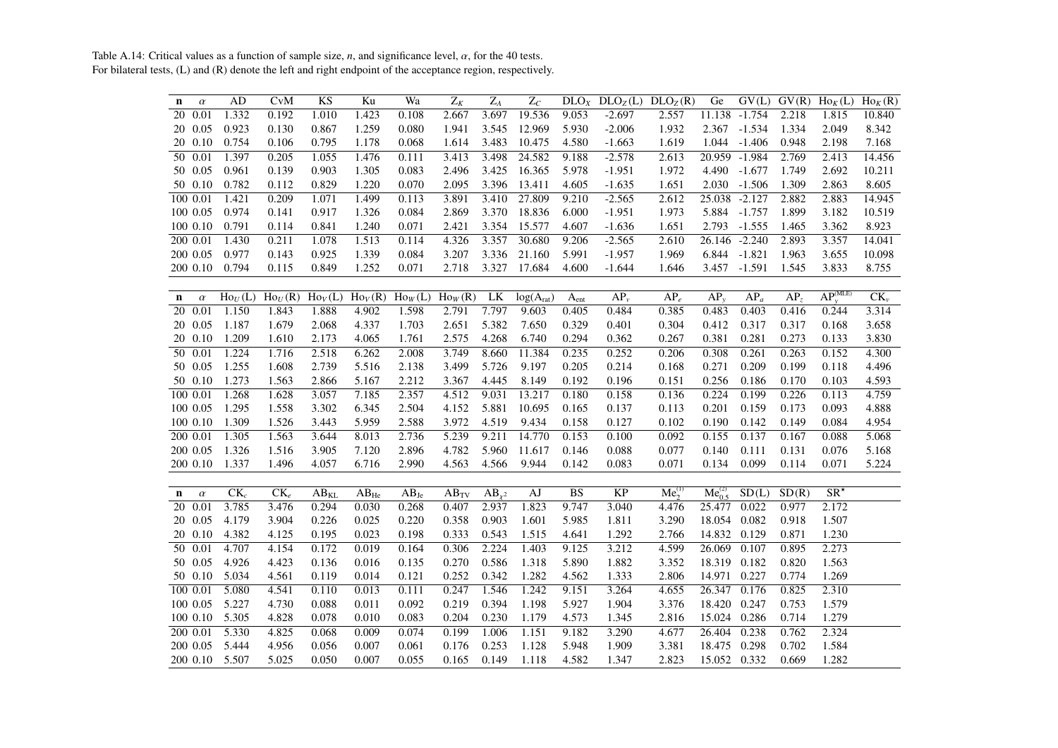Table A.14: Critical values as a function of sample size, $n$, and significance level, $\alpha$, for the 40 tests.
For bilateral tests, (L) and (R) denote the left and right endpoint of the acceptance region, respectively.

| **n** | $\alpha$ | AD | CvM | KS | Ku | Wa | $Z_K$ | $Z_A$ | $Z_C$ | $DLO_X$ | $DLO_Z$(L) | $DLO_Z$(R) | Ge | GV(L) | GV(R) | $Ho_K$(L) | $Ho_K$(R) |
|---|---|---|---|---|---|---|---|---|---|---|---|---|---|---|---|---|---|
| 20 | 0.01 | 1.332 | 0.192 | 1.010 | 1.423 | 0.108 | 2.667 | 3.697 | 19.536 | 9.053 | -2.697 | 2.557 | 11.138 | -1.754 | 2.218 | 1.815 | 10.840 |
| 20 | 0.05 | 0.923 | 0.130 | 0.867 | 1.259 | 0.080 | 1.941 | 3.545 | 12.969 | 5.930 | -2.006 | 1.932 | 2.367 | -1.534 | 1.334 | 2.049 | 8.342 |
| 20 | 0.10 | 0.754 | 0.106 | 0.795 | 1.178 | 0.068 | 1.614 | 3.483 | 10.475 | 4.580 | -1.663 | 1.619 | 1.044 | -1.406 | 0.948 | 2.198 | 7.168 |
| 50 | 0.01 | 1.397 | 0.205 | 1.055 | 1.476 | 0.111 | 3.413 | 3.498 | 24.582 | 9.188 | -2.578 | 2.613 | 20.959 | -1.984 | 2.769 | 2.413 | 14.456 |
| 50 | 0.05 | 0.961 | 0.139 | 0.903 | 1.305 | 0.083 | 2.496 | 3.425 | 16.365 | 5.978 | -1.951 | 1.972 | 4.490 | -1.677 | 1.749 | 2.692 | 10.211 |
| 50 | 0.10 | 0.782 | 0.112 | 0.829 | 1.220 | 0.070 | 2.095 | 3.396 | 13.411 | 4.605 | -1.635 | 1.651 | 2.030 | -1.506 | 1.309 | 2.863 | 8.605 |
| 100 | 0.01 | 1.421 | 0.209 | 1.071 | 1.499 | 0.113 | 3.891 | 3.410 | 27.809 | 9.210 | -2.565 | 2.612 | 25.038 | -2.127 | 2.882 | 2.883 | 14.945 |
| 100 | 0.05 | 0.974 | 0.141 | 0.917 | 1.326 | 0.084 | 2.869 | 3.370 | 18.836 | 6.000 | -1.951 | 1.973 | 5.884 | -1.757 | 1.899 | 3.182 | 10.519 |
| 100 | 0.10 | 0.791 | 0.114 | 0.841 | 1.240 | 0.071 | 2.421 | 3.354 | 15.577 | 4.607 | -1.636 | 1.651 | 2.793 | -1.555 | 1.465 | 3.362 | 8.923 |
| 200 | 0.01 | 1.430 | 0.211 | 1.078 | 1.513 | 0.114 | 4.326 | 3.357 | 30.680 | 9.206 | -2.565 | 2.610 | 26.146 | -2.240 | 2.893 | 3.357 | 14.041 |
| 200 | 0.05 | 0.977 | 0.143 | 0.925 | 1.339 | 0.084 | 3.207 | 3.336 | 21.160 | 5.991 | -1.957 | 1.969 | 6.844 | -1.821 | 1.963 | 3.655 | 10.098 |
| 200 | 0.10 | 0.794 | 0.115 | 0.849 | 1.252 | 0.071 | 2.718 | 3.327 | 17.684 | 4.600 | -1.644 | 1.646 | 3.457 | -1.591 | 1.545 | 3.833 | 8.755 |

| **n** | $\alpha$ | $Ho_U$(L) | $Ho_U$(R) | $Ho_V$(L) | $Ho_V$(R) | $Ho_W$(L) | $Ho_W$(R) | LK | $\log(A_{rat})$ | $A_{ent}$ | $AP_\nu$ | $AP_e$ | $AP_y$ | $AP_a$ | $AP_z$ | $AP_y^{(MLE)}$ | $CK_\nu$ |
|---|---|---|---|---|---|---|---|---|---|---|---|---|---|---|---|---|---|
| 20 | 0.01 | 1.150 | 1.843 | 1.888 | 4.902 | 1.598 | 2.791 | 7.797 | 9.603 | 0.405 | 0.484 | 0.385 | 0.483 | 0.403 | 0.416 | 0.244 | 3.314 |
| 20 | 0.05 | 1.187 | 1.679 | 2.068 | 4.337 | 1.703 | 2.651 | 5.382 | 7.650 | 0.329 | 0.401 | 0.304 | 0.412 | 0.317 | 0.317 | 0.168 | 3.658 |
| 20 | 0.10 | 1.209 | 1.610 | 2.173 | 4.065 | 1.761 | 2.575 | 4.268 | 6.740 | 0.294 | 0.362 | 0.267 | 0.381 | 0.281 | 0.273 | 0.133 | 3.830 |
| 50 | 0.01 | 1.224 | 1.716 | 2.518 | 6.262 | 2.008 | 3.749 | 8.660 | 11.384 | 0.235 | 0.252 | 0.206 | 0.308 | 0.261 | 0.263 | 0.152 | 4.300 |
| 50 | 0.05 | 1.255 | 1.608 | 2.739 | 5.516 | 2.138 | 3.499 | 5.726 | 9.197 | 0.205 | 0.214 | 0.168 | 0.271 | 0.209 | 0.199 | 0.118 | 4.496 |
| 50 | 0.10 | 1.273 | 1.563 | 2.866 | 5.167 | 2.212 | 3.367 | 4.445 | 8.149 | 0.192 | 0.196 | 0.151 | 0.256 | 0.186 | 0.170 | 0.103 | 4.593 |
| 100 | 0.01 | 1.268 | 1.628 | 3.057 | 7.185 | 2.357 | 4.512 | 9.031 | 13.217 | 0.180 | 0.158 | 0.136 | 0.224 | 0.199 | 0.226 | 0.113 | 4.759 |
| 100 | 0.05 | 1.295 | 1.558 | 3.302 | 6.345 | 2.504 | 4.152 | 5.881 | 10.695 | 0.165 | 0.137 | 0.113 | 0.201 | 0.159 | 0.173 | 0.093 | 4.888 |
| 100 | 0.10 | 1.309 | 1.526 | 3.443 | 5.959 | 2.588 | 3.972 | 4.519 | 9.434 | 0.158 | 0.127 | 0.102 | 0.190 | 0.142 | 0.149 | 0.084 | 4.954 |
| 200 | 0.01 | 1.305 | 1.563 | 3.644 | 8.013 | 2.736 | 5.239 | 9.211 | 14.770 | 0.153 | 0.100 | 0.092 | 0.155 | 0.137 | 0.167 | 0.088 | 5.068 |
| 200 | 0.05 | 1.326 | 1.516 | 3.905 | 7.120 | 2.896 | 4.782 | 5.960 | 11.617 | 0.146 | 0.088 | 0.077 | 0.140 | 0.111 | 0.131 | 0.076 | 5.168 |
| 200 | 0.10 | 1.337 | 1.496 | 4.057 | 6.716 | 2.990 | 4.563 | 4.566 | 9.944 | 0.142 | 0.083 | 0.071 | 0.134 | 0.099 | 0.114 | 0.071 | 5.224 |

| **n** | $\alpha$ | $CK_c$ | $CK_e$ | $AB_{KL}$ | $AB_{He}$ | $AB_{Je}$ | $AB_{TV}$ | $AB_{\chi^2}$ | AJ | BS | KP | $Me_2^{(1)}$ | $Me_{0.5}^{(2)}$ | SD(L) | SD(R) | $SR^\star$ |
|---|---|---|---|---|---|---|---|---|---|---|---|---|---|---|---|---|
| 20 | 0.01 | 3.785 | 3.476 | 0.294 | 0.030 | 0.268 | 0.407 | 2.937 | 1.823 | 9.747 | 3.040 | 4.476 | 25.477 | 0.022 | 0.977 | 2.172 |
| 20 | 0.05 | 4.179 | 3.904 | 0.226 | 0.025 | 0.220 | 0.358 | 0.903 | 1.601 | 5.985 | 1.811 | 3.290 | 18.054 | 0.082 | 0.918 | 1.507 |
| 20 | 0.10 | 4.382 | 4.125 | 0.195 | 0.023 | 0.198 | 0.333 | 0.543 | 1.515 | 4.641 | 1.292 | 2.766 | 14.832 | 0.129 | 0.871 | 1.230 |
| 50 | 0.01 | 4.707 | 4.154 | 0.172 | 0.019 | 0.164 | 0.306 | 2.224 | 1.403 | 9.125 | 3.212 | 4.599 | 26.069 | 0.107 | 0.895 | 2.273 |
| 50 | 0.05 | 4.926 | 4.423 | 0.136 | 0.016 | 0.135 | 0.270 | 0.586 | 1.318 | 5.890 | 1.882 | 3.352 | 18.319 | 0.182 | 0.820 | 1.563 |
| 50 | 0.10 | 5.034 | 4.561 | 0.119 | 0.014 | 0.121 | 0.252 | 0.342 | 1.282 | 4.562 | 1.333 | 2.806 | 14.971 | 0.227 | 0.774 | 1.269 |
| 100 | 0.01 | 5.080 | 4.541 | 0.110 | 0.013 | 0.111 | 0.247 | 1.546 | 1.242 | 9.151 | 3.264 | 4.655 | 26.347 | 0.176 | 0.825 | 2.310 |
| 100 | 0.05 | 5.227 | 4.730 | 0.088 | 0.011 | 0.092 | 0.219 | 0.394 | 1.198 | 5.927 | 1.904 | 3.376 | 18.420 | 0.247 | 0.753 | 1.579 |
| 100 | 0.10 | 5.305 | 4.828 | 0.078 | 0.010 | 0.083 | 0.204 | 0.230 | 1.179 | 4.573 | 1.345 | 2.816 | 15.024 | 0.286 | 0.714 | 1.279 |
| 200 | 0.01 | 5.330 | 4.825 | 0.068 | 0.009 | 0.074 | 0.199 | 1.006 | 1.151 | 9.182 | 3.290 | 4.677 | 26.404 | 0.238 | 0.762 | 2.324 |
| 200 | 0.05 | 5.444 | 4.956 | 0.056 | 0.007 | 0.061 | 0.176 | 0.253 | 1.128 | 5.948 | 1.909 | 3.381 | 18.475 | 0.298 | 0.702 | 1.584 |
| 200 | 0.10 | 5.507 | 5.025 | 0.050 | 0.007 | 0.055 | 0.165 | 0.149 | 1.118 | 4.582 | 1.347 | 2.823 | 15.052 | 0.332 | 0.669 | 1.282 |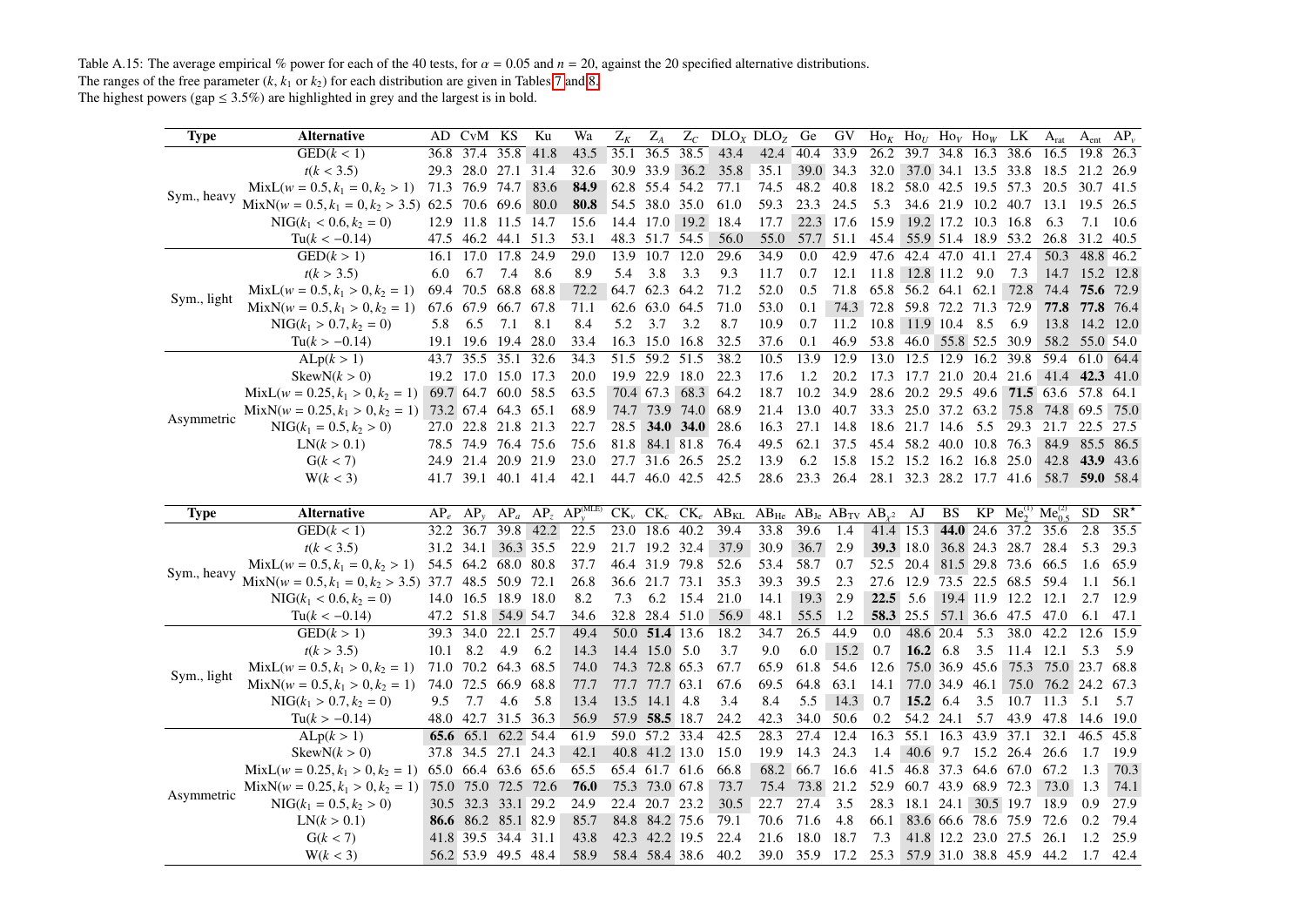Table A.15: The average empirical % power for each of the 40 tests, for $\alpha = 0.05$ and $n = 20$, against the 20 specified alternative distributions.
The ranges of the free parameter ($k$, $k_1$ or $k_2$) for each distribution are given in Tables 7 and 8.
The highest powers (gap ≤ 3.5%) are highlighted in grey and the largest is in bold.

| Type | Alternative | AD | CvM | KS | Ku | Wa | $Z_K$ | $Z_A$ | $Z_C$ | $DLO_X$ | $DLO_Z$ | Ge | GV | $Ho_K$ | $Ho_U$ | $Ho_V$ | $Ho_W$ | LK | $A_{rat}$ | $A_{ent}$ | $AP_v$ |
|---|---|---|---|---|---|---|---|---|---|---|---|---|---|---|---|---|---|---|---|---|---|
| Sym., heavy | GED($k < 1$) | 36.8 | 37.4 | 35.8 | 41.8 | 43.5 | 35.1 | 36.5 | 38.5 | 43.4 | 42.4 | 40.4 | 33.9 | 26.2 | 39.7 | 34.8 | 16.3 | 38.6 | 16.5 | 19.8 | 26.3 |
| | $t(k < 3.5)$ | 29.3 | 28.0 | 27.1 | 31.4 | 32.6 | 30.9 | 33.9 | 36.2 | 35.8 | 35.1 | 39.0 | 34.3 | 32.0 | 37.0 | 34.1 | 13.5 | 33.8 | 18.5 | 21.2 | 26.9 |
| | MixL($w = 0.5, k_1 = 0, k_2 > 1$) | 71.3 | 76.9 | 74.7 | 83.6 | **84.9** | 62.8 | 55.4 | 54.2 | 77.1 | 74.5 | 48.2 | 40.8 | 18.2 | 58.0 | 42.5 | 19.5 | 57.3 | 20.5 | 30.7 | 41.5 |
| | MixN($w = 0.5, k_1 = 0, k_2 > 3.5$) | 62.5 | 70.6 | 69.6 | 80.0 | **80.8** | 54.5 | 38.0 | 35.0 | 61.0 | 59.3 | 23.3 | 24.5 | 5.3 | 34.6 | 21.9 | 10.2 | 40.7 | 13.1 | 19.5 | 26.5 |
| | NIG($k_1 < 0.6, k_2 = 0$) | 12.9 | 11.8 | 11.5 | 14.7 | 15.6 | 14.4 | 17.0 | 19.2 | 18.4 | 17.7 | 22.3 | 17.6 | 15.9 | 19.2 | 17.2 | 10.3 | 16.8 | 6.3 | 7.1 | 10.6 |
| | Tu($k < -0.14$) | 47.5 | 46.2 | 44.1 | 51.3 | 53.1 | 48.3 | 51.7 | 54.5 | 56.0 | 55.0 | 57.7 | 51.1 | 45.4 | 55.9 | 51.4 | 18.9 | 53.2 | 26.8 | 31.2 | 40.5 |
| Sym., light | GED($k > 1$) | 16.1 | 17.0 | 17.8 | 24.9 | 29.0 | 13.9 | 10.7 | 12.0 | 29.6 | 34.9 | 0.0 | 42.9 | 47.6 | 42.4 | 47.0 | 41.1 | 27.4 | 50.3 | 48.8 | 46.2 |
| | $t(k > 3.5)$ | 6.0 | 6.7 | 7.4 | 8.6 | 8.9 | 5.4 | 3.8 | 3.3 | 9.3 | 11.7 | 0.7 | 12.1 | 11.8 | 12.8 | 11.2 | 9.0 | 7.3 | 14.7 | 15.2 | 12.8 |
| | MixL($w = 0.5, k_1 > 0, k_2 = 1$) | 69.4 | 70.5 | 68.8 | 68.8 | 72.2 | 64.7 | 62.3 | 64.2 | 71.2 | 52.0 | 0.5 | 71.8 | 65.8 | 56.2 | 64.1 | 62.1 | 72.8 | 74.4 | **75.6** | 72.9 |
| | MixN($w = 0.5, k_1 > 0, k_2 = 1$) | 67.6 | 67.9 | 66.7 | 67.8 | 71.1 | 62.6 | 63.0 | 64.5 | 71.0 | 53.0 | 0.1 | 74.3 | 72.8 | 59.8 | 72.2 | 71.3 | 72.9 | **77.8** | **77.8** | 76.4 |
| | NIG($k_1 > 0.7, k_2 = 0$) | 5.8 | 6.5 | 7.1 | 8.1 | 8.4 | 5.2 | 3.7 | 3.2 | 8.7 | 10.9 | 0.7 | 11.2 | 10.8 | 11.9 | 10.4 | 8.5 | 6.9 | 13.8 | 14.2 | 12.0 |
| | Tu($k > -0.14$) | 19.1 | 19.6 | 19.4 | 28.0 | 33.4 | 16.3 | 15.0 | 16.8 | 32.5 | 37.6 | 0.1 | 46.9 | 53.8 | 46.0 | 55.8 | 52.5 | 30.9 | 58.2 | 55.0 | 54.0 |
| Asymmetric | ALp($k > 1$) | 43.7 | 35.5 | 35.1 | 32.6 | 34.3 | 51.5 | 59.2 | 51.5 | 38.2 | 10.5 | 13.9 | 12.9 | 13.0 | 12.5 | 12.9 | 16.2 | 39.8 | 59.4 | 61.0 | 64.4 |
| | SkewN($k > 0$) | 19.2 | 17.0 | 15.0 | 17.3 | 20.0 | 19.9 | 22.9 | 18.0 | 22.3 | 17.6 | 1.2 | 20.2 | 17.3 | 17.7 | 21.0 | 20.4 | 21.6 | 41.4 | **42.3** | 41.0 |
| | MixL($w = 0.25, k_1 > 0, k_2 = 1$) | 69.7 | 64.7 | 60.0 | 58.5 | 63.5 | 70.4 | 67.3 | 68.3 | 64.2 | 18.7 | 10.2 | 34.9 | 28.6 | 20.2 | 29.5 | 49.6 | **71.5** | 63.6 | 57.8 | 64.1 |
| | MixN($w = 0.25, k_1 > 0, k_2 = 1$) | 73.2 | 67.4 | 64.3 | 65.1 | 68.9 | 74.7 | 73.9 | 74.0 | 68.9 | 21.4 | 13.0 | 40.7 | 33.3 | 25.0 | 37.2 | 63.2 | 75.8 | 74.8 | 69.5 | 75.0 |
| | NIG($k_1 = 0.5, k_2 > 0$) | 27.0 | 22.8 | 21.8 | 21.3 | 22.7 | 28.5 | **34.0** | **34.0** | 28.6 | 16.3 | 27.1 | 14.8 | 18.6 | 21.7 | 14.6 | 5.5 | 29.3 | 21.7 | 22.5 | 27.5 |
| | LN($k > 0.1$) | 78.5 | 74.9 | 76.4 | 75.6 | 75.6 | 81.8 | 84.1 | 81.8 | 76.4 | 49.5 | 62.1 | 37.5 | 45.4 | 58.2 | 40.0 | 10.8 | 76.3 | 84.9 | 85.5 | 86.5 |
| | G($k < 7$) | 24.9 | 21.4 | 20.9 | 21.9 | 23.0 | 27.7 | 31.6 | 26.5 | 25.2 | 13.9 | 6.2 | 15.8 | 15.2 | 15.2 | 16.2 | 16.8 | 25.0 | 42.8 | **43.9** | 43.6 |
| | W($k < 3$) | 41.7 | 39.1 | 40.1 | 41.4 | 42.1 | 44.7 | 46.0 | 42.5 | 42.5 | 28.6 | 23.3 | 26.4 | 28.1 | 32.3 | 28.2 | 17.7 | 41.6 | 58.7 | **59.0** | 58.4 |

| Type | Alternative | $AP_e$ | $AP_y$ | $AP_a$ | $AP_z$ | $AP_y^{(MLE)}$ | $CK_v$ | $CK_c$ | $CK_e$ | $AB_{KL}$ | $AB_{He}$ | $AB_{Je}$ | $AB_{TV}$ | $AB_{\chi^2}$ | AJ | BS | KP | $Me_2^{(1)}$ | $Me_{0.5}^{(2)}$ | SD | $SR^*$ |
|---|---|---|---|---|---|---|---|---|---|---|---|---|---|---|---|---|---|---|---|---|---|
| Sym., heavy | GED($k < 1$) | 32.2 | 36.7 | 39.8 | 42.2 | 22.5 | 23.0 | 18.6 | 40.2 | 39.4 | 33.8 | 39.6 | 1.4 | 41.4 | 15.3 | **44.0** | 24.6 | 37.2 | 35.6 | 2.8 | 35.5 |
| | $t(k < 3.5)$ | 31.2 | 34.1 | 36.3 | 35.5 | 22.9 | 21.7 | 19.2 | 32.4 | 37.9 | 30.9 | 36.7 | 2.9 | **39.3** | 18.0 | 36.8 | 24.3 | 28.7 | 28.4 | 5.3 | 29.3 |
| | MixL($w = 0.5, k_1 = 0, k_2 > 1$) | 54.5 | 64.2 | 68.0 | 80.8 | 37.7 | 46.4 | 31.9 | 79.8 | 52.6 | 53.4 | 58.7 | 0.7 | 52.5 | 20.4 | 81.5 | 29.8 | 73.6 | 66.5 | 1.6 | 65.9 |
| | MixN($w = 0.5, k_1 = 0, k_2 > 3.5$) | 37.7 | 48.5 | 50.9 | 72.1 | 26.8 | 36.6 | 21.7 | 73.1 | 35.3 | 39.3 | 39.5 | 2.3 | 27.6 | 12.9 | 73.5 | 22.5 | 68.5 | 59.4 | 1.1 | 56.1 |
| | NIG($k_1 < 0.6, k_2 = 0$) | 14.0 | 16.5 | 18.9 | 18.0 | 8.2 | 7.3 | 6.2 | 15.4 | 21.0 | 14.1 | 19.3 | 2.9 | **22.5** | 5.6 | 19.4 | 11.9 | 12.2 | 12.1 | 2.7 | 12.9 |
| | Tu($k < -0.14$) | 47.2 | 51.8 | 54.9 | 54.7 | 34.6 | 32.8 | 28.4 | 51.0 | 56.9 | 48.1 | 55.5 | 1.2 | **58.3** | 25.5 | 57.1 | 36.6 | 47.5 | 47.0 | 6.1 | 47.1 |
| Sym., light | GED($k > 1$) | 39.3 | 34.0 | 22.1 | 25.7 | 49.4 | 50.0 | **51.4** | 13.6 | 18.2 | 34.7 | 26.5 | 44.9 | 0.0 | 48.6 | 20.4 | 5.3 | 38.0 | 42.2 | 12.6 | 15.9 |
| | $t(k > 3.5)$ | 10.1 | 8.2 | 4.9 | 6.2 | 14.3 | 14.4 | 15.0 | 5.0 | 3.7 | 9.0 | 6.0 | 15.2 | 0.7 | **16.2** | 6.8 | 3.5 | 11.4 | 12.1 | 5.3 | 5.9 |
| | MixL($w = 0.5, k_1 > 0, k_2 = 1$) | 71.0 | 70.2 | 64.3 | 68.5 | 74.0 | 74.3 | 72.8 | 65.3 | 67.7 | 65.9 | 61.8 | 54.6 | 12.6 | 75.0 | 36.9 | 45.6 | 75.3 | 75.0 | 23.7 | 68.8 |
| | MixN($w = 0.5, k_1 > 0, k_2 = 1$) | 74.0 | 72.5 | 66.9 | 68.8 | 77.7 | 77.7 | 77.7 | 63.1 | 67.6 | 69.5 | 64.8 | 63.1 | 14.1 | 77.0 | 34.9 | 46.1 | 75.0 | 76.2 | 24.2 | 67.3 |
| | NIG($k_1 > 0.7, k_2 = 0$) | 9.5 | 7.7 | 4.6 | 5.8 | 13.4 | 13.5 | 14.1 | 4.8 | 3.4 | 8.4 | 5.5 | 14.3 | 0.7 | **15.2** | 6.4 | 3.5 | 10.7 | 11.3 | 5.1 | 5.7 |
| | Tu($k > -0.14$) | 48.0 | 42.7 | 31.5 | 36.3 | 56.9 | 57.9 | **58.5** | 18.7 | 24.2 | 42.3 | 34.0 | 50.6 | 0.2 | 54.2 | 24.1 | 5.7 | 43.9 | 47.8 | 14.6 | 19.0 |
| Asymmetric | ALp($k > 1$) | **65.6** | 65.1 | 62.2 | 54.4 | 61.9 | 59.0 | 57.2 | 33.4 | 42.5 | 28.3 | 27.4 | 12.4 | 16.3 | 55.1 | 16.3 | 43.9 | 37.1 | 32.1 | 46.5 | 45.8 |
| | SkewN($k > 0$) | 37.8 | 34.5 | 27.1 | 24.3 | 42.1 | 40.8 | 41.2 | 13.0 | 15.0 | 19.9 | 14.3 | 24.3 | 1.4 | 40.6 | 9.7 | 15.2 | 26.4 | 26.6 | 1.7 | 19.9 |
| | MixL($w = 0.25, k_1 > 0, k_2 = 1$) | 65.0 | 66.4 | 63.6 | 65.6 | 65.5 | 65.4 | 61.7 | 61.6 | 66.8 | 68.2 | 66.7 | 16.6 | 41.5 | 46.8 | 37.3 | 64.6 | 67.0 | 67.2 | 1.3 | 70.3 |
| | MixN($w = 0.25, k_1 > 0, k_2 = 1$) | 75.0 | 75.0 | 72.5 | 72.6 | **76.0** | 75.3 | 73.0 | 67.8 | 73.7 | 75.4 | 73.8 | 21.2 | 52.9 | 60.7 | 43.9 | 68.9 | 72.3 | 73.0 | 1.3 | 74.1 |
| | NIG($k_1 = 0.5, k_2 > 0$) | 30.5 | 32.3 | 33.1 | 29.2 | 24.9 | 22.4 | 20.7 | 23.2 | 30.5 | 22.7 | 27.4 | 3.5 | 28.3 | 18.1 | 24.1 | 30.5 | 19.7 | 18.9 | 0.9 | 27.9 |
| | LN($k > 0.1$) | **86.6** | 86.2 | 85.1 | 82.9 | 85.7 | 84.8 | 84.2 | 75.6 | 79.1 | 70.6 | 71.6 | 4.8 | 66.1 | 83.6 | 66.6 | 78.6 | 75.9 | 72.6 | 0.2 | 79.4 |
| | G($k < 7$) | 41.8 | 39.5 | 34.4 | 31.1 | 43.8 | 42.3 | 42.2 | 19.5 | 22.4 | 21.6 | 18.0 | 18.7 | 7.3 | 41.8 | 12.2 | 23.0 | 27.5 | 26.1 | 1.2 | 25.9 |
| | W($k < 3$) | 56.2 | 53.9 | 49.5 | 48.4 | 58.9 | 58.4 | 58.4 | 38.6 | 40.2 | 39.0 | 35.9 | 17.2 | 25.3 | 57.9 | 31.0 | 38.8 | 45.9 | 44.2 | 1.7 | 42.4 |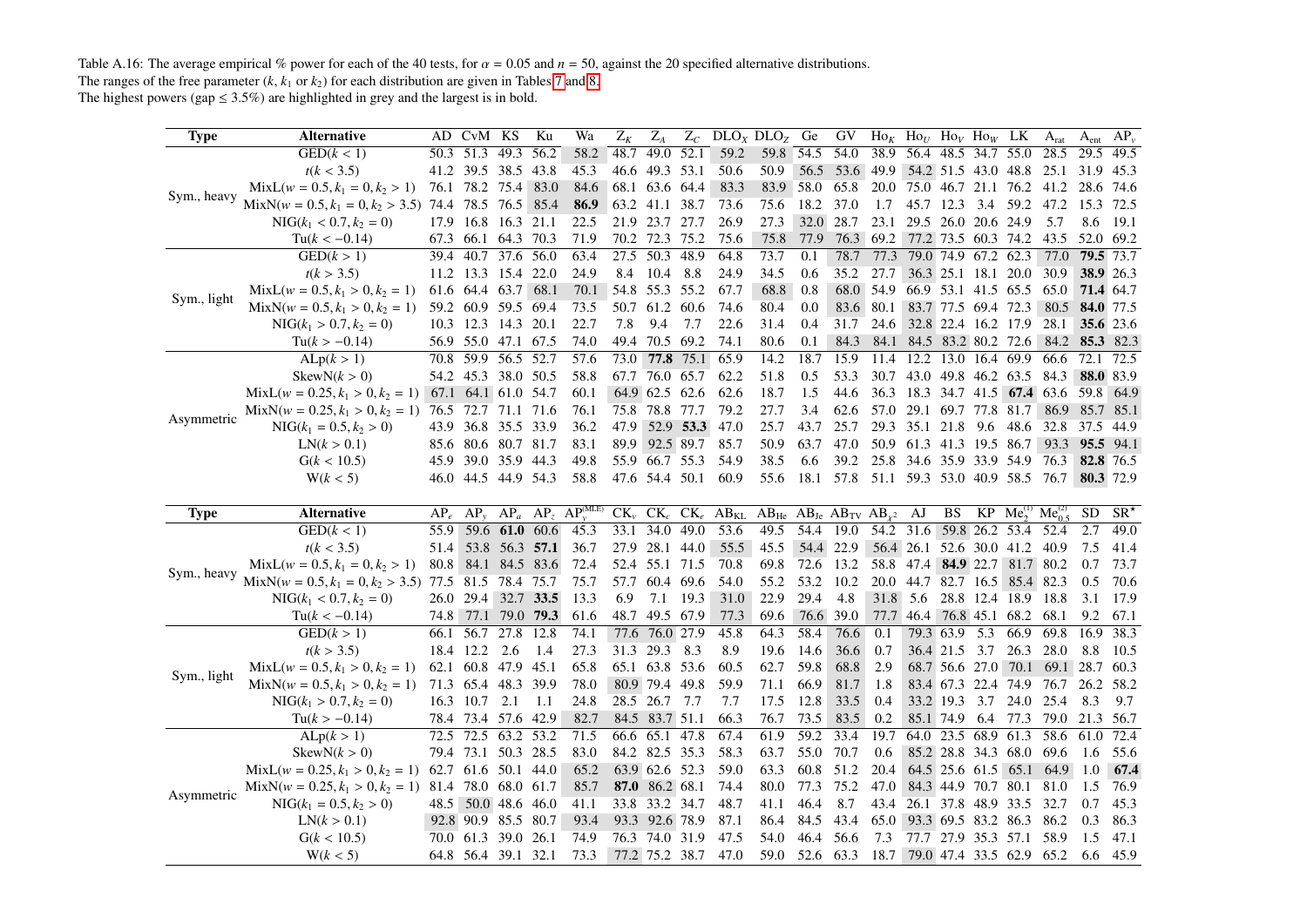Table A.16: The average empirical % power for each of the 40 tests, for $\alpha = 0.05$ and $n = 50$, against the 20 specified alternative distributions.
The ranges of the free parameter ($k$, $k_1$ or $k_2$) for each distribution are given in Tables 7 and 8.
The highest powers (gap ≤ 3.5%) are highlighted in grey and the largest is in bold.

| Type | Alternative | AD | CvM | KS | Ku | Wa | $Z_K$ | $Z_A$ | $Z_C$ | $DLO_X$ | $DLO_Z$ | Ge | GV | $Ho_K$ | $Ho_U$ | $Ho_V$ | $Ho_W$ | LK | $A_{rat}$ | $A_{ent}$ | $AP_v$ |
|---|---|---|---|---|---|---|---|---|---|---|---|---|---|---|---|---|---|---|---|---|---|
| Sym., heavy | GED($k < 1$) | 50.3 | 51.3 | 49.3 | 56.2 | 58.2 | 48.7 | 49.0 | 52.1 | 59.2 | 59.8 | 54.5 | 54.0 | 38.9 | 56.4 | 48.5 | 34.7 | 55.0 | 28.5 | 29.5 | 49.5 |
| | $t(k < 3.5)$ | 41.2 | 39.5 | 38.5 | 43.8 | 45.3 | 46.6 | 49.3 | 53.1 | 50.6 | 50.9 | 56.5 | 53.6 | 49.9 | 54.2 | 51.5 | 43.0 | 48.8 | 25.1 | 31.9 | 45.3 |
| | MixL($w = 0.5, k_1 = 0, k_2 > 1$) | 76.1 | 78.2 | 75.4 | 83.0 | 84.6 | 68.1 | 63.6 | 64.4 | 83.3 | 83.9 | 58.0 | 65.8 | 20.0 | 75.0 | 46.7 | 21.1 | 76.2 | 41.2 | 28.6 | 74.6 |
| | MixN($w = 0.5, k_1 = 0, k_2 > 3.5$) | 74.4 | 78.5 | 76.5 | 85.4 | **86.9** | 63.2 | 41.1 | 38.7 | 73.6 | 75.6 | 18.2 | 37.0 | 1.7 | 45.7 | 12.3 | 3.4 | 59.2 | 47.2 | 15.3 | 72.5 |
| | NIG($k_1 < 0.7, k_2 = 0$) | 17.9 | 16.8 | 16.3 | 21.1 | 22.5 | 21.9 | 23.7 | 27.7 | 26.9 | 27.3 | 32.0 | 28.7 | 23.1 | 29.5 | 26.0 | 20.6 | 24.9 | 5.7 | 8.6 | 19.1 |
| | Tu($k < -0.14$) | 67.3 | 66.1 | 64.3 | 70.3 | 71.9 | 70.2 | 72.3 | 75.2 | 75.6 | 75.8 | 77.9 | 76.3 | 69.2 | 77.2 | 73.5 | 60.3 | 74.2 | 43.5 | 52.0 | 69.2 |
| Sym., light | GED($k > 1$) | 39.4 | 40.7 | 37.6 | 56.0 | 63.4 | 27.5 | 50.3 | 48.9 | 64.8 | 73.7 | 0.1 | 78.7 | 77.3 | 79.0 | 74.9 | 67.2 | 62.3 | 77.0 | **79.5** | 73.7 |
| | $t(k > 3.5)$ | 11.2 | 13.3 | 15.4 | 22.0 | 24.9 | 8.4 | 10.4 | 8.8 | 24.9 | 34.5 | 0.6 | 35.2 | 27.7 | 36.3 | 25.1 | 18.1 | 20.0 | 30.9 | **38.9** | 26.3 |
| | MixL($w = 0.5, k_1 > 0, k_2 = 1$) | 61.6 | 64.4 | 63.7 | 68.1 | 70.1 | 54.8 | 55.3 | 55.2 | 67.7 | 68.8 | 0.8 | 68.0 | 54.9 | 66.9 | 53.1 | 41.5 | 65.5 | 65.0 | **71.4** | 64.7 |
| | MixN($w = 0.5, k_1 > 0, k_2 = 1$) | 59.2 | 60.9 | 59.5 | 69.4 | 73.5 | 50.7 | 61.2 | 60.6 | 74.6 | 80.4 | 0.0 | 83.6 | 80.1 | 83.7 | 77.5 | 69.4 | 72.3 | 80.5 | **84.0** | 77.5 |
| | NIG($k_1 > 0.7, k_2 = 0$) | 10.3 | 12.3 | 14.3 | 20.1 | 22.7 | 7.8 | 9.4 | 7.7 | 22.6 | 31.4 | 0.4 | 31.7 | 24.6 | 32.8 | 22.4 | 16.2 | 17.9 | 28.1 | **35.6** | 23.6 |
| | Tu($k > -0.14$) | 56.9 | 55.0 | 47.1 | 67.5 | 74.0 | 49.4 | 70.5 | 69.2 | 74.1 | 80.6 | 0.1 | 84.3 | 84.1 | 84.5 | 83.2 | 80.2 | 72.6 | 84.2 | **85.3** | 82.3 |
| Asymmetric | ALp($k > 1$) | 70.8 | 59.9 | 56.5 | 52.7 | 57.6 | 73.0 | **77.8** | 75.1 | 65.9 | 14.2 | 18.7 | 15.9 | 11.4 | 12.2 | 13.0 | 16.4 | 69.9 | 66.6 | 72.1 | 72.5 |
| | SkewN($k > 0$) | 54.2 | 45.3 | 38.0 | 50.5 | 58.8 | 67.7 | 76.0 | 65.7 | 62.2 | 51.8 | 0.5 | 53.3 | 30.7 | 43.0 | 49.8 | 46.2 | 63.5 | 84.3 | **88.0** | 83.9 |
| | MixL($w = 0.25, k_1 > 0, k_2 = 1$) | 67.1 | 64.1 | 61.0 | 54.7 | 60.1 | 64.9 | 62.5 | 62.6 | 62.6 | 18.7 | 1.5 | 44.6 | 36.3 | 18.3 | 34.7 | 41.5 | **67.4** | 63.6 | 59.8 | 64.9 |
| | MixN($w = 0.25, k_1 > 0, k_2 = 1$) | 76.5 | 72.7 | 71.1 | 71.6 | 76.1 | 75.8 | 78.8 | 77.7 | 79.2 | 27.7 | 3.4 | 62.6 | 57.0 | 29.1 | 69.7 | 77.8 | 81.7 | 86.9 | 85.7 | 85.1 |
| | NIG($k_1 = 0.5, k_2 > 0$) | 43.9 | 36.8 | 35.5 | 33.9 | 36.2 | 47.9 | 52.9 | **53.3** | 47.0 | 25.7 | 43.7 | 25.7 | 29.3 | 35.1 | 21.8 | 9.6 | 48.6 | 32.8 | 37.5 | 44.9 |
| | LN($k > 0.1$) | 85.6 | 80.6 | 80.7 | 81.7 | 83.1 | 89.9 | 92.5 | 89.7 | 85.7 | 50.9 | 63.7 | 47.0 | 50.9 | 61.3 | 41.3 | 19.5 | 86.7 | 93.3 | **95.5** | 94.1 |
| | G($k < 10.5$) | 45.9 | 39.0 | 35.9 | 44.3 | 49.8 | 55.9 | 66.7 | 55.3 | 54.9 | 38.5 | 6.6 | 39.2 | 25.8 | 34.6 | 35.9 | 33.9 | 54.9 | 76.3 | **82.8** | 76.5 |
| | W($k < 5$) | 46.0 | 44.5 | 44.9 | 54.3 | 58.8 | 47.6 | 54.4 | 50.1 | 60.9 | 55.6 | 18.1 | 57.8 | 51.1 | 59.3 | 53.0 | 40.9 | 58.5 | 76.7 | **80.3** | 72.9 |

| Type | Alternative | $AP_e$ | $AP_y$ | $AP_a$ | $AP_z$ | $AP_y^{(MLE)}$ | $CK_v$ | $CK_c$ | $CK_e$ | $AB_{KL}$ | $AB_{He}$ | $AB_{Je}$ | $AB_{TV}$ | $AB_{\chi^2}$ | AJ | BS | KP | $Me_2^{(1)}$ | $Me_{0.5}^{(2)}$ | SD | $SR^*$ |
|---|---|---|---|---|---|---|---|---|---|---|---|---|---|---|---|---|---|---|---|---|---|
| Sym., heavy | GED($k < 1$) | 55.9 | 59.6 | **61.0** | 60.6 | 45.3 | 33.1 | 34.0 | 49.0 | 53.6 | 49.5 | 54.4 | 19.0 | 54.2 | 31.6 | 59.8 | 26.2 | 53.4 | 52.4 | 2.7 | 49.0 |
| | $t(k < 3.5)$ | 51.4 | 53.8 | 56.3 | **57.1** | 36.7 | 27.9 | 28.1 | 44.0 | 55.5 | 45.5 | 54.4 | 22.9 | 56.4 | 26.1 | 52.6 | 30.0 | 41.2 | 40.9 | 7.5 | 41.4 |
| | MixL($w = 0.5, k_1 = 0, k_2 > 1$) | 80.8 | 84.1 | 84.5 | 83.6 | 72.4 | 52.4 | 55.1 | 71.5 | 70.8 | 69.8 | 72.6 | 13.2 | 58.8 | 47.4 | **84.9** | 22.7 | 81.7 | 80.2 | 0.7 | 73.7 |
| | MixN($w = 0.5, k_1 = 0, k_2 > 3.5$) | 77.5 | 81.5 | 78.4 | 75.7 | 75.7 | 57.7 | 60.4 | 69.6 | 54.0 | 55.2 | 53.2 | 10.2 | 20.0 | 44.7 | 82.7 | 16.5 | 85.4 | 82.3 | 0.5 | 70.6 |
| | NIG($k_1 < 0.7, k_2 = 0$) | 26.0 | 29.4 | 32.7 | **33.5** | 13.3 | 6.9 | 7.1 | 19.3 | 31.0 | 22.9 | 29.4 | 4.8 | 31.8 | 5.6 | 28.8 | 12.4 | 18.9 | 18.8 | 3.1 | 17.9 |
| | Tu($k < -0.14$) | 74.8 | 77.1 | 79.0 | **79.3** | 61.6 | 48.7 | 49.5 | 67.9 | 77.3 | 69.6 | 76.6 | 39.0 | 77.7 | 46.4 | 76.8 | 45.1 | 68.2 | 68.1 | 9.2 | 67.1 |
| Sym., light | GED($k > 1$) | 66.1 | 56.7 | 27.8 | 12.8 | 74.1 | 77.6 | 76.0 | 27.9 | 45.8 | 64.3 | 58.4 | 76.6 | 0.1 | 79.3 | 63.9 | 5.3 | 66.9 | 69.8 | 16.9 | 38.3 |
| | $t(k > 3.5)$ | 18.4 | 12.2 | 2.6 | 1.4 | 27.3 | 31.3 | 29.3 | 8.3 | 8.9 | 19.6 | 14.6 | 36.6 | 0.7 | 36.4 | 21.5 | 3.7 | 26.3 | 28.0 | 8.8 | 10.5 |
| | MixL($w = 0.5, k_1 > 0, k_2 = 1$) | 62.1 | 60.8 | 47.9 | 45.1 | 65.8 | 65.1 | 63.8 | 53.6 | 60.5 | 62.7 | 59.8 | 68.8 | 2.9 | 68.7 | 56.6 | 27.0 | 70.1 | 69.1 | 28.7 | 60.3 |
| | MixN($w = 0.5, k_1 > 0, k_2 = 1$) | 71.3 | 65.4 | 48.3 | 39.9 | 78.0 | 80.9 | 79.4 | 49.8 | 59.9 | 71.1 | 66.9 | 81.7 | 1.8 | 83.4 | 67.3 | 22.4 | 74.9 | 76.7 | 26.2 | 58.2 |
| | NIG($k_1 > 0.7, k_2 = 0$) | 16.3 | 10.7 | 2.1 | 1.1 | 24.8 | 28.5 | 26.7 | 7.7 | 7.7 | 17.5 | 12.8 | 33.5 | 0.4 | 33.2 | 19.3 | 3.7 | 24.0 | 25.4 | 8.3 | 9.7 |
| | Tu($k > -0.14$) | 78.4 | 73.4 | 57.6 | 42.9 | 82.7 | 84.5 | 83.7 | 51.1 | 66.3 | 76.7 | 73.5 | 83.5 | 0.2 | 85.1 | 74.9 | 6.4 | 77.3 | 79.0 | 21.3 | 56.7 |
| Asymmetric | ALp($k > 1$) | 72.5 | 72.5 | 63.2 | 53.2 | 71.5 | 66.6 | 65.1 | 47.8 | 67.4 | 61.9 | 59.2 | 33.4 | 19.7 | 64.0 | 23.5 | 68.9 | 61.3 | 58.6 | 61.0 | 72.4 |
| | SkewN($k > 0$) | 79.4 | 73.1 | 50.3 | 28.5 | 83.0 | 84.2 | 82.5 | 35.3 | 58.3 | 63.7 | 55.0 | 70.7 | 0.6 | 85.2 | 28.8 | 34.3 | 68.0 | 69.6 | 1.6 | 55.6 |
| | MixL($w = 0.25, k_1 > 0, k_2 = 1$) | 62.7 | 61.6 | 50.1 | 44.0 | 65.2 | 63.9 | 62.6 | 52.3 | 59.0 | 63.3 | 60.8 | 51.2 | 20.4 | 64.5 | 25.6 | 61.5 | 65.1 | 64.9 | 1.0 | **67.4** |
| | MixN($w = 0.25, k_1 > 0, k_2 = 1$) | 81.4 | 78.0 | 68.0 | 61.7 | 85.7 | **87.0** | 86.2 | 68.1 | 74.4 | 80.0 | 77.3 | 75.2 | 47.0 | 84.3 | 44.9 | 70.7 | 80.1 | 81.0 | 1.5 | 76.9 |
| | NIG($k_1 = 0.5, k_2 > 0$) | 48.5 | 50.0 | 48.6 | 46.0 | 41.1 | 33.8 | 33.2 | 34.7 | 48.7 | 41.1 | 46.4 | 8.7 | 43.4 | 26.1 | 37.8 | 48.9 | 33.5 | 32.7 | 0.7 | 45.3 |
| | LN($k > 0.1$) | 92.8 | 90.9 | 85.5 | 80.7 | 93.4 | 93.3 | 92.6 | 78.9 | 87.1 | 86.4 | 84.5 | 43.4 | 65.0 | 93.3 | 69.5 | 83.2 | 86.3 | 86.2 | 0.3 | 86.3 |
| | G($k < 10.5$) | 70.0 | 61.3 | 39.0 | 26.1 | 74.9 | 76.3 | 74.0 | 31.9 | 47.5 | 54.0 | 46.4 | 56.6 | 7.3 | 77.7 | 27.9 | 35.3 | 57.1 | 58.9 | 1.5 | 47.1 |
| | W($k < 5$) | 64.8 | 56.4 | 39.1 | 32.1 | 73.3 | 77.2 | 75.2 | 38.7 | 47.0 | 59.0 | 52.6 | 63.3 | 18.7 | 79.0 | 47.4 | 33.5 | 62.9 | 65.2 | 6.6 | 45.9 |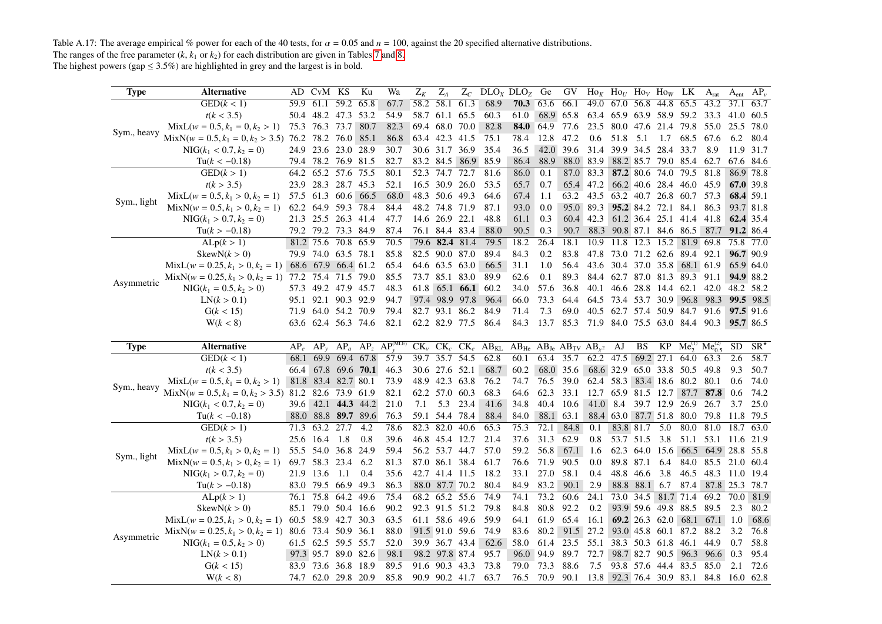Table A.17: The average empirical % power for each of the 40 tests, for $\alpha = 0.05$ and $n = 100$, against the 20 specified alternative distributions.
The ranges of the free parameter ($k$, $k_1$ or $k_2$) for each distribution are given in Tables 7 and 8.
The highest powers (gap ≤ 3.5%) are highlighted in grey and the largest is in bold.

| Type | Alternative | AD | CvM | KS | Ku | Wa | $Z_K$ | $Z_A$ | $Z_C$ | $DLO_X$ | $DLO_Z$ | Ge | GV | $Ho_K$ | $Ho_U$ | $Ho_V$ | $Ho_W$ | LK | $A_{rat}$ | $A_{ent}$ | $AP_v$ |
|---|---|---|---|---|---|---|---|---|---|---|---|---|---|---|---|---|---|---|---|---|---|
| Sym., heavy | GED($k < 1$) | 59.9 | 61.1 | 59.2 | 65.8 | 67.7 | 58.2 | 58.1 | 61.3 | 68.9 | **70.3** | 63.6 | 66.1 | 49.0 | 67.0 | 56.8 | 44.8 | 65.5 | 43.2 | 37.1 | 63.7 |
| | $t(k < 3.5)$ | 50.4 | 48.2 | 47.3 | 53.2 | 54.9 | 58.7 | 61.1 | 65.5 | 60.3 | 61.0 | 68.9 | 65.8 | 63.4 | 65.9 | 63.9 | 58.9 | 59.2 | 33.3 | 41.0 | 60.5 |
| | MixL($w = 0.5, k_1 = 0, k_2 > 1$) | 75.3 | 76.3 | 73.7 | 80.7 | 82.3 | 69.4 | 68.0 | 70.0 | 82.8 | **84.0** | 64.9 | 77.6 | 23.5 | 80.0 | 47.6 | 21.4 | 79.8 | 55.0 | 25.5 | 78.0 |
| | MixN($w = 0.5, k_1 = 0, k_2 > 3.5$) | 76.2 | 78.2 | 76.0 | 85.1 | 86.8 | 63.4 | 42.3 | 41.5 | 75.1 | 78.4 | 12.8 | 47.2 | 0.6 | 51.8 | 5.1 | 1.7 | 68.5 | 67.6 | 6.2 | 80.4 |
| | NIG($k_1 < 0.7, k_2 = 0$) | 24.9 | 23.6 | 23.0 | 28.9 | 30.7 | 30.6 | 31.7 | 36.9 | 35.4 | 36.5 | 42.0 | 39.6 | 31.4 | 39.9 | 34.5 | 28.4 | 33.7 | 8.9 | 11.9 | 31.7 |
| | Tu($k < -0.18$) | 79.4 | 78.2 | 76.9 | 81.5 | 82.7 | 83.2 | 84.5 | 86.9 | 85.9 | 86.4 | 88.9 | 88.0 | 83.9 | 88.2 | 85.7 | 79.0 | 85.4 | 62.7 | 67.6 | 84.6 |
| Sym., light | GED($k > 1$) | 64.2 | 65.2 | 57.6 | 75.5 | 80.1 | 52.3 | 74.7 | 72.7 | 81.6 | 86.0 | 0.1 | 87.0 | 83.3 | **87.2** | 80.6 | 74.0 | 79.5 | 81.8 | 86.9 | 78.8 |
| | $t(k > 3.5)$ | 23.9 | 28.3 | 28.7 | 45.3 | 52.1 | 16.5 | 30.9 | 26.0 | 53.5 | 65.7 | 0.7 | 65.4 | 47.2 | 66.2 | 40.6 | 28.4 | 46.0 | 45.9 | **67.0** | 39.8 |
| | MixL($w = 0.5, k_1 > 0, k_2 = 1$) | 57.5 | 61.3 | 60.6 | 66.5 | 68.0 | 48.3 | 50.6 | 49.3 | 64.6 | 67.4 | 1.1 | 63.2 | 43.5 | 63.2 | 40.7 | 26.8 | 60.7 | 57.3 | **68.4** | 59.1 |
| | MixN($w = 0.5, k_1 > 0, k_2 = 1$) | 62.2 | 64.9 | 59.3 | 78.4 | 84.4 | 48.2 | 74.8 | 71.9 | 87.1 | 93.0 | 0.0 | 95.0 | 89.3 | **95.2** | 84.2 | 72.1 | 84.1 | 86.3 | 93.7 | 81.8 |
| | NIG($k_1 > 0.7, k_2 = 0$) | 21.3 | 25.5 | 26.3 | 41.4 | 47.7 | 14.6 | 26.9 | 22.1 | 48.8 | 61.1 | 0.3 | 60.4 | 42.3 | 61.2 | 36.4 | 25.1 | 41.4 | 41.8 | **62.4** | 35.4 |
| | Tu($k > -0.18$) | 79.2 | 79.2 | 73.3 | 84.9 | 87.4 | 76.1 | 84.4 | 83.4 | 88.0 | 90.5 | 0.3 | 90.7 | 88.3 | 90.8 | 87.1 | 84.6 | 86.5 | 87.7 | **91.2** | 86.4 |
| Asymmetric | ALp($k > 1$) | 81.2 | 75.6 | 70.8 | 65.9 | 70.5 | 79.6 | **82.4** | 81.4 | 79.5 | 18.2 | 26.4 | 18.1 | 10.9 | 11.8 | 12.3 | 15.2 | 81.9 | 69.8 | 75.8 | 77.0 |
| | SkewN($k > 0$) | 79.9 | 74.0 | 63.5 | 78.1 | 85.8 | 82.5 | 90.0 | 87.0 | 89.4 | 84.3 | 0.2 | 83.8 | 47.8 | 73.0 | 71.2 | 62.6 | 89.4 | 92.1 | **96.7** | 90.9 |
| | MixL($w = 0.25, k_1 > 0, k_2 = 1$) | 68.6 | 67.9 | 66.4 | 61.2 | 65.4 | 64.6 | 63.5 | 63.0 | 66.5 | 31.1 | 1.0 | 56.4 | 43.6 | 30.4 | 37.0 | 35.8 | 68.1 | 61.9 | 65.9 | 64.0 |
| | MixN($w = 0.25, k_1 > 0, k_2 = 1$) | 77.2 | 75.4 | 71.5 | 79.0 | 85.5 | 73.7 | 85.1 | 83.0 | 89.9 | 62.6 | 0.1 | 89.3 | 84.4 | 62.7 | 87.0 | 81.3 | 89.3 | 91.1 | **94.9** | 88.2 |
| | NIG($k_1 = 0.5, k_2 > 0$) | 57.3 | 49.2 | 47.9 | 45.7 | 48.3 | 61.8 | 65.1 | **66.1** | 60.2 | 34.0 | 57.6 | 36.8 | 40.1 | 46.6 | 28.8 | 14.4 | 62.1 | 42.0 | 48.2 | 58.2 |
| | LN($k > 0.1$) | 95.1 | 92.1 | 90.3 | 92.9 | 94.7 | 97.4 | 98.9 | 97.8 | 96.4 | 66.0 | 73.3 | 64.4 | 64.5 | 73.4 | 53.7 | 30.9 | 96.8 | 98.3 | **99.5** | 98.5 |
| | G($k < 15$) | 71.9 | 64.0 | 54.2 | 70.9 | 79.4 | 82.7 | 93.1 | 86.2 | 84.9 | 71.4 | 7.3 | 69.0 | 40.5 | 62.7 | 57.4 | 50.9 | 84.7 | 91.6 | **97.5** | 91.6 |
| | W($k < 8$) | 63.6 | 62.4 | 56.3 | 74.6 | 82.1 | 62.2 | 82.9 | 77.5 | 86.4 | 84.3 | 13.7 | 85.3 | 71.9 | 84.0 | 75.5 | 63.0 | 84.4 | 90.3 | **95.7** | 86.5 |

| Type | Alternative | $AP_e$ | $AP_y$ | $AP_a$ | $AP_z$ | $AP_y^{(MLE)}$ | $CK_v$ | $CK_c$ | $CK_e$ | $AB_{KL}$ | $AB_{He}$ | $AB_{Je}$ | $AB_{TV}$ | $AB_{\chi^2}$ | AJ | BS | KP | $Me_2^{(1)}$ | $Me_{0.5}^{(2)}$ | SD | $SR^*$ |
|---|---|---|---|---|---|---|---|---|---|---|---|---|---|---|---|---|---|---|---|---|---|
| Sym., heavy | GED($k < 1$) | 68.1 | 69.9 | 69.4 | 67.8 | 57.9 | 39.7 | 35.7 | 54.5 | 62.8 | 60.1 | 63.4 | 35.7 | 62.2 | 47.5 | 69.2 | 27.1 | 64.0 | 63.3 | 2.6 | 58.7 |
| | $t(k < 3.5)$ | 66.4 | 67.8 | 69.6 | **70.1** | 46.3 | 30.6 | 27.6 | 52.1 | 68.7 | 60.2 | 68.0 | 35.6 | 68.6 | 32.9 | 65.0 | 33.8 | 50.5 | 49.8 | 9.3 | 50.7 |
| | MixL($w = 0.5, k_1 = 0, k_2 > 1$) | 81.8 | 83.4 | 82.7 | 80.1 | 73.9 | 48.9 | 42.3 | 63.8 | 76.2 | 74.7 | 76.5 | 39.0 | 62.4 | 58.3 | 83.4 | 18.6 | 80.2 | 80.1 | 0.6 | 74.0 |
| | MixN($w = 0.5, k_1 = 0, k_2 > 3.5$) | 81.2 | 82.6 | 73.9 | 61.9 | 82.1 | 62.2 | 57.0 | 60.3 | 68.3 | 64.6 | 62.3 | 33.1 | 12.7 | 65.9 | 81.5 | 12.7 | 87.7 | **87.8** | 0.6 | 74.2 |
| | NIG($k_1 < 0.7, k_2 = 0$) | 39.6 | 42.1 | **44.3** | 44.2 | 21.0 | 7.1 | 5.3 | 23.4 | 41.6 | 34.8 | 40.4 | 10.6 | 41.0 | 8.4 | 39.7 | 12.9 | 26.9 | 26.7 | 3.7 | 25.0 |
| | Tu($k < -0.18$) | 88.0 | 88.8 | **89.7** | 89.6 | 76.3 | 59.1 | 54.4 | 78.4 | 88.4 | 84.0 | 88.1 | 63.1 | 88.4 | 63.0 | 87.7 | 51.8 | 80.0 | 79.8 | 11.8 | 79.5 |
| Sym., light | GED($k > 1$) | 71.3 | 63.2 | 27.7 | 4.2 | 78.6 | 82.3 | 82.0 | 40.6 | 65.3 | 75.3 | 72.1 | 84.8 | 0.1 | 83.8 | 81.7 | 5.0 | 80.0 | 81.0 | 18.7 | 63.0 |
| | $t(k > 3.5)$ | 25.6 | 16.4 | 1.8 | 0.8 | 39.6 | 46.8 | 45.4 | 12.7 | 21.4 | 37.6 | 31.3 | 62.9 | 0.8 | 53.7 | 51.5 | 3.8 | 51.1 | 53.1 | 11.6 | 21.9 |
| | MixL($w = 0.5, k_1 > 0, k_2 = 1$) | 55.5 | 54.0 | 36.8 | 24.9 | 59.4 | 56.2 | 53.7 | 44.7 | 57.0 | 59.2 | 56.8 | 67.1 | 1.6 | 62.3 | 64.0 | 15.6 | 66.5 | 64.9 | 28.8 | 55.8 |
| | MixN($w = 0.5, k_1 > 0, k_2 = 1$) | 69.7 | 58.3 | 23.4 | 6.2 | 81.3 | 87.0 | 86.1 | 38.4 | 61.7 | 76.6 | 71.9 | 90.5 | 0.0 | 89.8 | 87.1 | 6.4 | 84.0 | 85.5 | 21.0 | 60.4 |
| | NIG($k_1 > 0.7, k_2 = 0$) | 21.9 | 13.6 | 1.1 | 0.4 | 35.6 | 42.7 | 41.4 | 11.5 | 18.2 | 33.1 | 27.0 | 58.1 | 0.4 | 48.8 | 46.6 | 3.8 | 46.5 | 48.3 | 11.0 | 19.4 |
| | Tu($k > -0.18$) | 83.0 | 79.5 | 66.9 | 49.3 | 86.3 | 88.0 | 87.7 | 70.2 | 80.4 | 84.9 | 83.2 | 90.1 | 2.9 | 88.8 | 88.1 | 6.7 | 87.4 | 87.8 | 25.3 | 78.7 |
| Asymmetric | ALp($k > 1$) | 76.1 | 75.8 | 64.2 | 49.6 | 75.4 | 68.2 | 65.2 | 55.6 | 74.9 | 74.1 | 73.2 | 60.6 | 24.1 | 73.0 | 34.5 | 81.7 | 71.4 | 69.2 | 70.0 | 81.9 |
| | SkewN($k > 0$) | 85.1 | 79.0 | 50.4 | 16.6 | 90.2 | 92.3 | 91.5 | 51.2 | 79.8 | 84.8 | 80.8 | 92.2 | 0.2 | 93.9 | 59.6 | 49.8 | 88.5 | 89.5 | 2.3 | 80.2 |
| | MixL($w = 0.25, k_1 > 0, k_2 = 1$) | 60.5 | 58.9 | 42.7 | 30.3 | 63.5 | 61.1 | 58.6 | 49.6 | 59.9 | 64.1 | 61.9 | 65.4 | 16.1 | **69.2** | 26.3 | 62.0 | 68.1 | 67.1 | 1.0 | 68.6 |
| | MixN($w = 0.25, k_1 > 0, k_2 = 1$) | 80.6 | 73.4 | 50.9 | 36.1 | 88.0 | 91.5 | 91.0 | 59.6 | 74.9 | 83.6 | 80.2 | 91.5 | 27.2 | 93.0 | 45.8 | 60.1 | 87.2 | 88.2 | 3.2 | 76.8 |
| | NIG($k_1 = 0.5, k_2 > 0$) | 61.5 | 62.5 | 59.5 | 55.7 | 52.0 | 39.9 | 36.7 | 43.4 | 62.6 | 58.0 | 61.4 | 23.5 | 55.1 | 38.3 | 50.3 | 61.8 | 46.1 | 44.9 | 0.7 | 58.8 |
| | LN($k > 0.1$) | 97.3 | 95.7 | 89.0 | 82.6 | 98.1 | 98.2 | 97.8 | 87.4 | 95.7 | 96.0 | 94.9 | 89.7 | 72.7 | 98.7 | 82.7 | 90.5 | 96.3 | 96.6 | 0.3 | 95.4 |
| | G($k < 15$) | 83.9 | 73.6 | 36.8 | 18.9 | 89.5 | 91.6 | 90.3 | 43.3 | 73.8 | 79.0 | 73.3 | 88.6 | 7.5 | 93.8 | 57.6 | 44.4 | 83.5 | 85.0 | 2.1 | 72.6 |
| | W($k < 8$) | 74.7 | 62.0 | 29.8 | 20.9 | 85.8 | 90.9 | 90.2 | 41.7 | 63.7 | 76.5 | 70.9 | 90.1 | 13.8 | 92.3 | 76.4 | 30.9 | 83.1 | 84.8 | 16.0 | 62.8 |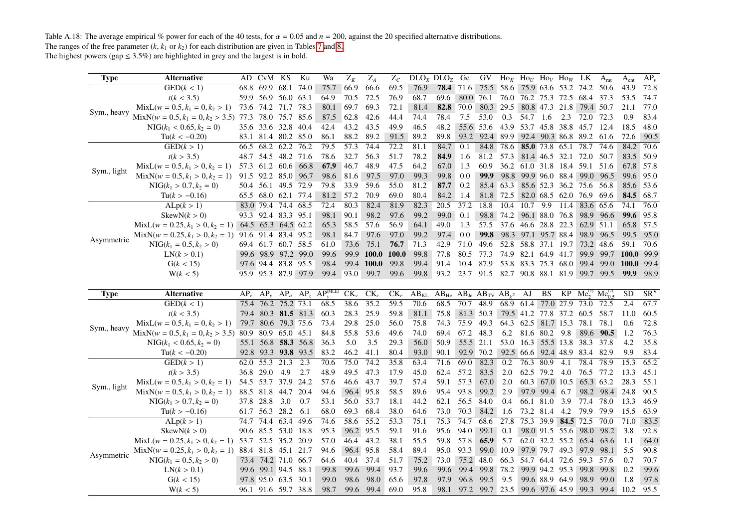Table A.18: The average empirical % power for each of the 40 tests, for $\alpha = 0.05$ and $n = 200$, against the 20 specified alternative distributions.
The ranges of the free parameter ($k$, $k_1$ or $k_2$) for each distribution are given in Tables 7 and 8.
The highest powers (gap ≤ 3.5%) are highlighted in grey and the largest is in bold.

| Type | Alternative | AD | CvM | KS | Ku | Wa | $Z_K$ | $Z_A$ | $Z_C$ | $DLO_X$ | $DLO_Z$ | Ge | GV | $Ho_K$ | $Ho_U$ | $Ho_V$ | $Ho_W$ | LK | $A_{rat}$ | $A_{ent}$ | $AP_v$ |
|---|---|---|---|---|---|---|---|---|---|---|---|---|---|---|---|---|---|---|---|---|---|
| Sym., heavy | GED($k < 1$) | 68.8 | 69.9 | 68.1 | 74.0 | 75.7 | 66.9 | 66.6 | 69.5 | 76.9 | **78.4** | 71.6 | 75.5 | 58.6 | 75.9 | 63.6 | 53.2 | 74.2 | 50.6 | 43.9 | 72.8 |
| | $t(k < 3.5)$ | 59.9 | 56.9 | 56.0 | 63.1 | 64.9 | 70.5 | 72.5 | 76.9 | 68.7 | 69.6 | 80.0 | 76.1 | 76.0 | 76.2 | 75.3 | 72.5 | 68.4 | 37.3 | 53.5 | 74.7 |
| | MixL($w = 0.5, k_1 = 0, k_2 > 1$) | 73.6 | 74.2 | 71.7 | 78.3 | 80.1 | 69.7 | 69.3 | 72.1 | 81.4 | **82.8** | 70.0 | 80.3 | 29.5 | 80.8 | 47.3 | 21.8 | 79.4 | 50.7 | 21.1 | 77.0 |
| | MixN($w = 0.5, k_1 = 0, k_2 > 3.5$) | 77.3 | 78.0 | 75.7 | 85.6 | 87.5 | 62.8 | 42.6 | 44.4 | 74.4 | 78.4 | 7.5 | 53.0 | 0.3 | 54.7 | 1.6 | 2.3 | 72.0 | 72.3 | 0.9 | 83.4 |
| | NIG($k_1 < 0.65, k_2 = 0$) | 35.6 | 33.6 | 32.8 | 40.4 | 42.4 | 43.2 | 43.5 | 49.9 | 46.5 | 48.2 | 55.6 | 53.6 | 43.9 | 53.7 | 45.8 | 38.8 | 45.7 | 12.4 | 18.5 | 48.0 |
| | Tu($k < -0.20$) | 83.1 | 81.4 | 80.2 | 85.0 | 86.1 | 88.2 | 89.2 | 91.5 | 89.2 | 89.8 | 93.2 | 92.4 | 89.9 | 92.4 | 90.3 | 86.8 | 89.2 | 61.6 | 72.6 | 90.5 |
| Sym., light | GED($k > 1$) | 66.5 | 68.2 | 62.2 | 76.2 | 79.5 | 57.3 | 74.4 | 72.2 | 81.1 | 84.7 | 0.1 | 84.8 | 78.6 | **85.0** | 73.8 | 65.1 | 78.7 | 74.6 | 84.2 | 70.6 |
| | $t(k > 3.5)$ | 48.7 | 54.5 | 48.2 | 71.6 | 78.6 | 32.7 | 56.3 | 51.7 | 78.2 | **84.9** | 1.6 | 81.2 | 57.3 | 81.4 | 46.5 | 32.1 | 72.0 | 50.7 | 83.5 | 50.9 |
| | MixL($w = 0.5, k_1 > 0, k_2 = 1$) | 57.3 | 61.2 | 60.6 | 66.8 | **67.9** | 46.7 | 48.9 | 47.5 | 64.2 | 67.0 | 1.3 | 60.9 | 36.2 | 61.0 | 31.8 | 18.4 | 59.1 | 51.6 | 67.8 | 57.8 |
| | MixN($w = 0.5, k_1 > 0, k_2 = 1$) | 91.5 | 92.2 | 85.0 | 96.7 | 98.6 | 81.6 | 97.5 | 97.0 | 99.3 | 99.8 | 0.0 | **99.9** | 98.8 | 99.9 | 96.0 | 88.4 | 99.0 | 96.5 | 99.6 | 95.0 |
| | NIG($k_1 > 0.7, k_2 = 0$) | 50.4 | 56.1 | 49.5 | 72.9 | 79.8 | 33.9 | 59.6 | 55.0 | 81.2 | **87.7** | 0.2 | 85.4 | 63.3 | 85.6 | 52.3 | 36.2 | 75.6 | 56.8 | 85.6 | 53.6 |
| | Tu($k > -0.16$) | 65.5 | 68.0 | 62.1 | 77.4 | 81.2 | 57.2 | 70.9 | 69.0 | 80.4 | 84.2 | 1.4 | 81.8 | 72.5 | 82.0 | 68.5 | 62.0 | 76.9 | 69.6 | **84.5** | 68.7 |
| Asymmetric | ALp($k > 1$) | 83.0 | 79.4 | 74.4 | 68.5 | 72.4 | 80.3 | 82.4 | 81.9 | 82.3 | 20.5 | 37.2 | 18.8 | 10.4 | 10.7 | 9.9 | 11.4 | 83.6 | 65.6 | 74.1 | 76.0 |
| | SkewN($k > 0$) | 93.3 | 92.4 | 83.3 | 95.1 | 98.1 | 90.1 | 98.2 | 97.6 | 99.2 | 99.0 | 0.1 | 98.8 | 74.2 | 96.1 | 88.0 | 76.8 | 98.9 | 96.6 | **99.6** | 95.8 |
| | MixL($w = 0.25, k_1 > 0, k_2 = 1$) | 64.5 | 65.3 | 64.5 | 62.2 | 65.3 | 58.5 | 57.6 | 56.9 | 64.1 | 49.0 | 1.3 | 57.5 | 37.6 | 46.6 | 28.8 | 22.3 | 62.9 | 51.1 | 65.8 | 57.5 |
| | MixN($w = 0.25, k_1 > 0, k_2 = 1$) | 91.6 | 91.4 | 83.4 | 95.2 | 98.1 | 84.7 | 97.6 | 97.0 | 99.2 | 97.4 | 0.0 | **99.8** | 98.3 | 97.1 | 95.7 | 88.4 | 98.9 | 96.5 | 99.5 | 95.0 |
| | NIG($k_1 = 0.5, k_2 > 0$) | 69.4 | 61.7 | 60.7 | 58.5 | 61.0 | 73.6 | 75.1 | **76.7** | 71.3 | 42.9 | 71.0 | 49.6 | 52.8 | 58.8 | 37.1 | 19.7 | 73.2 | 48.6 | 59.1 | 70.6 |
| | LN($k > 0.1$) | 99.6 | 98.9 | 97.2 | 99.0 | 99.6 | 99.9 | **100.0** | **100.0** | 99.8 | 77.8 | 80.5 | 77.3 | 74.9 | 82.1 | 64.9 | 41.7 | 99.9 | 99.7 | **100.0** | 99.9 |
| | G($k < 15$) | 97.6 | 94.4 | 83.8 | 95.5 | 98.4 | 99.4 | **100.0** | 99.8 | 99.4 | 91.4 | 10.4 | 87.9 | 53.8 | 83.3 | 75.3 | 68.0 | 99.4 | 99.0 | **100.0** | 99.4 |
| | W($k < 5$) | 95.9 | 95.3 | 87.9 | 97.9 | 99.4 | 93.0 | 99.7 | 99.6 | 99.8 | 93.2 | 23.7 | 91.5 | 82.7 | 90.8 | 88.1 | 81.9 | 99.7 | 99.5 | **99.9** | 98.9 |

| Type | Alternative | $AP_e$ | $AP_y$ | $AP_a$ | $AP_z$ | $AP_y^{(MLE)}$ | $CK_v$ | $CK_c$ | $CK_e$ | $AB_{KL}$ | $AB_{He}$ | $AB_{Je}$ | $AB_{TV}$ | $AB_{\chi^2}$ | AJ | BS | KP | $Me_2^{(1)}$ | $Me_{0.5}^{(2)}$ | SD | $SR^*$ |
|---|---|---|---|---|---|---|---|---|---|---|---|---|---|---|---|---|---|---|---|---|---|
| Sym., heavy | GED($k < 1$) | 75.4 | 76.2 | 75.2 | 73.1 | 68.5 | 38.6 | 35.2 | 59.5 | 70.6 | 68.5 | 70.7 | 48.9 | 68.9 | 61.4 | 77.0 | 27.9 | 73.0 | 72.5 | 2.4 | 67.7 |
| | $t(k < 3.5)$ | 79.4 | 80.3 | **81.5** | 81.3 | 60.3 | 28.3 | 25.9 | 59.8 | 81.1 | 75.8 | 81.3 | 50.3 | 79.5 | 41.2 | 77.8 | 37.2 | 60.5 | 58.7 | 11.0 | 60.5 |
| | MixL($w = 0.5, k_1 = 0, k_2 > 1$) | 79.7 | 80.6 | 79.3 | 75.6 | 73.4 | 29.8 | 25.0 | 56.0 | 75.8 | 74.3 | 75.9 | 49.3 | 64.3 | 62.5 | 81.7 | 15.3 | 78.1 | 78.1 | 0.6 | 72.8 |
| | MixN($w = 0.5, k_1 = 0, k_2 > 3.5$) | 80.9 | 80.9 | 65.0 | 45.1 | 84.8 | 55.8 | 53.6 | 49.6 | 74.0 | 69.4 | 67.2 | 48.3 | 6.2 | 81.6 | 80.2 | 9.8 | 89.6 | **90.5** | 1.2 | 76.3 |
| | NIG($k_1 < 0.65, k_2 = 0$) | 55.1 | 56.8 | **58.3** | 56.8 | 36.3 | 5.0 | 3.5 | 29.3 | 56.0 | 50.9 | 55.5 | 21.1 | 53.0 | 16.3 | 55.5 | 13.8 | 38.3 | 37.8 | 4.2 | 35.8 |
| | Tu($k < -0.20$) | 92.8 | 93.3 | **93.8** | 93.5 | 83.2 | 46.2 | 41.1 | 80.4 | 93.0 | 90.1 | 92.9 | 70.2 | 92.5 | 66.6 | 92.4 | 48.9 | 83.4 | 82.9 | 9.9 | 83.4 |
| Sym., light | GED($k > 1$) | 62.0 | 55.3 | 21.3 | 2.3 | 70.6 | 75.0 | 74.2 | 35.8 | 63.4 | 71.6 | 69.0 | 82.3 | 0.2 | 76.3 | 80.9 | 4.1 | 78.4 | 78.9 | 15.3 | 65.2 |
| | $t(k > 3.5)$ | 36.8 | 29.0 | 4.9 | 2.7 | 48.9 | 49.5 | 47.3 | 17.9 | 45.0 | 62.4 | 57.2 | 83.5 | 2.0 | 62.5 | 79.2 | 4.0 | 76.5 | 77.2 | 13.3 | 45.1 |
| | MixL($w = 0.5, k_1 > 0, k_2 = 1$) | 54.5 | 53.7 | 37.9 | 24.2 | 57.6 | 46.6 | 43.7 | 39.7 | 57.4 | 59.1 | 57.3 | 67.0 | 2.0 | 60.3 | 67.0 | 10.5 | 65.3 | 63.2 | 28.3 | 55.1 |
| | MixN($w = 0.5, k_1 > 0, k_2 = 1$) | 88.5 | 81.8 | 44.7 | 20.4 | 94.6 | 96.4 | 95.8 | 58.5 | 89.6 | 95.4 | 93.8 | 99.2 | 2.9 | 97.9 | 99.4 | 6.7 | 98.2 | 98.4 | 24.8 | 90.5 |
| | NIG($k_1 > 0.7, k_2 = 0$) | 37.8 | 28.8 | 3.0 | 0.7 | 53.1 | 56.0 | 53.7 | 18.1 | 44.2 | 62.1 | 56.5 | 84.0 | 0.4 | 66.1 | 81.0 | 3.9 | 77.4 | 78.0 | 13.3 | 46.9 |
| | Tu($k > -0.16$) | 61.7 | 56.3 | 28.2 | 6.1 | 68.0 | 69.3 | 68.4 | 38.0 | 64.6 | 73.0 | 70.3 | 84.2 | 1.6 | 73.2 | 81.4 | 4.2 | 79.9 | 79.9 | 15.5 | 63.9 |
| Asymmetric | ALp($k > 1$) | 74.7 | 74.4 | 63.4 | 49.6 | 74.6 | 58.6 | 55.2 | 53.3 | 75.1 | 75.3 | 74.7 | 68.6 | 27.8 | 75.3 | 39.9 | **84.5** | 72.5 | 70.0 | 71.0 | 83.5 |
| | SkewN($k > 0$) | 90.6 | 85.5 | 53.0 | 18.8 | 95.3 | 96.2 | 95.5 | 59.1 | 91.6 | 95.6 | 94.0 | 99.1 | 0.1 | 98.0 | 91.5 | 55.6 | 98.0 | 98.2 | 3.8 | 92.8 |
| | MixL($w = 0.25, k_1 > 0, k_2 = 1$) | 53.7 | 52.5 | 35.2 | 20.9 | 57.0 | 46.4 | 43.2 | 38.1 | 55.5 | 59.8 | 57.8 | **65.9** | 5.7 | 62.0 | 32.2 | 55.2 | 65.4 | 63.6 | 1.1 | 64.0 |
| | MixN($w = 0.25, k_1 > 0, k_2 = 1$) | 88.4 | 81.8 | 45.1 | 21.7 | 94.6 | 96.4 | 95.8 | 58.4 | 89.4 | 95.0 | 93.3 | 99.0 | 10.9 | 97.9 | 79.7 | 49.3 | 97.9 | 98.1 | 5.5 | 90.8 |
| | NIG($k_1 = 0.5, k_2 > 0$) | 73.4 | 74.2 | 71.0 | 66.7 | 64.6 | 40.4 | 37.4 | 51.7 | 75.2 | 73.0 | 75.2 | 48.0 | 66.3 | 54.7 | 64.4 | 72.6 | 59.3 | 57.6 | 0.7 | 70.7 |
| | LN($k > 0.1$) | 99.6 | 99.1 | 94.5 | 88.1 | 99.8 | 99.6 | 99.4 | 93.7 | 99.6 | 99.6 | 99.4 | 99.8 | 78.2 | 99.9 | 94.2 | 95.3 | 99.8 | 99.8 | 0.2 | 99.6 |
| | G($k < 15$) | 97.8 | 95.0 | 63.5 | 30.1 | 99.0 | 98.6 | 98.0 | 65.6 | 97.8 | 97.9 | 96.8 | 99.5 | 9.5 | 99.6 | 88.9 | 64.9 | 98.9 | 99.0 | 1.8 | 97.8 |
| | W($k < 5$) | 96.1 | 91.6 | 59.7 | 38.8 | 98.7 | 99.6 | 99.4 | 69.0 | 95.8 | 98.1 | 97.2 | 99.7 | 23.5 | 99.6 | 97.6 | 45.9 | 99.3 | 99.4 | 10.2 | 95.5 |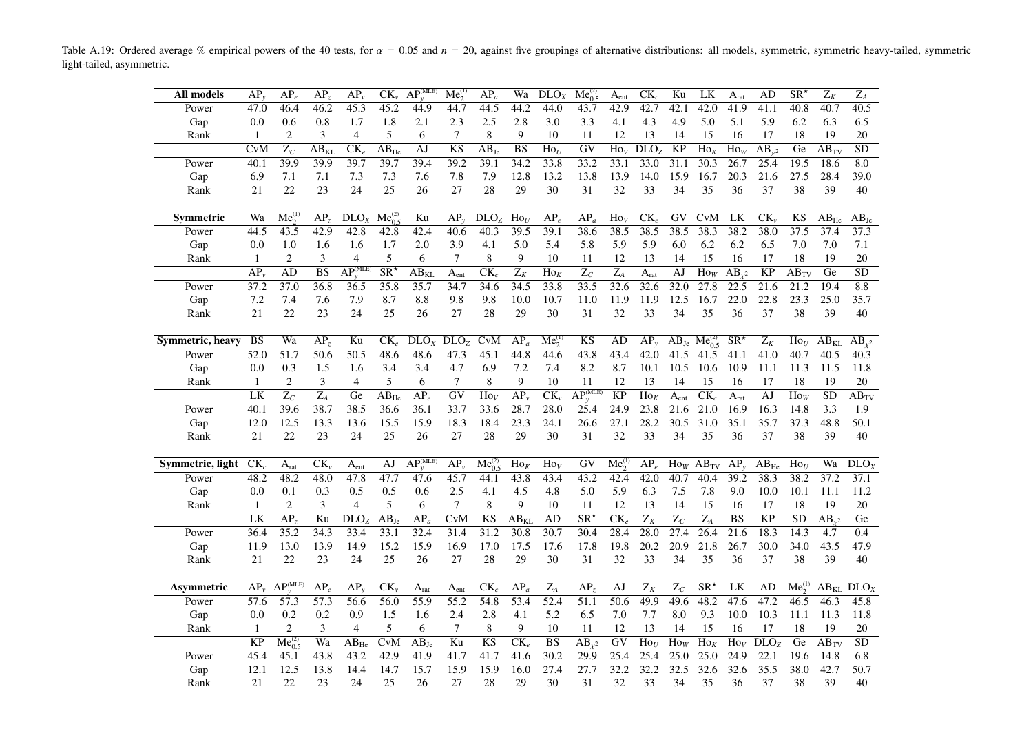Table A.19: Ordered average % empirical powers of the 40 tests, for $\alpha = 0.05$ and $n = 20$, against five groupings of alternative distributions: all models, symmetric, symmetric heavy-tailed, symmetric light-tailed, asymmetric.

| **All models** | $AP_y$ | $AP_e$ | $AP_z$ | $AP_v$ | $CK_v$ | $AP_y^{(MLE)}$ | $Me_2^{(1)}$ | $AP_a$ | Wa | $DLO_X$ | $Me_{0.5}^{(2)}$ | $A_{ent}$ | $CK_c$ | Ku | LK | $A_{rat}$ | AD | $SR^\star$ | $Z_K$ | $Z_A$ |
|---|---|---|---|---|---|---|---|---|---|---|---|---|---|---|---|---|---|---|---|---|
| Power | 47.0 | 46.4 | 46.2 | 45.3 | 45.2 | 44.9 | 44.7 | 44.5 | 44.2 | 44.0 | 43.7 | 42.9 | 42.7 | 42.1 | 42.0 | 41.9 | 41.1 | 40.8 | 40.7 | 40.5 |
| Gap | 0.0 | 0.6 | 0.8 | 1.7 | 1.8 | 2.1 | 2.3 | 2.5 | 2.8 | 3.0 | 3.3 | 4.1 | 4.3 | 4.9 | 5.0 | 5.1 | 5.9 | 6.2 | 6.3 | 6.5 |
| Rank | 1 | 2 | 3 | 4 | 5 | 6 | 7 | 8 | 9 | 10 | 11 | 12 | 13 | 14 | 15 | 16 | 17 | 18 | 19 | 20 |
| | CvM | $Z_C$ | $AB_{KL}$ | $CK_e$ | $AB_{He}$ | AJ | KS | $AB_{Je}$ | BS | $Ho_U$ | GV | $Ho_V$ | $DLO_Z$ | KP | $Ho_K$ | $Ho_W$ | $AB_{\chi^2}$ | Ge | $AB_{TV}$ | SD |
| Power | 40.1 | 39.9 | 39.9 | 39.7 | 39.7 | 39.4 | 39.2 | 39.1 | 34.2 | 33.8 | 33.2 | 33.1 | 33.0 | 31.1 | 30.3 | 26.7 | 25.4 | 19.5 | 18.6 | 8.0 |
| Gap | 6.9 | 7.1 | 7.1 | 7.3 | 7.3 | 7.6 | 7.8 | 7.9 | 12.8 | 13.2 | 13.8 | 13.9 | 14.0 | 15.9 | 16.7 | 20.3 | 21.6 | 27.5 | 28.4 | 39.0 |
| Rank | 21 | 22 | 23 | 24 | 25 | 26 | 27 | 28 | 29 | 30 | 31 | 32 | 33 | 34 | 35 | 36 | 37 | 38 | 39 | 40 |

| **Symmetric** | Wa | $Me_2^{(1)}$ | $AP_z$ | $DLO_X$ | $Me_{0.5}^{(2)}$ | Ku | $AP_y$ | $DLO_Z$ | $Ho_U$ | $AP_e$ | $AP_a$ | $Ho_V$ | $CK_e$ | GV | CvM | LK | $CK_v$ | KS | $AB_{He}$ | $AB_{Je}$ |
|---|---|---|---|---|---|---|---|---|---|---|---|---|---|---|---|---|---|---|---|---|
| Power | 44.5 | 43.5 | 42.9 | 42.8 | 42.8 | 42.4 | 40.6 | 40.3 | 39.5 | 39.1 | 38.6 | 38.5 | 38.5 | 38.5 | 38.3 | 38.2 | 38.0 | 37.5 | 37.4 | 37.3 |
| Gap | 0.0 | 1.0 | 1.6 | 1.6 | 1.7 | 2.0 | 3.9 | 4.1 | 5.0 | 5.4 | 5.8 | 5.9 | 5.9 | 6.0 | 6.2 | 6.2 | 6.5 | 7.0 | 7.0 | 7.1 |
| Rank | 1 | 2 | 3 | 4 | 5 | 6 | 7 | 8 | 9 | 10 | 11 | 12 | 13 | 14 | 15 | 16 | 17 | 18 | 19 | 20 |
| | $AP_v$ | AD | BS | $AP_y^{(MLE)}$ | $SR^\star$ | $AB_{KL}$ | $A_{ent}$ | $CK_c$ | $Z_K$ | $Ho_K$ | $Z_C$ | $Z_A$ | $A_{rat}$ | AJ | $Ho_W$ | $AB_{\chi^2}$ | KP | $AB_{TV}$ | Ge | SD |
| Power | 37.2 | 37.0 | 36.8 | 36.5 | 35.8 | 35.7 | 34.7 | 34.6 | 34.5 | 33.8 | 33.5 | 32.6 | 32.6 | 32.0 | 27.8 | 22.5 | 21.6 | 21.2 | 19.4 | 8.8 |
| Gap | 7.2 | 7.4 | 7.6 | 7.9 | 8.7 | 8.8 | 9.8 | 9.8 | 10.0 | 10.7 | 11.0 | 11.9 | 11.9 | 12.5 | 16.7 | 22.0 | 22.8 | 23.3 | 25.0 | 35.7 |
| Rank | 21 | 22 | 23 | 24 | 25 | 26 | 27 | 28 | 29 | 30 | 31 | 32 | 33 | 34 | 35 | 36 | 37 | 38 | 39 | 40 |

| **Symmetric, heavy** | BS | Wa | $AP_z$ | Ku | $CK_e$ | $DLO_X$ | $DLO_Z$ | CvM | $AP_a$ | $Me_2^{(1)}$ | KS | AD | $AP_y$ | $AB_{Je}$ | $Me_{0.5}^{(2)}$ | $SR^\star$ | $Z_K$ | $Ho_U$ | $AB_{KL}$ | $AB_{\chi^2}$ |
|---|---|---|---|---|---|---|---|---|---|---|---|---|---|---|---|---|---|---|---|---|
| Power | 52.0 | 51.7 | 50.6 | 50.5 | 48.6 | 48.6 | 47.3 | 45.1 | 44.8 | 44.6 | 43.8 | 43.4 | 42.0 | 41.5 | 41.5 | 41.1 | 41.0 | 40.7 | 40.5 | 40.3 |
| Gap | 0.0 | 0.3 | 1.5 | 1.6 | 3.4 | 3.4 | 4.7 | 6.9 | 7.2 | 7.4 | 8.2 | 8.7 | 10.1 | 10.5 | 10.6 | 10.9 | 11.1 | 11.3 | 11.5 | 11.8 |
| Rank | 1 | 2 | 3 | 4 | 5 | 6 | 7 | 8 | 9 | 10 | 11 | 12 | 13 | 14 | 15 | 16 | 17 | 18 | 19 | 20 |
| | LK | $Z_C$ | $Z_A$ | Ge | $AB_{He}$ | $AP_e$ | GV | $Ho_V$ | $AP_v$ | $CK_v$ | $AP_y^{(MLE)}$ | KP | $Ho_K$ | $A_{ent}$ | $CK_c$ | $A_{rat}$ | AJ | $Ho_W$ | SD | $AB_{TV}$ |
| Power | 40.1 | 39.6 | 38.7 | 38.5 | 36.6 | 36.1 | 33.7 | 33.6 | 28.7 | 28.0 | 25.4 | 24.9 | 23.8 | 21.6 | 21.0 | 16.9 | 16.3 | 14.8 | 3.3 | 1.9 |
| Gap | 12.0 | 12.5 | 13.3 | 13.6 | 15.5 | 15.9 | 18.3 | 18.4 | 23.3 | 24.1 | 26.6 | 27.1 | 28.2 | 30.5 | 31.0 | 35.1 | 35.7 | 37.3 | 48.8 | 50.1 |
| Rank | 21 | 22 | 23 | 24 | 25 | 26 | 27 | 28 | 29 | 30 | 31 | 32 | 33 | 34 | 35 | 36 | 37 | 38 | 39 | 40 |

| **Symmetric, light** | $CK_c$ | $A_{rat}$ | $CK_v$ | $A_{ent}$ | AJ | $AP_y^{(MLE)}$ | $AP_v$ | $Me_{0.5}^{(2)}$ | $Ho_K$ | $Ho_V$ | GV | $Me_2^{(1)}$ | $AP_e$ | $Ho_W$ | $AB_{TV}$ | $AP_y$ | $AB_{He}$ | $Ho_U$ | Wa | $DLO_X$ |
|---|---|---|---|---|---|---|---|---|---|---|---|---|---|---|---|---|---|---|---|---|
| Power | 48.2 | 48.2 | 48.0 | 47.8 | 47.7 | 47.6 | 45.7 | 44.1 | 43.8 | 43.4 | 43.2 | 42.4 | 42.0 | 40.7 | 40.4 | 39.2 | 38.3 | 38.2 | 37.2 | 37.1 |
| Gap | 0.0 | 0.1 | 0.3 | 0.5 | 0.5 | 0.6 | 2.5 | 4.1 | 4.5 | 4.8 | 5.0 | 5.9 | 6.3 | 7.5 | 7.8 | 9.0 | 10.0 | 10.1 | 11.1 | 11.2 |
| Rank | 1 | 2 | 3 | 4 | 5 | 6 | 7 | 8 | 9 | 10 | 11 | 12 | 13 | 14 | 15 | 16 | 17 | 18 | 19 | 20 |
| | LK | $AP_z$ | Ku | $DLO_Z$ | $AB_{Je}$ | $AP_a$ | CvM | KS | $AB_{KL}$ | AD | $SR^\star$ | $CK_e$ | $Z_K$ | $Z_C$ | $Z_A$ | BS | KP | SD | $AB_{\chi^2}$ | Ge |
| Power | 36.4 | 35.2 | 34.3 | 33.4 | 33.1 | 32.4 | 31.4 | 31.2 | 30.8 | 30.7 | 30.4 | 28.4 | 28.0 | 27.4 | 26.4 | 21.6 | 18.3 | 14.3 | 4.7 | 0.4 |
| Gap | 11.9 | 13.0 | 13.9 | 14.9 | 15.2 | 15.9 | 16.9 | 17.0 | 17.5 | 17.6 | 17.8 | 19.8 | 20.2 | 20.9 | 21.8 | 26.7 | 30.0 | 34.0 | 43.5 | 47.9 |
| Rank | 21 | 22 | 23 | 24 | 25 | 26 | 27 | 28 | 29 | 30 | 31 | 32 | 33 | 34 | 35 | 36 | 37 | 38 | 39 | 40 |

| **Asymmetric** | $AP_v$ | $AP_y^{(MLE)}$ | $AP_e$ | $AP_y$ | $CK_v$ | $A_{rat}$ | $A_{ent}$ | $CK_c$ | $AP_a$ | $Z_A$ | $AP_z$ | AJ | $Z_K$ | $Z_C$ | $SR^\star$ | LK | AD | $Me_2^{(1)}$ | $AB_{KL}$ | $DLO_X$ |
|---|---|---|---|---|---|---|---|---|---|---|---|---|---|---|---|---|---|---|---|---|
| Power | 57.6 | 57.3 | 57.3 | 56.6 | 56.0 | 55.9 | 55.2 | 54.8 | 53.4 | 52.4 | 51.1 | 50.6 | 49.9 | 49.6 | 48.2 | 47.6 | 47.2 | 46.5 | 46.3 | 45.8 |
| Gap | 0.0 | 0.2 | 0.2 | 0.9 | 1.5 | 1.6 | 2.4 | 2.8 | 4.1 | 5.2 | 6.5 | 7.0 | 7.7 | 8.0 | 9.3 | 10.0 | 10.3 | 11.1 | 11.3 | 11.8 |
| Rank | 1 | 2 | 3 | 4 | 5 | 6 | 7 | 8 | 9 | 10 | 11 | 12 | 13 | 14 | 15 | 16 | 17 | 18 | 19 | 20 |
| | KP | $Me_{0.5}^{(2)}$ | Wa | $AB_{He}$ | CvM | $AB_{Je}$ | Ku | KS | $CK_e$ | BS | $AB_{\chi^2}$ | GV | $Ho_U$ | $Ho_W$ | $Ho_K$ | $Ho_V$ | $DLO_Z$ | Ge | $AB_{TV}$ | SD |
| Power | 45.4 | 45.1 | 43.8 | 43.2 | 42.9 | 41.9 | 41.7 | 41.7 | 41.6 | 30.2 | 29.9 | 25.4 | 25.4 | 25.0 | 25.0 | 24.9 | 22.1 | 19.6 | 14.8 | 6.8 |
| Gap | 12.1 | 12.5 | 13.8 | 14.4 | 14.7 | 15.7 | 15.9 | 15.9 | 16.0 | 27.4 | 27.7 | 32.2 | 32.2 | 32.5 | 32.6 | 32.6 | 35.5 | 38.0 | 42.7 | 50.7 |
| Rank | 21 | 22 | 23 | 24 | 25 | 26 | 27 | 28 | 29 | 30 | 31 | 32 | 33 | 34 | 35 | 36 | 37 | 38 | 39 | 40 |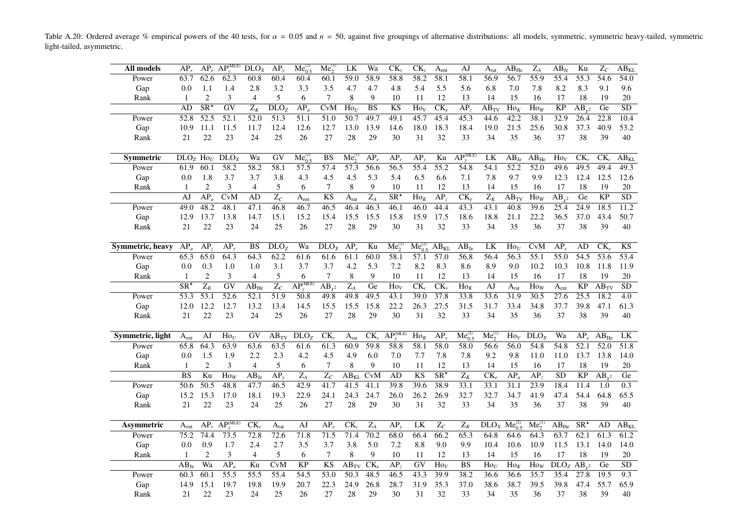Table A.20: Ordered average % empirical powers of the 40 tests, for $\alpha = 0.05$ and $n = 50$, against five groupings of alternative distributions: all models, symmetric, symmetric heavy-tailed, symmetric light-tailed, asymmetric.

| **All models** | $AP_v$ | $AP_e$ | $AP_y^{(MLE)}$ | $DLO_X$ | $AP_y$ | $Me_{0.5}^{(2)}$ | $Me_2^{(1)}$ | LK | Wa | $CK_v$ | $CK_c$ | $A_{ent}$ | AJ | $A_{rat}$ | $AB_{He}$ | $Z_A$ | $AB_{Je}$ | Ku | $Z_C$ | $AB_{KL}$ |
|---|---|---|---|---|---|---|---|---|---|---|---|---|---|---|---|---|---|---|---|---|
| Power | 63.7 | 62.6 | 62.3 | 60.8 | 60.4 | 60.4 | 60.1 | 59.0 | 58.9 | 58.8 | 58.2 | 58.1 | 58.1 | 56.9 | 56.7 | 55.9 | 55.4 | 55.3 | 54.6 | 54.0 |
| Gap | 0.0 | 1.1 | 1.4 | 2.8 | 3.2 | 3.3 | 3.5 | 4.7 | 4.7 | 4.8 | 5.4 | 5.5 | 5.6 | 6.8 | 7.0 | 7.8 | 8.2 | 8.3 | 9.1 | 9.6 |
| Rank | 1 | 2 | 3 | 4 | 5 | 6 | 7 | 8 | 9 | 10 | 11 | 12 | 13 | 14 | 15 | 16 | 17 | 18 | 19 | 20 |
| | AD | $SR^\star$ | GV | $Z_K$ | $DLO_Z$ | $AP_a$ | CvM | $Ho_U$ | BS | KS | $Ho_V$ | $CK_e$ | $AP_z$ | $AB_{TV}$ | $Ho_K$ | $Ho_W$ | KP | $AB_{\chi^2}$ | Ge | SD |
| Power | 52.8 | 52.5 | 52.1 | 52.0 | 51.3 | 51.1 | 51.0 | 50.7 | 49.7 | 49.1 | 45.7 | 45.4 | 45.3 | 44.6 | 42.2 | 38.1 | 32.9 | 26.4 | 22.8 | 10.4 |
| Gap | 10.9 | 11.1 | 11.5 | 11.7 | 12.4 | 12.6 | 12.7 | 13.0 | 13.9 | 14.6 | 18.0 | 18.3 | 18.4 | 19.0 | 21.5 | 25.6 | 30.8 | 37.3 | 40.9 | 53.2 |
| Rank | 21 | 22 | 23 | 24 | 25 | 26 | 27 | 28 | 29 | 30 | 31 | 32 | 33 | 34 | 35 | 36 | 37 | 38 | 39 | 40 |
| **Symmetric** | $DLO_Z$ | $Ho_U$ | $DLO_X$ | Wa | GV | $Me_{0.5}^{(2)}$ | BS | $Me_2^{(1)}$ | $AP_e$ | $AP_v$ | $AP_y$ | Ku | $AP_y^{(MLE)}$ | LK | $AB_{Je}$ | $AB_{He}$ | $Ho_V$ | $CK_v$ | $CK_c$ | $AB_{KL}$ |
| Power | 61.9 | 60.1 | 58.2 | 58.2 | 58.1 | 57.5 | 57.4 | 57.3 | 56.6 | 56.5 | 55.4 | 55.2 | 54.8 | 54.1 | 52.2 | 52.0 | 49.6 | 49.5 | 49.4 | 49.3 |
| Gap | 0.0 | 1.8 | 3.7 | 3.7 | 3.8 | 4.3 | 4.5 | 4.5 | 5.3 | 5.4 | 6.5 | 6.6 | 7.1 | 7.8 | 9.7 | 9.9 | 12.3 | 12.4 | 12.5 | 12.6 |
| Rank | 1 | 2 | 3 | 4 | 5 | 6 | 7 | 8 | 9 | 10 | 11 | 12 | 13 | 14 | 15 | 16 | 17 | 18 | 19 | 20 |
| | AJ | $AP_a$ | CvM | AD | $Z_C$ | $A_{ent}$ | KS | $A_{rat}$ | $Z_A$ | $SR^\star$ | $Ho_K$ | $AP_z$ | $CK_e$ | $Z_K$ | $AB_{TV}$ | $Ho_W$ | $AB_{\chi^2}$ | Ge | KP | SD |
| Power | 49.0 | 48.2 | 48.1 | 47.1 | 46.8 | 46.7 | 46.5 | 46.4 | 46.3 | 46.1 | 46.0 | 44.4 | 43.3 | 43.1 | 40.8 | 39.6 | 25.4 | 24.9 | 18.5 | 11.2 |
| Gap | 12.9 | 13.7 | 13.8 | 14.7 | 15.1 | 15.2 | 15.4 | 15.5 | 15.5 | 15.8 | 15.9 | 17.5 | 18.6 | 18.8 | 21.1 | 22.2 | 36.5 | 37.0 | 43.4 | 50.7 |
| Rank | 21 | 22 | 23 | 24 | 25 | 26 | 27 | 28 | 29 | 30 | 31 | 32 | 33 | 34 | 35 | 36 | 37 | 38 | 39 | 40 |
| **Symmetric, heavy** | $AP_a$ | $AP_z$ | $AP_y$ | BS | $DLO_Z$ | Wa | $DLO_X$ | $AP_e$ | Ku | $Me_2^{(1)}$ | $Me_{0.5}^{(2)}$ | $AB_{KL}$ | $AB_{Je}$ | LK | $Ho_U$ | CvM | $AP_v$ | AD | $CK_e$ | KS |
| Power | 65.3 | 65.0 | 64.3 | 64.3 | 62.2 | 61.6 | 61.6 | 61.1 | 60.0 | 58.1 | 57.1 | 57.0 | 56.8 | 56.4 | 56.3 | 55.1 | 55.0 | 54.5 | 53.6 | 53.4 |
| Gap | 0.0 | 0.3 | 1.0 | 1.0 | 3.1 | 3.7 | 3.7 | 4.2 | 5.3 | 7.2 | 8.2 | 8.3 | 8.6 | 8.9 | 9.0 | 10.2 | 10.3 | 10.8 | 11.8 | 11.9 |
| Rank | 1 | 2 | 3 | 4 | 5 | 6 | 7 | 8 | 9 | 10 | 11 | 12 | 13 | 14 | 15 | 16 | 17 | 18 | 19 | 20 |
| | $SR^\star$ | $Z_K$ | GV | $AB_{He}$ | $Z_C$ | $AP_y^{(MLE)}$ | $AB_{\chi^2}$ | $Z_A$ | Ge | $Ho_V$ | $CK_c$ | $CK_v$ | $Ho_K$ | AJ | $A_{rat}$ | $Ho_W$ | $A_{ent}$ | KP | $AB_{TV}$ | SD |
| Power | 53.3 | 53.1 | 52.6 | 52.1 | 51.9 | 50.8 | 49.8 | 49.8 | 49.5 | 43.1 | 39.0 | 37.8 | 33.8 | 33.6 | 31.9 | 30.5 | 27.6 | 25.5 | 18.2 | 4.0 |
| Gap | 12.0 | 12.2 | 12.7 | 13.2 | 13.4 | 14.5 | 15.5 | 15.5 | 15.8 | 22.2 | 26.3 | 27.5 | 31.5 | 31.7 | 33.4 | 34.8 | 37.7 | 39.8 | 47.1 | 61.3 |
| Rank | 21 | 22 | 23 | 24 | 25 | 26 | 27 | 28 | 29 | 30 | 31 | 32 | 33 | 34 | 35 | 36 | 37 | 38 | 39 | 40 |
| **Symmetric, light** | $A_{ent}$ | AJ | $Ho_U$ | GV | $AB_{TV}$ | $DLO_Z$ | $CK_v$ | $A_{rat}$ | $CK_c$ | $AP_y^{(MLE)}$ | $Ho_K$ | $AP_v$ | $Me_{0.5}^{(2)}$ | $Me_2^{(1)}$ | $Ho_V$ | $DLO_X$ | Wa | $AP_e$ | $AB_{He}$ | LK |
| Power | 65.8 | 64.3 | 63.9 | 63.6 | 63.5 | 61.6 | 61.3 | 60.9 | 59.8 | 58.8 | 58.1 | 58.0 | 58.0 | 56.6 | 56.0 | 54.8 | 54.8 | 52.1 | 52.0 | 51.8 |
| Gap | 0.0 | 1.5 | 1.9 | 2.2 | 2.3 | 4.2 | 4.5 | 4.9 | 6.0 | 7.0 | 7.7 | 7.8 | 7.8 | 9.2 | 9.8 | 11.0 | 11.0 | 13.7 | 13.8 | 14.0 |
| Rank | 1 | 2 | 3 | 4 | 5 | 6 | 7 | 8 | 9 | 10 | 11 | 12 | 13 | 14 | 15 | 16 | 17 | 18 | 19 | 20 |
| | BS | Ku | $Ho_W$ | $AB_{Je}$ | $AP_y$ | $Z_A$ | $Z_C$ | $AB_{KL}$ | CvM | AD | KS | $SR^\star$ | $Z_K$ | $CK_e$ | $AP_a$ | $AP_z$ | SD | KP | $AB_{\chi^2}$ | Ge |
| Power | 50.6 | 50.5 | 48.8 | 47.7 | 46.5 | 42.9 | 41.7 | 41.5 | 41.1 | 39.8 | 39.6 | 38.9 | 33.1 | 33.1 | 31.1 | 23.9 | 18.4 | 11.4 | 1.0 | 0.3 |
| Gap | 15.2 | 15.3 | 17.0 | 18.1 | 19.3 | 22.9 | 24.1 | 24.3 | 24.7 | 26.0 | 26.2 | 26.9 | 32.7 | 32.7 | 34.7 | 41.9 | 47.4 | 54.4 | 64.8 | 65.5 |
| Rank | 21 | 22 | 23 | 24 | 25 | 26 | 27 | 28 | 29 | 30 | 31 | 32 | 33 | 34 | 35 | 36 | 37 | 38 | 39 | 40 |
| **Asymmetric** | $A_{ent}$ | $AP_v$ | $AP_y^{(MLE)}$ | $CK_v$ | $A_{rat}$ | AJ | $AP_e$ | $CK_c$ | $Z_A$ | $AP_y$ | LK | $Z_C$ | $Z_K$ | $DLO_X$ | $Me_{0.5}^{(2)}$ | $Me_2^{(1)}$ | $AB_{He}$ | $SR^\star$ | AD | $AB_{KL}$ |
| Power | 75.2 | 74.4 | 73.5 | 72.8 | 72.6 | 71.8 | 71.5 | 71.4 | 70.2 | 68.0 | 66.4 | 66.2 | 65.3 | 64.8 | 64.6 | 64.3 | 63.7 | 62.1 | 61.3 | 61.2 |
| Gap | 0.0 | 0.9 | 1.7 | 2.4 | 2.7 | 3.5 | 3.7 | 3.8 | 5.0 | 7.2 | 8.8 | 9.0 | 9.9 | 10.4 | 10.6 | 10.9 | 11.5 | 13.1 | 14.0 | 14.0 |
| Rank | 1 | 2 | 3 | 4 | 5 | 6 | 7 | 8 | 9 | 10 | 11 | 12 | 13 | 14 | 15 | 16 | 17 | 18 | 19 | 20 |
| | $AB_{Je}$ | Wa | $AP_a$ | Ku | CvM | KP | KS | $AB_{TV}$ | $CK_e$ | $AP_z$ | GV | $Ho_V$ | BS | $Ho_U$ | $Ho_K$ | $Ho_W$ | $DLO_Z$ | $AB_{\chi^2}$ | Ge | SD |
| Power | 60.3 | 60.1 | 55.5 | 55.5 | 55.4 | 54.5 | 53.0 | 50.3 | 48.5 | 46.5 | 43.3 | 39.9 | 38.2 | 36.6 | 36.6 | 35.7 | 35.4 | 27.8 | 19.5 | 9.3 |
| Gap | 14.9 | 15.1 | 19.7 | 19.8 | 19.9 | 20.7 | 22.3 | 24.9 | 26.8 | 28.7 | 31.9 | 35.3 | 37.0 | 38.6 | 38.7 | 39.5 | 39.8 | 47.4 | 55.7 | 65.9 |
| Rank | 21 | 22 | 23 | 24 | 25 | 26 | 27 | 28 | 29 | 30 | 31 | 32 | 33 | 34 | 35 | 36 | 37 | 38 | 39 | 40 |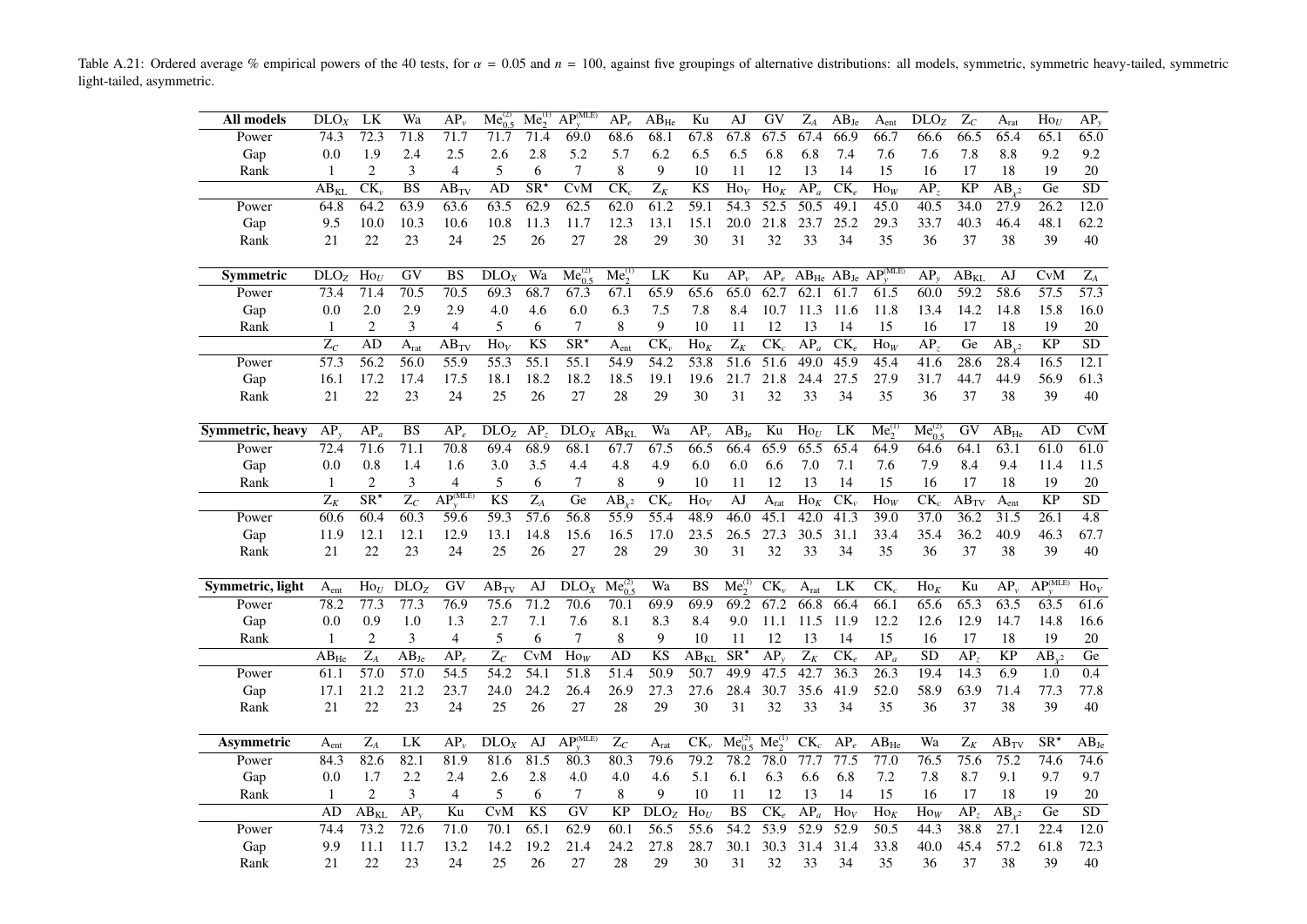Table A.21: Ordered average % empirical powers of the 40 tests, for $\alpha = 0.05$ and $n = 100$, against five groupings of alternative distributions: all models, symmetric, symmetric heavy-tailed, symmetric light-tailed, asymmetric.

| **All models** | $DLO_X$ | LK | Wa | $AP_v$ | $Me_{0.5}^{(2)}$ | $Me_2^{(1)}$ | $AP_y^{(MLE)}$ | $AP_e$ | $AB_{He}$ | Ku | AJ | GV | $Z_A$ | $AB_{Je}$ | $A_{ent}$ | $DLO_Z$ | $Z_C$ | $A_{rat}$ | $Ho_U$ | $AP_y$ |
|---|---|---|---|---|---|---|---|---|---|---|---|---|---|---|---|---|---|---|---|---|
| Power | 74.3 | 72.3 | 71.8 | 71.7 | 71.7 | 71.4 | 69.0 | 68.6 | 68.1 | 67.8 | 67.8 | 67.5 | 67.4 | 66.9 | 66.7 | 66.6 | 66.5 | 65.4 | 65.1 | 65.0 |
| Gap | 0.0 | 1.9 | 2.4 | 2.5 | 2.6 | 2.8 | 5.2 | 5.7 | 6.2 | 6.5 | 6.5 | 6.8 | 6.8 | 7.4 | 7.6 | 7.6 | 7.8 | 8.8 | 9.2 | 9.2 |
| Rank | 1 | 2 | 3 | 4 | 5 | 6 | 7 | 8 | 9 | 10 | 11 | 12 | 13 | 14 | 15 | 16 | 17 | 18 | 19 | 20 |
| | $AB_{KL}$ | $CK_v$ | BS | $AB_{TV}$ | AD | SR* | CvM | $CK_c$ | $Z_K$ | KS | $Ho_V$ | $Ho_K$ | $AP_a$ | $CK_e$ | $Ho_W$ | $AP_z$ | KP | $AB_{\chi^2}$ | Ge | SD |
| Power | 64.8 | 64.2 | 63.9 | 63.6 | 63.5 | 62.9 | 62.5 | 62.0 | 61.2 | 59.1 | 54.3 | 52.5 | 50.5 | 49.1 | 45.0 | 40.5 | 34.0 | 27.9 | 26.2 | 12.0 |
| Gap | 9.5 | 10.0 | 10.3 | 10.6 | 10.8 | 11.3 | 11.7 | 12.3 | 13.1 | 15.1 | 20.0 | 21.8 | 23.7 | 25.2 | 29.3 | 33.7 | 40.3 | 46.4 | 48.1 | 62.2 |
| Rank | 21 | 22 | 23 | 24 | 25 | 26 | 27 | 28 | 29 | 30 | 31 | 32 | 33 | 34 | 35 | 36 | 37 | 38 | 39 | 40 |

| **Symmetric** | $DLO_Z$ | $Ho_U$ | GV | BS | $DLO_X$ | Wa | $Me_{0.5}^{(2)}$ | $Me_2^{(1)}$ | LK | Ku | $AP_v$ | $AP_e$ | $AB_{He}$ | $AB_{Je}$ | $AP_y^{(MLE)}$ | $AP_y$ | $AB_{KL}$ | AJ | CvM | $Z_A$ |
|---|---|---|---|---|---|---|---|---|---|---|---|---|---|---|---|---|---|---|---|---|
| Power | 73.4 | 71.4 | 70.5 | 70.5 | 69.3 | 68.7 | 67.3 | 67.1 | 65.9 | 65.6 | 65.0 | 62.7 | 62.1 | 61.7 | 61.5 | 60.0 | 59.2 | 58.6 | 57.5 | 57.3 |
| Gap | 0.0 | 2.0 | 2.9 | 2.9 | 4.0 | 4.6 | 6.0 | 6.3 | 7.5 | 7.8 | 8.4 | 10.7 | 11.3 | 11.6 | 11.8 | 13.4 | 14.2 | 14.8 | 15.8 | 16.0 |
| Rank | 1 | 2 | 3 | 4 | 5 | 6 | 7 | 8 | 9 | 10 | 11 | 12 | 13 | 14 | 15 | 16 | 17 | 18 | 19 | 20 |
| | $Z_C$ | AD | $A_{rat}$ | $AB_{TV}$ | $Ho_V$ | KS | SR* | $A_{ent}$ | $CK_v$ | $Ho_K$ | $Z_K$ | $CK_c$ | $AP_a$ | $CK_e$ | $Ho_W$ | $AP_z$ | Ge | $AB_{\chi^2}$ | KP | SD |
| Power | 57.3 | 56.2 | 56.0 | 55.9 | 55.3 | 55.1 | 55.1 | 54.9 | 54.2 | 53.8 | 51.6 | 51.6 | 49.0 | 45.9 | 45.4 | 41.6 | 28.6 | 28.4 | 16.5 | 12.1 |
| Gap | 16.1 | 17.2 | 17.4 | 17.5 | 18.1 | 18.2 | 18.2 | 18.5 | 19.1 | 19.6 | 21.7 | 21.8 | 24.4 | 27.5 | 27.9 | 31.7 | 44.7 | 44.9 | 56.9 | 61.3 |
| Rank | 21 | 22 | 23 | 24 | 25 | 26 | 27 | 28 | 29 | 30 | 31 | 32 | 33 | 34 | 35 | 36 | 37 | 38 | 39 | 40 |

| **Symmetric, heavy** | $AP_y$ | $AP_a$ | BS | $AP_e$ | $DLO_Z$ | $AP_z$ | $DLO_X$ | $AB_{KL}$ | Wa | $AP_v$ | $AB_{Je}$ | Ku | $Ho_U$ | LK | $Me_2^{(1)}$ | $Me_{0.5}^{(2)}$ | GV | $AB_{He}$ | AD | CvM |
|---|---|---|---|---|---|---|---|---|---|---|---|---|---|---|---|---|---|---|---|---|
| Power | 72.4 | 71.6 | 71.1 | 70.8 | 69.4 | 68.9 | 68.1 | 67.7 | 67.5 | 66.5 | 66.4 | 65.9 | 65.5 | 65.4 | 64.9 | 64.6 | 64.1 | 63.1 | 61.0 | 61.0 |
| Gap | 0.0 | 0.8 | 1.4 | 1.6 | 3.0 | 3.5 | 4.4 | 4.8 | 4.9 | 6.0 | 6.0 | 6.6 | 7.0 | 7.1 | 7.6 | 7.9 | 8.4 | 9.4 | 11.4 | 11.5 |
| Rank | 1 | 2 | 3 | 4 | 5 | 6 | 7 | 8 | 9 | 10 | 11 | 12 | 13 | 14 | 15 | 16 | 17 | 18 | 19 | 20 |
| | $Z_K$ | SR* | $Z_C$ | $AP_y^{(MLE)}$ | KS | $Z_A$ | Ge | $AB_{\chi^2}$ | $CK_e$ | $Ho_V$ | AJ | $A_{rat}$ | $Ho_K$ | $CK_v$ | $Ho_W$ | $CK_c$ | $AB_{TV}$ | $A_{ent}$ | KP | SD |
| Power | 60.6 | 60.4 | 60.3 | 59.6 | 59.3 | 57.6 | 56.8 | 55.9 | 55.4 | 48.9 | 46.0 | 45.1 | 42.0 | 41.3 | 39.0 | 37.0 | 36.2 | 31.5 | 26.1 | 4.8 |
| Gap | 11.9 | 12.1 | 12.1 | 12.9 | 13.1 | 14.8 | 15.6 | 16.5 | 17.0 | 23.5 | 26.5 | 27.3 | 30.5 | 31.1 | 33.4 | 35.4 | 36.2 | 40.9 | 46.3 | 67.7 |
| Rank | 21 | 22 | 23 | 24 | 25 | 26 | 27 | 28 | 29 | 30 | 31 | 32 | 33 | 34 | 35 | 36 | 37 | 38 | 39 | 40 |

| **Symmetric, light** | $A_{ent}$ | $Ho_U$ | $DLO_Z$ | GV | $AB_{TV}$ | AJ | $DLO_X$ | $Me_{0.5}^{(2)}$ | Wa | BS | $Me_2^{(1)}$ | $CK_v$ | $A_{rat}$ | LK | $CK_c$ | $Ho_K$ | Ku | $AP_v$ | $AP_y^{(MLE)}$ | $Ho_V$ |
|---|---|---|---|---|---|---|---|---|---|---|---|---|---|---|---|---|---|---|---|---|
| Power | 78.2 | 77.3 | 77.3 | 76.9 | 75.6 | 71.2 | 70.6 | 70.1 | 69.9 | 69.9 | 69.2 | 67.2 | 66.8 | 66.4 | 66.1 | 65.6 | 65.3 | 63.5 | 63.5 | 61.6 |
| Gap | 0.0 | 0.9 | 1.0 | 1.3 | 2.7 | 7.1 | 7.6 | 8.1 | 8.3 | 8.4 | 9.0 | 11.1 | 11.5 | 11.9 | 12.2 | 12.6 | 12.9 | 14.7 | 14.8 | 16.6 |
| Rank | 1 | 2 | 3 | 4 | 5 | 6 | 7 | 8 | 9 | 10 | 11 | 12 | 13 | 14 | 15 | 16 | 17 | 18 | 19 | 20 |
| | $AB_{He}$ | $Z_A$ | $AB_{Je}$ | $AP_e$ | $Z_C$ | CvM | $Ho_W$ | AD | KS | $AB_{KL}$ | SR* | $AP_y$ | $Z_K$ | $CK_e$ | $AP_a$ | SD | $AP_z$ | KP | $AB_{\chi^2}$ | Ge |
| Power | 61.1 | 57.0 | 57.0 | 54.5 | 54.2 | 54.1 | 51.8 | 51.4 | 50.9 | 50.7 | 49.9 | 47.5 | 42.7 | 36.3 | 26.3 | 19.4 | 14.3 | 6.9 | 1.0 | 0.4 |
| Gap | 17.1 | 21.2 | 21.2 | 23.7 | 24.0 | 24.2 | 26.4 | 26.9 | 27.3 | 27.6 | 28.4 | 30.7 | 35.6 | 41.9 | 52.0 | 58.9 | 63.9 | 71.4 | 77.3 | 77.8 |
| Rank | 21 | 22 | 23 | 24 | 25 | 26 | 27 | 28 | 29 | 30 | 31 | 32 | 33 | 34 | 35 | 36 | 37 | 38 | 39 | 40 |

| **Asymmetric** | $A_{ent}$ | $Z_A$ | LK | $AP_v$ | $DLO_X$ | AJ | $AP_y^{(MLE)}$ | $Z_C$ | $A_{rat}$ | $CK_v$ | $Me_{0.5}^{(2)}$ | $Me_2^{(1)}$ | $CK_c$ | $AP_e$ | $AB_{He}$ | Wa | $Z_K$ | $AB_{TV}$ | SR* | $AB_{Je}$ |
|---|---|---|---|---|---|---|---|---|---|---|---|---|---|---|---|---|---|---|---|---|
| Power | 84.3 | 82.6 | 82.1 | 81.9 | 81.6 | 81.5 | 80.3 | 80.3 | 79.6 | 79.2 | 78.2 | 78.0 | 77.7 | 77.5 | 77.0 | 76.5 | 75.6 | 75.2 | 74.6 | 74.6 |
| Gap | 0.0 | 1.7 | 2.2 | 2.4 | 2.6 | 2.8 | 4.0 | 4.0 | 4.6 | 5.1 | 6.1 | 6.3 | 6.6 | 6.8 | 7.2 | 7.8 | 8.7 | 9.1 | 9.7 | 9.7 |
| Rank | 1 | 2 | 3 | 4 | 5 | 6 | 7 | 8 | 9 | 10 | 11 | 12 | 13 | 14 | 15 | 16 | 17 | 18 | 19 | 20 |
| | AD | $AB_{KL}$ | $AP_y$ | Ku | CvM | KS | GV | KP | $DLO_Z$ | $Ho_U$ | BS | $CK_e$ | $AP_a$ | $Ho_V$ | $Ho_K$ | $Ho_W$ | $AP_z$ | $AB_{\chi^2}$ | Ge | SD |
| Power | 74.4 | 73.2 | 72.6 | 71.0 | 70.1 | 65.1 | 62.9 | 60.1 | 56.5 | 55.6 | 54.2 | 53.9 | 52.9 | 52.9 | 50.5 | 44.3 | 38.8 | 27.1 | 22.4 | 12.0 |
| Gap | 9.9 | 11.1 | 11.7 | 13.2 | 14.2 | 19.2 | 21.4 | 24.2 | 27.8 | 28.7 | 30.1 | 30.3 | 31.4 | 31.4 | 33.8 | 40.0 | 45.4 | 57.2 | 61.8 | 72.3 |
| Rank | 21 | 22 | 23 | 24 | 25 | 26 | 27 | 28 | 29 | 30 | 31 | 32 | 33 | 34 | 35 | 36 | 37 | 38 | 39 | 40 |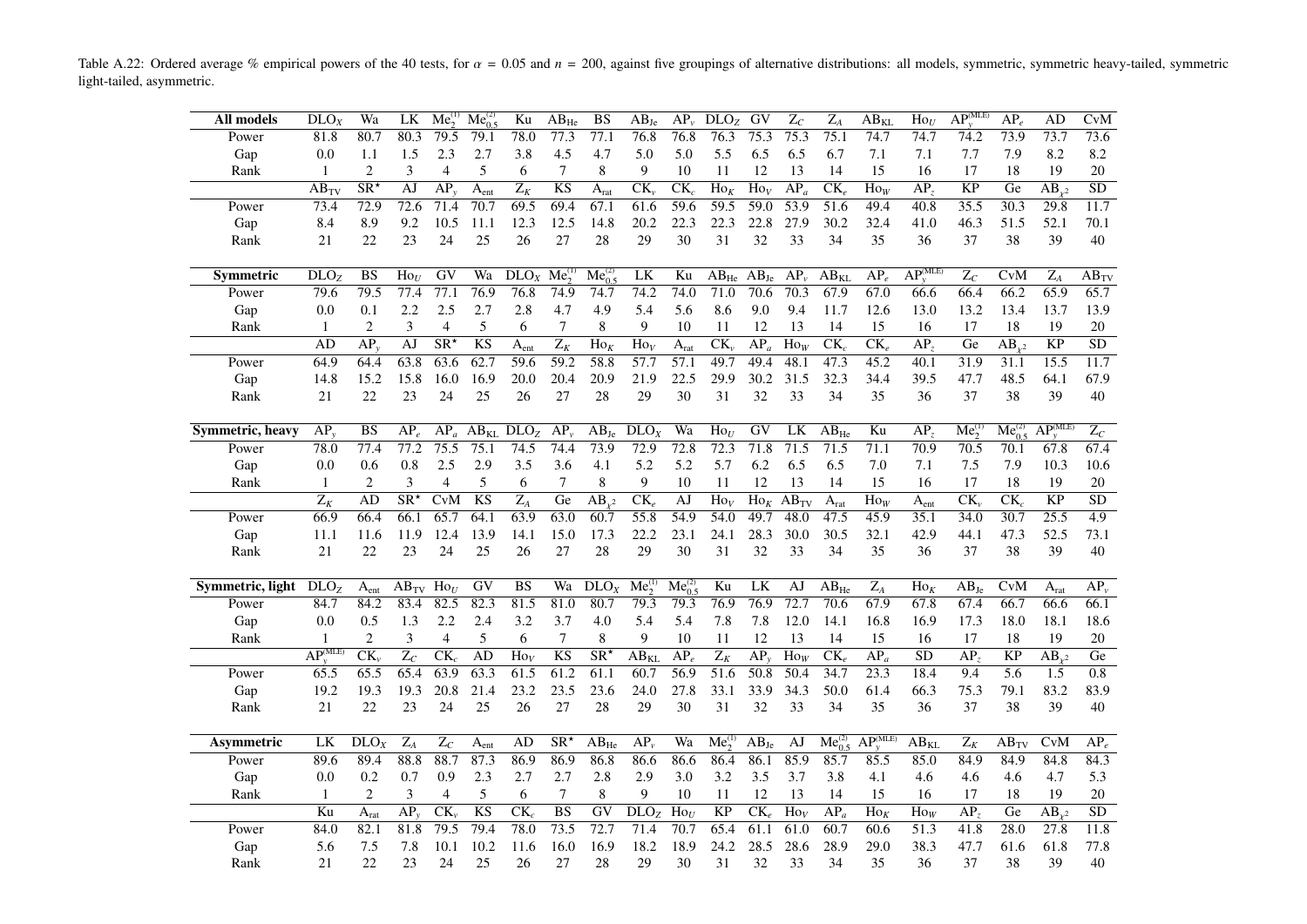Table A.22: Ordered average % empirical powers of the 40 tests, for $\alpha = 0.05$ and $n = 200$, against five groupings of alternative distributions: all models, symmetric, symmetric heavy-tailed, symmetric light-tailed, asymmetric.

| **All models** | $\mathrm{DLO}_X$ | Wa | LK | $\mathrm{Me}_2^{(1)}$ | $\mathrm{Me}_{0.5}^{(2)}$ | Ku | $\mathrm{AB}_{\mathrm{He}}$ | BS | $\mathrm{AB}_{\mathrm{Je}}$ | $\mathrm{AP}_\nu$ | $\mathrm{DLO}_Z$ | GV | $\mathrm{Z}_C$ | $\mathrm{Z}_A$ | $\mathrm{AB}_{\mathrm{KL}}$ | $\mathrm{Ho}_U$ | $\mathrm{AP}_y^{(\mathrm{MLE})}$ | $\mathrm{AP}_e$ | AD | CvM |
|---|---|---|---|---|---|---|---|---|---|---|---|---|---|---|---|---|---|---|---|---|
| Power | 81.8 | 80.7 | 80.3 | 79.5 | 79.1 | 78.0 | 77.3 | 77.1 | 76.8 | 76.8 | 76.3 | 75.3 | 75.3 | 75.1 | 74.7 | 74.7 | 74.2 | 73.9 | 73.7 | 73.6 |
| Gap | 0.0 | 1.1 | 1.5 | 2.3 | 2.7 | 3.8 | 4.5 | 4.7 | 5.0 | 5.0 | 5.5 | 6.5 | 6.5 | 6.7 | 7.1 | 7.1 | 7.7 | 7.9 | 8.2 | 8.2 |
| Rank | 1 | 2 | 3 | 4 | 5 | 6 | 7 | 8 | 9 | 10 | 11 | 12 | 13 | 14 | 15 | 16 | 17 | 18 | 19 | 20 |
| | $\mathrm{AB}_{\mathrm{TV}}$ | $\mathrm{SR}^\star$ | AJ | $\mathrm{AP}_y$ | $\mathrm{A}_{\mathrm{ent}}$ | $\mathrm{Z}_K$ | KS | $\mathrm{A}_{\mathrm{rat}}$ | $\mathrm{CK}_\nu$ | $\mathrm{CK}_c$ | $\mathrm{Ho}_K$ | $\mathrm{Ho}_V$ | $\mathrm{AP}_a$ | $\mathrm{CK}_e$ | $\mathrm{Ho}_W$ | $\mathrm{AP}_z$ | KP | Ge | $\mathrm{AB}_{\chi^2}$ | SD |
| Power | 73.4 | 72.9 | 72.6 | 71.4 | 70.7 | 69.5 | 69.4 | 67.1 | 61.6 | 59.6 | 59.5 | 59.0 | 53.9 | 51.6 | 49.4 | 40.8 | 35.5 | 30.3 | 29.8 | 11.7 |
| Gap | 8.4 | 8.9 | 9.2 | 10.5 | 11.1 | 12.3 | 12.5 | 14.8 | 20.2 | 22.3 | 22.3 | 22.8 | 27.9 | 30.2 | 32.4 | 41.0 | 46.3 | 51.5 | 52.1 | 70.1 |
| Rank | 21 | 22 | 23 | 24 | 25 | 26 | 27 | 28 | 29 | 30 | 31 | 32 | 33 | 34 | 35 | 36 | 37 | 38 | 39 | 40 |

| **Symmetric** | $\mathrm{DLO}_Z$ | BS | $\mathrm{Ho}_U$ | GV | Wa | $\mathrm{DLO}_X$ | $\mathrm{Me}_2^{(1)}$ | $\mathrm{Me}_{0.5}^{(2)}$ | LK | Ku | $\mathrm{AB}_{\mathrm{He}}$ | $\mathrm{AB}_{\mathrm{Je}}$ | $\mathrm{AP}_\nu$ | $\mathrm{AB}_{\mathrm{KL}}$ | $\mathrm{AP}_e$ | $\mathrm{AP}_y^{(\mathrm{MLE})}$ | $\mathrm{Z}_C$ | CvM | $\mathrm{Z}_A$ | $\mathrm{AB}_{\mathrm{TV}}$ |
|---|---|---|---|---|---|---|---|---|---|---|---|---|---|---|---|---|---|---|---|---|
| Power | 79.6 | 79.5 | 77.4 | 77.1 | 76.9 | 76.8 | 74.9 | 74.7 | 74.2 | 74.0 | 71.0 | 70.6 | 70.3 | 67.9 | 67.0 | 66.6 | 66.4 | 66.2 | 65.9 | 65.7 |
| Gap | 0.0 | 0.1 | 2.2 | 2.5 | 2.7 | 2.8 | 4.7 | 4.9 | 5.4 | 5.6 | 8.6 | 9.0 | 9.4 | 11.7 | 12.6 | 13.0 | 13.2 | 13.4 | 13.7 | 13.9 |
| Rank | 1 | 2 | 3 | 4 | 5 | 6 | 7 | 8 | 9 | 10 | 11 | 12 | 13 | 14 | 15 | 16 | 17 | 18 | 19 | 20 |
| | AD | $\mathrm{AP}_y$ | AJ | $\mathrm{SR}^\star$ | KS | $\mathrm{A}_{\mathrm{ent}}$ | $\mathrm{Z}_K$ | $\mathrm{Ho}_K$ | $\mathrm{Ho}_V$ | $\mathrm{A}_{\mathrm{rat}}$ | $\mathrm{CK}_\nu$ | $\mathrm{AP}_a$ | $\mathrm{Ho}_W$ | $\mathrm{CK}_c$ | $\mathrm{CK}_e$ | $\mathrm{AP}_z$ | Ge | $\mathrm{AB}_{\chi^2}$ | KP | SD |
| Power | 64.9 | 64.4 | 63.8 | 63.6 | 62.7 | 59.6 | 59.2 | 58.8 | 57.7 | 57.1 | 49.7 | 49.4 | 48.1 | 47.3 | 45.2 | 40.1 | 31.9 | 31.1 | 15.5 | 11.7 |
| Gap | 14.8 | 15.2 | 15.8 | 16.0 | 16.9 | 20.0 | 20.4 | 20.9 | 21.9 | 22.5 | 29.9 | 30.2 | 31.5 | 32.3 | 34.4 | 39.5 | 47.7 | 48.5 | 64.1 | 67.9 |
| Rank | 21 | 22 | 23 | 24 | 25 | 26 | 27 | 28 | 29 | 30 | 31 | 32 | 33 | 34 | 35 | 36 | 37 | 38 | 39 | 40 |

| **Symmetric, heavy** | $\mathrm{AP}_y$ | BS | $\mathrm{AP}_e$ | $\mathrm{AP}_a$ | $\mathrm{AB}_{\mathrm{KL}}$ | $\mathrm{DLO}_Z$ | $\mathrm{AP}_\nu$ | $\mathrm{AB}_{\mathrm{Je}}$ | $\mathrm{DLO}_X$ | Wa | $\mathrm{Ho}_U$ | GV | LK | $\mathrm{AB}_{\mathrm{He}}$ | Ku | $\mathrm{AP}_z$ | $\mathrm{Me}_2^{(1)}$ | $\mathrm{Me}_{0.5}^{(2)}$ | $\mathrm{AP}_y^{(\mathrm{MLE})}$ | $\mathrm{Z}_C$ |
|---|---|---|---|---|---|---|---|---|---|---|---|---|---|---|---|---|---|---|---|---|
| Power | 78.0 | 77.4 | 77.2 | 75.5 | 75.1 | 74.5 | 74.4 | 73.9 | 72.9 | 72.8 | 72.3 | 71.8 | 71.5 | 71.5 | 71.1 | 70.9 | 70.5 | 70.1 | 67.8 | 67.4 |
| Gap | 0.0 | 0.6 | 0.8 | 2.5 | 2.9 | 3.5 | 3.6 | 4.1 | 5.2 | 5.2 | 5.7 | 6.2 | 6.5 | 6.5 | 7.0 | 7.1 | 7.5 | 7.9 | 10.3 | 10.6 |
| Rank | 1 | 2 | 3 | 4 | 5 | 6 | 7 | 8 | 9 | 10 | 11 | 12 | 13 | 14 | 15 | 16 | 17 | 18 | 19 | 20 |
| | $\mathrm{Z}_K$ | AD | $\mathrm{SR}^\star$ | CvM | KS | $\mathrm{Z}_A$ | Ge | $\mathrm{AB}_{\chi^2}$ | $\mathrm{CK}_e$ | AJ | $\mathrm{Ho}_V$ | $\mathrm{Ho}_K$ | $\mathrm{AB}_{\mathrm{TV}}$ | $\mathrm{A}_{\mathrm{rat}}$ | $\mathrm{Ho}_W$ | $\mathrm{A}_{\mathrm{ent}}$ | $\mathrm{CK}_\nu$ | $\mathrm{CK}_c$ | KP | SD |
| Power | 66.9 | 66.4 | 66.1 | 65.7 | 64.1 | 63.9 | 63.0 | 60.7 | 55.8 | 54.9 | 54.0 | 49.7 | 48.0 | 47.5 | 45.9 | 35.1 | 34.0 | 30.7 | 25.5 | 4.9 |
| Gap | 11.1 | 11.6 | 11.9 | 12.4 | 13.9 | 14.1 | 15.0 | 17.3 | 22.2 | 23.1 | 24.1 | 28.3 | 30.0 | 30.5 | 32.1 | 42.9 | 44.1 | 47.3 | 52.5 | 73.1 |
| Rank | 21 | 22 | 23 | 24 | 25 | 26 | 27 | 28 | 29 | 30 | 31 | 32 | 33 | 34 | 35 | 36 | 37 | 38 | 39 | 40 |

| **Symmetric, light** | $\mathrm{DLO}_Z$ | $\mathrm{A}_{\mathrm{ent}}$ | $\mathrm{AB}_{\mathrm{TV}}$ | $\mathrm{Ho}_U$ | GV | BS | Wa | $\mathrm{DLO}_X$ | $\mathrm{Me}_2^{(1)}$ | $\mathrm{Me}_{0.5}^{(2)}$ | Ku | LK | AJ | $\mathrm{AB}_{\mathrm{He}}$ | $\mathrm{Z}_A$ | $\mathrm{Ho}_K$ | $\mathrm{AB}_{\mathrm{Je}}$ | CvM | $\mathrm{A}_{\mathrm{rat}}$ | $\mathrm{AP}_\nu$ |
|---|---|---|---|---|---|---|---|---|---|---|---|---|---|---|---|---|---|---|---|---|
| Power | 84.7 | 84.2 | 83.4 | 82.5 | 82.3 | 81.5 | 81.0 | 80.7 | 79.3 | 79.3 | 76.9 | 76.9 | 72.7 | 70.6 | 67.9 | 67.8 | 67.4 | 66.7 | 66.6 | 66.1 |
| Gap | 0.0 | 0.5 | 1.3 | 2.2 | 2.4 | 3.2 | 3.7 | 4.0 | 5.4 | 5.4 | 7.8 | 7.8 | 12.0 | 14.1 | 16.8 | 16.9 | 17.3 | 18.0 | 18.1 | 18.6 |
| Rank | 1 | 2 | 3 | 4 | 5 | 6 | 7 | 8 | 9 | 10 | 11 | 12 | 13 | 14 | 15 | 16 | 17 | 18 | 19 | 20 |
| | $\mathrm{AP}_y^{(\mathrm{MLE})}$ | $\mathrm{CK}_\nu$ | $\mathrm{Z}_C$ | $\mathrm{CK}_c$ | AD | $\mathrm{Ho}_V$ | KS | $\mathrm{SR}^\star$ | $\mathrm{AB}_{\mathrm{KL}}$ | $\mathrm{AP}_e$ | $\mathrm{Z}_K$ | $\mathrm{AP}_y$ | $\mathrm{Ho}_W$ | $\mathrm{CK}_e$ | $\mathrm{AP}_a$ | SD | $\mathrm{AP}_z$ | KP | $\mathrm{AB}_{\chi^2}$ | Ge |
| Power | 65.5 | 65.5 | 65.4 | 63.9 | 63.3 | 61.5 | 61.2 | 61.1 | 60.7 | 56.9 | 51.6 | 50.8 | 50.4 | 34.7 | 23.3 | 18.4 | 9.4 | 5.6 | 1.5 | 0.8 |
| Gap | 19.2 | 19.3 | 19.3 | 20.8 | 21.4 | 23.2 | 23.5 | 23.6 | 24.0 | 27.8 | 33.1 | 33.9 | 34.3 | 50.0 | 61.4 | 66.3 | 75.3 | 79.1 | 83.2 | 83.9 |
| Rank | 21 | 22 | 23 | 24 | 25 | 26 | 27 | 28 | 29 | 30 | 31 | 32 | 33 | 34 | 35 | 36 | 37 | 38 | 39 | 40 |

| **Asymmetric** | LK | $\mathrm{DLO}_X$ | $\mathrm{Z}_A$ | $\mathrm{Z}_C$ | $\mathrm{A}_{\mathrm{ent}}$ | AD | $\mathrm{SR}^\star$ | $\mathrm{AB}_{\mathrm{He}}$ | $\mathrm{AP}_\nu$ | Wa | $\mathrm{Me}_2^{(1)}$ | $\mathrm{AB}_{\mathrm{Je}}$ | AJ | $\mathrm{Me}_{0.5}^{(2)}$ | $\mathrm{AP}_y^{(\mathrm{MLE})}$ | $\mathrm{AB}_{\mathrm{KL}}$ | $\mathrm{Z}_K$ | $\mathrm{AB}_{\mathrm{TV}}$ | CvM | $\mathrm{AP}_e$ |
|---|---|---|---|---|---|---|---|---|---|---|---|---|---|---|---|---|---|---|---|---|
| Power | 89.6 | 89.4 | 88.8 | 88.7 | 87.3 | 86.9 | 86.9 | 86.8 | 86.6 | 86.6 | 86.4 | 86.1 | 85.9 | 85.7 | 85.5 | 85.0 | 84.9 | 84.9 | 84.8 | 84.3 |
| Gap | 0.0 | 0.2 | 0.7 | 0.9 | 2.3 | 2.7 | 2.7 | 2.8 | 2.9 | 3.0 | 3.2 | 3.5 | 3.7 | 3.8 | 4.1 | 4.6 | 4.6 | 4.6 | 4.7 | 5.3 |
| Rank | 1 | 2 | 3 | 4 | 5 | 6 | 7 | 8 | 9 | 10 | 11 | 12 | 13 | 14 | 15 | 16 | 17 | 18 | 19 | 20 |
| | Ku | $\mathrm{A}_{\mathrm{rat}}$ | $\mathrm{AP}_y$ | $\mathrm{CK}_\nu$ | KS | $\mathrm{CK}_c$ | BS | GV | $\mathrm{DLO}_Z$ | $\mathrm{Ho}_U$ | KP | $\mathrm{CK}_e$ | $\mathrm{Ho}_V$ | $\mathrm{AP}_a$ | $\mathrm{Ho}_K$ | $\mathrm{Ho}_W$ | $\mathrm{AP}_z$ | Ge | $\mathrm{AB}_{\chi^2}$ | SD |
| Power | 84.0 | 82.1 | 81.8 | 79.5 | 79.4 | 78.0 | 73.5 | 72.7 | 71.4 | 70.7 | 65.4 | 61.1 | 61.0 | 60.7 | 60.6 | 51.3 | 41.8 | 28.0 | 27.8 | 11.8 |
| Gap | 5.6 | 7.5 | 7.8 | 10.1 | 10.2 | 11.6 | 16.0 | 16.9 | 18.2 | 18.9 | 24.2 | 28.5 | 28.6 | 28.9 | 29.0 | 38.3 | 47.7 | 61.6 | 61.8 | 77.8 |
| Rank | 21 | 22 | 23 | 24 | 25 | 26 | 27 | 28 | 29 | 30 | 31 | 32 | 33 | 34 | 35 | 36 | 37 | 38 | 39 | 40 |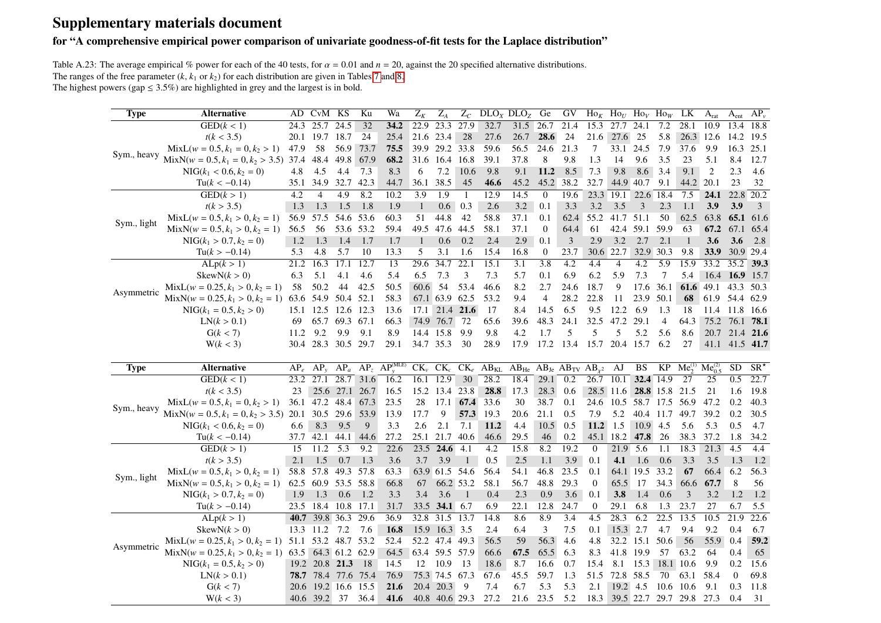# Supplementary materials document

## for "A comprehensive empirical power comparison of univariate goodness-of-fit tests for the Laplace distribution"

Table A.23: The average empirical % power for each of the 40 tests, for $\alpha = 0.01$ and $n = 20$, against the 20 specified alternative distributions.
The ranges of the free parameter ($k$, $k_1$ or $k_2$) for each distribution are given in Tables 7 and 8.
The highest powers (gap $\leq$ 3.5%) are highlighted in grey and the largest is in bold.

| Type | Alternative | AD | CvM | KS | Ku | Wa | $Z_K$ | $Z_A$ | $Z_C$ | DLO$_X$ | DLO$_Z$ | Ge | GV | Ho$_K$ | Ho$_U$ | Ho$_V$ | Ho$_W$ | LK | A$_{\text{rat}}$ | A$_{\text{ent}}$ | AP$_v$ |
|---|---|---|---|---|---|---|---|---|---|---|---|---|---|---|---|---|---|---|---|---|---|
| Sym., heavy | GED($k < 1$) | 24.3 | 25.7 | 24.5 | 32 | **34.2** | 22.9 | 23.3 | 27.9 | 32.7 | 31.5 | 26.7 | 21.4 | 15.3 | 27.7 | 24.1 | 7.2 | 28.1 | 10.9 | 13.4 | 18.8 |
| | $t(k < 3.5)$ | 20.1 | 19.7 | 18.7 | 24 | 25.4 | 21.6 | 23.4 | 28 | 27.6 | 26.7 | **28.6** | 24 | 21.6 | 27.6 | 25 | 5.8 | 26.3 | 12.6 | 14.2 | 19.5 |
| | MixL($w = 0.5, k_1 = 0, k_2 > 1$) | 47.9 | 58 | 56.9 | 73.7 | **75.5** | 39.9 | 29.2 | 33.8 | 59.6 | 56.5 | 24.6 | 21.3 | 7 | 33.1 | 24.5 | 7.9 | 37.6 | 9.9 | 16.3 | 25.1 |
| | MixN($w = 0.5, k_1 = 0, k_2 > 3.5$) | 37.4 | 48.4 | 49.8 | 67.9 | **68.2** | 31.6 | 16.4 | 16.8 | 39.1 | 37.8 | 8 | 9.8 | 1.3 | 14 | 9.6 | 3.5 | 23 | 5.1 | 8.4 | 12.7 |
| | NIG($k_1 < 0.6, k_2 = 0$) | 4.8 | 4.5 | 4.4 | 7.3 | 8.3 | 6 | 7.2 | 10.6 | 9.8 | 9.1 | **11.2** | 8.5 | 7.3 | 9.8 | 8.6 | 3.4 | 9.1 | 2 | 2.3 | 4.6 |
| | Tu($k < -0.14$) | 35.1 | 34.9 | 32.7 | 42.3 | 44.7 | 36.1 | 38.5 | 45 | **46.6** | 45.2 | 45.2 | 38.2 | 32.7 | 44.9 | 40.7 | 9.1 | 44.2 | 20.1 | 23 | 32 |
| Sym., light | GED($k > 1$) | 4.2 | 4 | 4.9 | 8.2 | 10.2 | 3.9 | 1.9 | 1 | 12.9 | 14.5 | 0 | 19.6 | 23.3 | 19.1 | 22.6 | 18.4 | 7.5 | **24.1** | 22.8 | 20.2 |
| | $t(k > 3.5)$ | 1.3 | 1.3 | 1.5 | 1.8 | 1.9 | 1 | 0.6 | 0.3 | 2.6 | 3.2 | 0.1 | 3.3 | 3.2 | 3.5 | 3 | 2.3 | 1.1 | **3.9** | **3.9** | 3 |
| | MixL($w = 0.5, k_1 > 0, k_2 = 1$) | 56.9 | 57.5 | 54.6 | 53.6 | 60.3 | 51 | 44.8 | 42 | 58.8 | 37.1 | 0.1 | 62.4 | 55.2 | 41.7 | 51.1 | 50 | 62.5 | 63.8 | **65.1** | 61.6 |
| | MixN($w = 0.5, k_1 > 0, k_2 = 1$) | 56.5 | 56 | 53.6 | 53.2 | 59.4 | 49.5 | 47.6 | 44.5 | 58.1 | 37.1 | 0 | 64.4 | 61 | 42.4 | 59.1 | 59.9 | 63 | **67.2** | 67.1 | 65.4 |
| | NIG($k_1 > 0.7, k_2 = 0$) | 1.2 | 1.3 | 1.4 | 1.7 | 1.7 | 1 | 0.6 | 0.2 | 2.4 | 2.9 | 0.1 | 3 | 2.9 | 3.2 | 2.7 | 2.1 | 1 | **3.6** | **3.6** | 2.8 |
| | Tu($k > -0.14$) | 5.3 | 4.8 | 5.7 | 10 | 13.3 | 5 | 3.1 | 1.6 | 15.4 | 16.8 | 0 | 23.7 | 30.6 | 22.7 | 32.9 | 30.3 | 9.8 | **33.9** | 30.9 | 29.4 |
| Asymmetric | ALp($k > 1$) | 21.2 | 16.3 | 17.1 | 12.7 | 13 | 29.6 | 34.7 | 22.1 | 15.1 | 3.1 | 3.8 | 4.2 | 4.4 | 4 | 4.2 | 5.9 | 15.9 | 33.2 | 35.2 | **39.3** |
| | SkewN($k > 0$) | 6.3 | 5.1 | 4.1 | 4.6 | 5.4 | 6.5 | 7.3 | 3 | 7.3 | 5.7 | 0.1 | 6.9 | 6.2 | 5.9 | 7.3 | 7 | 5.4 | 16.4 | **16.9** | 15.7 |
| | MixL($w = 0.25, k_1 > 0, k_2 = 1$) | 58 | 50.2 | 44 | 42.5 | 50.5 | 60.6 | 54 | 53.4 | 46.6 | 8.2 | 2.7 | 24.6 | 18.7 | 9 | 17.6 | 36.1 | **61.6** | 49.1 | 43.3 | 50.3 |
| | MixN($w = 0.25, k_1 > 0, k_2 = 1$) | 63.6 | 54.9 | 50.4 | 52.1 | 58.3 | 67.1 | 63.9 | 62.5 | 53.2 | 9.4 | 4 | 28.2 | 22.8 | 11 | 23.9 | 50.1 | **68** | 61.9 | 54.4 | 62.9 |
| | NIG($k_1 = 0.5, k_2 > 0$) | 15.1 | 12.5 | 12.6 | 12.3 | 13.6 | 17.1 | 21.4 | **21.6** | 17 | 8.4 | 14.5 | 6.5 | 9.5 | 12.2 | 6.9 | 1.3 | 18 | 11.4 | 11.8 | 16.6 |
| | LN($k > 0.1$) | 69 | 65.7 | 69.3 | 67.1 | 66.3 | 74.9 | 76.7 | 72 | 65.6 | 39.6 | 48.3 | 24.1 | 32.5 | 47.2 | 29.1 | 4 | 64.3 | 75.2 | 76.1 | **78.1** |
| | G($k < 7$) | 11.2 | 9.2 | 9.9 | 9.1 | 8.9 | 14.4 | 15.8 | 9.9 | 9.8 | 4.2 | 1.7 | 5 | 5 | 5 | 5.2 | 5.6 | 8.6 | 20.7 | 21.4 | **21.6** |
| | W($k < 3$) | 30.4 | 28.3 | 30.5 | 29.7 | 29.1 | 34.7 | 35.3 | 30 | 28.9 | 17.9 | 17.2 | 13.4 | 15.7 | 20.4 | 15.7 | 6.2 | 27 | 41.1 | 41.5 | **41.7** |

| Type | Alternative | AP$_e$ | AP$_y$ | AP$_a$ | AP$_z$ | AP$_y^{\text{(MLE)}}$ | CK$_v$ | CK$_c$ | CK$_e$ | AB$_{\text{KL}}$ | AB$_{\text{He}}$ | AB$_{\text{Je}}$ | AB$_{\text{TV}}$ | AB$_{\chi^2}$ | AJ | BS | KP | Me$_2^{(1)}$ | Me$_{0.5}^{(2)}$ | SD | SR$^*$ |
|---|---|---|---|---|---|---|---|---|---|---|---|---|---|---|---|---|---|---|---|---|---|
| Sym., heavy | GED($k < 1$) | 23.2 | 27.1 | 28.7 | 31.6 | 16.2 | 16.1 | 12.9 | 30 | 28.2 | 18.4 | 29.1 | 0.2 | 26.7 | 10.1 | **32.4** | 14.9 | 27 | 25 | 0.5 | 22.7 |
| | $t(k < 3.5)$ | 23 | 25.6 | 27.1 | 26.7 | 16.5 | 15.2 | 13.4 | 23.8 | **28.8** | 17.3 | 28.3 | 0.6 | 28.5 | 11.6 | **28.8** | 15.8 | 21.5 | 21 | 1.6 | 19.8 |
| | MixL($w = 0.5, k_1 = 0, k_2 > 1$) | 36.1 | 47.2 | 48.4 | 67.3 | 23.5 | 28 | 17.1 | **67.4** | 33.6 | 30 | 38.7 | 0.1 | 24.6 | 10.5 | 58.7 | 17.5 | 56.9 | 47.2 | 0.2 | 40.3 |
| | MixN($w = 0.5, k_1 = 0, k_2 > 3.5$) | 20.1 | 30.5 | 29.6 | 53.9 | 13.9 | 17.7 | 9 | **57.3** | 19.3 | 20.6 | 21.1 | 0.5 | 7.9 | 5.2 | 40.4 | 11.7 | 49.7 | 39.2 | 0.2 | 30.5 |
| | NIG($k_1 < 0.6, k_2 = 0$) | 6.6 | 8.3 | 9.5 | 9 | 3.3 | 2.6 | 2.1 | 7.1 | **11.2** | 4.4 | 10.5 | 0.5 | **11.2** | 1.5 | 10.9 | 4.5 | 5.6 | 5.3 | 0.5 | 4.7 |
| | Tu($k < -0.14$) | 37.7 | 42.1 | 44.1 | 44.6 | 27.2 | 25.1 | 21.7 | 40.6 | 46.6 | 29.5 | 46 | 0.2 | 45.1 | 18.2 | **47.8** | 26 | 38.3 | 37.2 | 1.8 | 34.2 |
| Sym., light | GED($k > 1$) | 15 | 11.2 | 5.3 | 9.2 | 22.6 | 23.5 | **24.6** | 4.1 | 4.2 | 15.8 | 8.2 | 19.2 | 0 | 21.9 | 5.6 | 1.1 | 18.3 | 21.3 | 4.5 | 4.4 |
| | $t(k > 3.5)$ | 2.1 | 1.5 | 0.7 | 1.3 | 3.6 | 3.7 | 3.9 | 1 | 0.5 | 2.5 | 1.1 | 3.9 | 0.1 | **4.1** | 1.6 | 0.6 | 3.3 | 3.5 | 1.3 | 1.2 |
| | MixL($w = 0.5, k_1 > 0, k_2 = 1$) | 58.8 | 57.8 | 49.3 | 57.8 | 63.3 | 63.9 | 61.5 | 54.6 | 56.4 | 54.1 | 46.8 | 23.5 | 0.1 | 64.1 | 19.5 | 33.2 | **67** | 66.4 | 6.2 | 56.3 |
| | MixN($w = 0.5, k_1 > 0, k_2 = 1$) | 62.5 | 60.9 | 53.5 | 58.8 | 66.8 | 67 | 66.2 | 53.2 | 58.1 | 56.7 | 48.8 | 29.3 | 0 | 65.5 | 17 | 34.3 | 66.6 | **67.7** | 8 | 56 |
| | NIG($k_1 > 0.7, k_2 = 0$) | 1.9 | 1.3 | 0.6 | 1.2 | 3.3 | 3.4 | 3.6 | 1 | 0.4 | 2.3 | 0.9 | 3.6 | 0.1 | **3.8** | 1.4 | 0.6 | 3 | 3.2 | 1.2 | 1.2 |
| | Tu($k > -0.14$) | 23.5 | 18.4 | 10.8 | 17.1 | 31.7 | 33.5 | **34.1** | 6.7 | 6.9 | 22.1 | 12.8 | 24.7 | 0 | 29.1 | 6.8 | 1.3 | 23.7 | 27 | 6.7 | 5.5 |
| Asymmetric | ALp($k > 1$) | **40.7** | 39.8 | 36.3 | 29.6 | 36.9 | 32.8 | 31.5 | 13.7 | 14.8 | 8.6 | 8.9 | 3.4 | 4.5 | 28.3 | 6.2 | 22.5 | 13.5 | 10.5 | 21.9 | 22.6 |
| | SkewN($k > 0$) | 13.3 | 11.2 | 7.2 | 7.6 | **16.8** | 15.9 | 16.3 | 3.5 | 2.4 | 6.4 | 3 | 7.5 | 0.1 | 15.3 | 2.7 | 4.7 | 9.4 | 9.2 | 0.4 | 6.7 |
| | MixL($w = 0.25, k_1 > 0, k_2 = 1$) | 51.1 | 53.2 | 48.7 | 53.2 | 52.4 | 52.2 | 47.4 | 49.3 | 56.5 | 59 | 56.3 | 4.6 | 4.8 | 32.2 | 15.1 | 50.6 | 56 | 55.9 | 0.4 | **59.2** |
| | MixN($w = 0.25, k_1 > 0, k_2 = 1$) | 63.5 | 64.3 | 61.2 | 62.9 | 64.5 | 63.4 | 59.5 | 57.9 | 66.6 | **67.5** | 65.5 | 6.3 | 8.3 | 41.8 | 19.9 | 57 | 63.2 | 64 | 0.4 | 65 |
| | NIG($k_1 = 0.5, k_2 > 0$) | 19.2 | 20.8 | **21.3** | 18 | 14.5 | 12 | 10.9 | 13 | 18.6 | 8.7 | 16.6 | 0.7 | 15.4 | 8.1 | 15.3 | 18.1 | 10.6 | 9.9 | 0.2 | 15.6 |
| | LN($k > 0.1$) | **78.7** | 78.4 | 77.6 | 75.4 | 76.9 | 75.3 | 74.5 | 67.3 | 67.6 | 45.5 | 59.7 | 1.3 | 51.5 | 72.8 | 58.5 | 70 | 63.1 | 58.4 | 0 | 69.8 |
| | G($k < 7$) | 20.6 | 19.2 | 16.6 | 15.5 | **21.6** | 20.4 | 20.3 | 9 | 7.4 | 6.7 | 5.3 | 5.3 | 2.1 | 19.2 | 4.5 | 10.6 | 10.6 | 9.1 | 0.3 | 11.8 |
| | W($k < 3$) | 40.6 | 39.2 | 37 | 36.4 | **41.6** | 40.8 | 40.6 | 29.3 | 27.2 | 21.6 | 23.5 | 5.2 | 18.3 | 39.5 | 22.7 | 29.7 | 29.8 | 27.3 | 0.4 | 31 |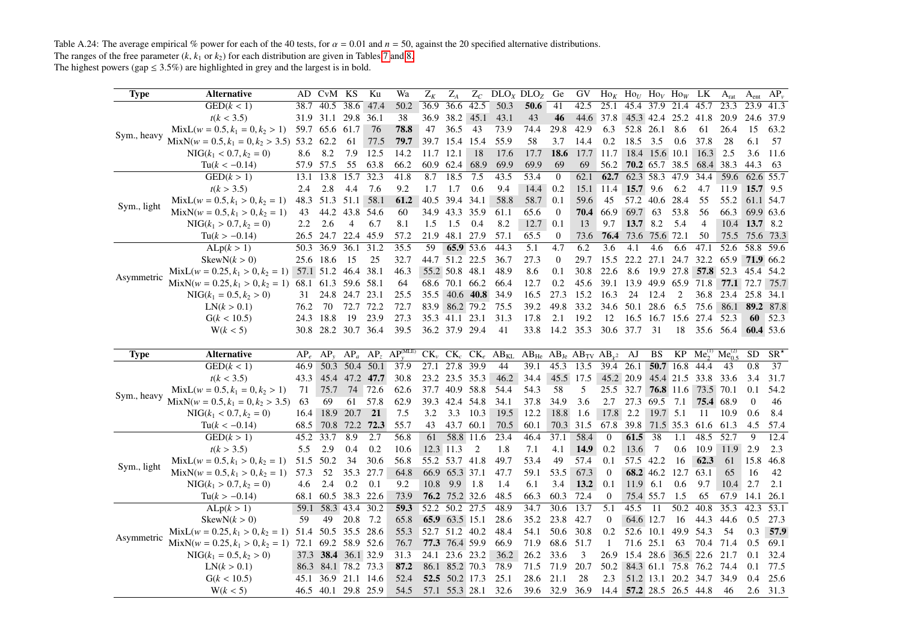Table A.24: The average empirical % power for each of the 40 tests, for $\alpha = 0.01$ and $n = 50$, against the 20 specified alternative distributions.
The ranges of the free parameter ($k$, $k_1$ or $k_2$) for each distribution are given in Tables 7 and 8.
The highest powers (gap ≤ 3.5%) are highlighted in grey and the largest is in bold.

| Type | Alternative | AD | CvM | KS | Ku | Wa | $Z_K$ | $Z_A$ | $Z_C$ | $DLO_X$ | $DLO_Z$ | Ge | GV | $Ho_K$ | $Ho_U$ | $Ho_V$ | $Ho_W$ | LK | $A_{rat}$ | $A_{ent}$ | $AP_v$ |
|---|---|---|---|---|---|---|---|---|---|---|---|---|---|---|---|---|---|---|---|---|---|
| Sym., heavy | GED($k < 1$) | 38.7 | 40.5 | 38.6 | 47.4 | 50.2 | 36.9 | 36.6 | 42.5 | 50.3 | **50.6** | 41 | 42.5 | 25.1 | 45.4 | 37.9 | 21.4 | 45.7 | 23.3 | 23.9 | 41.3 |
| | $t(k < 3.5)$ | 31.9 | 31.1 | 29.8 | 36.1 | 38 | 36.9 | 38.2 | 45.1 | 43.1 | 43 | **46** | 44.6 | 37.8 | 45.3 | 42.4 | 25.2 | 41.8 | 20.9 | 24.6 | 37.9 |
| | MixL($w = 0.5, k_1 = 0, k_2 > 1$) | 59.7 | 65.6 | 61.7 | 76 | **78.8** | 47 | 36.5 | 43 | 73.9 | 74.4 | 29.8 | 42.9 | 6.3 | 52.8 | 26.1 | 8.6 | 61 | 26.4 | 15 | 63.2 |
| | MixN($w = 0.5, k_1 = 0, k_2 > 3.5$) | 53.2 | 62.2 | 61 | 77.5 | **79.7** | 39.7 | 15.4 | 15.4 | 55.9 | 58 | 3.7 | 14.4 | 0.2 | 18.5 | 3.5 | 0.6 | 37.8 | 28 | 6.1 | 57 |
| | NIG($k_1 < 0.7, k_2 = 0$) | 8.6 | 8.2 | 7.9 | 12.5 | 14.2 | 11.7 | 12.1 | 18 | 17.6 | 17.7 | **18.6** | 17.7 | 11.7 | 18.4 | 15.6 | 10.1 | 16.3 | 2.5 | 3.6 | 11.6 |
| | Tu($k < -0.14$) | 57.9 | 57.5 | 55 | 63.8 | 66.2 | 60.9 | 62.4 | 68.9 | 69.9 | 69.9 | 69 | 69 | 56.2 | **70.2** | 65.7 | 38.5 | 68.4 | 38.3 | 44.3 | 63 |
| Sym., light | GED($k > 1$) | 13.1 | 13.8 | 15.7 | 32.3 | 41.8 | 8.7 | 18.5 | 7.5 | 43.5 | 53.4 | 0 | 62.1 | **62.7** | 62.3 | 58.3 | 47.9 | 34.4 | 59.6 | 62.6 | 55.7 |
| | $t(k > 3.5)$ | 2.4 | 2.8 | 4.4 | 7.6 | 9.2 | 1.7 | 1.7 | 0.6 | 9.4 | 14.4 | 0.2 | 15.1 | 11.4 | **15.7** | 9.6 | 6.2 | 4.7 | 11.9 | **15.7** | 9.5 |
| | MixL($w = 0.5, k_1 > 0, k_2 = 1$) | 48.3 | 51.3 | 51.1 | 58.1 | **61.2** | 40.5 | 39.4 | 34.1 | 58.8 | 58.7 | 0.1 | 59.6 | 45 | 57.2 | 40.6 | 28.4 | 55 | 55.2 | 61.1 | 54.7 |
| | MixN($w = 0.5, k_1 > 0, k_2 = 1$) | 43 | 44.2 | 43.8 | 54.6 | 60 | 34.9 | 43.3 | 35.9 | 61.1 | 65.6 | 0 | **70.4** | 66.9 | 69.7 | 63 | 53.8 | 56 | 66.3 | 69.9 | 63.6 |
| | NIG($k_1 > 0.7, k_2 = 0$) | 2.2 | 2.6 | 4 | 6.7 | 8.1 | 1.5 | 1.5 | 0.4 | 8.2 | 12.7 | 0.1 | 13 | 9.7 | **13.7** | 8.2 | 5.4 | 4 | 10.4 | **13.7** | 8.2 |
| | Tu($k > -0.14$) | 26.5 | 24.7 | 22.4 | 45.9 | 57.2 | 21.9 | 48.1 | 27.9 | 57.1 | 65.5 | 0 | 73.6 | **76.4** | 73.6 | 75.6 | 72.1 | 50 | 75.5 | 75.6 | 73.3 |
| Asymmetric | ALp($k > 1$) | 50.3 | 36.9 | 36.1 | 31.2 | 35.5 | 59 | **65.9** | 53.6 | 44.3 | 5.1 | 4.7 | 6.2 | 3.6 | 4.1 | 4.6 | 6.6 | 47.1 | 52.6 | 58.8 | 59.6 |
| | SkewN($k > 0$) | 25.6 | 18.6 | 15 | 25 | 32.7 | 44.7 | 51.2 | 22.5 | 36.7 | 27.3 | 0 | 29.7 | 15.5 | 22.2 | 27.1 | 24.7 | 32.2 | 65.9 | **71.9** | 66.2 |
| | MixL($w = 0.25, k_1 > 0, k_2 = 1$) | 57.1 | 51.2 | 46.4 | 38.1 | 46.3 | 55.2 | 50.8 | 48.1 | 48.9 | 8.6 | 0.1 | 30.8 | 22.6 | 8.6 | 19.9 | 27.8 | **57.8** | 52.3 | 45.4 | 54.2 |
| | MixN($w = 0.25, k_1 > 0, k_2 = 1$) | 68.1 | 61.3 | 59.6 | 58.1 | 64 | 68.6 | 70.1 | 66.2 | 66.4 | 12.7 | 0.2 | 45.6 | 39.1 | 13.9 | 49.9 | 65.9 | 71.8 | **77.1** | 72.7 | 75.7 |
| | NIG($k_1 = 0.5, k_2 > 0$) | 31 | 24.8 | 24.7 | 23.1 | 25.5 | 35.5 | 40.6 | **40.8** | 34.9 | 16.5 | 27.3 | 15.2 | 16.3 | 24 | 12.4 | 2 | 36.8 | 23.4 | 25.8 | 34.1 |
| | LN($k > 0.1$) | 76.2 | 70 | 72.7 | 72.2 | 72.7 | 83.9 | 86.2 | 79.2 | 75.5 | 39.2 | 49.8 | 33.2 | 34.6 | 50.1 | 28.6 | 6.5 | 75.6 | 86.1 | **89.2** | 87.8 |
| | G($k < 10.5$) | 24.3 | 18.8 | 19 | 23.9 | 27.3 | 35.3 | 41.1 | 23.1 | 31.3 | 17.8 | 2.1 | 19.2 | 12 | 16.5 | 16.7 | 15.6 | 27.4 | 52.3 | **60** | 52.3 |
| | W($k < 5$) | 30.8 | 28.2 | 30.7 | 36.4 | 39.5 | 36.2 | 37.9 | 29.4 | 41 | 33.8 | 14.2 | 35.3 | 30.6 | 37.7 | 31 | 18 | 35.6 | 56.4 | **60.4** | 53.6 |

| Type | Alternative | $AP_e$ | $AP_y$ | $AP_a$ | $AP_z$ | $AP_y^{(MLE)}$ | $CK_v$ | $CK_c$ | $CK_e$ | $AB_{KL}$ | $AB_{He}$ | $AB_{Je}$ | $AB_{TV}$ | $AB_{\chi^2}$ | AJ | BS | KP | $Me_2^{(1)}$ | $Me_{0.5}^{(2)}$ | SD | $SR^*$ |
|---|---|---|---|---|---|---|---|---|---|---|---|---|---|---|---|---|---|---|---|---|---|
| Sym., heavy | GED($k < 1$) | 46.9 | 50.3 | 50.4 | 50.1 | 37.9 | 27.1 | 27.8 | 39.9 | 44 | 39.1 | 45.3 | 13.5 | 39.4 | 26.1 | **50.7** | 16.8 | 44.4 | 43 | 0.8 | 37 |
| | $t(k < 3.5)$ | 43.3 | 45.4 | 47.2 | **47.7** | 30.8 | 23.2 | 23.5 | 35.3 | 46.2 | 34.4 | 45.5 | 17.5 | 45.2 | 20.9 | 45.4 | 21.5 | 33.8 | 33.6 | 3.4 | 31.7 |
| | MixL($w = 0.5, k_1 = 0, k_2 > 1$) | 71 | 75.7 | 74 | 72.6 | 62.6 | 37.7 | 40.9 | 58.8 | 54.4 | 54.3 | 58 | 5 | 25.5 | 32.7 | **76.8** | 11.6 | 73.5 | 70.1 | 0.1 | 54.2 |
| | MixN($w = 0.5, k_1 = 0, k_2 > 3.5$) | 63 | 69 | 61 | 57.8 | 62.9 | 39.3 | 42.4 | 54.8 | 34.1 | 37.8 | 34.9 | 3.6 | 2.7 | 27.3 | 69.5 | 7.1 | **75.4** | 68.9 | 0 | 46 |
| | NIG($k_1 < 0.7, k_2 = 0$) | 16.4 | 18.9 | 20.7 | **21** | 7.5 | 3.2 | 3.3 | 10.3 | 19.5 | 12.2 | 18.8 | 1.6 | 17.8 | 2.2 | 19.7 | 5.1 | 11 | 10.9 | 0.6 | 8.4 |
| | Tu($k < -0.14$) | 68.5 | 70.8 | 72.2 | **72.3** | 55.7 | 43 | 43.7 | 60.1 | 70.5 | 60.1 | 70.3 | 31.5 | 67.8 | 39.8 | 71.5 | 35.3 | 61.6 | 61.3 | 4.5 | 57.4 |
| Sym., light | GED($k > 1$) | 45.2 | 33.7 | 8.9 | 2.7 | 56.8 | 61 | 58.8 | 11.6 | 23.4 | 46.4 | 37.1 | 58.4 | 0 | **61.5** | 38 | 1.1 | 48.5 | 52.7 | 9 | 12.4 |
| | $t(k > 3.5)$ | 5.5 | 2.9 | 0.4 | 0.2 | 10.6 | 12.3 | 11.3 | 2 | 1.8 | 7.1 | 4.1 | **14.9** | 0.2 | 13.6 | 7 | 0.6 | 10.9 | 11.9 | 2.9 | 2.3 |
| | MixL($w = 0.5, k_1 > 0, k_2 = 1$) | 51.5 | 50.2 | 34 | 30.6 | 56.8 | 55.2 | 53.7 | 41.8 | 49.7 | 53.4 | 49 | 57.4 | 0.1 | 57.5 | 42.2 | 16 | **62.3** | 61 | 15.8 | 46.8 |
| | MixN($w = 0.5, k_1 > 0, k_2 = 1$) | 57.3 | 52 | 35.3 | 27.7 | 64.8 | 66.9 | 65.3 | 37.1 | 47.7 | 59.1 | 53.5 | 67.3 | 0 | **68.2** | 46.2 | 12.7 | 63.1 | 65 | 16 | 42 |
| | NIG($k_1 > 0.7, k_2 = 0$) | 4.6 | 2.4 | 0.2 | 0.1 | 9.2 | 10.8 | 9.9 | 1.8 | 1.4 | 6.1 | 3.4 | **13.2** | 0.1 | 11.9 | 6.1 | 0.6 | 9.7 | 10.4 | 2.7 | 2.1 |
| | Tu($k > -0.14$) | 68.1 | 60.5 | 38.3 | 22.6 | 73.9 | **76.2** | 75.2 | 32.6 | 48.5 | 66.3 | 60.3 | 72.4 | 0 | 75.4 | 55.7 | 1.5 | 65 | 67.9 | 14.1 | 26.1 |
| Asymmetric | ALp($k > 1$) | 59.1 | 58.3 | 43.4 | 30.2 | **59.3** | 52.2 | 50.2 | 27.5 | 48.9 | 34.7 | 30.6 | 13.7 | 5.1 | 45.5 | 11 | 50.2 | 40.8 | 35.3 | 42.3 | 53.1 |
| | SkewN($k > 0$) | 59 | 49 | 20.8 | 7.2 | 65.8 | **65.9** | 63.5 | 15.1 | 28.6 | 35.2 | 23.8 | 42.7 | 0 | 64.6 | 12.7 | 16 | 44.3 | 44.6 | 0.5 | 27.3 |
| | MixL($w = 0.25, k_1 > 0, k_2 = 1$) | 51.4 | 50.5 | 35.5 | 28.6 | 55.3 | 52.7 | 51.2 | 40.2 | 48.4 | 54.1 | 50.6 | 30.8 | 0.2 | 52.6 | 10.1 | 49.9 | 54.3 | 54 | 0.3 | **57.9** |
| | MixN($w = 0.25, k_1 > 0, k_2 = 1$) | 72.1 | 69.2 | 58.9 | 52.6 | 76.7 | **77.3** | 76.4 | 59.9 | 66.9 | 71.9 | 68.6 | 51.7 | 1 | 71.6 | 25.1 | 63 | 70.4 | 71.4 | 0.5 | 69.1 |
| | NIG($k_1 = 0.5, k_2 > 0$) | 37.3 | **38.4** | 36.1 | 32.9 | 31.3 | 24.1 | 23.6 | 23.2 | 36.2 | 26.2 | 33.6 | 3 | 26.9 | 15.4 | 28.6 | 36.5 | 22.6 | 21.7 | 0.1 | 32.4 |
| | LN($k > 0.1$) | 86.3 | 84.1 | 78.2 | 73.3 | **87.2** | 86.1 | 85.2 | 70.3 | 78.9 | 71.5 | 71.9 | 20.7 | 50.2 | 84.3 | 61.1 | 75.8 | 76.2 | 74.4 | 0.1 | 77.5 |
| | G($k < 10.5$) | 45.1 | 36.9 | 21.1 | 14.6 | 52.4 | **52.5** | 50.2 | 17.3 | 25.1 | 28.6 | 21.1 | 28 | 2.3 | 51.2 | 13.1 | 20.2 | 34.7 | 34.9 | 0.4 | 25.6 |
| | W($k < 5$) | 46.5 | 40.1 | 29.8 | 25.9 | 54.5 | 57.1 | 55.3 | 28.1 | 32.6 | 39.6 | 32.9 | 36.9 | 14.4 | **57.2** | 28.5 | 26.5 | 44.8 | 46 | 2.6 | 31.3 |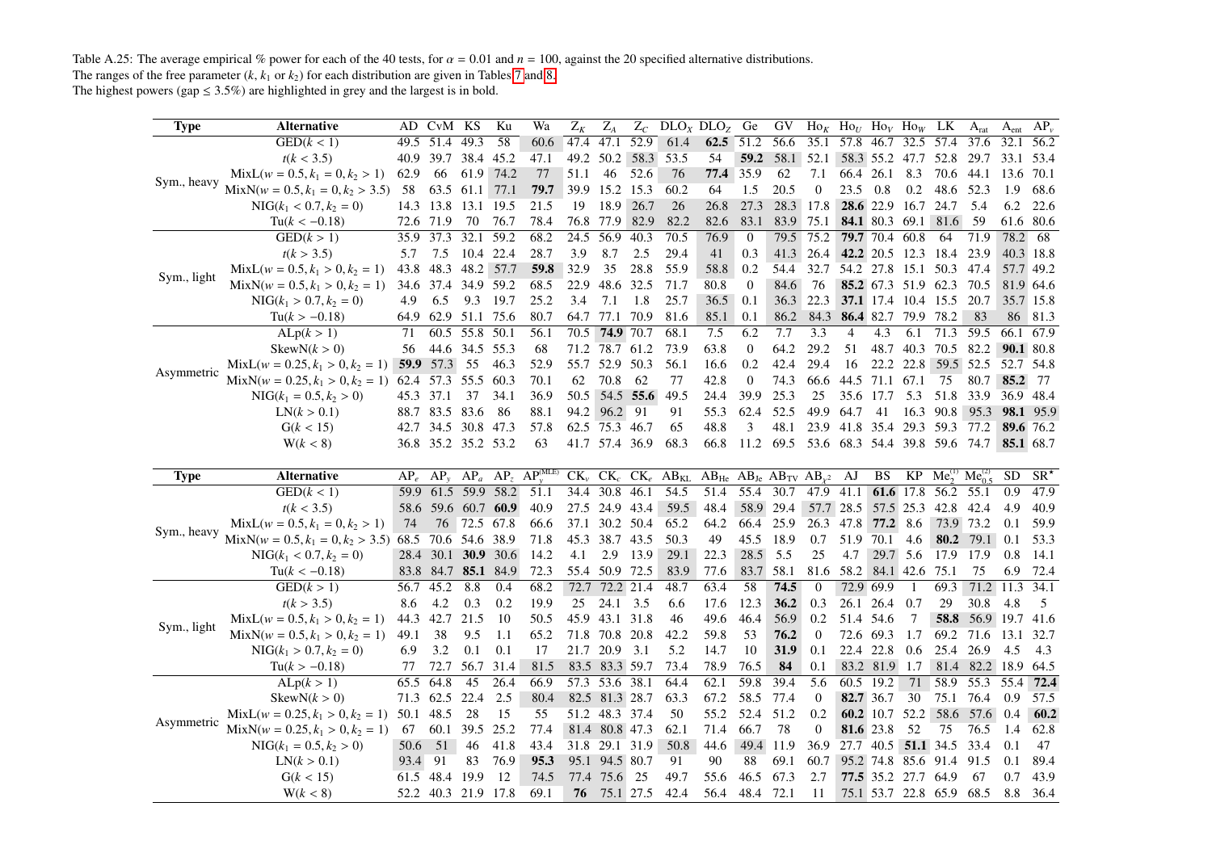Table A.25: The average empirical % power for each of the 40 tests, for $\alpha = 0.01$ and $n = 100$, against the 20 specified alternative distributions.
The ranges of the free parameter ($k$, $k_1$ or $k_2$) for each distribution are given in Tables 7 and 8.
The highest powers (gap ≤ 3.5%) are highlighted in grey and the largest is in bold.

| Type | Alternative | AD | CvM | KS | Ku | Wa | $Z_K$ | $Z_A$ | $Z_C$ | $DLO_X$ | $DLO_Z$ | Ge | GV | $Ho_K$ | $Ho_U$ | $Ho_V$ | $Ho_W$ | LK | $A_{rat}$ | $A_{ent}$ | $AP_v$ |
|---|---|---|---|---|---|---|---|---|---|---|---|---|---|---|---|---|---|---|---|---|---|
| Sym., heavy | GED($k < 1$) | 49.5 | 51.4 | 49.3 | 58 | 60.6 | 47.4 | 47.1 | 52.9 | 61.4 | **62.5** | 51.2 | 56.6 | 35.1 | 57.8 | 46.7 | 32.5 | 57.4 | 37.6 | 32.1 | 56.2 |
| | $t(k < 3.5)$ | 40.9 | 39.7 | 38.4 | 45.2 | 47.1 | 49.2 | 50.2 | 58.3 | 53.5 | 54 | **59.2** | 58.1 | 52.1 | 58.3 | 55.2 | 47.7 | 52.8 | 29.7 | 33.1 | 53.4 |
| | MixL($w = 0.5, k_1 = 0, k_2 > 1$) | 62.9 | 66 | 61.9 | 74.2 | 77 | 51.1 | 46 | 52.6 | 76 | **77.4** | 35.9 | 62 | 7.1 | 66.4 | 26.1 | 8.3 | 70.6 | 44.1 | 13.6 | 70.1 |
| | MixN($w = 0.5, k_1 = 0, k_2 > 3.5$) | 58 | 63.5 | 61.1 | 77.1 | **79.7** | 39.9 | 15.2 | 15.3 | 60.2 | 64 | 1.5 | 20.5 | 0 | 23.5 | 0.8 | 0.2 | 48.6 | 52.3 | 1.9 | 68.6 |
| | NIG($k_1 < 0.7, k_2 = 0$) | 14.3 | 13.8 | 13.1 | 19.5 | 21.5 | 19 | 18.9 | 26.7 | 26 | 26.8 | 27.3 | 28.3 | 17.8 | **28.6** | 22.9 | 16.7 | 24.7 | 5.4 | 6.2 | 22.6 |
| | Tu($k < -0.18$) | 72.6 | 71.9 | 70 | 76.7 | 78.4 | 76.8 | 77.9 | 82.9 | 82.2 | 82.6 | 83.1 | 83.9 | 75.1 | **84.1** | 80.3 | 69.1 | 81.6 | 59 | 61.6 | 80.6 |
| Sym., light | GED($k > 1$) | 35.9 | 37.3 | 32.1 | 59.2 | 68.2 | 24.5 | 56.9 | 40.3 | 70.5 | 76.9 | 0 | 79.5 | 75.2 | **79.7** | 70.4 | 60.8 | 64 | 71.9 | 78.2 | 68 |
| | $t(k > 3.5)$ | 5.7 | 7.5 | 10.4 | 22.4 | 28.7 | 3.9 | 8.7 | 2.5 | 29.4 | 41 | 0.3 | 41.3 | 26.4 | **42.2** | 20.5 | 12.3 | 18.4 | 23.9 | 40.3 | 18.8 |
| | MixL($w = 0.5, k_1 > 0, k_2 = 1$) | 43.8 | 48.3 | 48.2 | 57.7 | **59.8** | 32.9 | 35 | 28.8 | 55.9 | 58.8 | 0.2 | 54.4 | 32.7 | 54.2 | 27.8 | 15.1 | 50.3 | 47.4 | 57.7 | 49.2 |
| | MixN($w = 0.5, k_1 > 0, k_2 = 1$) | 34.6 | 37.4 | 34.9 | 59.2 | 68.5 | 22.9 | 48.6 | 32.5 | 71.7 | 80.8 | 0 | 84.6 | 76 | **85.2** | 67.3 | 51.9 | 62.3 | 70.5 | 81.9 | 64.6 |
| | NIG($k_1 > 0.7, k_2 = 0$) | 4.9 | 6.5 | 9.3 | 19.7 | 25.2 | 3.4 | 7.1 | 1.8 | 25.7 | 36.5 | 0.1 | 36.3 | 22.3 | **37.1** | 17.4 | 10.4 | 15.5 | 20.7 | 35.7 | 15.8 |
| | Tu($k > -0.18$) | 64.9 | 62.9 | 51.1 | 75.6 | 80.7 | 64.7 | 77.1 | 70.9 | 81.6 | 85.1 | 0.1 | 86.2 | 84.3 | **86.4** | 82.7 | 79.9 | 78.2 | 83 | 86 | 81.3 |
| Asymmetric | ALp($k > 1$) | 71 | 60.5 | 55.8 | 50.1 | 56.1 | 70.5 | **74.9** | 70.7 | 68.1 | 7.5 | 6.2 | 7.7 | 3.3 | 4 | 4.3 | 6.1 | 71.3 | 59.5 | 66.1 | 67.9 |
| | SkewN($k > 0$) | 56 | 44.6 | 34.5 | 55.3 | 68 | 71.2 | 78.7 | 61.2 | 73.9 | 63.8 | 0 | 64.2 | 29.2 | 51 | 48.7 | 40.3 | 70.5 | 82.2 | **90.1** | 80.8 |
| | MixL($w = 0.25, k_1 > 0, k_2 = 1$) | **59.9** | 57.3 | 55 | 46.3 | 52.9 | 55.7 | 52.9 | 50.3 | 56.1 | 16.6 | 0.2 | 42.4 | 29.4 | 16 | 22.2 | 22.8 | 59.5 | 52.5 | 52.7 | 54.8 |
| | MixN($w = 0.25, k_1 > 0, k_2 = 1$) | 62.4 | 57.3 | 55.5 | 60.3 | 70.1 | 62 | 70.8 | 62 | 77 | 42.8 | 0 | 74.3 | 66.6 | 44.5 | 71.1 | 67.1 | 75 | 80.7 | **85.2** | 77 |
| | NIG($k_1 = 0.5, k_2 > 0$) | 45.3 | 37.1 | 37 | 34.1 | 36.9 | 50.5 | 54.5 | **55.6** | 49.5 | 24.4 | 39.9 | 25.3 | 25 | 35.6 | 17.7 | 5.3 | 51.8 | 33.9 | 36.9 | 48.4 |
| | LN($k > 0.1$) | 88.7 | 83.5 | 83.6 | 86 | 88.1 | 94.2 | 96.2 | 91 | 91 | 55.3 | 62.4 | 52.5 | 49.9 | 64.7 | 41 | 16.3 | 90.8 | 95.3 | **98.1** | 95.9 |
| | G($k < 15$) | 42.7 | 34.5 | 30.8 | 47.3 | 57.8 | 62.5 | 75.3 | 46.7 | 65 | 48.8 | 3 | 48.1 | 23.9 | 41.8 | 35.4 | 29.3 | 59.3 | 77.2 | **89.6** | 76.2 |
| | W($k < 8$) | 36.8 | 35.2 | 35.2 | 53.2 | 63 | 41.7 | 57.4 | 36.9 | 68.3 | 66.8 | 11.2 | 69.5 | 53.6 | 68.3 | 54.4 | 39.8 | 59.6 | 74.7 | **85.1** | 68.7 |

| Type | Alternative | $AP_e$ | $AP_y$ | $AP_a$ | $AP_z$ | $AP_y^{(MLE)}$ | $CK_v$ | $CK_c$ | $CK_e$ | $AB_{KL}$ | $AB_{He}$ | $AB_{Je}$ | $AB_{TV}$ | $AB_{\chi^2}$ | AJ | BS | KP | $Me_2^{(1)}$ | $Me_{0.5}^{(2)}$ | SD | $SR^*$ |
|---|---|---|---|---|---|---|---|---|---|---|---|---|---|---|---|---|---|---|---|---|---|
| Sym., heavy | GED($k < 1$) | 59.9 | 61.5 | 59.9 | 58.2 | 51.1 | 34.4 | 30.8 | 46.1 | 54.5 | 51.4 | 55.4 | 30.7 | 47.9 | 41.1 | **61.6** | 17.8 | 56.2 | 55.1 | 0.9 | 47.9 |
| | $t(k < 3.5)$ | 58.6 | 59.6 | 60.7 | **60.9** | 40.9 | 27.5 | 24.9 | 43.4 | 59.5 | 48.4 | 58.9 | 29.4 | 57.7 | 28.5 | 57.5 | 25.3 | 42.8 | 42.4 | 4.9 | 40.9 |
| | MixL($w = 0.5, k_1 = 0, k_2 > 1$) | 74 | 76 | 72.5 | 67.8 | 66.6 | 37.1 | 30.2 | 50.4 | 65.2 | 64.2 | 66.4 | 25.9 | 26.3 | 47.8 | **77.2** | 8.6 | 73.9 | 73.2 | 0.1 | 59.9 |
| | MixN($w = 0.5, k_1 = 0, k_2 > 3.5$) | 68.5 | 70.6 | 54.6 | 38.9 | 71.8 | 45.3 | 38.7 | 43.5 | 50.3 | 49 | 45.5 | 18.9 | 0.7 | 51.9 | 70.1 | 4.6 | **80.2** | 79.1 | 0.1 | 53.3 |
| | NIG($k_1 < 0.7, k_2 = 0$) | 28.4 | 30.1 | **30.9** | 30.6 | 14.2 | 4.1 | 2.9 | 13.9 | 29.1 | 22.3 | 28.5 | 5.5 | 25 | 4.7 | 29.7 | 5.6 | 17.9 | 17.9 | 0.8 | 14.1 |
| | Tu($k < -0.18$) | 83.8 | 84.7 | **85.1** | 84.9 | 72.3 | 55.4 | 50.9 | 72.5 | 83.9 | 77.6 | 83.7 | 58.1 | 81.6 | 58.2 | 84.1 | 42.6 | 75.1 | 75 | 6.9 | 72.4 |
| Sym., light | GED($k > 1$) | 56.7 | 45.2 | 8.8 | 0.4 | 68.2 | 72.7 | 72.2 | 21.4 | 48.7 | 63.4 | 58 | **74.5** | 0 | 72.9 | 69.9 | 1 | 69.3 | 71.2 | 11.3 | 34.1 |
| | $t(k > 3.5)$ | 8.6 | 4.2 | 0.3 | 0.2 | 19.9 | 25 | 24.1 | 3.5 | 6.6 | 17.6 | 12.3 | **36.2** | 0.3 | 26.1 | 26.4 | 0.7 | 29 | 30.8 | 4.8 | 5 |
| | MixL($w = 0.5, k_1 > 0, k_2 = 1$) | 44.3 | 42.7 | 21.5 | 10 | 50.5 | 45.9 | 43.1 | 31.8 | 46 | 49.6 | 46.4 | 56.9 | 0.2 | 51.4 | 54.6 | 7 | **58.8** | 56.9 | 19.7 | 41.6 |
| | MixN($w = 0.5, k_1 > 0, k_2 = 1$) | 49.1 | 38 | 9.5 | 1.1 | 65.2 | 71.8 | 70.8 | 20.8 | 42.2 | 59.8 | 53 | **76.2** | 0 | 72.6 | 69.3 | 1.7 | 69.2 | 71.6 | 13.1 | 32.7 |
| | NIG($k_1 > 0.7, k_2 = 0$) | 6.9 | 3.2 | 0.1 | 0.1 | 17 | 21.7 | 20.9 | 3.1 | 5.2 | 14.7 | 10 | **31.9** | 0.1 | 22.4 | 22.8 | 0.6 | 25.4 | 26.9 | 4.5 | 4.3 |
| | Tu($k > -0.18$) | 77 | 72.7 | 56.7 | 31.4 | 81.5 | 83.5 | 83.3 | 59.7 | 73.4 | 78.9 | 76.5 | **84** | 0.1 | 83.2 | 81.9 | 1.7 | 81.4 | 82.2 | 18.9 | 64.5 |
| Asymmetric | ALp($k > 1$) | 65.5 | 64.8 | 45 | 26.4 | 66.9 | 57.3 | 53.6 | 38.1 | 64.4 | 62.1 | 59.8 | 39.4 | 5.6 | 60.5 | 19.2 | 71 | 58.9 | 55.3 | 55.4 | **72.4** |
| | SkewN($k > 0$) | 71.3 | 62.5 | 22.4 | 2.5 | 80.4 | 82.5 | 81.3 | 28.7 | 63.3 | 67.2 | 58.5 | 77.4 | 0 | **82.7** | 36.7 | 30 | 75.1 | 76.4 | 0.9 | 57.5 |
| | MixL($w = 0.25, k_1 > 0, k_2 = 1$) | 50.1 | 48.5 | 28 | 15 | 55 | 51.2 | 48.3 | 37.4 | 50 | 55.2 | 52.4 | 51.2 | 0.2 | **60.2** | 10.7 | 52.2 | 58.6 | 57.6 | 0.4 | **60.2** |
| | MixN($w = 0.25, k_1 > 0, k_2 = 1$) | 67 | 60.1 | 39.5 | 25.2 | 77.4 | 81.4 | 80.8 | 47.3 | 62.1 | 71.4 | 66.7 | 78 | 0 | **81.6** | 23.8 | 52 | 75 | 76.5 | 1.4 | 62.8 |
| | NIG($k_1 = 0.5, k_2 > 0$) | 50.6 | 51 | 46 | 41.8 | 43.4 | 31.8 | 29.1 | 31.9 | 50.8 | 44.6 | 49.4 | 11.9 | 36.9 | 27.7 | 40.5 | **51.1** | 34.5 | 33.4 | 0.1 | 47 |
| | LN($k > 0.1$) | 93.4 | 91 | 83 | 76.9 | **95.3** | 95.1 | 94.5 | 80.7 | 91 | 90 | 88 | 69.1 | 60.7 | 95.2 | 74.8 | 85.6 | 91.4 | 91.5 | 0.1 | 89.4 |
| | G($k < 15$) | 61.5 | 48.4 | 19.9 | 12 | 74.5 | 77.4 | 75.6 | 25 | 49.7 | 55.6 | 46.5 | 67.3 | 2.7 | **77.5** | 35.2 | 27.7 | 64.9 | 67 | 0.7 | 43.9 |
| | W($k < 8$) | 52.2 | 40.3 | 21.9 | 17.8 | 69.1 | **76** | 75.1 | 27.5 | 42.4 | 56.4 | 48.4 | 72.1 | 11 | 75.1 | 53.7 | 22.8 | 65.9 | 68.5 | 8.8 | 36.4 |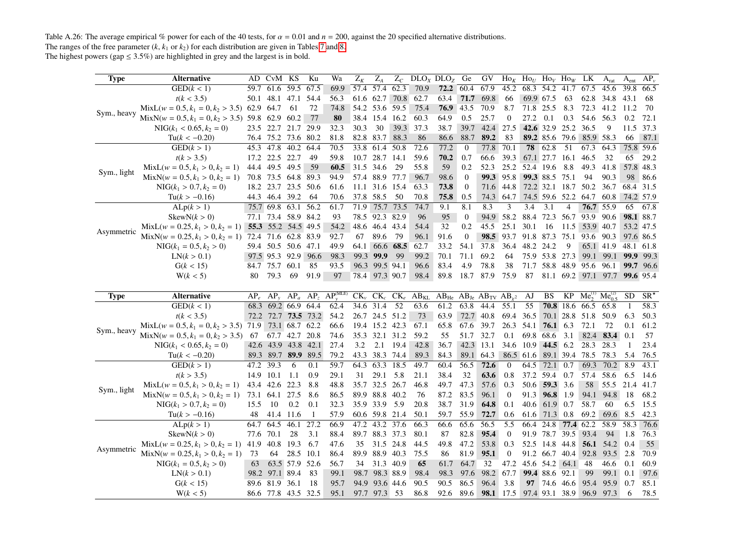Table A.26: The average empirical % power for each of the 40 tests, for $\alpha = 0.01$ and $n = 200$, against the 20 specified alternative distributions.
The ranges of the free parameter ($k$, $k_1$ or $k_2$) for each distribution are given in Tables 7 and 8.
The highest powers (gap ≤ 3.5%) are highlighted in grey and the largest is in bold.

| Type | Alternative | AD | CvM | KS | Ku | Wa | $Z_K$ | $Z_A$ | $Z_C$ | DLO$_X$ | DLO$_Z$ | Ge | GV | Ho$_K$ | Ho$_U$ | Ho$_V$ | Ho$_W$ | LK | A$_{\text{rat}}$ | A$_{\text{ent}}$ | AP$_\nu$ |
|---|---|---|---|---|---|---|---|---|---|---|---|---|---|---|---|---|---|---|---|---|---|
| Sym., heavy | GED($k < 1$) | 59.7 | 61.6 | 59.5 | 67.5 | 69.9 | 57.4 | 57.4 | 62.3 | 70.9 | **72.2** | 60.4 | 67.9 | 45.2 | 68.3 | 54.2 | 41.7 | 67.5 | 45.6 | 39.8 | 66.5 |
| | $t$($k < 3.5$) | 50.1 | 48.1 | 47.1 | 54.4 | 56.3 | 61.6 | 62.7 | 70.8 | 62.7 | 63.4 | **71.7** | 69.8 | 66 | 69.9 | 67.5 | 63 | 62.8 | 34.8 | 43.1 | 68 |
| | MixL($w = 0.5, k_1 = 0, k_2 > 3.5$) | 62.9 | 64.7 | 61 | 72 | 74.8 | 54.2 | 53.6 | 59.5 | 75.4 | **76.9** | 43.5 | 70.9 | 8.7 | 71.8 | 25.5 | 8.3 | 72.3 | 41.2 | 11.2 | 70 |
| | MixN($w = 0.5, k_1 = 0, k_2 > 3.5$) | 59.8 | 62.9 | 60.2 | 77 | **80** | 38.4 | 15.4 | 16.2 | 60.3 | 64.9 | 0.5 | 25.7 | 0 | 27.2 | 0.1 | 0.3 | 54.6 | 56.3 | 0.2 | 72.1 |
| | NIG($k_1 < 0.65, k_2 = 0$) | 23.5 | 22.7 | 21.7 | 29.9 | 32.3 | 30.3 | 30 | 39.3 | 37.3 | 38.7 | 39.7 | 42.4 | 27.5 | **42.6** | 32.9 | 25.2 | 36.5 | 9 | 11.5 | 37.3 |
| | Tu($k < -0.20$) | 76.4 | 75.2 | 73.6 | 80.2 | 81.8 | 82.8 | 83.7 | 88.3 | 86 | 86.6 | 88.7 | **89.2** | 83 | **89.2** | 85.6 | 79.6 | 85.9 | 58.3 | 66 | 87.1 |
| Sym., light | GED($k > 1$) | 45.3 | 47.8 | 40.2 | 64.4 | 70.5 | 33.8 | 61.4 | 50.8 | 72.6 | 77.2 | 0 | 77.8 | 70.1 | **78** | 62.8 | 51 | 67.3 | 64.3 | 75.8 | 59.6 |
| | $t$($k > 3.5$) | 17.2 | 22.5 | 22.7 | 49 | 59.8 | 10.7 | 28.7 | 14.1 | 59.6 | **70.2** | 0.7 | 66.6 | 39.3 | 67.1 | 27.7 | 16.1 | 46.5 | 32 | 65 | 29.2 |
| | MixL($w = 0.5, k_1 > 0, k_2 = 1$) | 44.4 | 49.5 | 49.5 | 59 | **60.5** | 31.5 | 34.6 | 29 | 55.8 | 59 | 0.2 | 52.3 | 25.2 | 52.4 | 19.6 | 8.8 | 49.3 | 41.8 | 57.8 | 48.3 |
| | MixN($w = 0.5, k_1 > 0, k_2 = 1$) | 70.8 | 73.5 | 64.8 | 89.3 | 94.9 | 57.4 | 88.9 | 77.7 | 96.7 | 98.6 | 0 | **99.3** | 95.8 | **99.3** | 88.5 | 75.1 | 94 | 90.3 | 98 | 86.6 |
| | NIG($k_1 > 0.7, k_2 = 0$) | 18.2 | 23.7 | 23.5 | 50.6 | 61.6 | 11.1 | 31.6 | 15.4 | 63.3 | **73.8** | 0 | 71.6 | 44.8 | 72.2 | 32.1 | 18.7 | 50.2 | 36.7 | 68.4 | 31.5 |
| | Tu($k > -0.16$) | 44.3 | 46.4 | 39.2 | 64 | 70.6 | 37.8 | 58.5 | 50 | 70.8 | **75.8** | 0.5 | 74.3 | 64.7 | 74.5 | 59.6 | 52.2 | 64.7 | 60.8 | 74.2 | 57.9 |
| Asymmetric | ALp($k > 1$) | 75.7 | 69.8 | 63.1 | 56.2 | 61.7 | 71.9 | 75.7 | 73.5 | 74.7 | 9.1 | 8.1 | 8.3 | 3 | 3.4 | 3.1 | 4 | **76.7** | 55.9 | 65 | 67.8 |
| | SkewN($k > 0$) | 77.1 | 73.4 | 58.9 | 84.2 | 93 | 78.5 | 92.3 | 82.9 | 96 | 95 | 0 | 94.9 | 58.2 | 88.4 | 72.3 | 56.7 | 93.9 | 90.6 | **98.1** | 88.7 |
| | MixL($w = 0.25, k_1 > 0, k_2 = 1$) | **55.3** | 55.2 | 54.5 | 49.5 | 54.2 | 48.6 | 46.4 | 43.4 | 54.4 | 32 | 0.2 | 45.5 | 25.1 | 30.1 | 16 | 11.5 | 53.9 | 40.7 | 53.2 | 47.5 |
| | MixN($w = 0.25, k_1 > 0, k_2 = 1$) | 72.4 | 71.6 | 62.8 | 83.9 | 92.7 | 67 | 89.6 | 79 | 96.1 | 91.6 | 0 | **98.5** | 93.7 | 91.8 | 87.3 | 75.1 | 93.6 | 90.3 | 97.6 | 86.5 |
| | NIG($k_1 = 0.5, k_2 > 0$) | 59.4 | 50.5 | 50.6 | 47.1 | 49.9 | 64.1 | 66.6 | **68.5** | 62.7 | 33.2 | 54.1 | 37.8 | 36.4 | 48.2 | 24.2 | 9 | 65.1 | 41.9 | 48.1 | 61.8 |
| | LN($k > 0.1$) | 97.5 | 95.3 | 92.9 | 96.6 | 98.3 | 99.3 | **99.9** | 99 | 99.2 | 70.1 | 71.1 | 69.2 | 64 | 75.9 | 53.8 | 27.3 | 99.1 | 99.1 | **99.9** | 99.3 |
| | G($k < 15$) | 84.7 | 75.7 | 60.1 | 85 | 93.5 | 96.3 | 99.5 | 94.1 | 96.6 | 83.4 | 4.9 | 78.8 | 38 | 71.7 | 58.8 | 48.9 | 95.6 | 96.1 | **99.7** | 96.6 |
| | W($k < 5$) | 80 | 79.3 | 69 | 91.9 | 97 | 78.4 | 97.3 | 90.7 | 98.4 | 89.8 | 18.7 | 87.9 | 75.9 | 87 | 81.1 | 69.2 | 97.1 | 97.7 | **99.6** | 95.4 |

| Type | Alternative | AP$_e$ | AP$_y$ | AP$_a$ | AP$_z$ | AP$_y^{(\text{MLE})}$ | CK$_\nu$ | CK$_c$ | CK$_e$ | AB$_{\text{KL}}$ | AB$_{\text{He}}$ | AB$_{\text{Je}}$ | AB$_{\text{TV}}$ | AB$_{\chi^2}$ | AJ | BS | KP | Me$_2^{(1)}$ | Me$_{0.5}^{(2)}$ | SD | SR$^*$ |
|---|---|---|---|---|---|---|---|---|---|---|---|---|---|---|---|---|---|---|---|---|---|
| Sym., heavy | GED($k < 1$) | 68.3 | 69.2 | 66.9 | 64.4 | 62.4 | 34.6 | 31.4 | 52 | 63.6 | 61.2 | 63.8 | 44.4 | 55.1 | 55 | **70.8** | 18.6 | 66.5 | 65.8 | 1 | 58.3 |
| | $t$($k < 3.5$) | 72.2 | 72.7 | **73.5** | 73.2 | 54.2 | 26.7 | 24.5 | 51.2 | 73 | 63.9 | 72.7 | 40.8 | 69.4 | 36.5 | 70.1 | 28.8 | 51.8 | 50.9 | 6.3 | 50.3 |
| | MixL($w = 0.5, k_1 = 0, k_2 > 3.5$) | 71.9 | 73.1 | 68.7 | 62.2 | 66.6 | 19.4 | 15.2 | 42.3 | 67.1 | 65.8 | 67.6 | 39.7 | 26.3 | 54.1 | **76.1** | 6.3 | 72.1 | 72 | 0.1 | 61.2 |
| | MixN($w = 0.5, k_1 = 0, k_2 > 3.5$) | 67 | 67.7 | 42.7 | 20.8 | 74.6 | 35.3 | 32.1 | 31.2 | 59.2 | 55 | 51.7 | 32.7 | 0.1 | 69.8 | 68.6 | 3.1 | 82.4 | **83.4** | 0.1 | 57 |
| | NIG($k_1 < 0.65, k_2 = 0$) | 42.6 | 43.9 | 43.8 | 42.1 | 27.4 | 3.2 | 2.1 | 19.4 | 42.8 | 36.7 | 42.3 | 13.1 | 34.6 | 10.9 | **44.5** | 6.2 | 28.3 | 28.3 | 1 | 23.4 |
| | Tu($k < -0.20$) | 89.3 | 89.7 | **89.9** | 89.5 | 79.2 | 43.3 | 38.3 | 74.4 | 89.3 | 84.3 | 89.1 | 64.3 | 86.5 | 61.6 | 89.1 | 39.4 | 78.5 | 78.3 | 5.4 | 76.5 |
| Sym., light | GED($k > 1$) | 47.2 | 39.3 | 6 | 0.1 | 59.7 | 64.3 | 63.3 | 18.5 | 49.7 | 60.4 | 56.5 | **72.6** | 0 | 64.5 | 72.1 | 0.7 | 69.3 | 70.2 | 8.9 | 43.1 |
| | $t$($k > 3.5$) | 14.9 | 10.1 | 1.1 | 0.9 | 29.1 | 31 | 29.1 | 5.8 | 21.1 | 38.4 | 32 | **63.6** | 0.8 | 37.2 | 59.4 | 0.7 | 57.4 | 58.6 | 6.5 | 14.6 |
| | MixL($w = 0.5, k_1 > 0, k_2 = 1$) | 43.4 | 42.6 | 22.3 | 8.8 | 48.8 | 35.7 | 32.5 | 26.7 | 46.8 | 49.7 | 47.3 | 57.6 | 0.3 | 50.6 | **59.3** | 3.6 | 58 | 55.5 | 21.4 | 41.7 |
| | MixN($w = 0.5, k_1 > 0, k_2 = 1$) | 73.1 | 64.1 | 27.5 | 8.6 | 86.5 | 89.9 | 88.8 | 40.2 | 76 | 87.2 | 83.5 | 96.1 | 0 | 91.3 | **96.8** | 1.9 | 94.1 | 94.8 | 18 | 68.2 |
| | NIG($k_1 > 0.7, k_2 = 0$) | 15.5 | 10 | 0.2 | 0.1 | 32.3 | 35.9 | 33.9 | 5.9 | 20.8 | 38.7 | 31.9 | **64.8** | 0.1 | 40.6 | 61.9 | 0.7 | 58.7 | 60 | 6.5 | 15.5 |
| | Tu($k > -0.16$) | 48 | 41.4 | 11.6 | 1 | 57.9 | 60.6 | 59.8 | 21.4 | 50.1 | 59.7 | 55.9 | **72.7** | 0.6 | 61.6 | 71.3 | 0.8 | 69.2 | 69.6 | 8.5 | 42.3 |
| Asymmetric | ALp($k > 1$) | 64.7 | 64.5 | 46.1 | 27.2 | 66.9 | 47.2 | 43.2 | 37.6 | 66.3 | 66.6 | 65.6 | 56.5 | 5.5 | 66.4 | 24.8 | **77.4** | 62.2 | 58.9 | 58.3 | 76.6 |
| | SkewN($k > 0$) | 77.6 | 70.1 | 28 | 3.1 | 88.4 | 89.7 | 88.3 | 37.3 | 80.1 | 87 | 82.8 | **95.4** | 0 | 91.9 | 78.7 | 39.5 | 93.4 | 94 | 1.8 | 76.3 |
| | MixL($w = 0.25, k_1 > 0, k_2 = 1$) | 41.9 | 40.8 | 19.3 | 6.7 | 47.6 | 35 | 31.5 | 24.8 | 44.5 | 49.8 | 47.2 | 53.8 | 0.3 | 52.5 | 14.8 | 44.8 | **56.1** | 54.2 | 0.4 | 55 |
| | MixN($w = 0.25, k_1 > 0, k_2 = 1$) | 73 | 64 | 28.5 | 10.1 | 86.4 | 89.9 | 88.9 | 40.3 | 75.5 | 86 | 81.9 | **95.1** | 0 | 91.2 | 66.7 | 40.4 | 92.8 | 93.5 | 2.8 | 70.9 |
| | NIG($k_1 = 0.5, k_2 > 0$) | 63 | 63.5 | 57.9 | 52.6 | 56.7 | 34 | 31.3 | 40.9 | **65** | 61.7 | 64.7 | 32 | 47.2 | 45.6 | 54.2 | 64.1 | 48 | 46.6 | 0.1 | 60.9 |
| | LN($k > 0.1$) | 98.2 | 97.1 | 89.4 | 83 | 99.1 | 98.7 | 98.3 | 88.9 | 98.4 | 98.3 | 97.6 | 98.2 | 67.7 | **99.4** | 88.6 | 92.1 | 99 | 99.1 | 0.1 | 97.6 |
| | G($k < 15$) | 89.6 | 81.9 | 36.1 | 18 | 95.7 | 94.9 | 93.6 | 44.6 | 90.5 | 90.5 | 86.5 | 96.4 | 3.8 | **97** | 74.6 | 46.6 | 95.4 | 95.9 | 0.7 | 85.1 |
| | W($k < 5$) | 86.6 | 77.8 | 43.5 | 32.5 | 95.1 | 97.7 | 97.3 | 53 | 86.8 | 92.6 | 89.6 | **98.1** | 17.5 | 97.4 | 93.1 | 38.9 | 96.9 | 97.3 | 6 | 78.5 |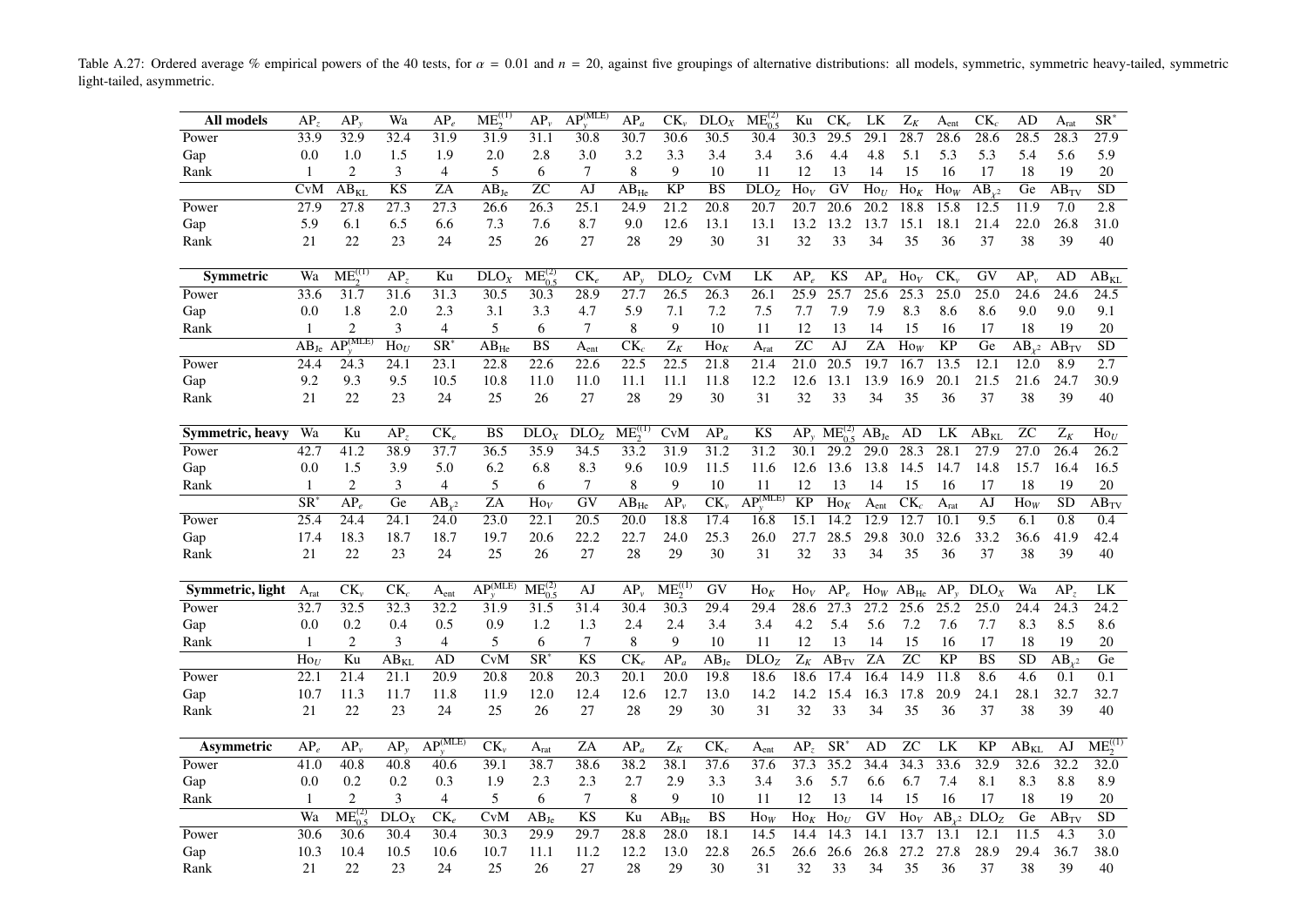Table A.27: Ordered average % empirical powers of the 40 tests, for $\alpha = 0.01$ and $n = 20$, against five groupings of alternative distributions: all models, symmetric, symmetric heavy-tailed, symmetric light-tailed, asymmetric.

| **All models** | $AP_z$ | $AP_y$ | Wa | $AP_e$ | $ME_2^{(1)}$ | $AP_v$ | $AP_y^{(MLE)}$ | $AP_a$ | $CK_v$ | $DLO_X$ | $ME_{0.5}^{(2)}$ | Ku | $CK_e$ | LK | $Z_K$ | $A_{ent}$ | $CK_c$ | AD | $A_{rat}$ | $SR^*$ |
|---|---|---|---|---|---|---|---|---|---|---|---|---|---|---|---|---|---|---|---|---|
| Power | 33.9 | 32.9 | 32.4 | 31.9 | 31.9 | 31.1 | 30.8 | 30.7 | 30.6 | 30.5 | 30.4 | 30.3 | 29.5 | 29.1 | 28.7 | 28.6 | 28.6 | 28.5 | 28.3 | 27.9 |
| Gap | 0.0 | 1.0 | 1.5 | 1.9 | 2.0 | 2.8 | 3.0 | 3.2 | 3.3 | 3.4 | 3.4 | 3.6 | 4.4 | 4.8 | 5.1 | 5.3 | 5.3 | 5.4 | 5.6 | 5.9 |
| Rank | 1 | 2 | 3 | 4 | 5 | 6 | 7 | 8 | 9 | 10 | 11 | 12 | 13 | 14 | 15 | 16 | 17 | 18 | 19 | 20 |
| | CvM | $AB_{KL}$ | KS | ZA | $AB_{Je}$ | ZC | AJ | $AB_{He}$ | KP | BS | $DLO_Z$ | $Ho_V$ | GV | $Ho_U$ | $Ho_K$ | $Ho_W$ | $AB_{\chi^2}$ | Ge | $AB_{TV}$ | SD |
| Power | 27.9 | 27.8 | 27.3 | 27.3 | 26.6 | 26.3 | 25.1 | 24.9 | 21.2 | 20.8 | 20.7 | 20.7 | 20.6 | 20.2 | 18.8 | 15.8 | 12.5 | 11.9 | 7.0 | 2.8 |
| Gap | 5.9 | 6.1 | 6.5 | 6.6 | 7.3 | 7.6 | 8.7 | 9.0 | 12.6 | 13.1 | 13.1 | 13.2 | 13.2 | 13.7 | 15.1 | 18.1 | 21.4 | 22.0 | 26.8 | 31.0 |
| Rank | 21 | 22 | 23 | 24 | 25 | 26 | 27 | 28 | 29 | 30 | 31 | 32 | 33 | 34 | 35 | 36 | 37 | 38 | 39 | 40 |

| **Symmetric** | Wa | $ME_2^{(1)}$ | $AP_z$ | Ku | $DLO_X$ | $ME_{0.5}^{(2)}$ | $CK_e$ | $AP_y$ | $DLO_Z$ | CvM | LK | $AP_e$ | KS | $AP_a$ | $Ho_V$ | $CK_v$ | GV | $AP_v$ | AD | $AB_{KL}$ |
|---|---|---|---|---|---|---|---|---|---|---|---|---|---|---|---|---|---|---|---|---|
| Power | 33.6 | 31.7 | 31.6 | 31.3 | 30.5 | 30.3 | 28.9 | 27.7 | 26.5 | 26.3 | 26.1 | 25.9 | 25.7 | 25.6 | 25.3 | 25.0 | 25.0 | 24.6 | 24.6 | 24.5 |
| Gap | 0.0 | 1.8 | 2.0 | 2.3 | 3.1 | 3.3 | 4.7 | 5.9 | 7.1 | 7.2 | 7.5 | 7.7 | 7.9 | 7.9 | 8.3 | 8.6 | 8.6 | 9.0 | 9.0 | 9.1 |
| Rank | 1 | 2 | 3 | 4 | 5 | 6 | 7 | 8 | 9 | 10 | 11 | 12 | 13 | 14 | 15 | 16 | 17 | 18 | 19 | 20 |
| | $AB_{Je}$ | $AP_y^{(MLE)}$ | $Ho_U$ | $SR^*$ | $AB_{He}$ | BS | $A_{ent}$ | $CK_c$ | $Z_K$ | $Ho_K$ | $A_{rat}$ | ZC | AJ | ZA | $Ho_W$ | KP | Ge | $AB_{\chi^2}$ | $AB_{TV}$ | SD |
| Power | 24.4 | 24.3 | 24.1 | 23.1 | 22.8 | 22.6 | 22.6 | 22.5 | 22.5 | 21.8 | 21.4 | 21.0 | 20.5 | 19.7 | 16.7 | 13.5 | 12.1 | 12.0 | 8.9 | 2.7 |
| Gap | 9.2 | 9.3 | 9.5 | 10.5 | 10.8 | 11.0 | 11.0 | 11.1 | 11.1 | 11.8 | 12.2 | 12.6 | 13.1 | 13.9 | 16.9 | 20.1 | 21.5 | 21.6 | 24.7 | 30.9 |
| Rank | 21 | 22 | 23 | 24 | 25 | 26 | 27 | 28 | 29 | 30 | 31 | 32 | 33 | 34 | 35 | 36 | 37 | 38 | 39 | 40 |

| **Symmetric, heavy** | Wa | Ku | $AP_z$ | $CK_e$ | BS | $DLO_X$ | $DLO_Z$ | $ME_2^{(1)}$ | CvM | $AP_a$ | KS | $AP_y$ | $ME_{0.5}^{(2)}$ | $AB_{Je}$ | AD | LK | $AB_{KL}$ | ZC | $Z_K$ | $Ho_U$ |
|---|---|---|---|---|---|---|---|---|---|---|---|---|---|---|---|---|---|---|---|---|
| Power | 42.7 | 41.2 | 38.9 | 37.7 | 36.5 | 35.9 | 34.5 | 33.2 | 31.9 | 31.2 | 31.2 | 30.1 | 29.2 | 29.0 | 28.3 | 28.1 | 27.9 | 27.0 | 26.4 | 26.2 |
| Gap | 0.0 | 1.5 | 3.9 | 5.0 | 6.2 | 6.8 | 8.3 | 9.6 | 10.9 | 11.5 | 11.6 | 12.6 | 13.6 | 13.8 | 14.5 | 14.7 | 14.8 | 15.7 | 16.4 | 16.5 |
| Rank | 1 | 2 | 3 | 4 | 5 | 6 | 7 | 8 | 9 | 10 | 11 | 12 | 13 | 14 | 15 | 16 | 17 | 18 | 19 | 20 |
| | $SR^*$ | $AP_e$ | Ge | $AB_{\chi^2}$ | ZA | $Ho_V$ | GV | $AB_{He}$ | $AP_v$ | $CK_v$ | $AP_y^{(MLE)}$ | KP | $Ho_K$ | $A_{ent}$ | $CK_c$ | $A_{rat}$ | AJ | $Ho_W$ | SD | $AB_{TV}$ |
| Power | 25.4 | 24.4 | 24.1 | 24.0 | 23.0 | 22.1 | 20.5 | 20.0 | 18.8 | 17.4 | 16.8 | 15.1 | 14.2 | 12.9 | 12.7 | 10.1 | 9.5 | 6.1 | 0.8 | 0.4 |
| Gap | 17.4 | 18.3 | 18.7 | 18.7 | 19.7 | 20.6 | 22.2 | 22.7 | 24.0 | 25.3 | 26.0 | 27.7 | 28.5 | 29.8 | 30.0 | 32.6 | 33.2 | 36.6 | 41.9 | 42.4 |
| Rank | 21 | 22 | 23 | 24 | 25 | 26 | 27 | 28 | 29 | 30 | 31 | 32 | 33 | 34 | 35 | 36 | 37 | 38 | 39 | 40 |

| **Symmetric, light** | $A_{rat}$ | $CK_v$ | $CK_c$ | $A_{ent}$ | $AP_y^{(MLE)}$ | $ME_{0.5}^{(2)}$ | AJ | $AP_v$ | $ME_2^{(1)}$ | GV | $Ho_K$ | $Ho_V$ | $AP_e$ | $Ho_W$ | $AB_{He}$ | $AP_y$ | $DLO_X$ | Wa | $AP_z$ | LK |
|---|---|---|---|---|---|---|---|---|---|---|---|---|---|---|---|---|---|---|---|---|
| Power | 32.7 | 32.5 | 32.3 | 32.2 | 31.9 | 31.5 | 31.4 | 30.4 | 30.3 | 29.4 | 29.4 | 28.6 | 27.3 | 27.2 | 25.6 | 25.2 | 25.0 | 24.4 | 24.3 | 24.2 |
| Gap | 0.0 | 0.2 | 0.4 | 0.5 | 0.9 | 1.2 | 1.3 | 2.4 | 2.4 | 3.4 | 3.4 | 4.2 | 5.4 | 5.6 | 7.2 | 7.6 | 7.7 | 8.3 | 8.5 | 8.6 |
| Rank | 1 | 2 | 3 | 4 | 5 | 6 | 7 | 8 | 9 | 10 | 11 | 12 | 13 | 14 | 15 | 16 | 17 | 18 | 19 | 20 |
| | $Ho_U$ | Ku | $AB_{KL}$ | AD | CvM | $SR^*$ | KS | $CK_e$ | $AP_a$ | $AB_{Je}$ | $DLO_Z$ | $Z_K$ | $AB_{TV}$ | ZA | ZC | KP | BS | SD | $AB_{\chi^2}$ | Ge |
| Power | 22.1 | 21.4 | 21.1 | 20.9 | 20.8 | 20.8 | 20.3 | 20.1 | 20.0 | 19.8 | 18.6 | 18.6 | 17.4 | 16.4 | 14.9 | 11.8 | 8.6 | 4.6 | 0.1 | 0.1 |
| Gap | 10.7 | 11.3 | 11.7 | 11.8 | 11.9 | 12.0 | 12.4 | 12.6 | 12.7 | 13.0 | 14.2 | 14.2 | 15.4 | 16.3 | 17.8 | 20.9 | 24.1 | 28.1 | 32.7 | 32.7 |
| Rank | 21 | 22 | 23 | 24 | 25 | 26 | 27 | 28 | 29 | 30 | 31 | 32 | 33 | 34 | 35 | 36 | 37 | 38 | 39 | 40 |

| **Asymmetric** | $AP_e$ | $AP_v$ | $AP_y$ | $AP_y^{(MLE)}$ | $CK_v$ | $A_{rat}$ | ZA | $AP_a$ | $Z_K$ | $CK_c$ | $A_{ent}$ | $AP_z$ | $SR^*$ | AD | ZC | LK | KP | $AB_{KL}$ | AJ | $ME_2^{(1)}$ |
|---|---|---|---|---|---|---|---|---|---|---|---|---|---|---|---|---|---|---|---|---|
| Power | 41.0 | 40.8 | 40.8 | 40.6 | 39.1 | 38.7 | 38.6 | 38.2 | 38.1 | 37.6 | 37.6 | 37.3 | 35.2 | 34.4 | 34.3 | 33.6 | 32.9 | 32.6 | 32.2 | 32.0 |
| Gap | 0.0 | 0.2 | 0.2 | 0.3 | 1.9 | 2.3 | 2.3 | 2.7 | 2.9 | 3.3 | 3.4 | 3.6 | 5.7 | 6.6 | 6.7 | 7.4 | 8.1 | 8.3 | 8.8 | 8.9 |
| Rank | 1 | 2 | 3 | 4 | 5 | 6 | 7 | 8 | 9 | 10 | 11 | 12 | 13 | 14 | 15 | 16 | 17 | 18 | 19 | 20 |
| | Wa | $ME_{0.5}^{(2)}$ | $DLO_X$ | $CK_e$ | CvM | $AB_{Je}$ | KS | Ku | $AB_{He}$ | BS | $Ho_W$ | $Ho_K$ | $Ho_U$ | GV | $Ho_V$ | $AB_{\chi^2}$ | $DLO_Z$ | Ge | $AB_{TV}$ | SD |
| Power | 30.6 | 30.6 | 30.4 | 30.4 | 30.3 | 29.9 | 29.7 | 28.8 | 28.0 | 18.1 | 14.5 | 14.4 | 14.3 | 14.1 | 13.7 | 13.1 | 12.1 | 11.5 | 4.3 | 3.0 |
| Gap | 10.3 | 10.4 | 10.5 | 10.6 | 10.7 | 11.1 | 11.2 | 12.2 | 13.0 | 22.8 | 26.5 | 26.6 | 26.6 | 26.8 | 27.2 | 27.8 | 28.9 | 29.4 | 36.7 | 38.0 |
| Rank | 21 | 22 | 23 | 24 | 25 | 26 | 27 | 28 | 29 | 30 | 31 | 32 | 33 | 34 | 35 | 36 | 37 | 38 | 39 | 40 |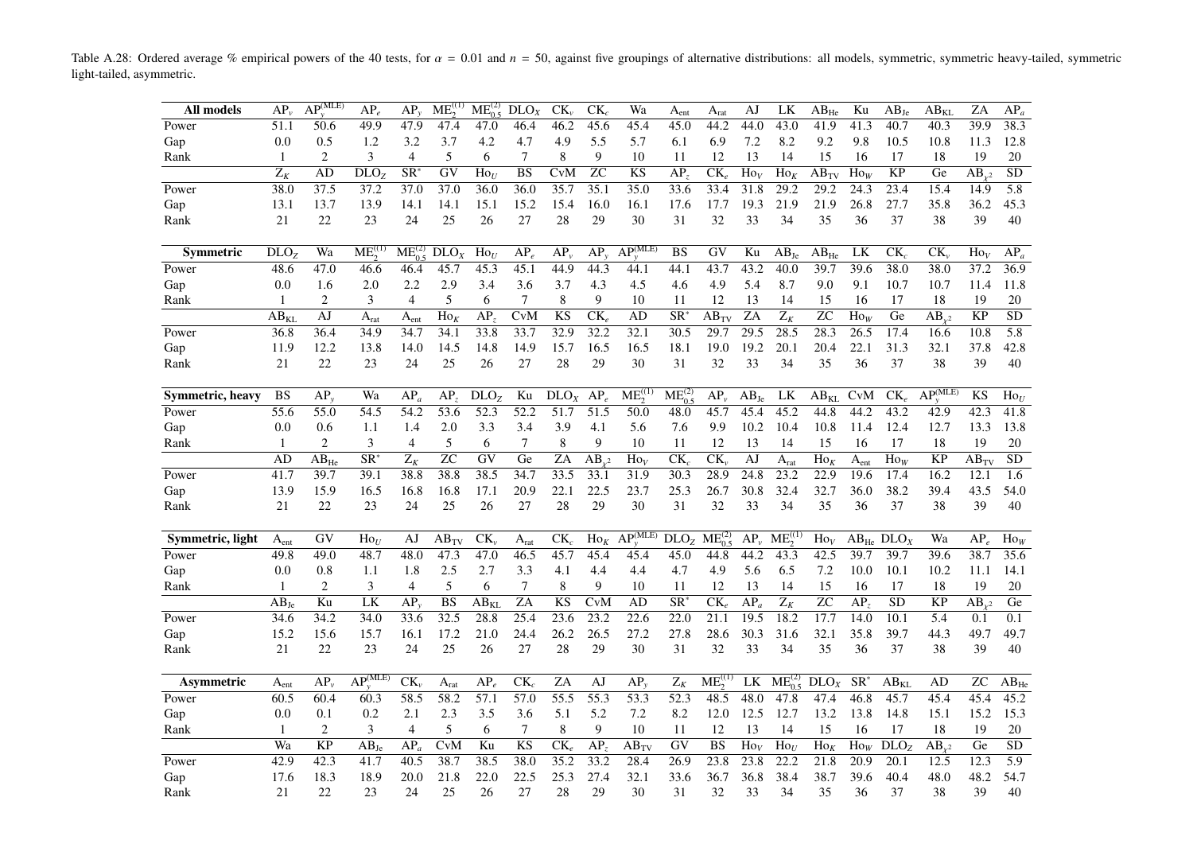Table A.28: Ordered average % empirical powers of the 40 tests, for $\alpha = 0.01$ and $n = 50$, against five groupings of alternative distributions: all models, symmetric, symmetric heavy-tailed, symmetric light-tailed, asymmetric.

| **All models** | $AP_\nu$ | $AP_y^{(MLE)}$ | $AP_e$ | $AP_y$ | $ME_2^{(1)}$ | $ME_{0.5}^{(2)}$ | $DLO_X$ | $CK_\nu$ | $CK_c$ | Wa | $A_{ent}$ | $A_{rat}$ | AJ | LK | $AB_{He}$ | Ku | $AB_{Je}$ | $AB_{KL}$ | ZA | $AP_a$ |
|---|---|---|---|---|---|---|---|---|---|---|---|---|---|---|---|---|---|---|---|---|
| Power | 51.1 | 50.6 | 49.9 | 47.9 | 47.4 | 47.0 | 46.4 | 46.2 | 45.6 | 45.4 | 45.0 | 44.2 | 44.0 | 43.0 | 41.9 | 41.3 | 40.7 | 40.3 | 39.9 | 38.3 |
| Gap | 0.0 | 0.5 | 1.2 | 3.2 | 3.7 | 4.2 | 4.7 | 4.9 | 5.5 | 5.7 | 6.1 | 6.9 | 7.2 | 8.2 | 9.2 | 9.8 | 10.5 | 10.8 | 11.3 | 12.8 |
| Rank | 1 | 2 | 3 | 4 | 5 | 6 | 7 | 8 | 9 | 10 | 11 | 12 | 13 | 14 | 15 | 16 | 17 | 18 | 19 | 20 |
| | $Z_K$ | AD | $DLO_Z$ | $SR^*$ | GV | $Ho_U$ | BS | CvM | ZC | KS | $AP_z$ | $CK_e$ | $Ho_V$ | $Ho_K$ | $AB_{TV}$ | $Ho_W$ | KP | Ge | $AB_{\chi^2}$ | SD |
| Power | 38.0 | 37.5 | 37.2 | 37.0 | 37.0 | 36.0 | 36.0 | 35.7 | 35.1 | 35.0 | 33.6 | 33.4 | 31.8 | 29.2 | 29.2 | 24.3 | 23.4 | 15.4 | 14.9 | 5.8 |
| Gap | 13.1 | 13.7 | 13.9 | 14.1 | 14.1 | 15.1 | 15.2 | 15.4 | 16.0 | 16.1 | 17.6 | 17.7 | 19.3 | 21.9 | 21.9 | 26.8 | 27.7 | 35.8 | 36.2 | 45.3 |
| Rank | 21 | 22 | 23 | 24 | 25 | 26 | 27 | 28 | 29 | 30 | 31 | 32 | 33 | 34 | 35 | 36 | 37 | 38 | 39 | 40 |

| **Symmetric** | $DLO_Z$ | Wa | $ME_2^{(1)}$ | $ME_{0.5}^{(2)}$ | $DLO_X$ | $Ho_U$ | $AP_e$ | $AP_\nu$ | $AP_y$ | $AP_y^{(MLE)}$ | BS | GV | Ku | $AB_{Je}$ | $AB_{He}$ | LK | $CK_c$ | $CK_\nu$ | $Ho_V$ | $AP_a$ |
|---|---|---|---|---|---|---|---|---|---|---|---|---|---|---|---|---|---|---|---|---|
| Power | 48.6 | 47.0 | 46.6 | 46.4 | 45.7 | 45.3 | 45.1 | 44.9 | 44.3 | 44.1 | 44.1 | 43.7 | 43.2 | 40.0 | 39.7 | 39.6 | 38.0 | 38.0 | 37.2 | 36.9 |
| Gap | 0.0 | 1.6 | 2.0 | 2.2 | 2.9 | 3.4 | 3.6 | 3.7 | 4.3 | 4.5 | 4.6 | 4.9 | 5.4 | 8.7 | 9.0 | 9.1 | 10.7 | 10.7 | 11.4 | 11.8 |
| Rank | 1 | 2 | 3 | 4 | 5 | 6 | 7 | 8 | 9 | 10 | 11 | 12 | 13 | 14 | 15 | 16 | 17 | 18 | 19 | 20 |
| | $AB_{KL}$ | AJ | $A_{rat}$ | $A_{ent}$ | $Ho_K$ | $AP_z$ | CvM | KS | $CK_e$ | AD | $SR^*$ | $AB_{TV}$ | ZA | $Z_K$ | ZC | $Ho_W$ | Ge | $AB_{\chi^2}$ | KP | SD |
| Power | 36.8 | 36.4 | 34.9 | 34.7 | 34.1 | 33.8 | 33.7 | 32.9 | 32.2 | 32.1 | 30.5 | 29.7 | 29.5 | 28.5 | 28.3 | 26.5 | 17.4 | 16.6 | 10.8 | 5.8 |
| Gap | 11.9 | 12.2 | 13.8 | 14.0 | 14.5 | 14.8 | 14.9 | 15.7 | 16.5 | 16.5 | 18.1 | 19.0 | 19.2 | 20.1 | 20.4 | 22.1 | 31.3 | 32.1 | 37.8 | 42.8 |
| Rank | 21 | 22 | 23 | 24 | 25 | 26 | 27 | 28 | 29 | 30 | 31 | 32 | 33 | 34 | 35 | 36 | 37 | 38 | 39 | 40 |

| **Symmetric, heavy** | BS | $AP_y$ | Wa | $AP_a$ | $AP_z$ | $DLO_Z$ | Ku | $DLO_X$ | $AP_e$ | $ME_2^{(1)}$ | $ME_{0.5}^{(2)}$ | $AP_\nu$ | $AB_{Je}$ | LK | $AB_{KL}$ | CvM | $CK_e$ | $AP_y^{(MLE)}$ | KS | $Ho_U$ |
|---|---|---|---|---|---|---|---|---|---|---|---|---|---|---|---|---|---|---|---|---|
| Power | 55.6 | 55.0 | 54.5 | 54.2 | 53.6 | 52.3 | 52.2 | 51.7 | 51.5 | 50.0 | 48.0 | 45.7 | 45.4 | 45.2 | 44.8 | 44.2 | 43.2 | 42.9 | 42.3 | 41.8 |
| Gap | 0.0 | 0.6 | 1.1 | 1.4 | 2.0 | 3.3 | 3.4 | 3.9 | 4.1 | 5.6 | 7.6 | 9.9 | 10.2 | 10.4 | 10.8 | 11.4 | 12.4 | 12.7 | 13.3 | 13.8 |
| Rank | 1 | 2 | 3 | 4 | 5 | 6 | 7 | 8 | 9 | 10 | 11 | 12 | 13 | 14 | 15 | 16 | 17 | 18 | 19 | 20 |
| | AD | $AB_{He}$ | $SR^*$ | $Z_K$ | ZC | GV | Ge | ZA | $AB_{\chi^2}$ | $Ho_V$ | $CK_c$ | $CK_\nu$ | AJ | $A_{rat}$ | $Ho_K$ | $A_{ent}$ | $Ho_W$ | KP | $AB_{TV}$ | SD |
| Power | 41.7 | 39.7 | 39.1 | 38.8 | 38.8 | 38.5 | 34.7 | 33.5 | 33.1 | 31.9 | 30.3 | 28.9 | 24.8 | 23.2 | 22.9 | 19.6 | 17.4 | 16.2 | 12.1 | 1.6 |
| Gap | 13.9 | 15.9 | 16.5 | 16.8 | 16.8 | 17.1 | 20.9 | 22.1 | 22.5 | 23.7 | 25.3 | 26.7 | 30.8 | 32.4 | 32.7 | 36.0 | 38.2 | 39.4 | 43.5 | 54.0 |
| Rank | 21 | 22 | 23 | 24 | 25 | 26 | 27 | 28 | 29 | 30 | 31 | 32 | 33 | 34 | 35 | 36 | 37 | 38 | 39 | 40 |

| **Symmetric, light** | $A_{ent}$ | GV | $Ho_U$ | AJ | $AB_{TV}$ | $CK_\nu$ | $A_{rat}$ | $CK_c$ | $Ho_K$ | $AP_y^{(MLE)}$ | $DLO_Z$ | $ME_{0.5}^{(2)}$ | $AP_\nu$ | $ME_2^{(1)}$ | $Ho_V$ | $AB_{He}$ | $DLO_X$ | Wa | $AP_e$ | $Ho_W$ |
|---|---|---|---|---|---|---|---|---|---|---|---|---|---|---|---|---|---|---|---|---|
| Power | 49.8 | 49.0 | 48.7 | 48.0 | 47.3 | 47.0 | 46.5 | 45.7 | 45.4 | 45.4 | 45.0 | 44.8 | 44.2 | 43.3 | 42.5 | 39.7 | 39.7 | 39.6 | 38.7 | 35.6 |
| Gap | 0.0 | 0.8 | 1.1 | 1.8 | 2.5 | 2.7 | 3.3 | 4.1 | 4.4 | 4.4 | 4.7 | 4.9 | 5.6 | 6.5 | 7.2 | 10.0 | 10.1 | 10.2 | 11.1 | 14.1 |
| Rank | 1 | 2 | 3 | 4 | 5 | 6 | 7 | 8 | 9 | 10 | 11 | 12 | 13 | 14 | 15 | 16 | 17 | 18 | 19 | 20 |
| | $AB_{Je}$ | Ku | LK | $AP_y$ | BS | $AB_{KL}$ | ZA | KS | CvM | AD | $SR^*$ | $CK_e$ | $AP_a$ | $Z_K$ | ZC | $AP_z$ | SD | KP | $AB_{\chi^2}$ | Ge |
| Power | 34.6 | 34.2 | 34.0 | 33.6 | 32.5 | 28.8 | 25.4 | 23.6 | 23.2 | 22.6 | 22.0 | 21.1 | 19.5 | 18.2 | 17.7 | 14.0 | 10.1 | 5.4 | 0.1 | 0.1 |
| Gap | 15.2 | 15.6 | 15.7 | 16.1 | 17.2 | 21.0 | 24.4 | 26.2 | 26.5 | 27.2 | 27.8 | 28.6 | 30.3 | 31.6 | 32.1 | 35.8 | 39.7 | 44.3 | 49.7 | 49.7 |
| Rank | 21 | 22 | 23 | 24 | 25 | 26 | 27 | 28 | 29 | 30 | 31 | 32 | 33 | 34 | 35 | 36 | 37 | 38 | 39 | 40 |

| **Asymmetric** | $A_{ent}$ | $AP_\nu$ | $AP_y^{(MLE)}$ | $CK_\nu$ | $A_{rat}$ | $AP_e$ | $CK_c$ | ZA | AJ | $AP_y$ | $Z_K$ | $ME_2^{(1)}$ | LK | $ME_{0.5}^{(2)}$ | $DLO_X$ | $SR^*$ | $AB_{KL}$ | AD | ZC | $AB_{He}$ |
|---|---|---|---|---|---|---|---|---|---|---|---|---|---|---|---|---|---|---|---|---|
| Power | 60.5 | 60.4 | 60.3 | 58.5 | 58.2 | 57.1 | 57.0 | 55.5 | 55.3 | 53.3 | 52.3 | 48.5 | 48.0 | 47.8 | 47.4 | 46.8 | 45.7 | 45.4 | 45.4 | 45.2 |
| Gap | 0.0 | 0.1 | 0.2 | 2.1 | 2.3 | 3.5 | 3.6 | 5.1 | 5.2 | 7.2 | 8.2 | 12.0 | 12.5 | 12.7 | 13.2 | 13.8 | 14.8 | 15.1 | 15.2 | 15.3 |
| Rank | 1 | 2 | 3 | 4 | 5 | 6 | 7 | 8 | 9 | 10 | 11 | 12 | 13 | 14 | 15 | 16 | 17 | 18 | 19 | 20 |
| | Wa | KP | $AB_{Je}$ | $AP_a$ | CvM | Ku | KS | $CK_e$ | $AP_z$ | $AB_{TV}$ | GV | BS | $Ho_V$ | $Ho_U$ | $Ho_K$ | $Ho_W$ | $DLO_Z$ | $AB_{\chi^2}$ | Ge | SD |
| Power | 42.9 | 42.3 | 41.7 | 40.5 | 38.7 | 38.5 | 38.0 | 35.2 | 33.2 | 28.4 | 26.9 | 23.8 | 23.8 | 22.2 | 21.8 | 20.9 | 20.1 | 12.5 | 12.3 | 5.9 |
| Gap | 17.6 | 18.3 | 18.9 | 20.0 | 21.8 | 22.0 | 22.5 | 25.3 | 27.4 | 32.1 | 33.6 | 36.7 | 36.8 | 38.4 | 38.7 | 39.6 | 40.4 | 48.0 | 48.2 | 54.7 |
| Rank | 21 | 22 | 23 | 24 | 25 | 26 | 27 | 28 | 29 | 30 | 31 | 32 | 33 | 34 | 35 | 36 | 37 | 38 | 39 | 40 |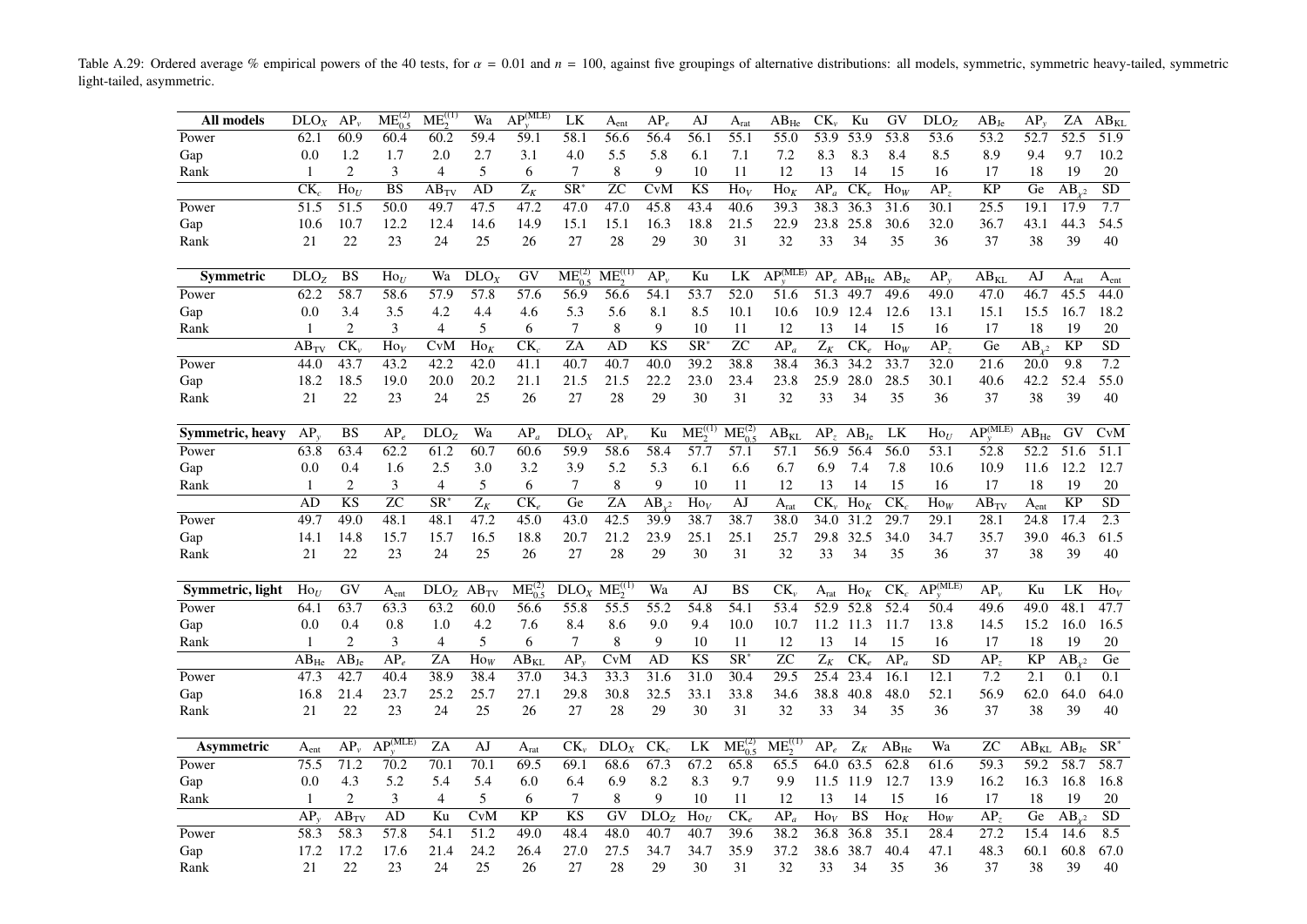Table A.29: Ordered average % empirical powers of the 40 tests, for $\alpha = 0.01$ and $n = 100$, against five groupings of alternative distributions: all models, symmetric, symmetric heavy-tailed, symmetric light-tailed, asymmetric.

| **All models** | $\mathrm{DLO}_X$ | $\mathrm{AP}_v$ | $\mathrm{ME}_{0.5}^{(2)}$ | $\mathrm{ME}_2^{(1)}$ | Wa | $\mathrm{AP}_y^{(\mathrm{MLE})}$ | LK | $\mathrm{A}_{\mathrm{ent}}$ | $\mathrm{AP}_e$ | AJ | $\mathrm{A}_{\mathrm{rat}}$ | $\mathrm{AB}_{\mathrm{He}}$ | $\mathrm{CK}_v$ | Ku | GV | $\mathrm{DLO}_Z$ | $\mathrm{AB}_{\mathrm{Je}}$ | $\mathrm{AP}_y$ | ZA | $\mathrm{AB}_{\mathrm{KL}}$ |
|---|---|---|---|---|---|---|---|---|---|---|---|---|---|---|---|---|---|---|---|---|
| Power | 62.1 | 60.9 | 60.4 | 60.2 | 59.4 | 59.1 | 58.1 | 56.6 | 56.4 | 56.1 | 55.1 | 55.0 | 53.9 | 53.9 | 53.8 | 53.6 | 53.2 | 52.7 | 52.5 | 51.9 |
| Gap | 0.0 | 1.2 | 1.7 | 2.0 | 2.7 | 3.1 | 4.0 | 5.5 | 5.8 | 6.1 | 7.1 | 7.2 | 8.3 | 8.3 | 8.4 | 8.5 | 8.9 | 9.4 | 9.7 | 10.2 |
| Rank | 1 | 2 | 3 | 4 | 5 | 6 | 7 | 8 | 9 | 10 | 11 | 12 | 13 | 14 | 15 | 16 | 17 | 18 | 19 | 20 |
| | $\mathrm{CK}_c$ | $\mathrm{Ho}_U$ | BS | $\mathrm{AB}_{\mathrm{TV}}$ | AD | $Z_K$ | $\mathrm{SR}^*$ | ZC | CvM | KS | $\mathrm{Ho}_V$ | $\mathrm{Ho}_K$ | $\mathrm{AP}_a$ | $\mathrm{CK}_e$ | $\mathrm{Ho}_W$ | $\mathrm{AP}_z$ | KP | Ge | $\mathrm{AB}_{\chi^2}$ | SD |
| Power | 51.5 | 51.5 | 50.0 | 49.7 | 47.5 | 47.2 | 47.0 | 47.0 | 45.8 | 43.4 | 40.6 | 39.3 | 38.3 | 36.3 | 31.6 | 30.1 | 25.5 | 19.1 | 17.9 | 7.7 |
| Gap | 10.6 | 10.7 | 12.2 | 12.4 | 14.6 | 14.9 | 15.1 | 15.1 | 16.3 | 18.8 | 21.5 | 22.9 | 23.8 | 25.8 | 30.6 | 32.0 | 36.7 | 43.1 | 44.3 | 54.5 |
| Rank | 21 | 22 | 23 | 24 | 25 | 26 | 27 | 28 | 29 | 30 | 31 | 32 | 33 | 34 | 35 | 36 | 37 | 38 | 39 | 40 |

| **Symmetric** | $\mathrm{DLO}_Z$ | BS | $\mathrm{Ho}_U$ | Wa | $\mathrm{DLO}_X$ | GV | $\mathrm{ME}_{0.5}^{(2)}$ | $\mathrm{ME}_2^{(1)}$ | $\mathrm{AP}_v$ | Ku | LK | $\mathrm{AP}_y^{(\mathrm{MLE})}$ | $\mathrm{AP}_e$ | $\mathrm{AB}_{\mathrm{He}}$ | $\mathrm{AB}_{\mathrm{Je}}$ | $\mathrm{AP}_y$ | $\mathrm{AB}_{\mathrm{KL}}$ | AJ | $\mathrm{A}_{\mathrm{rat}}$ | $\mathrm{A}_{\mathrm{ent}}$ |
|---|---|---|---|---|---|---|---|---|---|---|---|---|---|---|---|---|---|---|---|---|
| Power | 62.2 | 58.7 | 58.6 | 57.9 | 57.8 | 57.6 | 56.9 | 56.6 | 54.1 | 53.7 | 52.0 | 51.6 | 51.3 | 49.7 | 49.6 | 49.0 | 47.0 | 46.7 | 45.5 | 44.0 |
| Gap | 0.0 | 3.4 | 3.5 | 4.2 | 4.4 | 4.6 | 5.3 | 5.6 | 8.1 | 8.5 | 10.1 | 10.6 | 10.9 | 12.4 | 12.6 | 13.1 | 15.1 | 15.5 | 16.7 | 18.2 |
| Rank | 1 | 2 | 3 | 4 | 5 | 6 | 7 | 8 | 9 | 10 | 11 | 12 | 13 | 14 | 15 | 16 | 17 | 18 | 19 | 20 |
| | $\mathrm{AB}_{\mathrm{TV}}$ | $\mathrm{CK}_v$ | $\mathrm{Ho}_V$ | CvM | $\mathrm{Ho}_K$ | $\mathrm{CK}_c$ | ZA | AD | KS | $\mathrm{SR}^*$ | ZC | $\mathrm{AP}_a$ | $Z_K$ | $\mathrm{CK}_e$ | $\mathrm{Ho}_W$ | $\mathrm{AP}_z$ | Ge | $\mathrm{AB}_{\chi^2}$ | KP | SD |
| Power | 44.0 | 43.7 | 43.2 | 42.2 | 42.0 | 41.1 | 40.7 | 40.7 | 40.0 | 39.2 | 38.8 | 38.4 | 36.3 | 34.2 | 33.7 | 32.0 | 21.6 | 20.0 | 9.8 | 7.2 |
| Gap | 18.2 | 18.5 | 19.0 | 20.0 | 20.2 | 21.1 | 21.5 | 21.5 | 22.2 | 23.0 | 23.4 | 23.8 | 25.9 | 28.0 | 28.5 | 30.1 | 40.6 | 42.2 | 52.4 | 55.0 |
| Rank | 21 | 22 | 23 | 24 | 25 | 26 | 27 | 28 | 29 | 30 | 31 | 32 | 33 | 34 | 35 | 36 | 37 | 38 | 39 | 40 |

| **Symmetric, heavy** | $\mathrm{AP}_y$ | BS | $\mathrm{AP}_e$ | $\mathrm{DLO}_Z$ | Wa | $\mathrm{AP}_a$ | $\mathrm{DLO}_X$ | $\mathrm{AP}_v$ | Ku | $\mathrm{ME}_2^{(1)}$ | $\mathrm{ME}_{0.5}^{(2)}$ | $\mathrm{AB}_{\mathrm{KL}}$ | $\mathrm{AP}_z$ | $\mathrm{AB}_{\mathrm{Je}}$ | LK | $\mathrm{Ho}_U$ | $\mathrm{AP}_y^{(\mathrm{MLE})}$ | $\mathrm{AB}_{\mathrm{He}}$ | GV | CvM |
|---|---|---|---|---|---|---|---|---|---|---|---|---|---|---|---|---|---|---|---|---|
| Power | 63.8 | 63.4 | 62.2 | 61.2 | 60.7 | 60.6 | 59.9 | 58.6 | 58.4 | 57.7 | 57.1 | 57.1 | 56.9 | 56.4 | 56.0 | 53.1 | 52.8 | 52.2 | 51.6 | 51.1 |
| Gap | 0.0 | 0.4 | 1.6 | 2.5 | 3.0 | 3.2 | 3.9 | 5.2 | 5.3 | 6.1 | 6.6 | 6.7 | 6.9 | 7.4 | 7.8 | 10.6 | 10.9 | 11.6 | 12.2 | 12.7 |
| Rank | 1 | 2 | 3 | 4 | 5 | 6 | 7 | 8 | 9 | 10 | 11 | 12 | 13 | 14 | 15 | 16 | 17 | 18 | 19 | 20 |
| | AD | KS | ZC | $\mathrm{SR}^*$ | $Z_K$ | $\mathrm{CK}_e$ | Ge | ZA | $\mathrm{AB}_{\chi^2}$ | $\mathrm{Ho}_V$ | AJ | $\mathrm{A}_{\mathrm{rat}}$ | $\mathrm{CK}_v$ | $\mathrm{Ho}_K$ | $\mathrm{CK}_c$ | $\mathrm{Ho}_W$ | $\mathrm{AB}_{\mathrm{TV}}$ | $\mathrm{A}_{\mathrm{ent}}$ | KP | SD |
| Power | 49.7 | 49.0 | 48.1 | 48.1 | 47.2 | 45.0 | 43.0 | 42.5 | 39.9 | 38.7 | 38.7 | 38.0 | 34.0 | 31.2 | 29.7 | 29.1 | 28.1 | 24.8 | 17.4 | 2.3 |
| Gap | 14.1 | 14.8 | 15.7 | 15.7 | 16.5 | 18.8 | 20.7 | 21.2 | 23.9 | 25.1 | 25.1 | 25.7 | 29.8 | 32.5 | 34.0 | 34.7 | 35.7 | 39.0 | 46.3 | 61.5 |
| Rank | 21 | 22 | 23 | 24 | 25 | 26 | 27 | 28 | 29 | 30 | 31 | 32 | 33 | 34 | 35 | 36 | 37 | 38 | 39 | 40 |

| **Symmetric, light** | $\mathrm{Ho}_U$ | GV | $\mathrm{A}_{\mathrm{ent}}$ | $\mathrm{DLO}_Z$ | $\mathrm{AB}_{\mathrm{TV}}$ | $\mathrm{ME}_{0.5}^{(2)}$ | $\mathrm{DLO}_X$ | $\mathrm{ME}_2^{(1)}$ | Wa | AJ | BS | $\mathrm{CK}_v$ | $\mathrm{A}_{\mathrm{rat}}$ | $\mathrm{Ho}_K$ | $\mathrm{CK}_c$ | $\mathrm{AP}_y^{(\mathrm{MLE})}$ | $\mathrm{AP}_v$ | Ku | LK | $\mathrm{Ho}_V$ |
|---|---|---|---|---|---|---|---|---|---|---|---|---|---|---|---|---|---|---|---|---|
| Power | 64.1 | 63.7 | 63.3 | 63.2 | 60.0 | 56.6 | 55.8 | 55.5 | 55.2 | 54.8 | 54.1 | 53.4 | 52.9 | 52.8 | 52.4 | 50.4 | 49.6 | 49.0 | 48.1 | 47.7 |
| Gap | 0.0 | 0.4 | 0.8 | 1.0 | 4.2 | 7.6 | 8.4 | 8.6 | 9.0 | 9.4 | 10.0 | 10.7 | 11.2 | 11.3 | 11.7 | 13.8 | 14.5 | 15.2 | 16.0 | 16.5 |
| Rank | 1 | 2 | 3 | 4 | 5 | 6 | 7 | 8 | 9 | 10 | 11 | 12 | 13 | 14 | 15 | 16 | 17 | 18 | 19 | 20 |
| | $\mathrm{AB}_{\mathrm{He}}$ | $\mathrm{AB}_{\mathrm{Je}}$ | $\mathrm{AP}_e$ | ZA | $\mathrm{Ho}_W$ | $\mathrm{AB}_{\mathrm{KL}}$ | $\mathrm{AP}_y$ | CvM | AD | KS | $\mathrm{SR}^*$ | ZC | $Z_K$ | $\mathrm{CK}_e$ | $\mathrm{AP}_a$ | SD | $\mathrm{AP}_z$ | KP | $\mathrm{AB}_{\chi^2}$ | Ge |
| Power | 47.3 | 42.7 | 40.4 | 38.9 | 38.4 | 37.0 | 34.3 | 33.3 | 31.6 | 31.0 | 30.4 | 29.5 | 25.4 | 23.4 | 16.1 | 12.1 | 7.2 | 2.1 | 0.1 | 0.1 |
| Gap | 16.8 | 21.4 | 23.7 | 25.2 | 25.7 | 27.1 | 29.8 | 30.8 | 32.5 | 33.1 | 33.8 | 34.6 | 38.8 | 40.8 | 48.0 | 52.1 | 56.9 | 62.0 | 64.0 | 64.0 |
| Rank | 21 | 22 | 23 | 24 | 25 | 26 | 27 | 28 | 29 | 30 | 31 | 32 | 33 | 34 | 35 | 36 | 37 | 38 | 39 | 40 |

| **Asymmetric** | $\mathrm{A}_{\mathrm{ent}}$ | $\mathrm{AP}_v$ | $\mathrm{AP}_y^{(\mathrm{MLE})}$ | ZA | AJ | $\mathrm{A}_{\mathrm{rat}}$ | $\mathrm{CK}_v$ | $\mathrm{DLO}_X$ | $\mathrm{CK}_c$ | LK | $\mathrm{ME}_{0.5}^{(2)}$ | $\mathrm{ME}_2^{(1)}$ | $\mathrm{AP}_e$ | $Z_K$ | $\mathrm{AB}_{\mathrm{He}}$ | Wa | ZC | $\mathrm{AB}_{\mathrm{KL}}$ | $\mathrm{AB}_{\mathrm{Je}}$ | $\mathrm{SR}^*$ |
|---|---|---|---|---|---|---|---|---|---|---|---|---|---|---|---|---|---|---|---|---|
| Power | 75.5 | 71.2 | 70.2 | 70.1 | 70.1 | 69.5 | 69.1 | 68.6 | 67.3 | 67.2 | 65.8 | 65.5 | 64.0 | 63.5 | 62.8 | 61.6 | 59.3 | 59.2 | 58.7 | 58.7 |
| Gap | 0.0 | 4.3 | 5.2 | 5.4 | 5.4 | 6.0 | 6.4 | 6.9 | 8.2 | 8.3 | 9.7 | 9.9 | 11.5 | 11.9 | 12.7 | 13.9 | 16.2 | 16.3 | 16.8 | 16.8 |
| Rank | 1 | 2 | 3 | 4 | 5 | 6 | 7 | 8 | 9 | 10 | 11 | 12 | 13 | 14 | 15 | 16 | 17 | 18 | 19 | 20 |
| | $\mathrm{AP}_y$ | $\mathrm{AB}_{\mathrm{TV}}$ | AD | Ku | CvM | KP | KS | GV | $\mathrm{DLO}_Z$ | $\mathrm{Ho}_U$ | $\mathrm{CK}_e$ | $\mathrm{AP}_a$ | $\mathrm{Ho}_V$ | BS | $\mathrm{Ho}_K$ | $\mathrm{Ho}_W$ | $\mathrm{AP}_z$ | Ge | $\mathrm{AB}_{\chi^2}$ | SD |
| Power | 58.3 | 58.3 | 57.8 | 54.1 | 51.2 | 49.0 | 48.4 | 48.0 | 40.7 | 40.7 | 39.6 | 38.2 | 36.8 | 36.8 | 35.1 | 28.4 | 27.2 | 15.4 | 14.6 | 8.5 |
| Gap | 17.2 | 17.2 | 17.6 | 21.4 | 24.2 | 26.4 | 27.0 | 27.5 | 34.7 | 34.7 | 35.9 | 37.2 | 38.6 | 38.7 | 40.4 | 47.1 | 48.3 | 60.1 | 60.8 | 67.0 |
| Rank | 21 | 22 | 23 | 24 | 25 | 26 | 27 | 28 | 29 | 30 | 31 | 32 | 33 | 34 | 35 | 36 | 37 | 38 | 39 | 40 |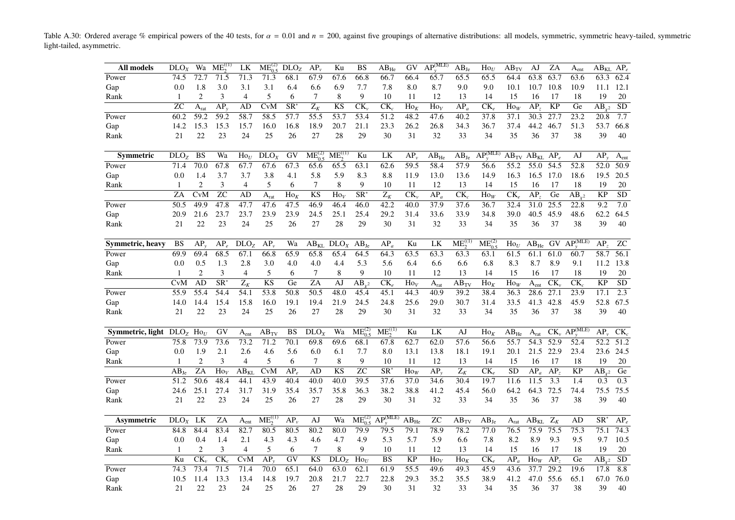Table A.30: Ordered average % empirical powers of the 40 tests, for $\alpha = 0.01$ and $n = 200$, against five groupings of alternative distributions: all models, symmetric, symmetric heavy-tailed, symmetric light-tailed, asymmetric.

| **All models** | $\mathrm{DLO}_X$ | Wa | $\mathrm{ME}_2^{(1)}$ | LK | $\mathrm{ME}_{0.5}^{(2)}$ | $\mathrm{DLO}_Z$ | $\mathrm{AP}_\nu$ | Ku | BS | $\mathrm{AB}_{\mathrm{He}}$ | GV | $\mathrm{AP}_y^{(\mathrm{MLE})}$ | $\mathrm{AB}_{\mathrm{Je}}$ | $\mathrm{Ho}_U$ | $\mathrm{AB}_{\mathrm{TV}}$ | AJ | ZA | $\mathrm{A}_{\mathrm{ent}}$ | $\mathrm{AB}_{\mathrm{KL}}$ | $\mathrm{AP}_e$ |
|---|---|---|---|---|---|---|---|---|---|---|---|---|---|---|---|---|---|---|---|---|
| Power | 74.5 | 72.7 | 71.5 | 71.3 | 71.3 | 68.1 | 67.9 | 67.6 | 66.8 | 66.7 | 66.4 | 65.7 | 65.5 | 65.5 | 64.4 | 63.8 | 63.7 | 63.6 | 63.3 | 62.4 |
| Gap | 0.0 | 1.8 | 3.0 | 3.1 | 3.1 | 6.4 | 6.6 | 6.9 | 7.7 | 7.8 | 8.0 | 8.7 | 9.0 | 9.0 | 10.1 | 10.7 | 10.8 | 10.9 | 11.1 | 12.1 |
| Rank | 1 | 2 | 3 | 4 | 5 | 6 | 7 | 8 | 9 | 10 | 11 | 12 | 13 | 14 | 15 | 16 | 17 | 18 | 19 | 20 |
| | ZC | $\mathrm{A}_{\mathrm{rat}}$ | $\mathrm{AP}_y$ | AD | CvM | $\mathrm{SR}^*$ | $Z_K$ | KS | $\mathrm{CK}_\nu$ | $\mathrm{CK}_c$ | $\mathrm{Ho}_K$ | $\mathrm{Ho}_V$ | $\mathrm{AP}_a$ | $\mathrm{CK}_e$ | $\mathrm{Ho}_W$ | $\mathrm{AP}_z$ | KP | Ge | $\mathrm{AB}_{\chi^2}$ | SD |
| Power | 60.2 | 59.2 | 59.2 | 58.7 | 58.5 | 57.7 | 55.5 | 53.7 | 53.4 | 51.2 | 48.2 | 47.6 | 40.2 | 37.8 | 37.1 | 30.3 | 27.7 | 23.2 | 20.8 | 7.7 |
| Gap | 14.2 | 15.3 | 15.3 | 15.7 | 16.0 | 16.8 | 18.9 | 20.7 | 21.1 | 23.3 | 26.2 | 26.8 | 34.3 | 36.7 | 37.4 | 44.2 | 46.7 | 51.3 | 53.7 | 66.8 |
| Rank | 21 | 22 | 23 | 24 | 25 | 26 | 27 | 28 | 29 | 30 | 31 | 32 | 33 | 34 | 35 | 36 | 37 | 38 | 39 | 40 |

| **Symmetric** | $\mathrm{DLO}_Z$ | BS | Wa | $\mathrm{Ho}_U$ | $\mathrm{DLO}_X$ | GV | $\mathrm{ME}_{0.5}^{(2)}$ | $\mathrm{ME}_2^{(1)}$ | Ku | LK | $\mathrm{AP}_\nu$ | $\mathrm{AB}_{\mathrm{He}}$ | $\mathrm{AB}_{\mathrm{Je}}$ | $\mathrm{AP}_y^{(\mathrm{MLE})}$ | $\mathrm{AB}_{\mathrm{TV}}$ | $\mathrm{AB}_{\mathrm{KL}}$ | $\mathrm{AP}_e$ | AJ | $\mathrm{AP}_y$ | $\mathrm{A}_{\mathrm{ent}}$ |
|---|---|---|---|---|---|---|---|---|---|---|---|---|---|---|---|---|---|---|---|---|
| Power | 71.4 | 70.0 | 67.8 | 67.7 | 67.6 | 67.3 | 65.6 | 65.5 | 63.1 | 62.6 | 59.5 | 58.4 | 57.9 | 56.6 | 55.2 | 55.0 | 54.5 | 52.8 | 52.0 | 50.9 |
| Gap | 0.0 | 1.4 | 3.7 | 3.7 | 3.8 | 4.1 | 5.8 | 5.9 | 8.3 | 8.8 | 11.9 | 13.0 | 13.6 | 14.9 | 16.3 | 16.5 | 17.0 | 18.6 | 19.5 | 20.5 |
| Rank | 1 | 2 | 3 | 4 | 5 | 6 | 7 | 8 | 9 | 10 | 11 | 12 | 13 | 14 | 15 | 16 | 17 | 18 | 19 | 20 |
| | ZA | CvM | ZC | AD | $\mathrm{A}_{\mathrm{rat}}$ | $\mathrm{Ho}_K$ | KS | $\mathrm{Ho}_V$ | $\mathrm{SR}^*$ | $Z_K$ | $\mathrm{CK}_\nu$ | $\mathrm{AP}_a$ | $\mathrm{CK}_c$ | $\mathrm{Ho}_W$ | $\mathrm{CK}_e$ | $\mathrm{AP}_z$ | Ge | $\mathrm{AB}_{\chi^2}$ | KP | SD |
| Power | 50.5 | 49.9 | 47.8 | 47.7 | 47.6 | 47.5 | 46.9 | 46.4 | 46.0 | 42.2 | 40.0 | 37.9 | 37.6 | 36.7 | 32.4 | 31.0 | 25.5 | 22.8 | 9.2 | 7.0 |
| Gap | 20.9 | 21.6 | 23.7 | 23.7 | 23.9 | 23.9 | 24.5 | 25.1 | 25.4 | 29.2 | 31.4 | 33.6 | 33.9 | 34.8 | 39.0 | 40.5 | 45.9 | 48.6 | 62.2 | 64.5 |
| Rank | 21 | 22 | 23 | 24 | 25 | 26 | 27 | 28 | 29 | 30 | 31 | 32 | 33 | 34 | 35 | 36 | 37 | 38 | 39 | 40 |

| **Symmetric, heavy** | BS | $\mathrm{AP}_y$ | $\mathrm{AP}_e$ | $\mathrm{DLO}_Z$ | $\mathrm{AP}_\nu$ | Wa | $\mathrm{AB}_{\mathrm{KL}}$ | $\mathrm{DLO}_X$ | $\mathrm{AB}_{\mathrm{Je}}$ | $\mathrm{AP}_a$ | Ku | LK | $\mathrm{ME}_2^{(1)}$ | $\mathrm{ME}_{0.5}^{(2)}$ | $\mathrm{Ho}_U$ | $\mathrm{AB}_{\mathrm{He}}$ | GV | $\mathrm{AP}_y^{(\mathrm{MLE})}$ | $\mathrm{AP}_z$ | ZC |
|---|---|---|---|---|---|---|---|---|---|---|---|---|---|---|---|---|---|---|---|---|
| Power | 69.9 | 69.4 | 68.5 | 67.1 | 66.8 | 65.9 | 65.8 | 65.4 | 64.5 | 64.3 | 63.5 | 63.3 | 63.3 | 63.1 | 61.5 | 61.1 | 61.0 | 60.7 | 58.7 | 56.1 |
| Gap | 0.0 | 0.5 | 1.3 | 2.8 | 3.0 | 4.0 | 4.0 | 4.4 | 5.3 | 5.6 | 6.4 | 6.6 | 6.6 | 6.8 | 8.3 | 8.7 | 8.9 | 9.1 | 11.2 | 13.8 |
| Rank | 1 | 2 | 3 | 4 | 5 | 6 | 7 | 8 | 9 | 10 | 11 | 12 | 13 | 14 | 15 | 16 | 17 | 18 | 19 | 20 |
| | CvM | AD | $\mathrm{SR}^*$ | $Z_K$ | KS | Ge | ZA | AJ | $\mathrm{AB}_{\chi^2}$ | $\mathrm{CK}_e$ | $\mathrm{Ho}_V$ | $\mathrm{A}_{\mathrm{rat}}$ | $\mathrm{AB}_{\mathrm{TV}}$ | $\mathrm{Ho}_K$ | $\mathrm{Ho}_W$ | $\mathrm{A}_{\mathrm{ent}}$ | $\mathrm{CK}_\nu$ | $\mathrm{CK}_c$ | KP | SD |
| Power | 55.9 | 55.4 | 54.4 | 54.1 | 53.8 | 50.8 | 50.5 | 48.0 | 45.4 | 45.1 | 44.3 | 40.9 | 39.2 | 38.4 | 36.3 | 28.6 | 27.1 | 23.9 | 17.1 | 2.3 |
| Gap | 14.0 | 14.4 | 15.4 | 15.8 | 16.0 | 19.1 | 19.4 | 21.9 | 24.5 | 24.8 | 25.6 | 29.0 | 30.7 | 31.4 | 33.5 | 41.3 | 42.8 | 45.9 | 52.8 | 67.5 |
| Rank | 21 | 22 | 23 | 24 | 25 | 26 | 27 | 28 | 29 | 30 | 31 | 32 | 33 | 34 | 35 | 36 | 37 | 38 | 39 | 40 |

| **Symmetric, light** | $\mathrm{DLO}_Z$ | $\mathrm{Ho}_U$ | GV | $\mathrm{A}_{\mathrm{ent}}$ | $\mathrm{AB}_{\mathrm{TV}}$ | BS | $\mathrm{DLO}_X$ | Wa | $\mathrm{ME}_{0.5}^{(2)}$ | $\mathrm{ME}_2^{(1)}$ | Ku | LK | AJ | $\mathrm{Ho}_K$ | $\mathrm{AB}_{\mathrm{He}}$ | $\mathrm{A}_{\mathrm{rat}}$ | $\mathrm{CK}_\nu$ | $\mathrm{AP}_y^{(\mathrm{MLE})}$ | $\mathrm{AP}_\nu$ | $\mathrm{CK}_c$ |
|---|---|---|---|---|---|---|---|---|---|---|---|---|---|---|---|---|---|---|---|---|
| Power | 75.8 | 73.9 | 73.6 | 73.2 | 71.2 | 70.1 | 69.8 | 69.6 | 68.1 | 67.8 | 62.7 | 62.0 | 57.6 | 56.6 | 55.7 | 54.3 | 52.9 | 52.4 | 52.2 | 51.2 |
| Gap | 0.0 | 1.9 | 2.1 | 2.6 | 4.6 | 5.6 | 6.0 | 6.1 | 7.7 | 8.0 | 13.1 | 13.8 | 18.1 | 19.1 | 20.1 | 21.5 | 22.9 | 23.4 | 23.6 | 24.5 |
| Rank | 1 | 2 | 3 | 4 | 5 | 6 | 7 | 8 | 9 | 10 | 11 | 12 | 13 | 14 | 15 | 16 | 17 | 18 | 19 | 20 |
| | $\mathrm{AB}_{\mathrm{Je}}$ | ZA | $\mathrm{Ho}_V$ | $\mathrm{AB}_{\mathrm{KL}}$ | CvM | $\mathrm{AP}_e$ | AD | KS | ZC | $\mathrm{SR}^*$ | $\mathrm{Ho}_W$ | $\mathrm{AP}_y$ | $Z_K$ | $\mathrm{CK}_e$ | SD | $\mathrm{AP}_a$ | $\mathrm{AP}_z$ | KP | $\mathrm{AB}_{\chi^2}$ | Ge |
| Power | 51.2 | 50.6 | 48.4 | 44.1 | 43.9 | 40.4 | 40.0 | 40.0 | 39.5 | 37.6 | 37.0 | 34.6 | 30.4 | 19.7 | 11.6 | 11.5 | 3.3 | 1.4 | 0.3 | 0.3 |
| Gap | 24.6 | 25.1 | 27.4 | 31.7 | 31.9 | 35.4 | 35.7 | 35.8 | 36.3 | 38.2 | 38.8 | 41.2 | 45.4 | 56.0 | 64.2 | 64.3 | 72.5 | 74.4 | 75.5 | 75.5 |
| Rank | 21 | 22 | 23 | 24 | 25 | 26 | 27 | 28 | 29 | 30 | 31 | 32 | 33 | 34 | 35 | 36 | 37 | 38 | 39 | 40 |

| **Asymmetric** | $\mathrm{DLO}_X$ | LK | ZA | $\mathrm{A}_{\mathrm{ent}}$ | $\mathrm{ME}_2^{(1)}$ | $\mathrm{AP}_\nu$ | AJ | Wa | $\mathrm{ME}_{0.5}^{(2)}$ | $\mathrm{AP}_y^{(\mathrm{MLE})}$ | $\mathrm{AB}_{\mathrm{He}}$ | ZC | $\mathrm{AB}_{\mathrm{TV}}$ | $\mathrm{AB}_{\mathrm{Je}}$ | $\mathrm{A}_{\mathrm{rat}}$ | $\mathrm{AB}_{\mathrm{KL}}$ | $Z_K$ | AD | $\mathrm{SR}^*$ | $\mathrm{AP}_e$ |
|---|---|---|---|---|---|---|---|---|---|---|---|---|---|---|---|---|---|---|---|---|
| Power | 84.8 | 84.4 | 83.4 | 82.7 | 80.5 | 80.5 | 80.2 | 80.0 | 79.9 | 79.5 | 79.1 | 78.9 | 78.2 | 77.0 | 76.5 | 75.9 | 75.5 | 75.3 | 75.1 | 74.3 |
| Gap | 0.0 | 0.4 | 1.4 | 2.1 | 4.3 | 4.3 | 4.6 | 4.7 | 4.9 | 5.3 | 5.7 | 5.9 | 6.6 | 7.8 | 8.2 | 8.9 | 9.3 | 9.5 | 9.7 | 10.5 |
| Rank | 1 | 2 | 3 | 4 | 5 | 6 | 7 | 8 | 9 | 10 | 11 | 12 | 13 | 14 | 15 | 16 | 17 | 18 | 19 | 20 |
| | Ku | $\mathrm{CK}_\nu$ | $\mathrm{CK}_c$ | CvM | $\mathrm{AP}_y$ | GV | KS | $\mathrm{DLO}_Z$ | $\mathrm{Ho}_U$ | BS | KP | $\mathrm{Ho}_V$ | $\mathrm{Ho}_K$ | $\mathrm{CK}_e$ | $\mathrm{AP}_a$ | $\mathrm{Ho}_W$ | $\mathrm{AP}_z$ | Ge | $\mathrm{AB}_{\chi^2}$ | SD |
| Power | 74.3 | 73.4 | 71.5 | 71.4 | 70.0 | 65.1 | 64.0 | 63.0 | 62.1 | 61.9 | 55.5 | 49.6 | 49.3 | 45.9 | 43.6 | 37.7 | 29.2 | 19.6 | 17.8 | 8.8 |
| Gap | 10.5 | 11.4 | 13.3 | 13.4 | 14.8 | 19.7 | 20.8 | 21.7 | 22.7 | 22.8 | 29.3 | 35.2 | 35.5 | 38.9 | 41.2 | 47.0 | 55.6 | 65.1 | 67.0 | 76.0 |
| Rank | 21 | 22 | 23 | 24 | 25 | 26 | 27 | 28 | 29 | 30 | 31 | 32 | 33 | 34 | 35 | 36 | 37 | 38 | 39 | 40 |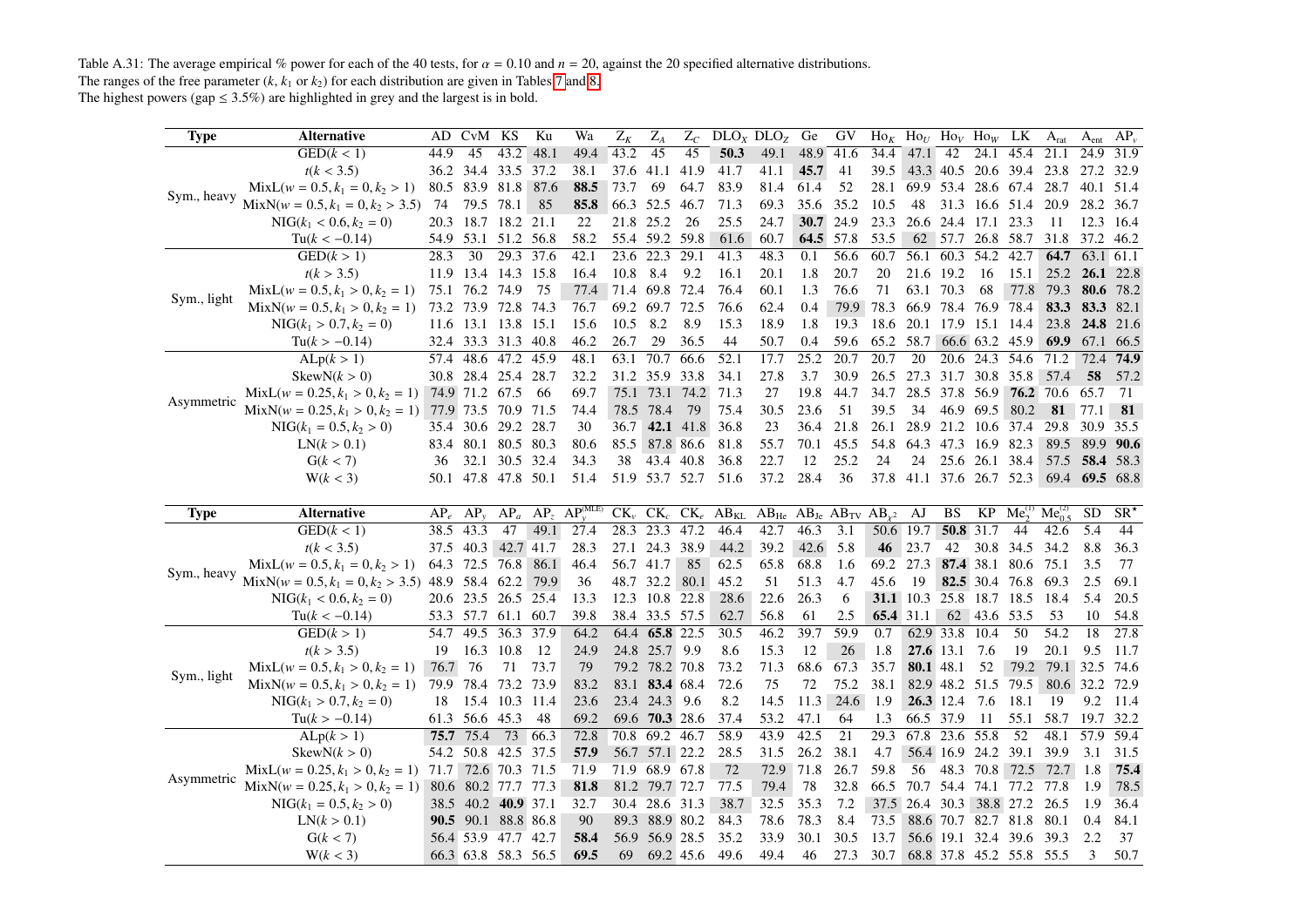Table A.31: The average empirical % power for each of the 40 tests, for $\alpha = 0.10$ and $n = 20$, against the 20 specified alternative distributions.
The ranges of the free parameter ($k$, $k_1$ or $k_2$) for each distribution are given in Tables 7 and 8.
The highest powers (gap ≤ 3.5%) are highlighted in grey and the largest is in bold.

| Type | Alternative | AD | CvM | KS | Ku | Wa | $Z_K$ | $Z_A$ | $Z_C$ | $DLO_X$ | $DLO_Z$ | Ge | GV | $Ho_K$ | $Ho_U$ | $Ho_V$ | $Ho_W$ | LK | $A_{rat}$ | $A_{ent}$ | $AP_\nu$ |
|---|---|---|---|---|---|---|---|---|---|---|---|---|---|---|---|---|---|---|---|---|---|
| Sym., heavy | GED($k < 1$) | 44.9 | 45 | 43.2 | 48.1 | 49.4 | 43.2 | 45 | 45 | **50.3** | 49.1 | 48.9 | 41.6 | 34.4 | 47.1 | 42 | 24.1 | 45.4 | 21.1 | 24.9 | 31.9 |
| | $t(k < 3.5)$ | 36.2 | 34.4 | 33.5 | 37.2 | 38.1 | 37.6 | 41.1 | 41.9 | 41.7 | 41.1 | **45.7** | 41 | 39.5 | 43.3 | 40.5 | 20.6 | 39.4 | 23.8 | 27.2 | 32.9 |
| | MixL($w = 0.5, k_1 = 0, k_2 > 1$) | 80.5 | 83.9 | 81.8 | 87.6 | **88.5** | 73.7 | 69 | 64.7 | 83.9 | 81.4 | 61.4 | 52 | 28.1 | 69.9 | 53.4 | 28.6 | 67.4 | 28.7 | 40.1 | 51.4 |
| | MixN($w = 0.5, k_1 = 0, k_2 > 3.5$) | 74 | 79.5 | 78.1 | 85 | **85.8** | 66.3 | 52.5 | 46.7 | 71.3 | 69.3 | 35.6 | 35.2 | 10.5 | 48 | 31.3 | 16.6 | 51.4 | 20.9 | 28.2 | 36.7 |
| | NIG($k_1 < 0.6, k_2 = 0$) | 20.3 | 18.7 | 18.2 | 21.1 | 22 | 21.8 | 25.2 | 26 | 25.5 | 24.7 | **30.7** | 24.9 | 23.3 | 26.6 | 24.4 | 17.1 | 23.3 | 11 | 12.3 | 16.4 |
| | Tu($k < -0.14$) | 54.9 | 53.1 | 51.2 | 56.8 | 58.2 | 55.4 | 59.2 | 59.8 | 61.6 | 60.7 | **64.5** | 57.8 | 53.5 | 62 | 57.7 | 26.8 | 58.7 | 31.8 | 37.2 | 46.2 |
| Sym., light | GED($k > 1$) | 28.3 | 30 | 29.3 | 37.6 | 42.1 | 23.6 | 22.3 | 29.1 | 41.3 | 48.3 | 0.1 | 56.6 | 60.7 | 56.1 | 60.3 | 54.2 | 42.7 | **64.7** | 63.1 | 61.1 |
| | $t(k > 3.5)$ | 11.9 | 13.4 | 14.3 | 15.8 | 16.4 | 10.8 | 8.4 | 9.2 | 16.1 | 20.1 | 1.8 | 20.7 | 20 | 21.6 | 19.2 | 16 | 15.1 | 25.2 | **26.1** | 22.8 |
| | MixL($w = 0.5, k_1 > 0, k_2 = 1$) | 75.1 | 76.2 | 74.9 | 75 | 77.4 | 71.4 | 69.8 | 72.4 | 76.4 | 60.1 | 1.3 | 76.6 | 71 | 63.1 | 70.3 | 68 | 77.8 | 79.3 | **80.6** | 78.2 |
| | MixN($w = 0.5, k_1 > 0, k_2 = 1$) | 73.2 | 73.9 | 72.8 | 74.3 | 76.7 | 69.2 | 69.7 | 72.5 | 76.6 | 62.4 | 0.4 | 79.9 | 78.3 | 66.9 | 78.4 | 76.9 | 78.4 | **83.3** | **83.3** | 82.1 |
| | NIG($k_1 > 0.7, k_2 = 0$) | 11.6 | 13.1 | 13.8 | 15.1 | 15.6 | 10.5 | 8.2 | 8.9 | 15.3 | 18.9 | 1.8 | 19.3 | 18.6 | 20.1 | 17.9 | 15.1 | 14.4 | 23.8 | **24.8** | 21.6 |
| | Tu($k > -0.14$) | 32.4 | 33.3 | 31.3 | 40.8 | 46.2 | 26.7 | 29 | 36.5 | 44 | 50.7 | 0.4 | 59.6 | 65.2 | 58.7 | 66.6 | 63.2 | 45.9 | **69.9** | 67.1 | 66.5 |
| Asymmetric | ALp($k > 1$) | 57.4 | 48.6 | 47.2 | 45.9 | 48.1 | 63.1 | 70.7 | 66.6 | 52.1 | 17.7 | 25.2 | 20.7 | 20.7 | 20 | 20.6 | 24.3 | 54.6 | 71.2 | 72.4 | **74.9** |
| | SkewN($k > 0$) | 30.8 | 28.4 | 25.4 | 28.7 | 32.2 | 31.2 | 35.9 | 33.8 | 34.1 | 27.8 | 3.7 | 30.9 | 26.5 | 27.3 | 31.7 | 30.8 | 35.8 | 57.4 | **58** | 57.2 |
| | MixL($w = 0.25, k_1 > 0, k_2 = 1$) | 74.9 | 71.2 | 67.5 | 66 | 69.7 | 75.1 | 73.1 | 74.2 | 71.3 | 27 | 19.8 | 44.7 | 34.7 | 28.5 | 37.8 | 56.9 | **76.2** | 70.6 | 65.7 | 71 |
| | MixN($w = 0.25, k_1 > 0, k_2 = 1$) | 77.9 | 73.5 | 70.9 | 71.5 | 74.4 | 78.5 | 78.4 | 79 | 75.4 | 30.5 | 23.6 | 51 | 39.5 | 34 | 46.9 | 69.5 | 80.2 | **81** | 77.1 | **81** |
| | NIG($k_1 = 0.5, k_2 > 0$) | 35.4 | 30.6 | 29.2 | 28.7 | 30 | 36.7 | **42.1** | 41.8 | 36.8 | 23 | 36.4 | 21.8 | 26.1 | 28.9 | 21.2 | 10.6 | 37.4 | 29.8 | 30.9 | 35.5 |
| | LN($k > 0.1$) | 83.4 | 80.1 | 80.5 | 80.3 | 80.6 | 85.5 | 87.8 | 86.6 | 81.8 | 55.7 | 70.1 | 45.5 | 54.8 | 64.3 | 47.3 | 16.9 | 82.3 | 89.5 | 89.9 | **90.6** |
| | G($k < 7$) | 36 | 32.1 | 30.5 | 32.4 | 34.3 | 38 | 43.4 | 40.8 | 36.8 | 22.7 | 12 | 25.2 | 24 | 24 | 25.6 | 26.1 | 38.4 | 57.5 | **58.4** | 58.3 |
| | W($k < 3$) | 50.1 | 47.8 | 47.8 | 50.1 | 51.4 | 51.9 | 53.7 | 52.7 | 51.6 | 37.2 | 28.4 | 36 | 37.8 | 41.1 | 37.6 | 26.7 | 52.3 | 69.4 | **69.5** | 68.8 |

| Type | Alternative | $AP_e$ | $AP_y$ | $AP_a$ | $AP_z$ | $AP_y^{(MLE)}$ | $CK_\nu$ | $CK_c$ | $CK_e$ | $AB_{KL}$ | $AB_{He}$ | $AB_{Je}$ | $AB_{TV}$ | $AB_{\chi^2}$ | AJ | BS | KP | $Me_2^{(1)}$ | $Me_{0.5}^{(2)}$ | SD | $SR^*$ |
|---|---|---|---|---|---|---|---|---|---|---|---|---|---|---|---|---|---|---|---|---|---|
| Sym., heavy | GED($k < 1$) | 38.5 | 43.3 | 47 | 49.1 | 27.4 | 28.3 | 23.3 | 47.2 | 46.4 | 42.7 | 46.3 | 3.1 | 50.6 | 19.7 | **50.8** | 31.7 | 44 | 42.6 | 5.4 | 44 |
| | $t(k < 3.5)$ | 37.5 | 40.3 | 42.7 | 41.7 | 28.3 | 27.1 | 24.3 | 38.9 | 44.2 | 39.2 | 42.6 | 5.8 | **46** | 23.7 | 42 | 30.8 | 34.5 | 34.2 | 8.8 | 36.3 |
| | MixL($w = 0.5, k_1 = 0, k_2 > 1$) | 64.3 | 72.5 | 76.8 | 86.1 | 46.4 | 56.7 | 41.7 | 85 | 62.5 | 65.8 | 68.8 | 1.6 | 69.2 | 27.3 | **87.4** | 38.1 | 80.6 | 75.1 | 3.5 | 77 |
| | MixN($w = 0.5, k_1 = 0, k_2 > 3.5$) | 48.9 | 58.4 | 62.2 | 79.9 | 36 | 48.7 | 32.2 | 80.1 | 45.2 | 51 | 51.3 | 4.7 | 45.6 | 19 | **82.5** | 30.4 | 76.8 | 69.3 | 2.5 | 69.1 |
| | NIG($k_1 < 0.6, k_2 = 0$) | 20.6 | 23.5 | 26.5 | 25.4 | 13.3 | 12.3 | 10.8 | 22.8 | 28.6 | 22.6 | 26.3 | 6 | **31.1** | 10.3 | 25.8 | 18.7 | 18.5 | 18.4 | 5.4 | 20.5 |
| | Tu($k < -0.14$) | 53.3 | 57.7 | 61.1 | 60.7 | 39.8 | 38.4 | 33.5 | 57.5 | 62.7 | 56.8 | 61 | 2.5 | **65.4** | 31.1 | 62 | 43.6 | 53.5 | 53 | 10 | 54.8 |
| Sym., light | GED($k > 1$) | 54.7 | 49.5 | 36.3 | 37.9 | 64.2 | 64.4 | **65.8** | 22.5 | 30.5 | 46.2 | 39.7 | 59.9 | 0.7 | 62.9 | 33.8 | 10.4 | 50 | 54.2 | 18 | 27.8 |
| | $t(k > 3.5)$ | 19 | 16.3 | 10.8 | 12 | 24.9 | 24.8 | 25.7 | 9.9 | 8.6 | 15.3 | 12 | 26 | 1.8 | **27.6** | 13.1 | 7.6 | 19 | 20.1 | 9.5 | 11.7 |
| | MixL($w = 0.5, k_1 > 0, k_2 = 1$) | 76.7 | 76 | 71 | 73.7 | 79 | 79.2 | 78.2 | 70.8 | 73.2 | 71.3 | 68.6 | 67.3 | 35.7 | **80.1** | 48.1 | 52 | 79.2 | 79.1 | 32.5 | 74.6 |
| | MixN($w = 0.5, k_1 > 0, k_2 = 1$) | 79.9 | 78.4 | 73.2 | 73.9 | 83.2 | 83.1 | **83.4** | 68.4 | 72.6 | 75 | 72 | 75.2 | 38.1 | 82.9 | 48.2 | 51.5 | 79.5 | 80.6 | 32.2 | 72.9 |
| | NIG($k_1 > 0.7, k_2 = 0$) | 18 | 15.4 | 10.3 | 11.4 | 23.6 | 23.4 | 24.3 | 9.6 | 8.2 | 14.5 | 11.3 | 24.6 | 1.9 | **26.3** | 12.4 | 7.6 | 18.1 | 19 | 9.2 | 11.4 |
| | Tu($k > -0.14$) | 61.3 | 56.6 | 45.3 | 48 | 69.2 | 69.6 | **70.3** | 28.6 | 37.4 | 53.2 | 47.1 | 64 | 1.3 | 66.5 | 37.9 | 11 | 55.1 | 58.7 | 19.7 | 32.2 |
| Asymmetric | ALp($k > 1$) | **75.7** | 75.4 | 73 | 66.3 | 72.8 | 70.8 | 69.2 | 46.7 | 58.9 | 43.9 | 42.5 | 21 | 29.3 | 67.8 | 23.6 | 55.8 | 52 | 48.1 | 57.9 | 59.4 |
| | SkewN($k > 0$) | 54.2 | 50.8 | 42.5 | 37.5 | **57.9** | 56.7 | 57.1 | 22.2 | 28.5 | 31.5 | 26.2 | 38.1 | 4.7 | 56.4 | 16.9 | 24.2 | 39.1 | 39.9 | 3.1 | 31.5 |
| | MixL($w = 0.25, k_1 > 0, k_2 = 1$) | 71.7 | 72.6 | 70.3 | 71.5 | 71.9 | 71.9 | 68.9 | 67.8 | 72 | 72.9 | 71.8 | 26.7 | 59.8 | 56 | 48.3 | 70.8 | 72.5 | 72.7 | 1.8 | **75.4** |
| | MixN($w = 0.25, k_1 > 0, k_2 = 1$) | 80.6 | 80.2 | 77.7 | 77.3 | **81.8** | 81.2 | 79.7 | 72.7 | 77.5 | 79.4 | 78 | 32.8 | 66.5 | 70.7 | 54.4 | 74.1 | 77.2 | 77.8 | 1.9 | 78.5 |
| | NIG($k_1 = 0.5, k_2 > 0$) | 38.5 | 40.2 | **40.9** | 37.1 | 32.7 | 30.4 | 28.6 | 31.3 | 38.7 | 32.5 | 35.3 | 7.2 | 37.5 | 26.4 | 30.3 | 38.8 | 27.2 | 26.5 | 1.9 | 36.4 |
| | LN($k > 0.1$) | **90.5** | 90.1 | 88.8 | 86.8 | 90 | 89.3 | 88.9 | 80.2 | 84.3 | 78.6 | 78.3 | 8.4 | 73.5 | 88.6 | 70.7 | 82.7 | 81.8 | 80.1 | 0.4 | 84.1 |
| | G($k < 7$) | 56.4 | 53.9 | 47.7 | 42.7 | **58.4** | 56.9 | 56.9 | 28.5 | 35.2 | 33.9 | 30.1 | 30.5 | 13.7 | 56.6 | 19.1 | 32.4 | 39.6 | 39.3 | 2.2 | 37 |
| | W($k < 3$) | 66.3 | 63.8 | 58.3 | 56.5 | **69.5** | 69 | 69.2 | 45.6 | 49.6 | 49.4 | 46 | 27.3 | 30.7 | 68.8 | 37.8 | 45.2 | 55.8 | 55.5 | 3 | 50.7 |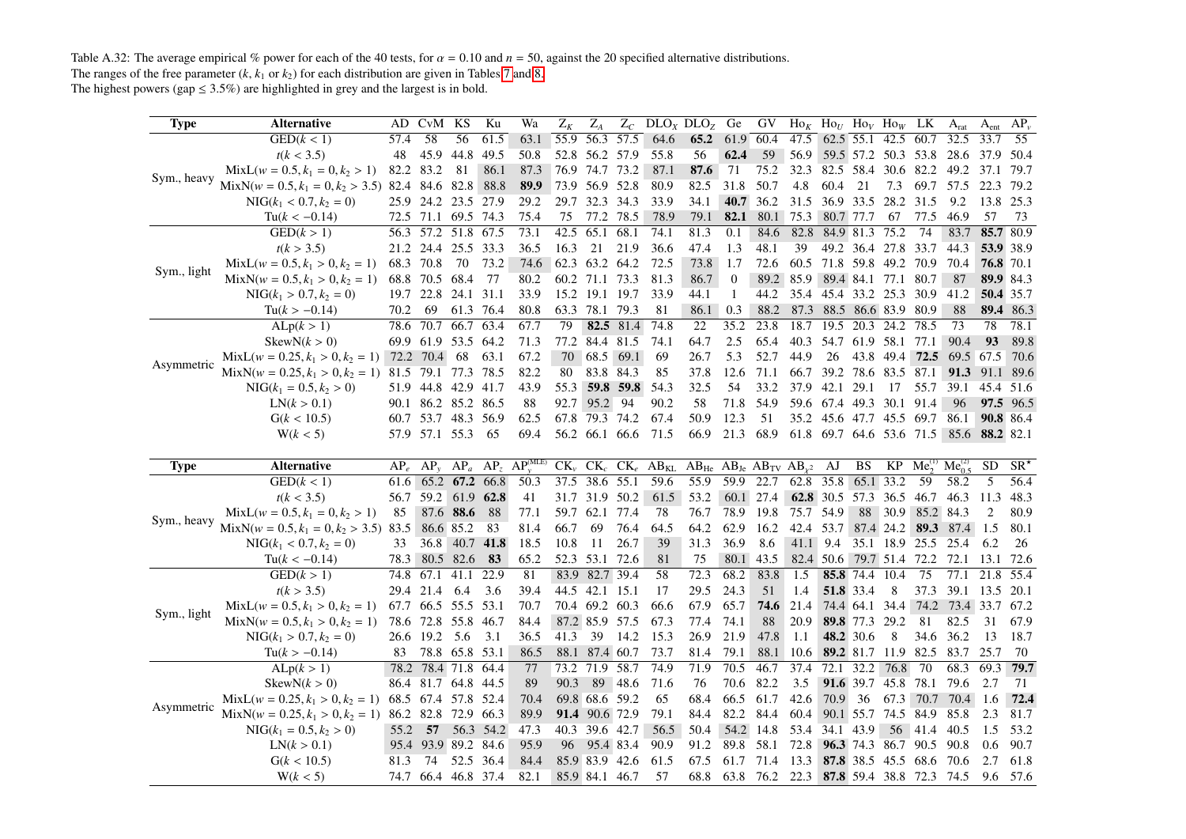Table A.32: The average empirical % power for each of the 40 tests, for $\alpha = 0.10$ and $n = 50$, against the 20 specified alternative distributions. The ranges of the free parameter ($k$, $k_1$ or $k_2$) for each distribution are given in Tables 7 and 8. The highest powers (gap ≤ 3.5%) are highlighted in grey and the largest is in bold.

| Type | Alternative | AD | CvM | KS | Ku | Wa | $Z_K$ | $Z_A$ | $Z_C$ | $DLO_X$ | $DLO_Z$ | Ge | GV | $Ho_K$ | $Ho_U$ | $Ho_V$ | $Ho_W$ | LK | $A_{rat}$ | $A_{ent}$ | $AP_v$ |
|---|---|---|---|---|---|---|---|---|---|---|---|---|---|---|---|---|---|---|---|---|---|
| Sym., heavy | GED($k<1$) | 57.4 | 58 | 56 | 61.5 | 63.1 | 55.9 | 56.3 | 57.5 | 64.6 | **65.2** | 61.9 | 60.4 | 47.5 | 62.5 | 55.1 | 42.5 | 60.7 | 32.5 | 33.7 | 55 |
| | $t$($k<3.5$) | 48 | 45.9 | 44.8 | 49.5 | 50.8 | 52.8 | 56.2 | 57.9 | 55.8 | 56 | **62.4** | 59 | 56.9 | 59.5 | 57.2 | 50.3 | 53.8 | 28.6 | 37.9 | 50.4 |
| | MixL($w=0.5, k_1=0, k_2>1$) | 82.2 | 83.2 | 81 | 86.1 | 87.3 | 76.9 | 74.7 | 73.2 | 87.1 | **87.6** | 71 | 75.2 | 32.3 | 82.5 | 58.4 | 30.6 | 82.2 | 49.2 | 37.1 | 79.7 |
| | MixN($w=0.5, k_1=0, k_2>3.5$) | 82.4 | 84.6 | 82.8 | 88.8 | **89.9** | 73.9 | 56.9 | 52.8 | 80.9 | 82.5 | 31.8 | 50.7 | 4.8 | 60.4 | 21 | 7.3 | 69.7 | 57.5 | 22.3 | 79.2 |
| | NIG($k_1<0.7, k_2=0$) | 25.9 | 24.2 | 23.5 | 27.9 | 29.2 | 29.7 | 32.3 | 34.3 | 33.9 | 34.1 | **40.7** | 36.2 | 31.5 | 36.9 | 33.5 | 28.2 | 31.5 | 9.2 | 13.8 | 25.3 |
| | Tu($k<-0.14$) | 72.5 | 71.1 | 69.5 | 74.3 | 75.4 | 75 | 77.2 | 78.5 | 78.9 | 79.1 | **82.1** | 80.1 | 75.3 | 80.7 | 77.7 | 67 | 77.5 | 46.9 | 57 | 73 |
| Sym., light | GED($k>1$) | 56.3 | 57.2 | 51.8 | 67.5 | 73.1 | 42.5 | 65.1 | 68.1 | 74.1 | 81.3 | 0.1 | 84.6 | 82.8 | 84.9 | 81.3 | 75.2 | 74 | 83.7 | **85.7** | 80.9 |
| | $t$($k>3.5$) | 21.2 | 24.4 | 25.5 | 33.3 | 36.5 | 16.3 | 21 | 21.9 | 36.6 | 47.4 | 1.3 | 48.1 | 39 | 49.2 | 36.4 | 27.8 | 33.7 | 44.3 | **53.9** | 38.9 |
| | MixL($w=0.5, k_1>0, k_2=1$) | 68.3 | 70.8 | 70 | 73.2 | 74.6 | 62.3 | 63.2 | 64.2 | 72.5 | 73.8 | 1.7 | 72.6 | 60.5 | 71.8 | 59.8 | 49.2 | 70.9 | 70.4 | **76.8** | 70.1 |
| | MixN($w=0.5, k_1>0, k_2=1$) | 68.8 | 70.5 | 68.4 | 77 | 80.2 | 60.2 | 71.1 | 73.3 | 81.3 | 86.7 | 0 | 89.2 | 85.9 | 89.4 | 84.1 | 77.1 | 80.7 | 87 | **89.9** | 84.3 |
| | NIG($k_1>0.7, k_2=0$) | 19.7 | 22.8 | 24.1 | 31.1 | 33.9 | 15.2 | 19.1 | 19.7 | 33.9 | 44.1 | 1 | 44.2 | 35.4 | 45.4 | 33.2 | 25.3 | 30.9 | 41.2 | **50.4** | 35.7 |
| | Tu($k>-0.14$) | 70.2 | 69 | 61.3 | 76.4 | 80.8 | 63.3 | 78.1 | 79.3 | 81 | 86.1 | 0.3 | 88.2 | 87.3 | 88.5 | 86.6 | 83.9 | 80.9 | 88 | **89.4** | 86.3 |
| Asymmetric | ALp($k>1$) | 78.6 | 70.7 | 66.7 | 63.4 | 67.7 | 79 | **82.5** | 81.4 | 74.8 | 22 | 35.2 | 23.8 | 18.7 | 19.5 | 20.3 | 24.2 | 78.5 | 73 | 78 | 78.1 |
| | SkewN($k>0$) | 69.9 | 61.9 | 53.5 | 64.2 | 71.3 | 77.2 | 84.4 | 81.5 | 74.1 | 64.7 | 2.5 | 65.4 | 40.3 | 54.7 | 61.9 | 58.1 | 77.1 | 90.4 | **93** | 89.8 |
| | MixL($w=0.25, k_1>0, k_2=1$) | 72.2 | 70.4 | 68 | 63.1 | 67.2 | 70 | 68.5 | 69.1 | 69 | 26.7 | 5.3 | 52.7 | 44.9 | 26 | 43.8 | 49.4 | **72.5** | 69.5 | 67.5 | 70.6 |
| | MixN($w=0.25, k_1>0, k_2=1$) | 81.5 | 79.1 | 77.3 | 78.5 | 82.2 | 80 | 83.8 | 84.3 | 85 | 37.8 | 12.6 | 71.1 | 66.7 | 39.2 | 78.6 | 83.5 | 87.1 | **91.3** | 91.1 | 89.6 |
| | NIG($k_1=0.5, k_2>0$) | 51.9 | 44.8 | 42.9 | 41.7 | 43.9 | 55.3 | **59.8** | **59.8** | 54.3 | 32.5 | 54 | 33.2 | 37.9 | 42.1 | 29.1 | 17 | 55.7 | 39.1 | 45.4 | 51.6 |
| | LN($k>0.1$) | 90.1 | 86.2 | 85.2 | 86.5 | 88 | 92.7 | 95.2 | 94 | 90.2 | 58 | 71.8 | 54.9 | 59.6 | 67.4 | 49.3 | 30.1 | 91.4 | 96 | **97.5** | 96.5 |
| | G($k<10.5$) | 60.7 | 53.7 | 48.3 | 56.9 | 62.5 | 67.8 | 79.3 | 74.2 | 67.4 | 50.9 | 12.3 | 51 | 35.2 | 45.6 | 47.7 | 45.5 | 69.7 | 86.1 | **90.8** | 86.4 |
| | W($k<5$) | 57.9 | 57.1 | 55.3 | 65 | 69.4 | 56.2 | 66.1 | 66.6 | 71.5 | 66.9 | 21.3 | 68.9 | 61.8 | 69.7 | 64.6 | 53.6 | 71.5 | 85.6 | **88.2** | 82.1 |

| Type | Alternative | $AP_e$ | $AP_y$ | $AP_a$ | $AP_z$ | $AP_y^{(MLE)}$ | $CK_v$ | $CK_c$ | $CK_e$ | $AB_{KL}$ | $AB_{He}$ | $AB_{Je}$ | $AB_{TV}$ | $AB_{\chi^2}$ | AJ | BS | KP | $Me_2^{(1)}$ | $Me_{0.5}^{(2)}$ | SD | $SR^*$ |
|---|---|---|---|---|---|---|---|---|---|---|---|---|---|---|---|---|---|---|---|---|---|
| Sym., heavy | GED($k<1$) | 61.6 | 65.2 | **67.2** | 66.8 | 50.3 | 37.5 | 38.6 | 55.1 | 59.6 | 55.9 | 59.9 | 22.7 | 62.8 | 35.8 | 65.1 | 33.2 | 59 | 58.2 | 5 | 56.4 |
| | $t$($k<3.5$) | 56.7 | 59.2 | 61.9 | **62.8** | 41 | 31.7 | 31.9 | 50.2 | 61.5 | 53.2 | 60.1 | 27.4 | **62.8** | 30.5 | 57.3 | 36.5 | 46.7 | 46.3 | 11.3 | 48.3 |
| | MixL($w=0.5, k_1=0, k_2>1$) | 85 | 87.6 | **88.6** | 88 | 77.1 | 59.7 | 62.1 | 77.4 | 78 | 76.7 | 78.9 | 19.8 | 75.7 | 54.9 | 88 | 30.9 | 85.2 | 84.3 | 2 | 80.9 |
| | MixN($w=0.5, k_1=0, k_2>3.5$) | 83.5 | 86.6 | 85.2 | 83 | 81.4 | 66.7 | 69 | 76.4 | 64.5 | 64.2 | 62.9 | 16.2 | 42.4 | 53.7 | 87.4 | 24.2 | **89.3** | 87.4 | 1.5 | 80.1 |
| | NIG($k_1<0.7, k_2=0$) | 33 | 36.8 | 40.7 | **41.8** | 18.5 | 10.8 | 11 | 26.7 | 39 | 31.3 | 36.9 | 8.6 | 41.1 | 9.4 | 35.1 | 18.9 | 25.5 | 25.4 | 6.2 | 26 |
| | Tu($k<-0.14$) | 78.3 | 80.5 | 82.6 | **83** | 65.2 | 52.3 | 53.1 | 72.6 | 81 | 75 | 80.1 | 43.5 | 82.4 | 50.6 | 79.7 | 51.4 | 72.2 | 72.1 | 13.1 | 72.6 |
| Sym., light | GED($k>1$) | 74.8 | 67.1 | 41.1 | 22.9 | 81 | 83.9 | 82.7 | 39.4 | 58 | 72.3 | 68.2 | 83.8 | 1.5 | **85.8** | 74.4 | 10.4 | 75 | 77.1 | 21.8 | 55.4 |
| | $t$($k>3.5$) | 29.4 | 21.4 | 6.4 | 3.6 | 39.4 | 44.5 | 42.1 | 15.1 | 17 | 29.5 | 24.3 | 51 | 1.4 | **51.8** | 33.4 | 8 | 37.3 | 39.1 | 13.5 | 20.1 |
| | MixL($w=0.5, k_1>0, k_2=1$) | 67.7 | 66.5 | 55.5 | 53.1 | 70.7 | 70.4 | 69.2 | 60.3 | 66.6 | 67.9 | 65.7 | **74.6** | 21.4 | 74.4 | 64.1 | 34.4 | 74.2 | 73.4 | 33.7 | 67.2 |
| | MixN($w=0.5, k_1>0, k_2=1$) | 78.6 | 72.8 | 55.8 | 46.7 | 84.4 | 87.2 | 85.9 | 57.5 | 67.3 | 77.4 | 74.1 | 88 | 20.9 | **89.8** | 77.3 | 29.2 | 81 | 82.5 | 31 | 67.9 |
| | NIG($k_1>0.7, k_2=0$) | 26.6 | 19.2 | 5.6 | 3.1 | 36.5 | 41.3 | 39 | 14.2 | 15.3 | 26.9 | 21.9 | 47.8 | 1.1 | **48.2** | 30.6 | 8 | 34.6 | 36.2 | 13 | 18.7 |
| | Tu($k>-0.14$) | 83 | 78.8 | 65.8 | 53.1 | 86.5 | 88.1 | 87.4 | 60.7 | 73.7 | 81.4 | 79.1 | 88.1 | 10.6 | **89.2** | 81.7 | 11.9 | 82.5 | 83.7 | 25.7 | 70 |
| Asymmetric | ALp($k>1$) | 78.2 | 78.4 | 71.8 | 64.4 | 77 | 73.2 | 71.9 | 58.7 | 74.9 | 71.9 | 70.5 | 46.7 | 37.4 | 72.1 | 32.2 | 76.8 | 70 | 68.3 | 69.3 | **79.7** |
| | SkewN($k>0$) | 86.4 | 81.7 | 64.8 | 44.5 | 89 | 90.3 | 89 | 48.6 | 71.6 | 76 | 70.6 | 82.2 | 3.5 | **91.6** | 39.7 | 45.8 | 78.1 | 79.6 | 2.7 | 71 |
| | MixL($w=0.25, k_1>0, k_2=1$) | 68.5 | 67.4 | 57.8 | 52.4 | 70.4 | 69.8 | 68.6 | 59.2 | 65 | 68.4 | 66.5 | 61.7 | 42.6 | 70.9 | 36 | 67.3 | 70.7 | 70.4 | 1.6 | **72.4** |
| | MixN($w=0.25, k_1>0, k_2=1$) | 86.2 | 82.8 | 72.9 | 66.3 | 89.9 | **91.4** | 90.6 | 72.9 | 79.1 | 84.4 | 82.2 | 84.4 | 60.4 | 90.1 | 55.7 | 74.5 | 84.9 | 85.8 | 2.3 | 81.7 |
| | NIG($k_1=0.5, k_2>0$) | 55.2 | **57** | 56.3 | 54.2 | 47.3 | 40.3 | 39.6 | 42.7 | 56.5 | 50.4 | 54.2 | 14.8 | 53.4 | 34.1 | 43.9 | 56 | 41.4 | 40.5 | 1.5 | 53.2 |
| | LN($k>0.1$) | 95.4 | 93.9 | 89.2 | 84.6 | 95.9 | 96 | 95.4 | 83.4 | 90.9 | 91.2 | 89.8 | 58.1 | 72.8 | **96.3** | 74.3 | 86.7 | 90.5 | 90.8 | 0.6 | 90.7 |
| | G($k<10.5$) | 81.3 | 74 | 52.5 | 36.4 | 84.4 | 85.9 | 83.9 | 42.6 | 61.5 | 67.5 | 61.7 | 71.4 | 13.3 | **87.8** | 38.5 | 45.5 | 68.6 | 70.6 | 2.7 | 61.8 |
| | W($k<5$) | 74.7 | 66.4 | 46.8 | 37.4 | 82.1 | 85.9 | 84.1 | 46.7 | 57 | 68.8 | 63.8 | 76.2 | 22.3 | **87.8** | 59.4 | 38.8 | 72.3 | 74.5 | 9.6 | 57.6 |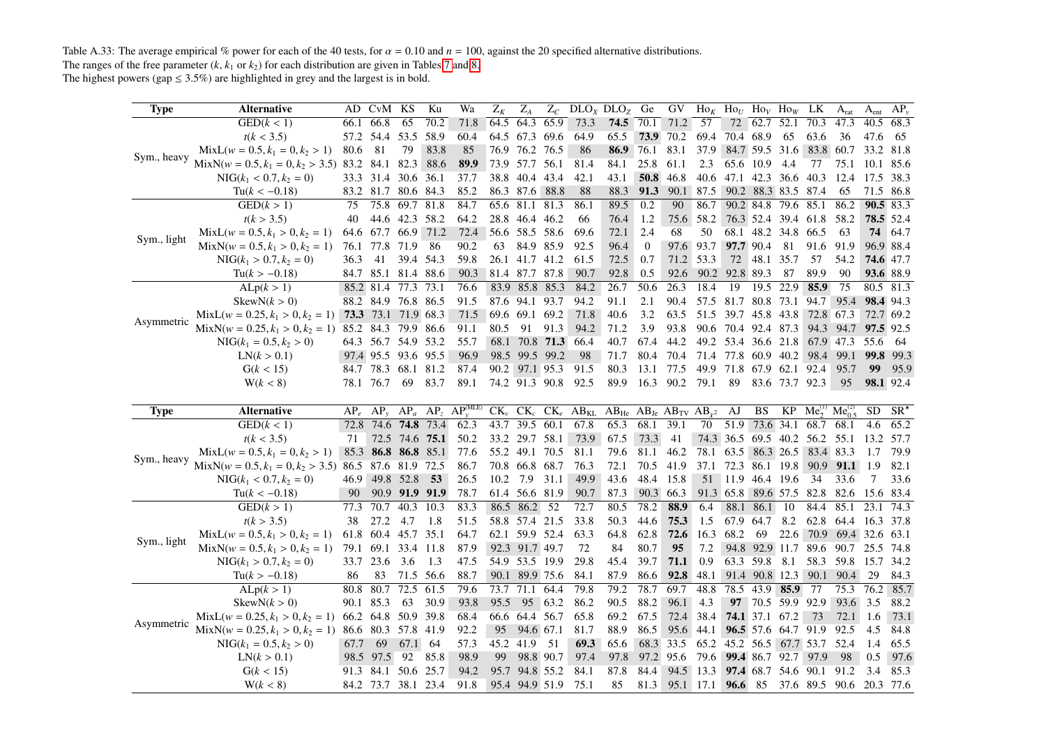Table A.33: The average empirical % power for each of the 40 tests, for $\alpha = 0.10$ and $n = 100$, against the 20 specified alternative distributions.
The ranges of the free parameter ($k$, $k_1$ or $k_2$) for each distribution are given in Tables 7 and 8.
The highest powers (gap ≤ 3.5%) are highlighted in grey and the largest is in bold.

| Type | Alternative | AD | CvM | KS | Ku | Wa | $Z_K$ | $Z_A$ | $Z_C$ | $DLO_X$ | $DLO_Z$ | Ge | GV | $Ho_K$ | $Ho_U$ | $Ho_V$ | $Ho_W$ | LK | $A_{rat}$ | $A_{ent}$ | $AP_v$ |
|---|---|---|---|---|---|---|---|---|---|---|---|---|---|---|---|---|---|---|---|---|---|
| Sym., heavy | GED($k < 1$) | 66.1 | 66.8 | 65 | 70.2 | 71.8 | 64.5 | 64.3 | 65.9 | 73.3 | **74.5** | 70.1 | 71.2 | 57 | 72 | 62.7 | 52.1 | 70.3 | 47.3 | 40.5 | 68.3 |
| | $t(k < 3.5)$ | 57.2 | 54.4 | 53.5 | 58.9 | 60.4 | 64.5 | 67.3 | 69.6 | 64.9 | 65.5 | **73.9** | 70.2 | 69.4 | 70.4 | 68.9 | 65 | 63.6 | 36 | 47.6 | 65 |
| | MixL($w = 0.5, k_1 = 0, k_2 > 1$) | 80.6 | 81 | 79 | 83.8 | 85 | 76.9 | 76.2 | 76.5 | 86 | **86.9** | 76.1 | 83.1 | 37.9 | 84.7 | 59.5 | 31.6 | 83.8 | 60.7 | 33.2 | 81.8 |
| | MixN($w = 0.5, k_1 = 0, k_2 > 3.5$) | 83.2 | 84.1 | 82.3 | 88.6 | **89.9** | 73.9 | 57.7 | 56.1 | 81.4 | 84.1 | 25.8 | 61.1 | 2.3 | 65.6 | 10.9 | 4.4 | 77 | 75.1 | 10.1 | 85.6 |
| | NIG($k_1 < 0.7, k_2 = 0$) | 33.3 | 31.4 | 30.6 | 36.1 | 37.7 | 38.8 | 40.4 | 43.4 | 42.1 | 43.1 | **50.8** | 46.8 | 40.6 | 47.1 | 42.3 | 36.6 | 40.3 | 12.4 | 17.5 | 38.3 |
| | Tu($k < -0.18$) | 83.2 | 81.7 | 80.6 | 84.3 | 85.2 | 86.3 | 87.6 | 88.8 | 88 | 88.3 | **91.3** | 90.1 | 87.5 | 90.2 | 88.3 | 83.5 | 87.4 | 65 | 71.5 | 86.8 |
| Sym., light | GED($k > 1$) | 75 | 75.8 | 69.7 | 81.8 | 84.7 | 65.6 | 81.1 | 81.3 | 86.1 | 89.5 | 0.2 | 90 | 86.7 | 90.2 | 84.8 | 79.6 | 85.1 | 86.2 | **90.5** | 83.3 |
| | $t(k > 3.5)$ | 40 | 44.6 | 42.3 | 58.2 | 64.2 | 28.8 | 46.4 | 46.2 | 66 | 76.4 | 1.2 | 75.6 | 58.2 | 76.3 | 52.4 | 39.4 | 61.8 | 58.2 | **78.5** | 52.4 |
| | MixL($w = 0.5, k_1 > 0, k_2 = 1$) | 64.6 | 67.7 | 66.9 | 71.2 | 72.4 | 56.6 | 58.5 | 58.6 | 69.6 | 72.1 | 2.4 | 68 | 50 | 68.1 | 48.2 | 34.8 | 66.5 | 63 | **74** | 64.7 |
| | MixN($w = 0.5, k_1 > 0, k_2 = 1$) | 76.1 | 77.8 | 71.9 | 86 | 90.2 | 63 | 84.9 | 85.9 | 92.5 | 96.4 | 0 | 97.6 | 93.7 | **97.7** | 90.4 | 81 | 91.6 | 91.9 | 96.9 | 88.4 |
| | NIG($k_1 > 0.7, k_2 = 0$) | 36.3 | 41 | 39.4 | 54.3 | 59.8 | 26.1 | 41.7 | 41.2 | 61.5 | 72.5 | 0.7 | 71.2 | 53.3 | 72 | 48.1 | 35.7 | 57 | 54.2 | **74.6** | 47.7 |
| | Tu($k > -0.18$) | 84.7 | 85.1 | 81.4 | 88.6 | 90.3 | 81.4 | 87.7 | 87.8 | 90.7 | 92.8 | 0.5 | 92.6 | 90.2 | 92.8 | 89.3 | 87 | 89.9 | 90 | **93.6** | 88.9 |
| Asymmetric | ALp($k > 1$) | 85.2 | 81.4 | 77.3 | 73.1 | 76.6 | 83.9 | 85.8 | 85.3 | 84.2 | 26.7 | 50.6 | 26.3 | 18.4 | 19 | 19.5 | 22.9 | **85.9** | 75 | 80.5 | 81.3 |
| | SkewN($k > 0$) | 88.2 | 84.9 | 76.8 | 86.5 | 91.5 | 87.6 | 94.1 | 93.7 | 94.2 | 91.1 | 2.1 | 90.4 | 57.5 | 81.7 | 80.8 | 73.1 | 94.7 | 95.4 | **98.4** | 94.3 |
| | MixL($w = 0.25, k_1 > 0, k_2 = 1$) | **73.3** | 73.1 | 71.9 | 68.3 | 71.5 | 69.6 | 69.1 | 69.2 | 71.8 | 40.6 | 3.2 | 63.5 | 51.5 | 39.7 | 45.8 | 43.8 | 72.8 | 67.3 | 72.7 | 69.2 |
| | MixN($w = 0.25, k_1 > 0, k_2 = 1$) | 85.2 | 84.3 | 79.9 | 86.6 | 91.1 | 80.5 | 91 | 91.3 | 94.2 | 71.2 | 3.9 | 93.8 | 90.6 | 70.4 | 92.4 | 87.3 | 94.3 | 94.7 | **97.5** | 92.5 |
| | NIG($k_1 = 0.5, k_2 > 0$) | 64.3 | 56.7 | 54.9 | 53.2 | 55.7 | 68.1 | 70.8 | **71.3** | 66.4 | 40.7 | 67.4 | 44.2 | 49.2 | 53.4 | 36.6 | 21.8 | 67.9 | 47.3 | 55.6 | 64 |
| | LN($k > 0.1$) | 97.4 | 95.5 | 93.6 | 95.5 | 96.9 | 98.5 | 99.5 | 99.2 | 98 | 71.7 | 80.4 | 70.4 | 71.4 | 77.8 | 60.9 | 40.2 | 98.4 | 99.1 | **99.8** | 99.3 |
| | G($k < 15$) | 84.7 | 78.3 | 68.1 | 81.2 | 87.4 | 90.2 | 97.1 | 95.3 | 91.5 | 80.3 | 13.1 | 77.5 | 49.9 | 71.8 | 67.9 | 62.1 | 92.4 | 95.7 | **99** | 95.9 |
| | W($k < 8$) | 78.1 | 76.7 | 69 | 83.7 | 89.1 | 74.2 | 91.3 | 90.8 | 92.5 | 89.9 | 16.3 | 90.2 | 79.1 | 89 | 83.6 | 73.7 | 92.3 | 95 | **98.1** | 92.4 |

| Type | Alternative | $AP_e$ | $AP_y$ | $AP_a$ | $AP_z$ | $AP_y^{(MLE)}$ | $CK_v$ | $CK_c$ | $CK_e$ | $AB_{KL}$ | $AB_{He}$ | $AB_{Je}$ | $AB_{TV}$ | $AB_{\chi^2}$ | AJ | BS | KP | $Me_2^{(1)}$ | $Me_{0.5}^{(2)}$ | SD | $SR^*$ |
|---|---|---|---|---|---|---|---|---|---|---|---|---|---|---|---|---|---|---|---|---|---|
| Sym., heavy | GED($k < 1$) | 72.8 | 74.6 | **74.8** | 73.4 | 62.3 | 43.7 | 39.5 | 60.1 | 67.8 | 65.3 | 68.1 | 39.1 | 70 | 51.9 | 73.6 | 34.1 | 68.7 | 68.1 | 4.6 | 65.2 |
| | $t(k < 3.5)$ | 71 | 72.5 | 74.6 | **75.1** | 50.2 | 33.2 | 29.7 | 58.1 | 73.9 | 67.5 | 73.3 | 41 | 74.3 | 36.5 | 69.5 | 40.2 | 56.2 | 55.1 | 13.2 | 57.7 |
| | MixL($w = 0.5, k_1 = 0, k_2 > 1$) | 85.3 | **86.8** | **86.8** | 85.1 | 77.6 | 55.2 | 49.1 | 70.5 | 81.1 | 79.6 | 81.1 | 46.2 | 78.1 | 63.5 | 86.3 | 26.5 | 83.4 | 83.3 | 1.7 | 79.9 |
| | MixN($w = 0.5, k_1 = 0, k_2 > 3.5$) | 86.5 | 87.6 | 81.9 | 72.5 | 86.7 | 70.8 | 66.8 | 68.7 | 76.3 | 72.1 | 70.5 | 41.9 | 37.1 | 72.3 | 86.1 | 19.8 | 90.9 | **91.1** | 1.9 | 82.1 |
| | NIG($k_1 < 0.7, k_2 = 0$) | 46.9 | 49.8 | 52.8 | **53** | 26.5 | 10.2 | 7.9 | 31.1 | 49.9 | 43.6 | 48.4 | 15.8 | 51 | 11.9 | 46.4 | 19.6 | 34 | 33.6 | 7 | 33.6 |
| | Tu($k < -0.18$) | 90 | 90.9 | **91.9** | **91.9** | 78.7 | 61.4 | 56.6 | 81.9 | 90.7 | 87.3 | 90.3 | 66.3 | 91.3 | 65.8 | 89.6 | 57.5 | 82.8 | 82.6 | 15.6 | 83.4 |
| Sym., light | GED($k > 1$) | 77.3 | 70.7 | 40.3 | 10.3 | 83.3 | 86.5 | 86.2 | 52 | 72.7 | 80.5 | 78.2 | **88.9** | 6.4 | 88.1 | 86.1 | 10 | 84.4 | 85.1 | 23.1 | 74.3 |
| | $t(k > 3.5)$ | 38 | 27.2 | 4.7 | 1.8 | 51.5 | 58.8 | 57.4 | 21.5 | 33.8 | 50.3 | 44.6 | **75.3** | 1.5 | 67.9 | 64.7 | 8.2 | 62.8 | 64.4 | 16.3 | 37.8 |
| | MixL($w = 0.5, k_1 > 0, k_2 = 1$) | 61.8 | 60.4 | 45.7 | 35.1 | 64.7 | 62.1 | 59.9 | 52.4 | 63.3 | 64.8 | 62.8 | **72.6** | 16.3 | 68.2 | 69 | 22.6 | 70.9 | 69.4 | 32.6 | 63.1 |
| | MixN($w = 0.5, k_1 > 0, k_2 = 1$) | 79.1 | 69.1 | 33.4 | 11.8 | 87.9 | 92.3 | 91.7 | 49.7 | 72 | 84 | 80.7 | **95** | 7.2 | 94.8 | 92.9 | 11.7 | 89.6 | 90.7 | 25.5 | 74.8 |
| | NIG($k_1 > 0.7, k_2 = 0$) | 33.7 | 23.6 | 3.6 | 1.3 | 47.5 | 54.9 | 53.5 | 19.9 | 29.8 | 45.4 | 39.7 | **71.1** | 0.9 | 63.3 | 59.8 | 8.1 | 58.3 | 59.8 | 15.7 | 34.2 |
| | Tu($k > -0.18$) | 86 | 83 | 71.5 | 56.6 | 88.7 | 90.1 | 89.9 | 75.6 | 84.1 | 87.9 | 86.6 | **92.8** | 48.1 | 91.4 | 90.8 | 12.3 | 90.1 | 90.4 | 29 | 84.3 |
| Asymmetric | ALp($k > 1$) | 80.8 | 80.7 | 72.5 | 61.5 | 79.6 | 73.7 | 71.1 | 64.4 | 79.8 | 79.2 | 78.7 | 69.7 | 48.8 | 78.5 | 43.9 | **85.9** | 77 | 75.3 | 76.2 | 85.7 |
| | SkewN($k > 0$) | 90.1 | 85.3 | 63 | 30.9 | 93.8 | 95.5 | 95 | 63.2 | 86.2 | 90.5 | 88.2 | 96.1 | 4.3 | **97** | 70.5 | 59.9 | 92.9 | 93.6 | 3.5 | 88.2 |
| | MixL($w = 0.25, k_1 > 0, k_2 = 1$) | 66.2 | 64.8 | 50.9 | 39.8 | 68.4 | 66.6 | 64.4 | 56.7 | 65.8 | 69.2 | 67.5 | 72.4 | 38.4 | **74.1** | 37.1 | 67.2 | 73 | 72.1 | 1.6 | 73.1 |
| | MixN($w = 0.25, k_1 > 0, k_2 = 1$) | 86.6 | 80.3 | 57.8 | 41.9 | 92.2 | 95 | 94.6 | 67.1 | 81.7 | 88.9 | 86.5 | 95.6 | 44.1 | **96.5** | 57.6 | 64.7 | 91.9 | 92.5 | 4.5 | 84.8 |
| | NIG($k_1 = 0.5, k_2 > 0$) | 67.7 | 69 | 67.1 | 64 | 57.3 | 45.2 | 41.9 | 51 | **69.3** | 65.6 | 68.3 | 33.5 | 65.2 | 45.2 | 56.5 | 67.7 | 53.7 | 52.4 | 1.4 | 65.5 |
| | LN($k > 0.1$) | 98.5 | 97.5 | 92 | 85.8 | 98.9 | 99 | 98.8 | 90.7 | 97.4 | 97.8 | 97.2 | 95.6 | 79.6 | **99.4** | 86.7 | 92.7 | 97.9 | 98 | 0.5 | 97.6 |
| | G($k < 15$) | 91.3 | 84.1 | 50.6 | 25.7 | 94.2 | 95.7 | 94.8 | 55.2 | 84.1 | 87.8 | 84.4 | 94.5 | 13.3 | **97.4** | 68.7 | 54.6 | 90.1 | 91.2 | 3.4 | 85.3 |
| | W($k < 8$) | 84.2 | 73.7 | 38.1 | 23.4 | 91.8 | 95.4 | 94.9 | 51.9 | 75.1 | 85 | 81.3 | 95.1 | 17.1 | **96.6** | 85 | 37.6 | 89.5 | 90.6 | 20.3 | 77.6 |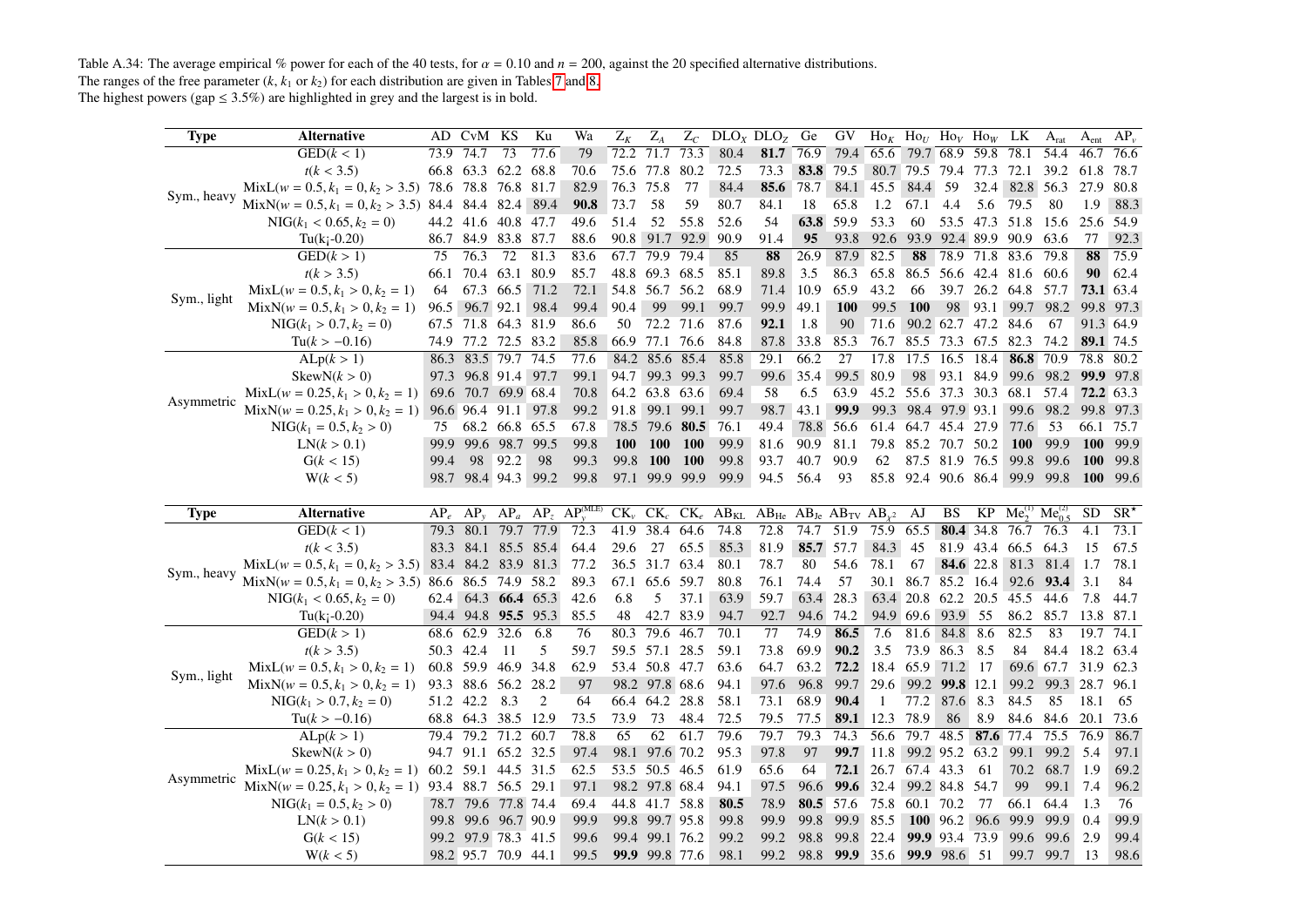Table A.34: The average empirical % power for each of the 40 tests, for $\alpha = 0.10$ and $n = 200$, against the 20 specified alternative distributions.
The ranges of the free parameter ($k$, $k_1$ or $k_2$) for each distribution are given in Tables 7 and 8.
The highest powers (gap ≤ 3.5%) are highlighted in grey and the largest is in bold.

| Type | Alternative | AD | CvM | KS | Ku | Wa | $Z_K$ | $Z_A$ | $Z_C$ | $DLO_X$ | $DLO_Z$ | Ge | GV | $Ho_K$ | $Ho_U$ | $Ho_V$ | $Ho_W$ | LK | $A_{rat}$ | $A_{ent}$ | $AP_v$ |
|---|---|---|---|---|---|---|---|---|---|---|---|---|---|---|---|---|---|---|---|---|---|
| Sym., heavy | GED($k < 1$) | 73.9 | 74.7 | 73 | 77.6 | 79 | 72.2 | 71.7 | 73.3 | 80.4 | **81.7** | 76.9 | 79.4 | 65.6 | 79.7 | 68.9 | 59.8 | 78.1 | 54.4 | 46.7 | 76.6 |
| | $t(k < 3.5)$ | 66.8 | 63.3 | 62.2 | 68.8 | 70.6 | 75.6 | 77.8 | 80.2 | 72.5 | 73.3 | **83.8** | 79.5 | 80.7 | 79.5 | 79.4 | 77.3 | 72.1 | 39.2 | 61.8 | 78.7 |
| | MixL($w = 0.5, k_1 = 0, k_2 > 3.5$) | 78.6 | 78.8 | 76.8 | 81.7 | 82.9 | 76.3 | 75.8 | 77 | 84.4 | **85.6** | 78.7 | 84.1 | 45.5 | 84.4 | 59 | 32.4 | 82.8 | 56.3 | 27.9 | 80.8 |
| | MixN($w = 0.5, k_1 = 0, k_2 > 3.5$) | 84.4 | 84.4 | 82.4 | 89.4 | **90.8** | 73.7 | 58 | 59 | 80.7 | 84.1 | 18 | 65.8 | 1.2 | 67.1 | 4.4 | 5.6 | 79.5 | 80 | 1.9 | 88.3 |
| | NIG($k_1 < 0.65, k_2 = 0$) | 44.2 | 41.6 | 40.8 | 47.7 | 49.6 | 51.4 | 52 | 55.8 | 52.6 | 54 | **63.8** | 59.9 | 53.3 | 60 | 53.5 | 47.3 | 51.8 | 15.6 | 25.6 | 54.9 |
| | Tu(k¡-0.20) | 86.7 | 84.9 | 83.8 | 87.7 | 88.6 | 90.8 | 91.7 | 92.9 | 90.9 | 91.4 | **95** | 93.8 | 92.6 | 93.9 | 92.4 | 89.9 | 90.9 | 63.6 | 77 | 92.3 |
| Sym., light | GED($k > 1$) | 75 | 76.3 | 72 | 81.3 | 83.6 | 67.7 | 79.9 | 79.4 | 85 | **88** | 26.9 | 87.9 | 82.5 | **88** | 78.9 | 71.8 | 83.6 | 79.8 | **88** | 75.9 |
| | $t(k > 3.5)$ | 66.1 | 70.4 | 63.1 | 80.9 | 85.7 | 48.8 | 69.3 | 68.5 | 85.1 | 89.8 | 3.5 | 86.3 | 65.8 | 86.5 | 56.6 | 42.4 | 81.6 | 60.6 | **90** | 62.4 |
| | MixL($w = 0.5, k_1 > 0, k_2 = 1$) | 64 | 67.3 | 66.5 | 71.2 | 72.1 | 54.8 | 56.7 | 56.2 | 68.9 | 71.4 | 10.9 | 65.9 | 43.2 | 66 | 39.7 | 26.2 | 64.8 | 57.7 | **73.1** | 63.4 |
| | MixN($w = 0.5, k_1 > 0, k_2 = 1$) | 96.5 | 96.7 | 92.1 | 98.4 | 99.4 | 90.4 | 99 | 99.1 | 99.7 | 99.9 | 49.1 | **100** | 99.5 | **100** | 98 | 93.1 | 99.7 | 98.2 | 99.8 | 97.3 |
| | NIG($k_1 > 0.7, k_2 = 0$) | 67.5 | 71.8 | 64.3 | 81.9 | 86.6 | 50 | 72.2 | 71.6 | 87.6 | **92.1** | 1.8 | 90 | 71.6 | 90.2 | 62.7 | 47.2 | 84.6 | 67 | 91.3 | 64.9 |
| | Tu($k > -0.16$) | 74.9 | 77.2 | 72.5 | 83.2 | 85.8 | 66.9 | 77.1 | 76.6 | 84.8 | 87.8 | 33.8 | 85.3 | 76.7 | 85.5 | 73.3 | 67.5 | 82.3 | 74.2 | **89.1** | 74.5 |
| Asymmetric | ALp($k > 1$) | 86.3 | 83.5 | 79.7 | 74.5 | 77.6 | 84.2 | 85.6 | 85.4 | 85.8 | 29.1 | 66.2 | 27 | 17.8 | 17.5 | 16.5 | 18.4 | **86.8** | 70.9 | 78.8 | 80.2 |
| | SkewN($k > 0$) | 97.3 | 96.8 | 91.4 | 97.7 | 99.1 | 94.7 | 99.3 | 99.3 | 99.7 | 99.6 | 35.4 | 99.5 | 80.9 | 98 | 93.1 | 84.9 | 99.6 | 98.2 | **99.9** | 97.8 |
| | MixL($w = 0.25, k_1 > 0, k_2 = 1$) | 69.6 | 70.7 | 69.9 | 68.4 | 70.8 | 64.2 | 63.8 | 63.6 | 69.4 | 58 | 6.5 | 63.9 | 45.2 | 55.6 | 37.3 | 30.3 | 68.1 | 57.4 | **72.2** | 63.3 |
| | MixN($w = 0.25, k_1 > 0, k_2 = 1$) | 96.6 | 96.4 | 91.1 | 97.8 | 99.2 | 91.8 | 99.1 | 99.1 | 99.7 | 98.7 | 43.1 | **99.9** | 99.3 | 98.4 | 97.9 | 93.1 | 99.6 | 98.2 | 99.8 | 97.3 |
| | NIG($k_1 = 0.5, k_2 > 0$) | 75 | 68.2 | 66.8 | 65.5 | 67.8 | 78.5 | 79.6 | **80.5** | 76.1 | 49.4 | 78.8 | 56.6 | 61.4 | 64.7 | 45.4 | 27.9 | 77.6 | 53 | 66.1 | 75.7 |
| | LN($k > 0.1$) | 99.9 | 99.6 | 98.7 | 99.5 | 99.8 | **100** | **100** | **100** | 99.9 | 81.6 | 90.9 | 81.1 | 79.8 | 85.2 | 70.7 | 50.2 | **100** | 99.9 | **100** | 99.9 |
| | G($k < 15$) | 99.4 | 98 | 92.2 | 98 | 99.3 | 99.8 | **100** | **100** | 99.8 | 93.7 | 40.7 | 90.9 | 62 | 87.5 | 81.9 | 76.5 | 99.8 | 99.6 | **100** | 99.8 |
| | W($k < 5$) | 98.7 | 98.4 | 94.3 | 99.2 | 99.8 | 97.1 | 99.9 | 99.9 | 99.9 | 94.5 | 56.4 | 93 | 85.8 | 92.4 | 90.6 | 86.4 | 99.9 | 99.8 | **100** | 99.6 |

| Type | Alternative | $AP_e$ | $AP_y$ | $AP_a$ | $AP_z$ | $AP_y^{(MLE)}$ | $CK_v$ | $CK_c$ | $CK_e$ | $AB_{KL}$ | $AB_{He}$ | $AB_{Je}$ | $AB_{TV}$ | $AB_{\chi^2}$ | AJ | BS | KP | $Me_2^{(1)}$ | $Me_{0.5}^{(2)}$ | SD | $SR^*$ |
|---|---|---|---|---|---|---|---|---|---|---|---|---|---|---|---|---|---|---|---|---|---|
| Sym., heavy | GED($k < 1$) | 79.3 | 80.1 | 79.7 | 77.9 | 72.3 | 41.9 | 38.4 | 64.6 | 74.8 | 72.8 | 74.7 | 51.9 | 75.9 | 65.5 | **80.4** | 34.8 | 76.7 | 76.3 | 4.1 | 73.1 |
| | $t(k < 3.5)$ | 83.3 | 84.1 | 85.5 | 85.4 | 64.4 | 29.6 | 27 | 65.5 | 85.3 | 81.9 | **85.7** | 57.7 | 84.3 | 45 | 81.9 | 43.4 | 66.5 | 64.3 | 15 | 67.5 |
| | MixL($w = 0.5, k_1 = 0, k_2 > 3.5$) | 83.4 | 84.2 | 83.9 | 81.3 | 77.2 | 36.5 | 31.7 | 63.4 | 80.1 | 78.7 | 80 | 54.6 | 78.1 | 67 | **84.6** | 22.8 | 81.3 | 81.4 | 1.7 | 78.1 |
| | MixN($w = 0.5, k_1 = 0, k_2 > 3.5$) | 86.6 | 86.5 | 74.9 | 58.2 | 89.3 | 67.1 | 65.6 | 59.7 | 80.8 | 76.1 | 74.4 | 57 | 30.1 | 86.7 | 85.2 | 16.4 | 92.6 | **93.4** | 3.1 | 84 |
| | NIG($k_1 < 0.65, k_2 = 0$) | 62.4 | 64.3 | **66.4** | 65.3 | 42.6 | 6.8 | 5 | 37.1 | 63.9 | 59.7 | 63.4 | 28.3 | 63.4 | 20.8 | 62.2 | 20.5 | 45.5 | 44.6 | 7.8 | 44.7 |
| | Tu(k¡-0.20) | 94.4 | 94.8 | **95.5** | 95.3 | 85.5 | 48 | 42.7 | 83.9 | 94.7 | 92.7 | 94.6 | 74.2 | 94.9 | 69.6 | 93.9 | 55 | 86.2 | 85.7 | 13.8 | 87.1 |
| Sym., light | GED($k > 1$) | 68.6 | 62.9 | 32.6 | 6.8 | 76 | 80.3 | 79.6 | 46.7 | 70.1 | 77 | 74.9 | **86.5** | 7.6 | 81.6 | 84.8 | 8.6 | 82.5 | 83 | 19.7 | 74.1 |
| | $t(k > 3.5)$ | 50.3 | 42.4 | 11 | 5 | 59.7 | 59.5 | 57.1 | 28.5 | 59.1 | 73.8 | 69.9 | **90.2** | 3.5 | 73.9 | 86.3 | 8.5 | 84 | 84.4 | 18.2 | 63.4 |
| | MixL($w = 0.5, k_1 > 0, k_2 = 1$) | 60.8 | 59.9 | 46.9 | 34.8 | 62.9 | 53.4 | 50.8 | 47.7 | 63.6 | 64.7 | 63.2 | **72.2** | 18.4 | 65.9 | 71.2 | 17 | 69.6 | 67.7 | 31.9 | 62.3 |
| | MixN($w = 0.5, k_1 > 0, k_2 = 1$) | 93.3 | 88.6 | 56.2 | 28.2 | 97 | 98.2 | 97.8 | 68.6 | 94.1 | 97.6 | 96.8 | 99.7 | 29.6 | 99.2 | **99.8** | 12.1 | 99.2 | 99.3 | 28.7 | 96.1 |
| | NIG($k_1 > 0.7, k_2 = 0$) | 51.2 | 42.2 | 8.3 | 2 | 64 | 66.4 | 64.2 | 28.8 | 58.1 | 73.1 | 68.9 | **90.4** | 1 | 77.2 | 87.6 | 8.3 | 84.5 | 85 | 18.1 | 65 |
| | Tu($k > -0.16$) | 68.8 | 64.3 | 38.5 | 12.9 | 73.5 | 73.9 | 73 | 48.4 | 72.5 | 79.5 | 77.5 | **89.1** | 12.3 | 78.9 | 86 | 8.9 | 84.6 | 84.6 | 20.1 | 73.6 |
| Asymmetric | ALp($k > 1$) | 79.4 | 79.2 | 71.2 | 60.7 | 78.8 | 65 | 62 | 61.7 | 79.6 | 79.7 | 79.3 | 74.3 | 56.6 | 79.7 | 48.5 | **87.6** | 77.4 | 75.5 | 76.9 | 86.7 |
| | SkewN($k > 0$) | 94.7 | 91.1 | 65.2 | 32.5 | 97.4 | 98.1 | 97.6 | 70.2 | 95.3 | 97.8 | 97 | **99.7** | 11.8 | 99.2 | 95.2 | 63.2 | 99.1 | 99.2 | 5.4 | 97.1 |
| | MixL($w = 0.25, k_1 > 0, k_2 = 1$) | 60.2 | 59.1 | 44.5 | 31.5 | 62.5 | 53.5 | 50.5 | 46.5 | 61.9 | 65.6 | 64 | **72.1** | 26.7 | 67.4 | 43.3 | 61 | 70.2 | 68.7 | 1.9 | 69.2 |
| | MixN($w = 0.25, k_1 > 0, k_2 = 1$) | 93.4 | 88.7 | 56.5 | 29.1 | 97.1 | 98.2 | 97.8 | 68.4 | 94.1 | 97.5 | 96.6 | **99.6** | 32.4 | 99.2 | 84.8 | 54.7 | 99 | 99.1 | 7.4 | 96.2 |
| | NIG($k_1 = 0.5, k_2 > 0$) | 78.7 | 79.6 | 77.8 | 74.4 | 69.4 | 44.8 | 41.7 | 58.8 | **80.5** | 78.9 | **80.5** | 57.6 | 75.8 | 60.1 | 70.2 | 77 | 66.1 | 64.4 | 1.3 | 76 |
| | LN($k > 0.1$) | 99.8 | 99.6 | 96.7 | 90.9 | 99.9 | 99.8 | 99.7 | 95.8 | 99.8 | 99.9 | 99.8 | 99.9 | 85.5 | **100** | 96.2 | 96.6 | 99.9 | 99.9 | 0.4 | 99.9 |
| | G($k < 15$) | 99.2 | 97.9 | 78.3 | 41.5 | 99.6 | 99.4 | 99.1 | 76.2 | 99.2 | 99.2 | 98.8 | 99.8 | 22.4 | **99.9** | 93.4 | 73.9 | 99.6 | 99.6 | 2.9 | 99.4 |
| | W($k < 5$) | 98.2 | 95.7 | 70.9 | 44.1 | 99.5 | **99.9** | 99.8 | 77.6 | 98.1 | 99.2 | 98.8 | **99.9** | 35.6 | **99.9** | 98.6 | 51 | 99.7 | 99.7 | 13 | 98.6 |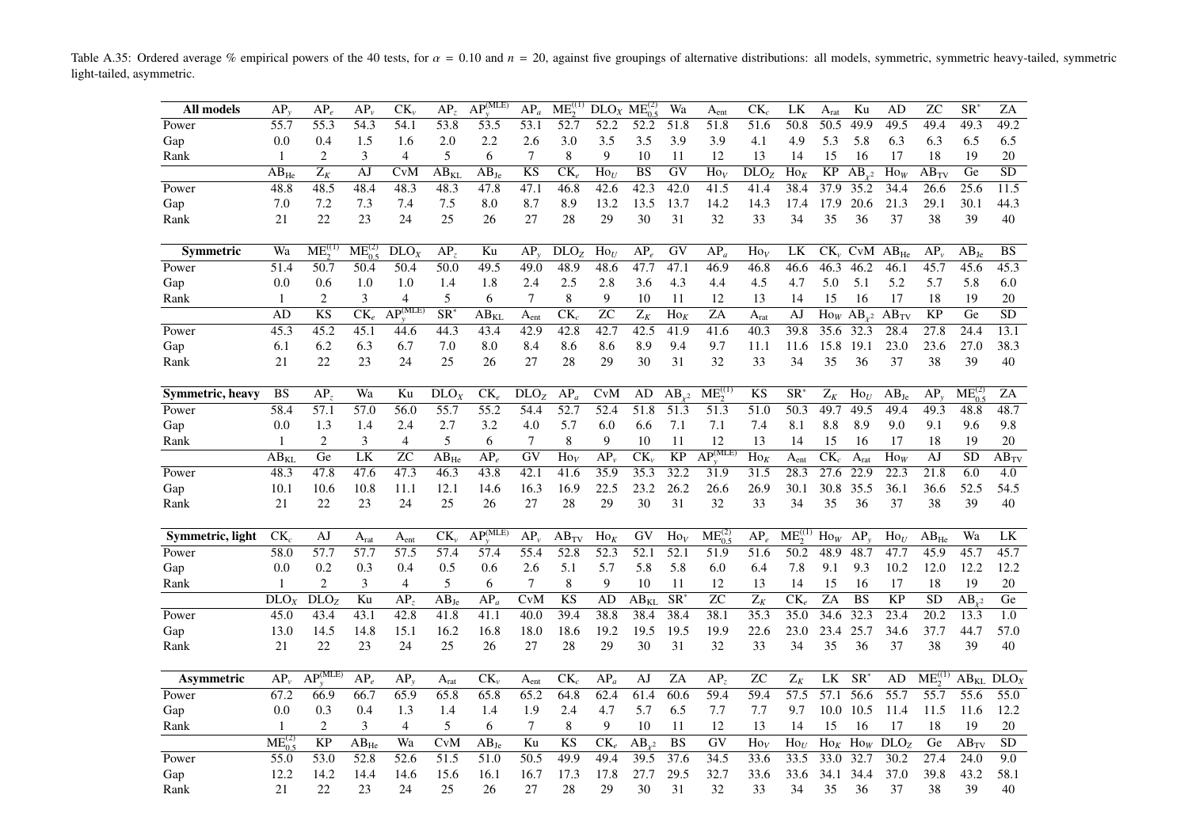Table A.35: Ordered average % empirical powers of the 40 tests, for $\alpha = 0.10$ and $n = 20$, against five groupings of alternative distributions: all models, symmetric, symmetric heavy-tailed, symmetric light-tailed, asymmetric.

| **All models** | $AP_y$ | $AP_e$ | $AP_v$ | $CK_v$ | $AP_z$ | $AP_y^{(MLE)}$ | $AP_a$ | $ME_2^{(1)}$ | $DLO_X$ | $ME_{0.5}^{(2)}$ | Wa | $A_{ent}$ | $CK_c$ | LK | $A_{rat}$ | Ku | AD | ZC | $SR^*$ | ZA |
|---|---|---|---|---|---|---|---|---|---|---|---|---|---|---|---|---|---|---|---|---|
| Power | 55.7 | 55.3 | 54.3 | 54.1 | 53.8 | 53.5 | 53.1 | 52.7 | 52.2 | 52.2 | 51.8 | 51.8 | 51.6 | 50.8 | 50.5 | 49.9 | 49.5 | 49.4 | 49.3 | 49.2 |
| Gap | 0.0 | 0.4 | 1.5 | 1.6 | 2.0 | 2.2 | 2.6 | 3.0 | 3.5 | 3.5 | 3.9 | 3.9 | 4.1 | 4.9 | 5.3 | 5.8 | 6.3 | 6.3 | 6.5 | 6.5 |
| Rank | 1 | 2 | 3 | 4 | 5 | 6 | 7 | 8 | 9 | 10 | 11 | 12 | 13 | 14 | 15 | 16 | 17 | 18 | 19 | 20 |
| | $AB_{He}$ | $Z_K$ | AJ | CvM | $AB_{KL}$ | $AB_{Je}$ | KS | $CK_e$ | $Ho_U$ | BS | GV | $Ho_V$ | $DLO_Z$ | $Ho_K$ | KP | $AB_{\chi^2}$ | $Ho_W$ | $AB_{TV}$ | Ge | SD |
| Power | 48.8 | 48.5 | 48.4 | 48.3 | 48.3 | 47.8 | 47.1 | 46.8 | 42.6 | 42.3 | 42.0 | 41.5 | 41.4 | 38.4 | 37.9 | 35.2 | 34.4 | 26.6 | 25.6 | 11.5 |
| Gap | 7.0 | 7.2 | 7.3 | 7.4 | 7.5 | 8.0 | 8.7 | 8.9 | 13.2 | 13.5 | 13.7 | 14.2 | 14.3 | 17.4 | 17.9 | 20.6 | 21.3 | 29.1 | 30.1 | 44.3 |
| Rank | 21 | 22 | 23 | 24 | 25 | 26 | 27 | 28 | 29 | 30 | 31 | 32 | 33 | 34 | 35 | 36 | 37 | 38 | 39 | 40 |

| **Symmetric** | Wa | $ME_2^{(1)}$ | $ME_{0.5}^{(2)}$ | $DLO_X$ | $AP_z$ | Ku | $AP_y$ | $DLO_Z$ | $Ho_U$ | $AP_e$ | GV | $AP_a$ | $Ho_V$ | LK | $CK_v$ | CvM | $AB_{He}$ | $AP_v$ | $AB_{Je}$ | BS |
|---|---|---|---|---|---|---|---|---|---|---|---|---|---|---|---|---|---|---|---|---|
| Power | 51.4 | 50.7 | 50.4 | 50.4 | 50.0 | 49.5 | 49.0 | 48.9 | 48.6 | 47.7 | 47.1 | 46.9 | 46.8 | 46.6 | 46.3 | 46.2 | 46.1 | 45.7 | 45.6 | 45.3 |
| Gap | 0.0 | 0.6 | 1.0 | 1.0 | 1.4 | 1.8 | 2.4 | 2.5 | 2.8 | 3.6 | 4.3 | 4.4 | 4.5 | 4.7 | 5.0 | 5.1 | 5.2 | 5.7 | 5.8 | 6.0 |
| Rank | 1 | 2 | 3 | 4 | 5 | 6 | 7 | 8 | 9 | 10 | 11 | 12 | 13 | 14 | 15 | 16 | 17 | 18 | 19 | 20 |
| | AD | KS | $CK_e$ | $AP_y^{(MLE)}$ | $SR^*$ | $AB_{KL}$ | $A_{ent}$ | $CK_c$ | ZC | $Z_K$ | $Ho_K$ | ZA | $A_{rat}$ | AJ | $Ho_W$ | $AB_{\chi^2}$ | $AB_{TV}$ | KP | Ge | SD |
| Power | 45.3 | 45.2 | 45.1 | 44.6 | 44.3 | 43.4 | 42.9 | 42.8 | 42.7 | 42.5 | 41.9 | 41.6 | 40.3 | 39.8 | 35.6 | 32.3 | 28.4 | 27.8 | 24.4 | 13.1 |
| Gap | 6.1 | 6.2 | 6.3 | 6.7 | 7.0 | 8.0 | 8.4 | 8.6 | 8.6 | 8.9 | 9.4 | 9.7 | 11.1 | 11.6 | 15.8 | 19.1 | 23.0 | 23.6 | 27.0 | 38.3 |
| Rank | 21 | 22 | 23 | 24 | 25 | 26 | 27 | 28 | 29 | 30 | 31 | 32 | 33 | 34 | 35 | 36 | 37 | 38 | 39 | 40 |

| **Symmetric, heavy** | BS | $AP_z$ | Wa | Ku | $DLO_X$ | $CK_e$ | $DLO_Z$ | $AP_a$ | CvM | AD | $AB_{\chi^2}$ | $ME_2^{(1)}$ | KS | $SR^*$ | $Z_K$ | $Ho_U$ | $AB_{Je}$ | $AP_y$ | $ME_{0.5}^{(2)}$ | ZA |
|---|---|---|---|---|---|---|---|---|---|---|---|---|---|---|---|---|---|---|---|---|
| Power | 58.4 | 57.1 | 57.0 | 56.0 | 55.7 | 55.2 | 54.4 | 52.7 | 52.4 | 51.8 | 51.3 | 51.3 | 51.0 | 50.3 | 49.7 | 49.5 | 49.4 | 49.3 | 48.8 | 48.7 |
| Gap | 0.0 | 1.3 | 1.4 | 2.4 | 2.7 | 3.2 | 4.0 | 5.7 | 6.0 | 6.6 | 7.1 | 7.1 | 7.4 | 8.1 | 8.8 | 8.9 | 9.0 | 9.1 | 9.6 | 9.8 |
| Rank | 1 | 2 | 3 | 4 | 5 | 6 | 7 | 8 | 9 | 10 | 11 | 12 | 13 | 14 | 15 | 16 | 17 | 18 | 19 | 20 |
| | $AB_{KL}$ | Ge | LK | ZC | $AB_{He}$ | $AP_e$ | GV | $Ho_V$ | $AP_v$ | $CK_v$ | KP | $AP_y^{(MLE)}$ | $Ho_K$ | $A_{ent}$ | $CK_c$ | $A_{rat}$ | $Ho_W$ | AJ | SD | $AB_{TV}$ |
| Power | 48.3 | 47.8 | 47.6 | 47.3 | 46.3 | 43.8 | 42.1 | 41.6 | 35.9 | 35.3 | 32.2 | 31.9 | 31.5 | 28.3 | 27.6 | 22.9 | 22.3 | 21.8 | 6.0 | 4.0 |
| Gap | 10.1 | 10.6 | 10.8 | 11.1 | 12.1 | 14.6 | 16.3 | 16.9 | 22.5 | 23.2 | 26.2 | 26.6 | 26.9 | 30.1 | 30.8 | 35.5 | 36.1 | 36.6 | 52.5 | 54.5 |
| Rank | 21 | 22 | 23 | 24 | 25 | 26 | 27 | 28 | 29 | 30 | 31 | 32 | 33 | 34 | 35 | 36 | 37 | 38 | 39 | 40 |

| **Symmetric, light** | $CK_c$ | AJ | $A_{rat}$ | $A_{ent}$ | $CK_v$ | $AP_y^{(MLE)}$ | $AP_v$ | $AB_{TV}$ | $Ho_K$ | GV | $Ho_V$ | $ME_{0.5}^{(2)}$ | $AP_e$ | $ME_2^{(1)}$ | $Ho_W$ | $AP_y$ | $Ho_U$ | $AB_{He}$ | Wa | LK |
|---|---|---|---|---|---|---|---|---|---|---|---|---|---|---|---|---|---|---|---|---|
| Power | 58.0 | 57.7 | 57.7 | 57.5 | 57.4 | 57.4 | 55.4 | 52.8 | 52.3 | 52.1 | 52.1 | 51.9 | 51.6 | 50.2 | 48.9 | 48.7 | 47.7 | 45.9 | 45.7 | 45.7 |
| Gap | 0.0 | 0.2 | 0.3 | 0.4 | 0.5 | 0.6 | 2.6 | 5.1 | 5.7 | 5.8 | 5.8 | 6.0 | 6.4 | 7.8 | 9.1 | 9.3 | 10.2 | 12.0 | 12.2 | 12.2 |
| Rank | 1 | 2 | 3 | 4 | 5 | 6 | 7 | 8 | 9 | 10 | 11 | 12 | 13 | 14 | 15 | 16 | 17 | 18 | 19 | 20 |
| | $DLO_X$ | $DLO_Z$ | Ku | $AP_z$ | $AB_{Je}$ | $AP_a$ | CvM | KS | AD | $AB_{KL}$ | $SR^*$ | ZC | $Z_K$ | $CK_e$ | ZA | BS | KP | SD | $AB_{\chi^2}$ | Ge |
| Power | 45.0 | 43.4 | 43.1 | 42.8 | 41.8 | 41.1 | 40.0 | 39.4 | 38.8 | 38.4 | 38.4 | 38.1 | 35.3 | 35.0 | 34.6 | 32.3 | 23.4 | 20.2 | 13.3 | 1.0 |
| Gap | 13.0 | 14.5 | 14.8 | 15.1 | 16.2 | 16.8 | 18.0 | 18.6 | 19.2 | 19.5 | 19.5 | 19.9 | 22.6 | 23.0 | 23.4 | 25.7 | 34.6 | 37.7 | 44.7 | 57.0 |
| Rank | 21 | 22 | 23 | 24 | 25 | 26 | 27 | 28 | 29 | 30 | 31 | 32 | 33 | 34 | 35 | 36 | 37 | 38 | 39 | 40 |

| **Asymmetric** | $AP_v$ | $AP_y^{(MLE)}$ | $AP_e$ | $AP_y$ | $A_{rat}$ | $CK_v$ | $A_{ent}$ | $CK_c$ | $AP_a$ | AJ | ZA | $AP_z$ | ZC | $Z_K$ | LK | $SR^*$ | AD | $ME_2^{(1)}$ | $AB_{KL}$ | $DLO_X$ |
|---|---|---|---|---|---|---|---|---|---|---|---|---|---|---|---|---|---|---|---|---|
| Power | 67.2 | 66.9 | 66.7 | 65.9 | 65.8 | 65.8 | 65.2 | 64.8 | 62.4 | 61.4 | 60.6 | 59.4 | 59.4 | 57.5 | 57.1 | 56.6 | 55.7 | 55.7 | 55.6 | 55.0 |
| Gap | 0.0 | 0.3 | 0.4 | 1.3 | 1.4 | 1.4 | 1.9 | 2.4 | 4.7 | 5.7 | 6.5 | 7.7 | 7.7 | 9.7 | 10.0 | 10.5 | 11.4 | 11.5 | 11.6 | 12.2 |
| Rank | 1 | 2 | 3 | 4 | 5 | 6 | 7 | 8 | 9 | 10 | 11 | 12 | 13 | 14 | 15 | 16 | 17 | 18 | 19 | 20 |
| | $ME_{0.5}^{(2)}$ | KP | $AB_{He}$ | Wa | CvM | $AB_{Je}$ | Ku | KS | $CK_e$ | $AB_{\chi^2}$ | BS | GV | $Ho_V$ | $Ho_U$ | $Ho_K$ | $Ho_W$ | $DLO_Z$ | Ge | $AB_{TV}$ | SD |
| Power | 55.0 | 53.0 | 52.8 | 52.6 | 51.5 | 51.0 | 50.5 | 49.9 | 49.4 | 39.5 | 37.6 | 34.5 | 33.6 | 33.5 | 33.0 | 32.7 | 30.2 | 27.4 | 24.0 | 9.0 |
| Gap | 12.2 | 14.2 | 14.4 | 14.6 | 15.6 | 16.1 | 16.7 | 17.3 | 17.8 | 27.7 | 29.5 | 32.7 | 33.6 | 33.6 | 34.1 | 34.4 | 37.0 | 39.8 | 43.2 | 58.1 |
| Rank | 21 | 22 | 23 | 24 | 25 | 26 | 27 | 28 | 29 | 30 | 31 | 32 | 33 | 34 | 35 | 36 | 37 | 38 | 39 | 40 |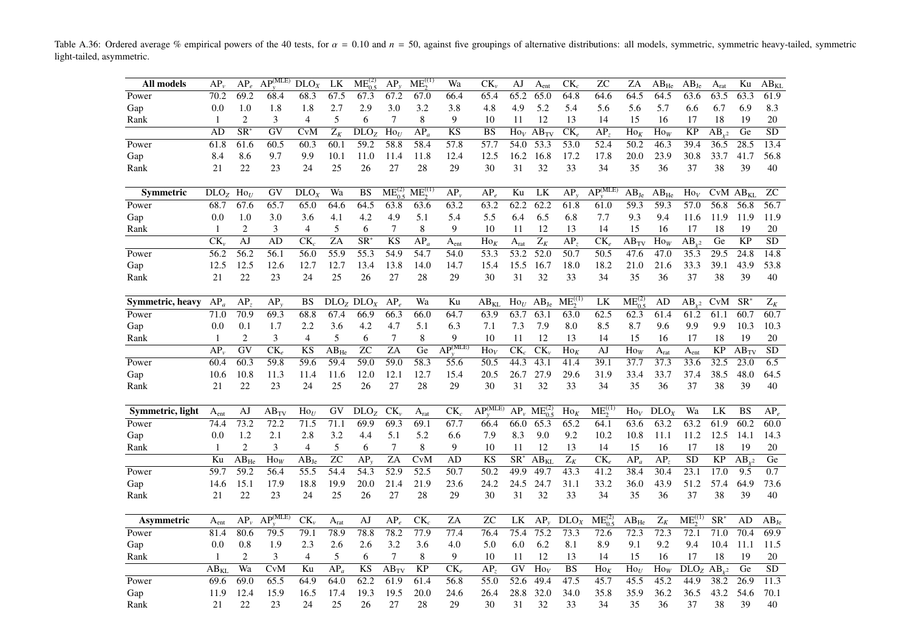Table A.36: Ordered average % empirical powers of the 40 tests, for $\alpha = 0.10$ and $n = 50$, against five groupings of alternative distributions: all models, symmetric, symmetric heavy-tailed, symmetric light-tailed, asymmetric.

| **All models** | $AP_v$ | $AP_e$ | $AP_y^{(MLE)}$ | $DLO_X$ | LK | $ME_{0.5}^{(2)}$ | $AP_y$ | $ME_2^{((1)}$ | Wa | $CK_v$ | AJ | $A_{ent}$ | $CK_c$ | ZC | ZA | $AB_{He}$ | $AB_{Je}$ | $A_{rat}$ | Ku | $AB_{KL}$ |
|---|---|---|---|---|---|---|---|---|---|---|---|---|---|---|---|---|---|---|---|---|
| Power | 70.2 | 69.2 | 68.4 | 68.3 | 67.5 | 67.3 | 67.2 | 67.0 | 66.4 | 65.4 | 65.2 | 65.0 | 64.8 | 64.6 | 64.5 | 64.5 | 63.6 | 63.5 | 63.3 | 61.9 |
| Gap | 0.0 | 1.0 | 1.8 | 1.8 | 2.7 | 2.9 | 3.0 | 3.2 | 3.8 | 4.8 | 4.9 | 5.2 | 5.4 | 5.6 | 5.6 | 5.7 | 6.6 | 6.7 | 6.9 | 8.3 |
| Rank | 1 | 2 | 3 | 4 | 5 | 6 | 7 | 8 | 9 | 10 | 11 | 12 | 13 | 14 | 15 | 16 | 17 | 18 | 19 | 20 |
| | AD | $SR^*$ | GV | CvM | $Z_K$ | $DLO_Z$ | $Ho_U$ | $AP_a$ | KS | BS | $Ho_V$ | $AB_{TV}$ | $CK_e$ | $AP_z$ | $Ho_K$ | $Ho_W$ | KP | $AB_{\chi^2}$ | Ge | SD |
| Power | 61.8 | 61.6 | 60.5 | 60.3 | 60.1 | 59.2 | 58.8 | 58.4 | 57.8 | 57.7 | 54.0 | 53.3 | 53.0 | 52.4 | 50.2 | 46.3 | 39.4 | 36.5 | 28.5 | 13.4 |
| Gap | 8.4 | 8.6 | 9.7 | 9.9 | 10.1 | 11.0 | 11.4 | 11.8 | 12.4 | 12.5 | 16.2 | 16.8 | 17.2 | 17.8 | 20.0 | 23.9 | 30.8 | 33.7 | 41.7 | 56.8 |
| Rank | 21 | 22 | 23 | 24 | 25 | 26 | 27 | 28 | 29 | 30 | 31 | 32 | 33 | 34 | 35 | 36 | 37 | 38 | 39 | 40 |

| **Symmetric** | $DLO_Z$ | $Ho_U$ | GV | $DLO_X$ | Wa | BS | $ME_{0.5}^{(2)}$ | $ME_2^{((1)}$ | $AP_v$ | $AP_e$ | Ku | LK | $AP_y$ | $AP_y^{(MLE)}$ | $AB_{Je}$ | $AB_{He}$ | $Ho_V$ | CvM | $AB_{KL}$ | ZC |
|---|---|---|---|---|---|---|---|---|---|---|---|---|---|---|---|---|---|---|---|---|
| Power | 68.7 | 67.6 | 65.7 | 65.0 | 64.6 | 64.5 | 63.8 | 63.6 | 63.2 | 63.2 | 62.2 | 62.2 | 61.8 | 61.0 | 59.3 | 59.3 | 57.0 | 56.8 | 56.8 | 56.7 |
| Gap | 0.0 | 1.0 | 3.0 | 3.6 | 4.1 | 4.2 | 4.9 | 5.1 | 5.4 | 5.5 | 6.4 | 6.5 | 6.8 | 7.7 | 9.3 | 9.4 | 11.6 | 11.9 | 11.9 | 11.9 |
| Rank | 1 | 2 | 3 | 4 | 5 | 6 | 7 | 8 | 9 | 10 | 11 | 12 | 13 | 14 | 15 | 16 | 17 | 18 | 19 | 20 |
| | $CK_v$ | AJ | AD | $CK_c$ | ZA | $SR^*$ | KS | $AP_a$ | $A_{ent}$ | $Ho_K$ | $A_{rat}$ | $Z_K$ | $AP_z$ | $CK_e$ | $AB_{TV}$ | $Ho_W$ | $AB_{\chi^2}$ | Ge | KP | SD |
| Power | 56.2 | 56.2 | 56.1 | 56.0 | 55.9 | 55.3 | 54.9 | 54.7 | 54.0 | 53.3 | 53.2 | 52.0 | 50.7 | 50.5 | 47.6 | 47.0 | 35.3 | 29.5 | 24.8 | 14.8 |
| Gap | 12.5 | 12.5 | 12.6 | 12.7 | 12.7 | 13.4 | 13.8 | 14.0 | 14.7 | 15.4 | 15.5 | 16.7 | 18.0 | 18.2 | 21.0 | 21.6 | 33.3 | 39.1 | 43.9 | 53.8 |
| Rank | 21 | 22 | 23 | 24 | 25 | 26 | 27 | 28 | 29 | 30 | 31 | 32 | 33 | 34 | 35 | 36 | 37 | 38 | 39 | 40 |

| **Symmetric, heavy** | $AP_a$ | $AP_z$ | $AP_y$ | BS | $DLO_Z$ | $DLO_X$ | $AP_e$ | Wa | Ku | $AB_{KL}$ | $Ho_U$ | $AB_{Je}$ | $ME_2^{((1)}$ | LK | $ME_{0.5}^{(2)}$ | AD | $AB_{\chi^2}$ | CvM | $SR^*$ | $Z_K$ |
|---|---|---|---|---|---|---|---|---|---|---|---|---|---|---|---|---|---|---|---|---|
| Power | 71.0 | 70.9 | 69.3 | 68.8 | 67.4 | 66.9 | 66.3 | 66.0 | 64.7 | 63.9 | 63.7 | 63.1 | 63.0 | 62.5 | 62.3 | 61.4 | 61.2 | 61.1 | 60.7 | 60.7 |
| Gap | 0.0 | 0.1 | 1.7 | 2.2 | 3.6 | 4.2 | 4.7 | 5.1 | 6.3 | 7.1 | 7.3 | 7.9 | 8.0 | 8.5 | 8.7 | 9.6 | 9.9 | 9.9 | 10.3 | 10.3 |
| Rank | 1 | 2 | 3 | 4 | 5 | 6 | 7 | 8 | 9 | 10 | 11 | 12 | 13 | 14 | 15 | 16 | 17 | 18 | 19 | 20 |
| | $AP_v$ | GV | $CK_e$ | KS | $AB_{He}$ | ZC | ZA | Ge | $AP_y^{(MLE)}$ | $Ho_V$ | $CK_c$ | $CK_v$ | $Ho_K$ | AJ | $Ho_W$ | $A_{rat}$ | $A_{ent}$ | KP | $AB_{TV}$ | SD |
| Power | 60.4 | 60.3 | 59.8 | 59.6 | 59.4 | 59.0 | 59.0 | 58.3 | 55.6 | 50.5 | 44.3 | 43.1 | 41.4 | 39.1 | 37.7 | 37.3 | 33.6 | 32.5 | 23.0 | 6.5 |
| Gap | 10.6 | 10.8 | 11.3 | 11.4 | 11.6 | 12.0 | 12.1 | 12.7 | 15.4 | 20.5 | 26.7 | 27.9 | 29.6 | 31.9 | 33.4 | 33.7 | 37.4 | 38.5 | 48.0 | 64.5 |
| Rank | 21 | 22 | 23 | 24 | 25 | 26 | 27 | 28 | 29 | 30 | 31 | 32 | 33 | 34 | 35 | 36 | 37 | 38 | 39 | 40 |

| **Symmetric, light** | $A_{ent}$ | AJ | $AB_{TV}$ | $Ho_U$ | GV | $DLO_Z$ | $CK_v$ | $A_{rat}$ | $CK_c$ | $AP_y^{(MLE)}$ | $AP_v$ | $ME_{0.5}^{(2)}$ | $Ho_K$ | $ME_2^{((1)}$ | $Ho_V$ | $DLO_X$ | Wa | LK | BS | $AP_e$ |
|---|---|---|---|---|---|---|---|---|---|---|---|---|---|---|---|---|---|---|---|---|
| Power | 74.4 | 73.2 | 72.2 | 71.5 | 71.1 | 69.9 | 69.3 | 69.1 | 67.7 | 66.4 | 66.0 | 65.3 | 65.2 | 64.1 | 63.6 | 63.2 | 63.2 | 61.9 | 60.2 | 60.0 |
| Gap | 0.0 | 1.2 | 2.1 | 2.8 | 3.2 | 4.4 | 5.1 | 5.2 | 6.6 | 7.9 | 8.3 | 9.0 | 9.2 | 10.2 | 10.8 | 11.1 | 11.2 | 12.5 | 14.1 | 14.3 |
| Rank | 1 | 2 | 3 | 4 | 5 | 6 | 7 | 8 | 9 | 10 | 11 | 12 | 13 | 14 | 15 | 16 | 17 | 18 | 19 | 20 |
| | Ku | $AB_{He}$ | $Ho_W$ | $AB_{Je}$ | ZC | $AP_y$ | ZA | CvM | AD | KS | $SR^*$ | $AB_{KL}$ | $Z_K$ | $CK_e$ | $AP_a$ | $AP_z$ | SD | KP | $AB_{\chi^2}$ | Ge |
| Power | 59.7 | 59.2 | 56.4 | 55.5 | 54.4 | 54.3 | 52.9 | 52.5 | 50.7 | 50.2 | 49.9 | 49.7 | 43.3 | 41.2 | 38.4 | 30.4 | 23.1 | 17.0 | 9.5 | 0.7 |
| Gap | 14.6 | 15.1 | 17.9 | 18.8 | 19.9 | 20.0 | 21.4 | 21.9 | 23.6 | 24.2 | 24.5 | 24.7 | 31.1 | 33.2 | 36.0 | 43.9 | 51.2 | 57.4 | 64.9 | 73.6 |
| Rank | 21 | 22 | 23 | 24 | 25 | 26 | 27 | 28 | 29 | 30 | 31 | 32 | 33 | 34 | 35 | 36 | 37 | 38 | 39 | 40 |

| **Asymmetric** | $A_{ent}$ | $AP_v$ | $AP_y^{(MLE)}$ | $CK_v$ | $A_{rat}$ | AJ | $AP_e$ | $CK_c$ | ZA | ZC | LK | $AP_y$ | $DLO_X$ | $ME_{0.5}^{(2)}$ | $AB_{He}$ | $Z_K$ | $ME_2^{((1)}$ | $SR^*$ | AD | $AB_{Je}$ |
|---|---|---|---|---|---|---|---|---|---|---|---|---|---|---|---|---|---|---|---|---|
| Power | 81.4 | 80.6 | 79.5 | 79.1 | 78.9 | 78.8 | 78.2 | 77.9 | 77.4 | 76.4 | 75.4 | 75.2 | 73.3 | 72.6 | 72.3 | 72.3 | 72.1 | 71.0 | 70.4 | 69.9 |
| Gap | 0.0 | 0.8 | 1.9 | 2.3 | 2.6 | 2.6 | 3.2 | 3.6 | 4.0 | 5.0 | 6.0 | 6.2 | 8.1 | 8.9 | 9.1 | 9.2 | 9.4 | 10.4 | 11.1 | 11.5 |
| Rank | 1 | 2 | 3 | 4 | 5 | 6 | 7 | 8 | 9 | 10 | 11 | 12 | 13 | 14 | 15 | 16 | 17 | 18 | 19 | 20 |
| | $AB_{KL}$ | Wa | CvM | Ku | $AP_a$ | KS | $AB_{TV}$ | KP | $CK_e$ | $AP_z$ | GV | $Ho_V$ | BS | $Ho_K$ | $Ho_U$ | $Ho_W$ | $DLO_Z$ | $AB_{\chi^2}$ | Ge | SD |
| Power | 69.6 | 69.0 | 65.5 | 64.9 | 64.0 | 62.2 | 61.9 | 61.4 | 56.8 | 55.0 | 52.6 | 49.4 | 47.5 | 45.7 | 45.5 | 45.2 | 44.9 | 38.2 | 26.9 | 11.3 |
| Gap | 11.9 | 12.4 | 15.9 | 16.5 | 17.4 | 19.3 | 19.5 | 20.0 | 24.6 | 26.4 | 28.8 | 32.0 | 34.0 | 35.8 | 35.9 | 36.2 | 36.5 | 43.2 | 54.6 | 70.1 |
| Rank | 21 | 22 | 23 | 24 | 25 | 26 | 27 | 28 | 29 | 30 | 31 | 32 | 33 | 34 | 35 | 36 | 37 | 38 | 39 | 40 |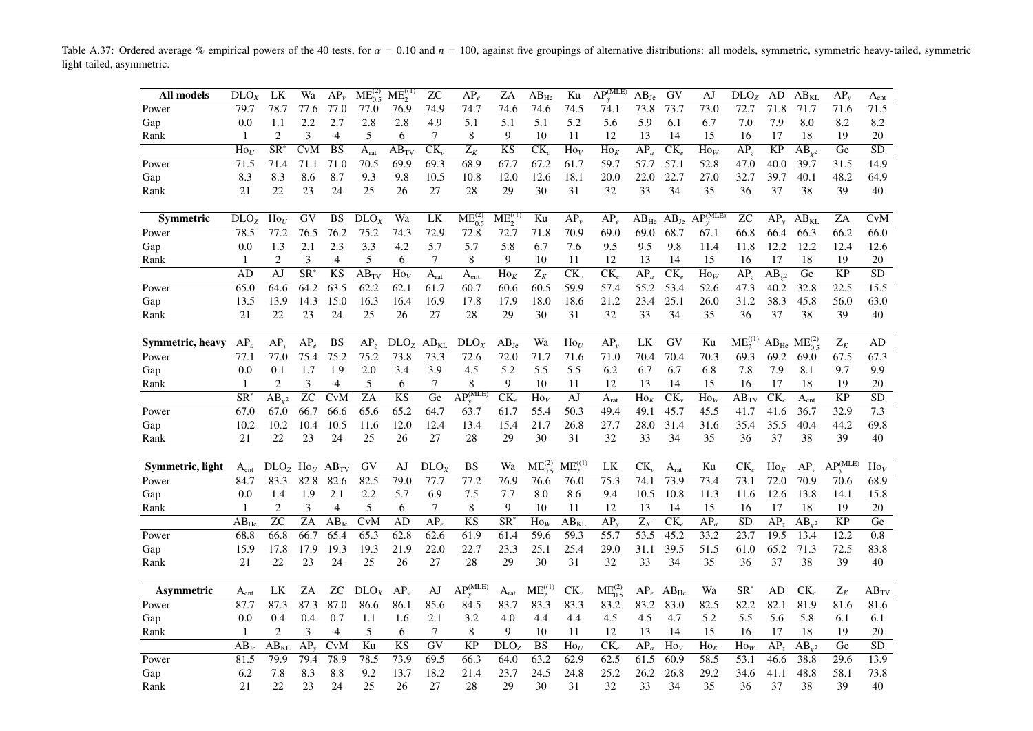Table A.37: Ordered average % empirical powers of the 40 tests, for $\alpha = 0.10$ and $n = 100$, against five groupings of alternative distributions: all models, symmetric, symmetric heavy-tailed, symmetric light-tailed, asymmetric.

| **All models** | $\mathrm{DLO}_X$ | LK | Wa | $\mathrm{AP}_v$ | $\mathrm{ME}_{0.5}^{(2)}$ | $\mathrm{ME}_2^{((1)}$ | ZC | $\mathrm{AP}_e$ | ZA | $\mathrm{AB}_{\mathrm{He}}$ | Ku | $\mathrm{AP}_y^{(\mathrm{MLE})}$ | $\mathrm{AB}_{\mathrm{Je}}$ | GV | AJ | $\mathrm{DLO}_Z$ | AD | $\mathrm{AB}_{\mathrm{KL}}$ | $\mathrm{AP}_y$ | $\mathrm{A}_{\mathrm{ent}}$ |
|---|---|---|---|---|---|---|---|---|---|---|---|---|---|---|---|---|---|---|---|---|
| Power | 79.7 | 78.7 | 77.6 | 77.0 | 77.0 | 76.9 | 74.9 | 74.7 | 74.6 | 74.6 | 74.5 | 74.1 | 73.8 | 73.7 | 73.0 | 72.7 | 71.8 | 71.7 | 71.6 | 71.5 |
| Gap | 0.0 | 1.1 | 2.2 | 2.7 | 2.8 | 2.8 | 4.9 | 5.1 | 5.1 | 5.1 | 5.2 | 5.6 | 5.9 | 6.1 | 6.7 | 7.0 | 7.9 | 8.0 | 8.2 | 8.2 |
| Rank | 1 | 2 | 3 | 4 | 5 | 6 | 7 | 8 | 9 | 10 | 11 | 12 | 13 | 14 | 15 | 16 | 17 | 18 | 19 | 20 |
| | $\mathrm{Ho}_U$ | $\mathrm{SR}^*$ | CvM | BS | $\mathrm{A}_{\mathrm{rat}}$ | $\mathrm{AB}_{\mathrm{TV}}$ | $\mathrm{CK}_v$ | $\mathrm{Z}_K$ | KS | $\mathrm{CK}_c$ | $\mathrm{Ho}_V$ | $\mathrm{Ho}_K$ | $\mathrm{AP}_a$ | $\mathrm{CK}_e$ | $\mathrm{Ho}_W$ | $\mathrm{AP}_z$ | KP | $\mathrm{AB}_{\chi^2}$ | Ge | SD |
| Power | 71.5 | 71.4 | 71.1 | 71.0 | 70.5 | 69.9 | 69.3 | 68.9 | 67.7 | 67.2 | 61.7 | 59.7 | 57.7 | 57.1 | 52.8 | 47.0 | 40.0 | 39.7 | 31.5 | 14.9 |
| Gap | 8.3 | 8.3 | 8.6 | 8.7 | 9.3 | 9.8 | 10.5 | 10.8 | 12.0 | 12.6 | 18.1 | 20.0 | 22.0 | 22.7 | 27.0 | 32.7 | 39.7 | 40.1 | 48.2 | 64.9 |
| Rank | 21 | 22 | 23 | 24 | 25 | 26 | 27 | 28 | 29 | 30 | 31 | 32 | 33 | 34 | 35 | 36 | 37 | 38 | 39 | 40 |

| **Symmetric** | $\mathrm{DLO}_Z$ | $\mathrm{Ho}_U$ | GV | BS | $\mathrm{DLO}_X$ | Wa | LK | $\mathrm{ME}_{0.5}^{(2)}$ | $\mathrm{ME}_2^{((1)}$ | Ku | $\mathrm{AP}_v$ | $\mathrm{AP}_e$ | $\mathrm{AB}_{\mathrm{He}}$ | $\mathrm{AB}_{\mathrm{Je}}$ | $\mathrm{AP}_y^{(\mathrm{MLE})}$ | ZC | $\mathrm{AP}_y$ | $\mathrm{AB}_{\mathrm{KL}}$ | ZA | CvM |
|---|---|---|---|---|---|---|---|---|---|---|---|---|---|---|---|---|---|---|---|---|
| Power | 78.5 | 77.2 | 76.5 | 76.2 | 75.2 | 74.3 | 72.9 | 72.8 | 72.7 | 71.8 | 70.9 | 69.0 | 69.0 | 68.7 | 67.1 | 66.8 | 66.4 | 66.3 | 66.2 | 66.0 |
| Gap | 0.0 | 1.3 | 2.1 | 2.3 | 3.3 | 4.2 | 5.7 | 5.7 | 5.8 | 6.7 | 7.6 | 9.5 | 9.5 | 9.8 | 11.4 | 11.8 | 12.2 | 12.2 | 12.4 | 12.6 |
| Rank | 1 | 2 | 3 | 4 | 5 | 6 | 7 | 8 | 9 | 10 | 11 | 12 | 13 | 14 | 15 | 16 | 17 | 18 | 19 | 20 |
| | AD | AJ | $\mathrm{SR}^*$ | KS | $\mathrm{AB}_{\mathrm{TV}}$ | $\mathrm{Ho}_V$ | $\mathrm{A}_{\mathrm{rat}}$ | $\mathrm{A}_{\mathrm{ent}}$ | $\mathrm{Ho}_K$ | $\mathrm{Z}_K$ | $\mathrm{CK}_v$ | $\mathrm{CK}_c$ | $\mathrm{AP}_a$ | $\mathrm{CK}_e$ | $\mathrm{Ho}_W$ | $\mathrm{AP}_z$ | $\mathrm{AB}_{\chi^2}$ | Ge | KP | SD |
| Power | 65.0 | 64.6 | 64.2 | 63.5 | 62.2 | 62.1 | 61.7 | 60.7 | 60.6 | 60.5 | 59.9 | 57.4 | 55.2 | 53.4 | 52.6 | 47.3 | 40.2 | 32.8 | 22.5 | 15.5 |
| Gap | 13.5 | 13.9 | 14.3 | 15.0 | 16.3 | 16.4 | 16.9 | 17.8 | 17.9 | 18.0 | 18.6 | 21.2 | 23.4 | 25.1 | 26.0 | 31.2 | 38.3 | 45.8 | 56.0 | 63.0 |
| Rank | 21 | 22 | 23 | 24 | 25 | 26 | 27 | 28 | 29 | 30 | 31 | 32 | 33 | 34 | 35 | 36 | 37 | 38 | 39 | 40 |

| **Symmetric, heavy** | $\mathrm{AP}_a$ | $\mathrm{AP}_y$ | $\mathrm{AP}_e$ | BS | $\mathrm{AP}_z$ | $\mathrm{DLO}_Z$ | $\mathrm{AB}_{\mathrm{KL}}$ | $\mathrm{DLO}_X$ | $\mathrm{AB}_{\mathrm{Je}}$ | Wa | $\mathrm{Ho}_U$ | $\mathrm{AP}_v$ | LK | GV | Ku | $\mathrm{ME}_2^{((1)}$ | $\mathrm{AB}_{\mathrm{He}}$ | $\mathrm{ME}_{0.5}^{(2)}$ | $\mathrm{Z}_K$ | AD |
|---|---|---|---|---|---|---|---|---|---|---|---|---|---|---|---|---|---|---|---|---|
| Power | 77.1 | 77.0 | 75.4 | 75.2 | 75.2 | 73.8 | 73.3 | 72.6 | 72.0 | 71.7 | 71.6 | 71.0 | 70.4 | 70.4 | 70.3 | 69.3 | 69.2 | 69.0 | 67.5 | 67.3 |
| Gap | 0.0 | 0.1 | 1.7 | 1.9 | 2.0 | 3.4 | 3.9 | 4.5 | 5.2 | 5.5 | 5.5 | 6.2 | 6.7 | 6.7 | 6.8 | 7.8 | 7.9 | 8.1 | 9.7 | 9.9 |
| Rank | 1 | 2 | 3 | 4 | 5 | 6 | 7 | 8 | 9 | 10 | 11 | 12 | 13 | 14 | 15 | 16 | 17 | 18 | 19 | 20 |
| | $\mathrm{SR}^*$ | $\mathrm{AB}_{\chi^2}$ | ZC | CvM | ZA | KS | Ge | $\mathrm{AP}_y^{(\mathrm{MLE})}$ | $\mathrm{CK}_e$ | $\mathrm{Ho}_V$ | AJ | $\mathrm{A}_{\mathrm{rat}}$ | $\mathrm{Ho}_K$ | $\mathrm{CK}_v$ | $\mathrm{Ho}_W$ | $\mathrm{AB}_{\mathrm{TV}}$ | $\mathrm{CK}_c$ | $\mathrm{A}_{\mathrm{ent}}$ | KP | SD |
| Power | 67.0 | 67.0 | 66.7 | 66.6 | 65.6 | 65.2 | 64.7 | 63.7 | 61.7 | 55.4 | 50.3 | 49.4 | 49.1 | 45.7 | 45.5 | 41.7 | 41.6 | 36.7 | 32.9 | 7.3 |
| Gap | 10.2 | 10.2 | 10.4 | 10.5 | 11.6 | 12.0 | 12.4 | 13.4 | 15.4 | 21.7 | 26.8 | 27.7 | 28.0 | 31.4 | 31.6 | 35.4 | 35.5 | 40.4 | 44.2 | 69.8 |
| Rank | 21 | 22 | 23 | 24 | 25 | 26 | 27 | 28 | 29 | 30 | 31 | 32 | 33 | 34 | 35 | 36 | 37 | 38 | 39 | 40 |

| **Symmetric, light** | $\mathrm{A}_{\mathrm{ent}}$ | $\mathrm{DLO}_Z$ | $\mathrm{Ho}_U$ | $\mathrm{AB}_{\mathrm{TV}}$ | GV | AJ | $\mathrm{DLO}_X$ | BS | Wa | $\mathrm{ME}_{0.5}^{(2)}$ | $\mathrm{ME}_2^{((1)}$ | LK | $\mathrm{CK}_v$ | $\mathrm{A}_{\mathrm{rat}}$ | Ku | $\mathrm{CK}_c$ | $\mathrm{Ho}_K$ | $\mathrm{AP}_v$ | $\mathrm{AP}_y^{(\mathrm{MLE})}$ | $\mathrm{Ho}_V$ |
|---|---|---|---|---|---|---|---|---|---|---|---|---|---|---|---|---|---|---|---|---|
| Power | 84.7 | 83.3 | 82.8 | 82.6 | 82.5 | 79.0 | 77.7 | 77.2 | 76.9 | 76.6 | 76.0 | 75.3 | 74.1 | 73.9 | 73.4 | 73.1 | 72.0 | 70.9 | 70.6 | 68.9 |
| Gap | 0.0 | 1.4 | 1.9 | 2.1 | 2.2 | 5.7 | 6.9 | 7.5 | 7.7 | 8.0 | 8.6 | 9.4 | 10.5 | 10.8 | 11.3 | 11.6 | 12.6 | 13.8 | 14.1 | 15.8 |
| Rank | 1 | 2 | 3 | 4 | 5 | 6 | 7 | 8 | 9 | 10 | 11 | 12 | 13 | 14 | 15 | 16 | 17 | 18 | 19 | 20 |
| | $\mathrm{AB}_{\mathrm{He}}$ | ZC | ZA | $\mathrm{AB}_{\mathrm{Je}}$ | CvM | AD | $\mathrm{AP}_e$ | KS | $\mathrm{SR}^*$ | $\mathrm{Ho}_W$ | $\mathrm{AB}_{\mathrm{KL}}$ | $\mathrm{AP}_y$ | $\mathrm{Z}_K$ | $\mathrm{CK}_e$ | $\mathrm{AP}_a$ | SD | $\mathrm{AP}_z$ | $\mathrm{AB}_{\chi^2}$ | KP | Ge |
| Power | 68.8 | 66.8 | 66.7 | 65.4 | 65.3 | 62.8 | 62.6 | 61.9 | 61.4 | 59.6 | 59.3 | 55.7 | 53.5 | 45.2 | 33.2 | 23.7 | 19.5 | 13.4 | 12.2 | 0.8 |
| Gap | 15.9 | 17.8 | 17.9 | 19.3 | 19.3 | 21.9 | 22.0 | 22.7 | 23.3 | 25.1 | 25.4 | 29.0 | 31.1 | 39.5 | 51.5 | 61.0 | 65.2 | 71.3 | 72.5 | 83.8 |
| Rank | 21 | 22 | 23 | 24 | 25 | 26 | 27 | 28 | 29 | 30 | 31 | 32 | 33 | 34 | 35 | 36 | 37 | 38 | 39 | 40 |

| **Asymmetric** | $\mathrm{A}_{\mathrm{ent}}$ | LK | ZA | ZC | $\mathrm{DLO}_X$ | $\mathrm{AP}_v$ | AJ | $\mathrm{AP}_y^{(\mathrm{MLE})}$ | $\mathrm{A}_{\mathrm{rat}}$ | $\mathrm{ME}_2^{((1)}$ | $\mathrm{CK}_v$ | $\mathrm{ME}_{0.5}^{(2)}$ | $\mathrm{AP}_e$ | $\mathrm{AB}_{\mathrm{He}}$ | Wa | $\mathrm{SR}^*$ | AD | $\mathrm{CK}_c$ | $\mathrm{Z}_K$ | $\mathrm{AB}_{\mathrm{TV}}$ |
|---|---|---|---|---|---|---|---|---|---|---|---|---|---|---|---|---|---|---|---|---|
| Power | 87.7 | 87.3 | 87.3 | 87.0 | 86.6 | 86.1 | 85.6 | 84.5 | 83.7 | 83.3 | 83.3 | 83.2 | 83.2 | 83.0 | 82.5 | 82.2 | 82.1 | 81.9 | 81.6 | 81.6 |
| Gap | 0.0 | 0.4 | 0.4 | 0.7 | 1.1 | 1.6 | 2.1 | 3.2 | 4.0 | 4.4 | 4.4 | 4.5 | 4.5 | 4.7 | 5.2 | 5.5 | 5.6 | 5.8 | 6.1 | 6.1 |
| Rank | 1 | 2 | 3 | 4 | 5 | 6 | 7 | 8 | 9 | 10 | 11 | 12 | 13 | 14 | 15 | 16 | 17 | 18 | 19 | 20 |
| | $\mathrm{AB}_{\mathrm{Je}}$ | $\mathrm{AB}_{\mathrm{KL}}$ | $\mathrm{AP}_y$ | CvM | Ku | KS | GV | KP | $\mathrm{DLO}_Z$ | BS | $\mathrm{Ho}_U$ | $\mathrm{CK}_e$ | $\mathrm{AP}_a$ | $\mathrm{Ho}_V$ | $\mathrm{Ho}_K$ | $\mathrm{Ho}_W$ | $\mathrm{AP}_z$ | $\mathrm{AB}_{\chi^2}$ | Ge | SD |
| Power | 81.5 | 79.9 | 79.4 | 78.9 | 78.5 | 73.9 | 69.5 | 66.3 | 64.0 | 63.2 | 62.9 | 62.5 | 61.5 | 60.9 | 58.5 | 53.1 | 46.6 | 38.8 | 29.6 | 13.9 |
| Gap | 6.2 | 7.8 | 8.3 | 8.8 | 9.2 | 13.7 | 18.2 | 21.4 | 23.7 | 24.5 | 24.8 | 25.2 | 26.2 | 26.8 | 29.2 | 34.6 | 41.1 | 48.8 | 58.1 | 73.8 |
| Rank | 21 | 22 | 23 | 24 | 25 | 26 | 27 | 28 | 29 | 30 | 31 | 32 | 33 | 34 | 35 | 36 | 37 | 38 | 39 | 40 |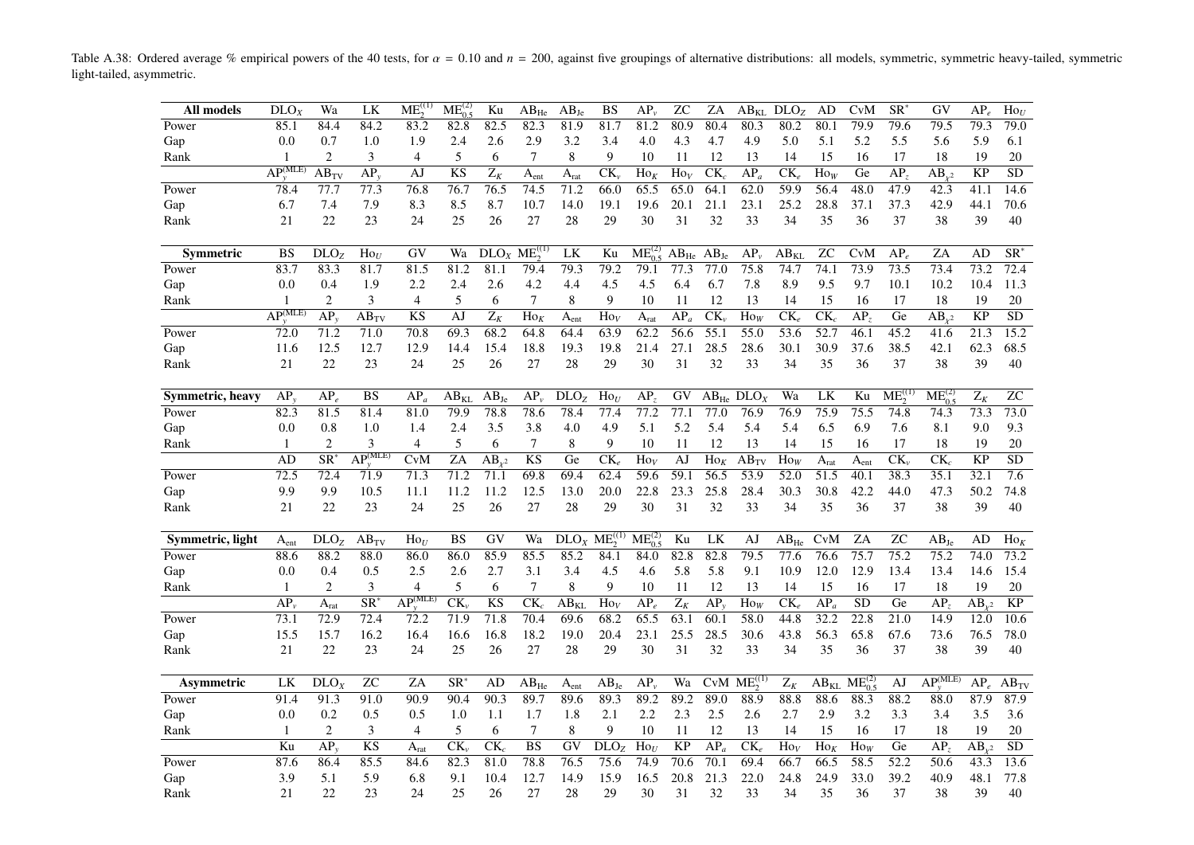Table A.38: Ordered average % empirical powers of the 40 tests, for $\alpha = 0.10$ and $n = 200$, against five groupings of alternative distributions: all models, symmetric, symmetric heavy-tailed, symmetric light-tailed, asymmetric.

| **All models** | $DLO_X$ | Wa | LK | $ME_2^{(1)}$ | $ME_{0.5}^{(2)}$ | Ku | $AB_{He}$ | $AB_{Je}$ | BS | $AP_y$ | ZC | ZA | $AB_{KL}$ | $DLO_Z$ | AD | CvM | $SR^*$ | GV | $AP_e$ | $Ho_U$ |
|---|---|---|---|---|---|---|---|---|---|---|---|---|---|---|---|---|---|---|---|---|
| Power | 85.1 | 84.4 | 84.2 | 83.2 | 82.8 | 82.5 | 82.3 | 81.9 | 81.7 | 81.2 | 80.9 | 80.4 | 80.3 | 80.2 | 80.1 | 79.9 | 79.6 | 79.5 | 79.3 | 79.0 |
| Gap | 0.0 | 0.7 | 1.0 | 1.9 | 2.4 | 2.6 | 2.9 | 3.2 | 3.4 | 4.0 | 4.3 | 4.7 | 4.9 | 5.0 | 5.1 | 5.2 | 5.5 | 5.6 | 5.9 | 6.1 |
| Rank | 1 | 2 | 3 | 4 | 5 | 6 | 7 | 8 | 9 | 10 | 11 | 12 | 13 | 14 | 15 | 16 | 17 | 18 | 19 | 20 |
| | $AP_y^{(MLE)}$ | $AB_{TV}$ | $AP_y$ | AJ | KS | $Z_K$ | $A_{ent}$ | $A_{rat}$ | $CK_v$ | $Ho_K$ | $Ho_V$ | $CK_c$ | $AP_a$ | $CK_e$ | $Ho_W$ | Ge | $AP_z$ | $AB_{\chi^2}$ | KP | SD |
| Power | 78.4 | 77.7 | 77.3 | 76.8 | 76.7 | 76.5 | 74.5 | 71.2 | 66.0 | 65.5 | 65.0 | 64.1 | 62.0 | 59.9 | 56.4 | 48.0 | 47.9 | 42.3 | 41.1 | 14.6 |
| Gap | 6.7 | 7.4 | 7.9 | 8.3 | 8.5 | 8.7 | 10.7 | 14.0 | 19.1 | 19.6 | 20.1 | 21.1 | 23.1 | 25.2 | 28.8 | 37.1 | 37.3 | 42.9 | 44.1 | 70.6 |
| Rank | 21 | 22 | 23 | 24 | 25 | 26 | 27 | 28 | 29 | 30 | 31 | 32 | 33 | 34 | 35 | 36 | 37 | 38 | 39 | 40 |

| **Symmetric** | BS | $DLO_Z$ | $Ho_U$ | GV | Wa | $DLO_X$ | $ME_2^{(1)}$ | LK | Ku | $ME_{0.5}^{(2)}$ | $AB_{He}$ | $AB_{Je}$ | $AP_v$ | $AB_{KL}$ | ZC | CvM | $AP_e$ | ZA | AD | $SR^*$ |
|---|---|---|---|---|---|---|---|---|---|---|---|---|---|---|---|---|---|---|---|---|
| Power | 83.7 | 83.3 | 81.7 | 81.5 | 81.2 | 81.1 | 79.4 | 79.3 | 79.2 | 79.1 | 77.3 | 77.0 | 75.8 | 74.7 | 74.1 | 73.9 | 73.5 | 73.4 | 73.2 | 72.4 |
| Gap | 0.0 | 0.4 | 1.9 | 2.2 | 2.4 | 2.6 | 4.2 | 4.4 | 4.5 | 4.5 | 6.4 | 6.7 | 7.8 | 8.9 | 9.5 | 9.7 | 10.1 | 10.2 | 10.4 | 11.3 |
| Rank | 1 | 2 | 3 | 4 | 5 | 6 | 7 | 8 | 9 | 10 | 11 | 12 | 13 | 14 | 15 | 16 | 17 | 18 | 19 | 20 |
| | $AP_y^{(MLE)}$ | $AP_y$ | $AB_{TV}$ | KS | AJ | $Z_K$ | $Ho_K$ | $A_{ent}$ | $Ho_V$ | $A_{rat}$ | $AP_a$ | $CK_v$ | $Ho_W$ | $CK_e$ | $CK_c$ | $AP_z$ | Ge | $AB_{\chi^2}$ | KP | SD |
| Power | 72.0 | 71.2 | 71.0 | 70.8 | 69.3 | 68.2 | 64.8 | 64.4 | 63.9 | 62.2 | 56.6 | 55.1 | 55.0 | 53.6 | 52.7 | 46.1 | 45.2 | 41.6 | 21.3 | 15.2 |
| Gap | 11.6 | 12.5 | 12.7 | 12.9 | 14.4 | 15.4 | 18.8 | 19.3 | 19.8 | 21.4 | 27.1 | 28.5 | 28.6 | 30.1 | 30.9 | 37.6 | 38.5 | 42.1 | 62.3 | 68.5 |
| Rank | 21 | 22 | 23 | 24 | 25 | 26 | 27 | 28 | 29 | 30 | 31 | 32 | 33 | 34 | 35 | 36 | 37 | 38 | 39 | 40 |

| **Symmetric, heavy** | $AP_y$ | $AP_e$ | BS | $AP_a$ | $AB_{KL}$ | $AB_{Je}$ | $AP_v$ | $DLO_Z$ | $Ho_U$ | $AP_z$ | GV | $AB_{He}$ | $DLO_X$ | Wa | LK | Ku | $ME_2^{(1)}$ | $ME_{0.5}^{(2)}$ | $Z_K$ | ZC |
|---|---|---|---|---|---|---|---|---|---|---|---|---|---|---|---|---|---|---|---|---|
| Power | 82.3 | 81.5 | 81.4 | 81.0 | 79.9 | 78.8 | 78.6 | 78.4 | 77.4 | 77.2 | 77.1 | 77.0 | 76.9 | 76.9 | 75.9 | 75.5 | 74.8 | 74.3 | 73.3 | 73.0 |
| Gap | 0.0 | 0.8 | 1.0 | 1.4 | 2.4 | 3.5 | 3.8 | 4.0 | 4.9 | 5.1 | 5.2 | 5.4 | 5.4 | 5.4 | 6.5 | 6.9 | 7.6 | 8.1 | 9.0 | 9.3 |
| Rank | 1 | 2 | 3 | 4 | 5 | 6 | 7 | 8 | 9 | 10 | 11 | 12 | 13 | 14 | 15 | 16 | 17 | 18 | 19 | 20 |
| | AD | $SR^*$ | $AP_y^{(MLE)}$ | CvM | ZA | $AB_{\chi^2}$ | KS | Ge | $CK_e$ | $Ho_V$ | AJ | $Ho_K$ | $AB_{TV}$ | $Ho_W$ | $A_{rat}$ | $A_{ent}$ | $CK_v$ | $CK_c$ | KP | SD |
| Power | 72.5 | 72.4 | 71.9 | 71.3 | 71.2 | 71.1 | 69.8 | 69.4 | 62.4 | 59.6 | 59.1 | 56.5 | 53.9 | 52.0 | 51.5 | 40.1 | 38.3 | 35.1 | 32.1 | 7.6 |
| Gap | 9.9 | 9.9 | 10.5 | 11.1 | 11.2 | 11.2 | 12.5 | 13.0 | 20.0 | 22.8 | 23.3 | 25.8 | 28.4 | 30.3 | 30.8 | 42.2 | 44.0 | 47.3 | 50.2 | 74.8 |
| Rank | 21 | 22 | 23 | 24 | 25 | 26 | 27 | 28 | 29 | 30 | 31 | 32 | 33 | 34 | 35 | 36 | 37 | 38 | 39 | 40 |

| **Symmetric, light** | $A_{ent}$ | $DLO_Z$ | $AB_{TV}$ | $Ho_U$ | BS | GV | Wa | $DLO_X$ | $ME_2^{(1)}$ | $ME_{0.5}^{(2)}$ | Ku | LK | AJ | $AB_{He}$ | CvM | ZA | ZC | $AB_{Je}$ | AD | $Ho_K$ |
|---|---|---|---|---|---|---|---|---|---|---|---|---|---|---|---|---|---|---|---|---|
| Power | 88.6 | 88.2 | 88.0 | 86.0 | 86.0 | 85.9 | 85.5 | 85.2 | 84.1 | 84.0 | 82.8 | 82.8 | 79.5 | 77.6 | 76.6 | 75.7 | 75.2 | 75.2 | 74.0 | 73.2 |
| Gap | 0.0 | 0.4 | 0.5 | 2.5 | 2.6 | 2.7 | 3.1 | 3.4 | 4.5 | 4.6 | 5.8 | 5.8 | 9.1 | 10.9 | 12.0 | 12.9 | 13.4 | 13.4 | 14.6 | 15.4 |
| Rank | 1 | 2 | 3 | 4 | 5 | 6 | 7 | 8 | 9 | 10 | 11 | 12 | 13 | 14 | 15 | 16 | 17 | 18 | 19 | 20 |
| | $AP_v$ | $A_{rat}$ | $SR^*$ | $AP_y^{(MLE)}$ | $CK_v$ | KS | $CK_c$ | $AB_{KL}$ | $Ho_V$ | $AP_e$ | $Z_K$ | $AP_y$ | $Ho_W$ | $CK_e$ | $AP_a$ | SD | Ge | $AP_z$ | $AB_{\chi^2}$ | KP |
| Power | 73.1 | 72.9 | 72.4 | 72.2 | 71.9 | 71.8 | 70.4 | 69.6 | 68.2 | 65.5 | 63.1 | 60.1 | 58.0 | 44.8 | 32.2 | 22.8 | 21.0 | 14.9 | 12.0 | 10.6 |
| Gap | 15.5 | 15.7 | 16.2 | 16.4 | 16.6 | 16.8 | 18.2 | 19.0 | 20.4 | 23.1 | 25.5 | 28.5 | 30.6 | 43.8 | 56.3 | 65.8 | 67.6 | 73.6 | 76.5 | 78.0 |
| Rank | 21 | 22 | 23 | 24 | 25 | 26 | 27 | 28 | 29 | 30 | 31 | 32 | 33 | 34 | 35 | 36 | 37 | 38 | 39 | 40 |

| **Asymmetric** | LK | $DLO_X$ | ZC | ZA | $SR^*$ | AD | $AB_{He}$ | $A_{ent}$ | $AB_{Je}$ | $AP_v$ | Wa | CvM | $ME_2^{(1)}$ | $Z_K$ | $AB_{KL}$ | $ME_{0.5}^{(2)}$ | AJ | $AP_y^{(MLE)}$ | $AP_e$ | $AB_{TV}$ |
|---|---|---|---|---|---|---|---|---|---|---|---|---|---|---|---|---|---|---|---|---|
| Power | 91.4 | 91.3 | 91.0 | 90.9 | 90.4 | 90.3 | 89.7 | 89.6 | 89.3 | 89.2 | 89.2 | 89.0 | 88.9 | 88.8 | 88.6 | 88.3 | 88.2 | 88.0 | 87.9 | 87.9 |
| Gap | 0.0 | 0.2 | 0.5 | 0.5 | 1.0 | 1.1 | 1.7 | 1.8 | 2.1 | 2.2 | 2.3 | 2.5 | 2.6 | 2.7 | 2.9 | 3.2 | 3.3 | 3.4 | 3.5 | 3.6 |
| Rank | 1 | 2 | 3 | 4 | 5 | 6 | 7 | 8 | 9 | 10 | 11 | 12 | 13 | 14 | 15 | 16 | 17 | 18 | 19 | 20 |
| | Ku | $AP_y$ | KS | $A_{rat}$ | $CK_v$ | $CK_c$ | BS | GV | $DLO_Z$ | $Ho_U$ | KP | $AP_a$ | $CK_e$ | $Ho_V$ | $Ho_K$ | $Ho_W$ | Ge | $AP_z$ | $AB_{\chi^2}$ | SD |
| Power | 87.6 | 86.4 | 85.5 | 84.6 | 82.3 | 81.0 | 78.8 | 76.5 | 75.6 | 74.9 | 70.6 | 70.1 | 69.4 | 66.7 | 66.5 | 58.5 | 52.2 | 50.6 | 43.3 | 13.6 |
| Gap | 3.9 | 5.1 | 5.9 | 6.8 | 9.1 | 10.4 | 12.7 | 14.9 | 15.9 | 16.5 | 20.8 | 21.3 | 22.0 | 24.8 | 24.9 | 33.0 | 39.2 | 40.9 | 48.1 | 77.8 |
| Rank | 21 | 22 | 23 | 24 | 25 | 26 | 27 | 28 | 29 | 30 | 31 | 32 | 33 | 34 | 35 | 36 | 37 | 38 | 39 | 40 |